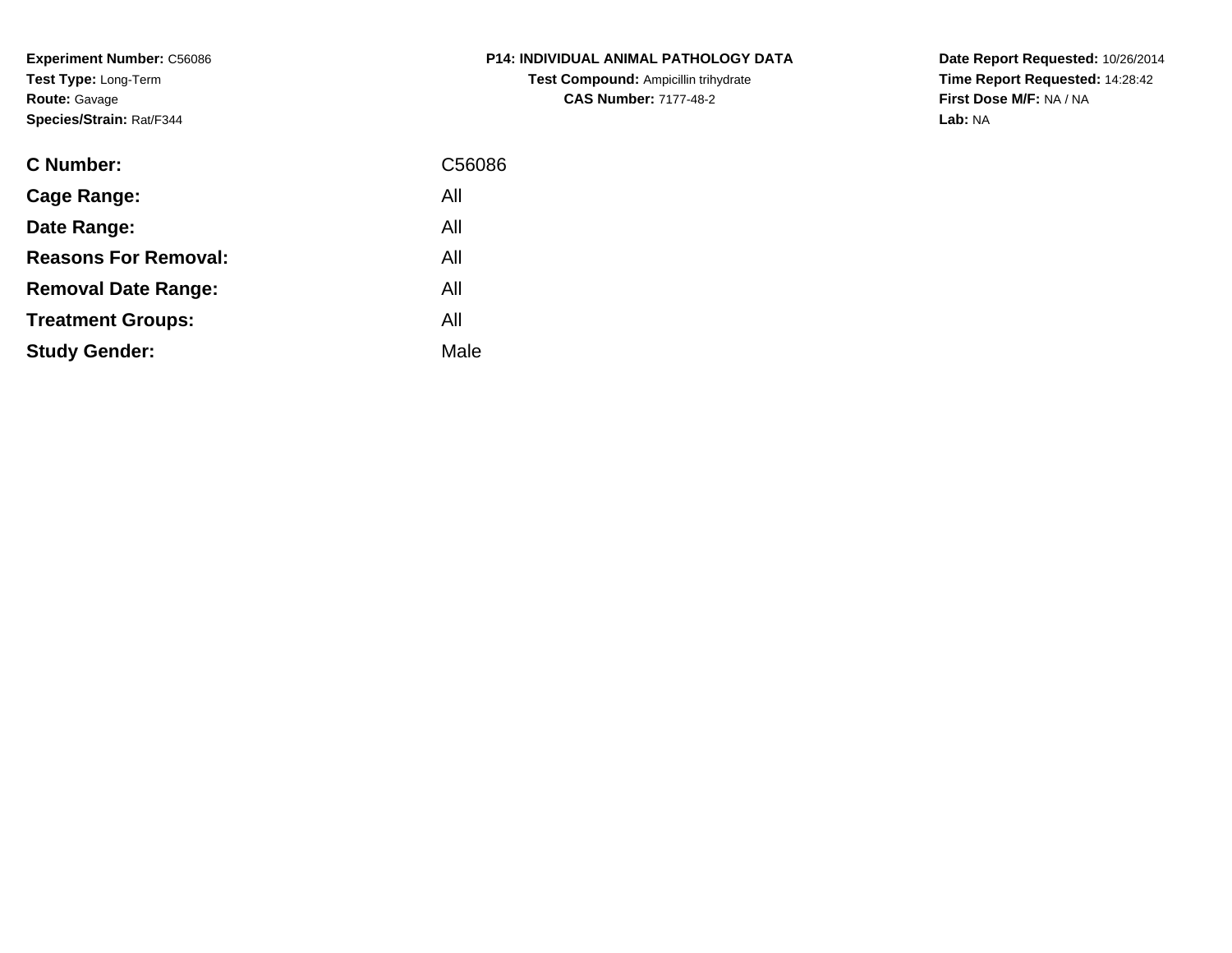**Experiment Number:** C56086
**Test Type:** Long-Term
**Route:** Gavage
**Species/Strain:** Rat/F344

**P14: INDIVIDUAL ANIMAL PATHOLOGY DATA**
**Test Compound:** Ampicillin trihydrate
**CAS Number:** 7177-48-2

**Date Report Requested:** 10/26/2014
**Time Report Requested:** 14:28:42
**First Dose M/F:** NA / NA
**Lab:** NA

| | |
|---|---|
| **C Number:** | C56086 |
| **Cage Range:** | All |
| **Date Range:** | All |
| **Reasons For Removal:** | All |
| **Removal Date Range:** | All |
| **Treatment Groups:** | All |
| **Study Gender:** | Male |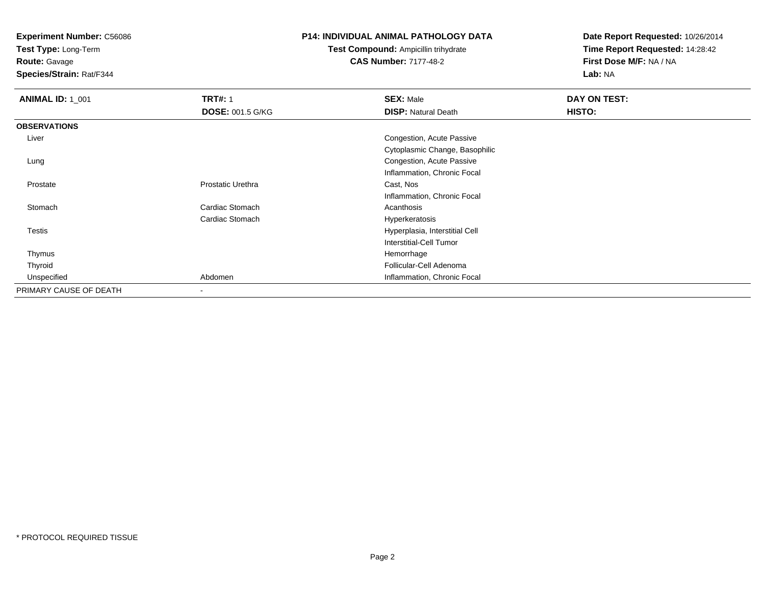**Experiment Number:** C56086
**Test Type:** Long-Term
**Route:** Gavage
**Species/Strain:** Rat/F344

**P14: INDIVIDUAL ANIMAL PATHOLOGY DATA**
**Test Compound:** Ampicillin trihydrate
**CAS Number:** 7177-48-2

**Date Report Requested:** 10/26/2014
**Time Report Requested:** 14:28:42
**First Dose M/F:** NA / NA
**Lab:** NA

| **ANIMAL ID:** 1_001 | **TRT#:** 1 | **SEX:** Male | **DAY ON TEST:** |
|---|---|---|---|
| | **DOSE:** 001.5 G/KG | **DISP:** Natural Death | **HISTO:** |
| **OBSERVATIONS** | | | |
| Liver | | Congestion, Acute Passive | |
| | | Cytoplasmic Change, Basophilic | |
| Lung | | Congestion, Acute Passive | |
| | | Inflammation, Chronic Focal | |
| Prostate | Prostatic Urethra | Cast, Nos | |
| | | Inflammation, Chronic Focal | |
| Stomach | Cardiac Stomach | Acanthosis | |
| | Cardiac Stomach | Hyperkeratosis | |
| Testis | | Hyperplasia, Interstitial Cell | |
| | | Interstitial-Cell Tumor | |
| Thymus | | Hemorrhage | |
| Thyroid | | Follicular-Cell Adenoma | |
| Unspecified | Abdomen | Inflammation, Chronic Focal | |
| PRIMARY CAUSE OF DEATH | - | | |

* PROTOCOL REQUIRED TISSUE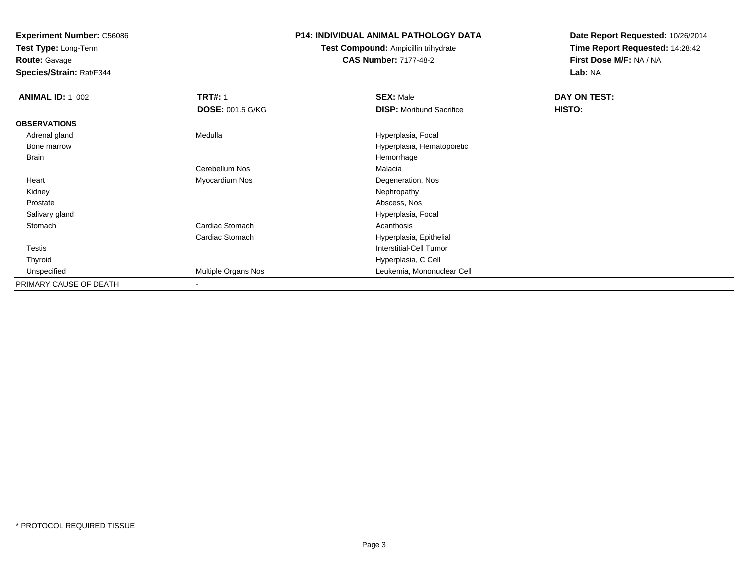**Experiment Number:** C56086
**Test Type:** Long-Term
**Route:** Gavage
**Species/Strain:** Rat/F344

**P14: INDIVIDUAL ANIMAL PATHOLOGY DATA**
**Test Compound:** Ampicillin trihydrate
**CAS Number:** 7177-48-2

**Date Report Requested:** 10/26/2014
**Time Report Requested:** 14:28:42
**First Dose M/F:** NA / NA
**Lab:** NA

| **ANIMAL ID:** 1_002 | **TRT#:** 1 | **SEX:** Male | **DAY ON TEST:** |
|---|---|---|---|
| | **DOSE:** 001.5 G/KG | **DISP:** Moribund Sacrifice | **HISTO:** |
| **OBSERVATIONS** | | | |
| Adrenal gland | Medulla | Hyperplasia, Focal | |
| Bone marrow | | Hyperplasia, Hematopoietic | |
| Brain | | Hemorrhage | |
| | Cerebellum Nos | Malacia | |
| Heart | Myocardium Nos | Degeneration, Nos | |
| Kidney | | Nephropathy | |
| Prostate | | Abscess, Nos | |
| Salivary gland | | Hyperplasia, Focal | |
| Stomach | Cardiac Stomach | Acanthosis | |
| | Cardiac Stomach | Hyperplasia, Epithelial | |
| Testis | | Interstitial-Cell Tumor | |
| Thyroid | | Hyperplasia, C Cell | |
| Unspecified | Multiple Organs Nos | Leukemia, Mononuclear Cell | |
| PRIMARY CAUSE OF DEATH | - | | |

* PROTOCOL REQUIRED TISSUE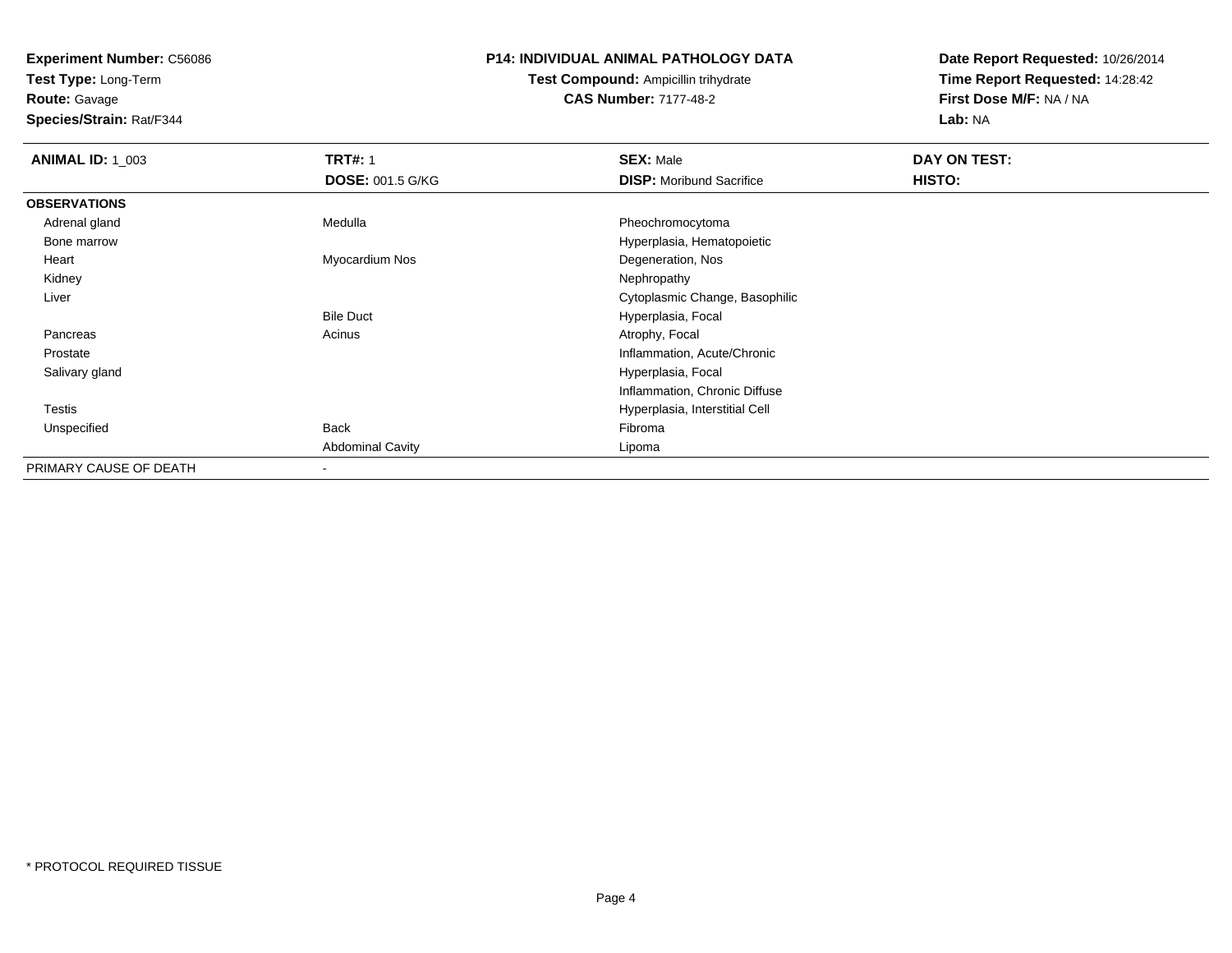**Experiment Number:** C56086
**Test Type:** Long-Term
**Route:** Gavage
**Species/Strain:** Rat/F344

**P14: INDIVIDUAL ANIMAL PATHOLOGY DATA**
**Test Compound:** Ampicillin trihydrate
**CAS Number:** 7177-48-2

**Date Report Requested:** 10/26/2014
**Time Report Requested:** 14:28:42
**First Dose M/F:** NA / NA
**Lab:** NA

| **ANIMAL ID:** 1_003 | **TRT#:** 1 | **SEX:** Male | **DAY ON TEST:** |
|---|---|---|---|
| | **DOSE:** 001.5 G/KG | **DISP:** Moribund Sacrifice | **HISTO:** |
| **OBSERVATIONS** | | | |
| Adrenal gland | Medulla | Pheochromocytoma | |
| Bone marrow | | Hyperplasia, Hematopoietic | |
| Heart | Myocardium Nos | Degeneration, Nos | |
| Kidney | | Nephropathy | |
| Liver | | Cytoplasmic Change, Basophilic | |
| | Bile Duct | Hyperplasia, Focal | |
| Pancreas | Acinus | Atrophy, Focal | |
| Prostate | | Inflammation, Acute/Chronic | |
| Salivary gland | | Hyperplasia, Focal | |
| | | Inflammation, Chronic Diffuse | |
| Testis | | Hyperplasia, Interstitial Cell | |
| Unspecified | Back | Fibroma | |
| | Abdominal Cavity | Lipoma | |
| PRIMARY CAUSE OF DEATH | - | | |

* PROTOCOL REQUIRED TISSUE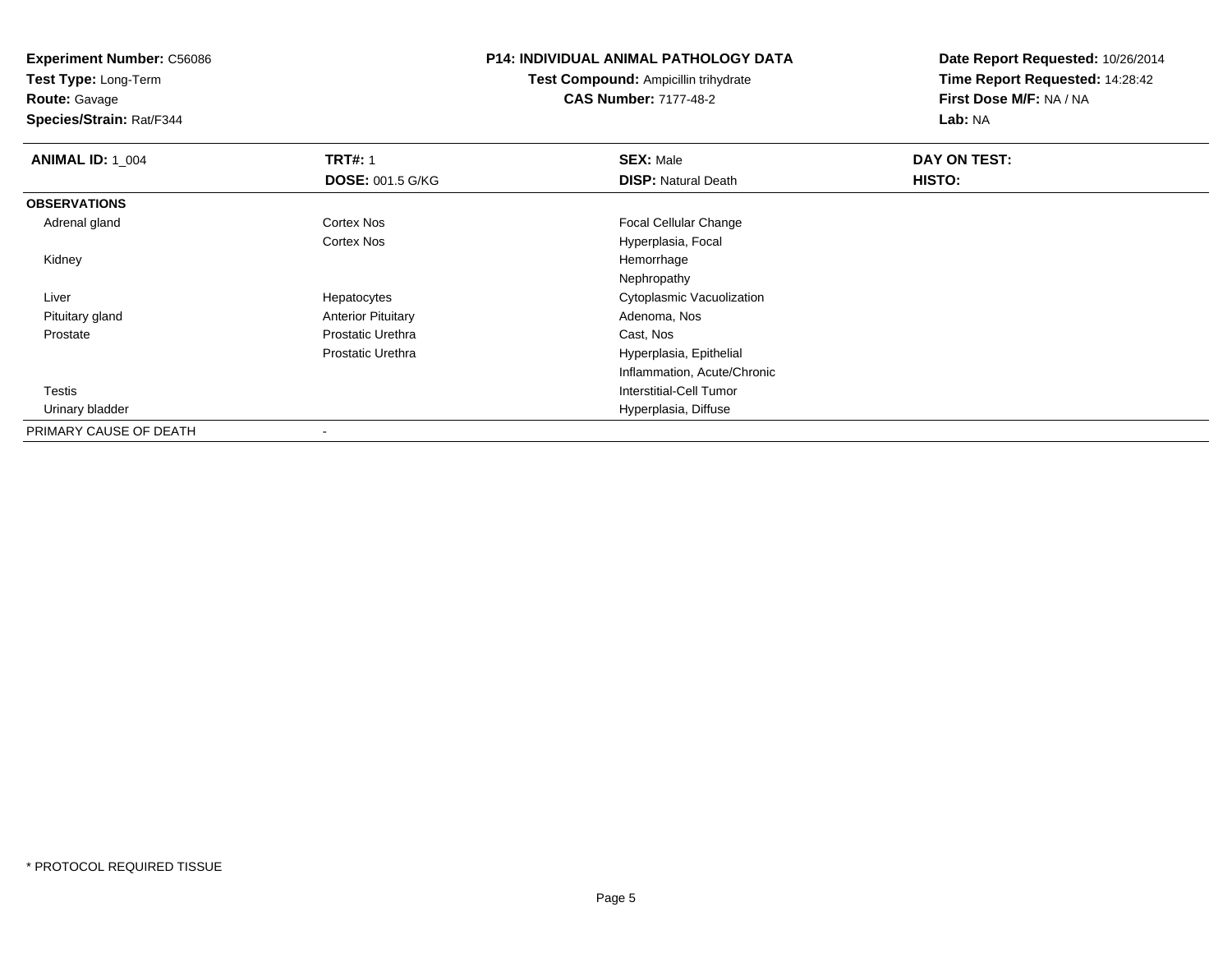**Experiment Number:** C56086
**Test Type:** Long-Term
**Route:** Gavage
**Species/Strain:** Rat/F344

**P14: INDIVIDUAL ANIMAL PATHOLOGY DATA**
**Test Compound:** Ampicillin trihydrate
**CAS Number:** 7177-48-2

**Date Report Requested:** 10/26/2014
**Time Report Requested:** 14:28:42
**First Dose M/F:** NA / NA
**Lab:** NA

| **ANIMAL ID:** 1_004 | **TRT#:** 1 | **SEX:** Male | **DAY ON TEST:** |
|---|---|---|---|
| | **DOSE:** 001.5 G/KG | **DISP:** Natural Death | **HISTO:** |
| **OBSERVATIONS** | | | |
| Adrenal gland | Cortex Nos | Focal Cellular Change | |
| | Cortex Nos | Hyperplasia, Focal | |
| Kidney | | Hemorrhage | |
| | | Nephropathy | |
| Liver | Hepatocytes | Cytoplasmic Vacuolization | |
| Pituitary gland | Anterior Pituitary | Adenoma, Nos | |
| Prostate | Prostatic Urethra | Cast, Nos | |
| | Prostatic Urethra | Hyperplasia, Epithelial | |
| | | Inflammation, Acute/Chronic | |
| Testis | | Interstitial-Cell Tumor | |
| Urinary bladder | | Hyperplasia, Diffuse | |
| PRIMARY CAUSE OF DEATH | - | | |

* PROTOCOL REQUIRED TISSUE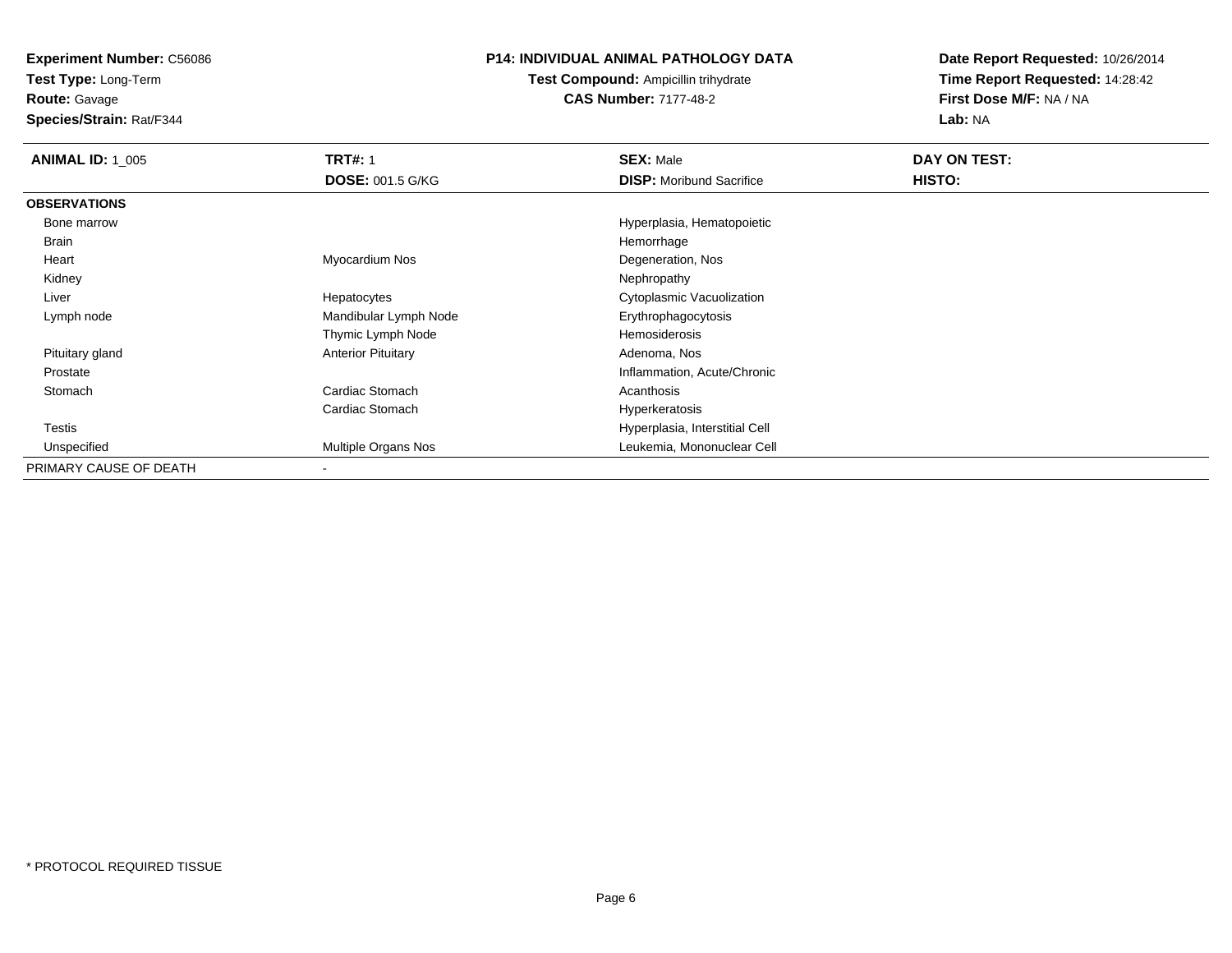**Experiment Number:** C56086
**Test Type:** Long-Term
**Route:** Gavage
**Species/Strain:** Rat/F344

**P14: INDIVIDUAL ANIMAL PATHOLOGY DATA**
**Test Compound:** Ampicillin trihydrate
**CAS Number:** 7177-48-2

**Date Report Requested:** 10/26/2014
**Time Report Requested:** 14:28:42
**First Dose M/F:** NA / NA
**Lab:** NA

| **ANIMAL ID:** 1_005 | **TRT#:** 1 | **SEX:** Male | **DAY ON TEST:** |
|---|---|---|---|
| | **DOSE:** 001.5 G/KG | **DISP:** Moribund Sacrifice | **HISTO:** |
| **OBSERVATIONS** | | | |
| Bone marrow | | Hyperplasia, Hematopoietic | |
| Brain | | Hemorrhage | |
| Heart | Myocardium Nos | Degeneration, Nos | |
| Kidney | | Nephropathy | |
| Liver | Hepatocytes | Cytoplasmic Vacuolization | |
| Lymph node | Mandibular Lymph Node | Erythrophagocytosis | |
| | Thymic Lymph Node | Hemosiderosis | |
| Pituitary gland | Anterior Pituitary | Adenoma, Nos | |
| Prostate | | Inflammation, Acute/Chronic | |
| Stomach | Cardiac Stomach | Acanthosis | |
| | Cardiac Stomach | Hyperkeratosis | |
| Testis | | Hyperplasia, Interstitial Cell | |
| Unspecified | Multiple Organs Nos | Leukemia, Mononuclear Cell | |
| PRIMARY CAUSE OF DEATH | - | | |

* PROTOCOL REQUIRED TISSUE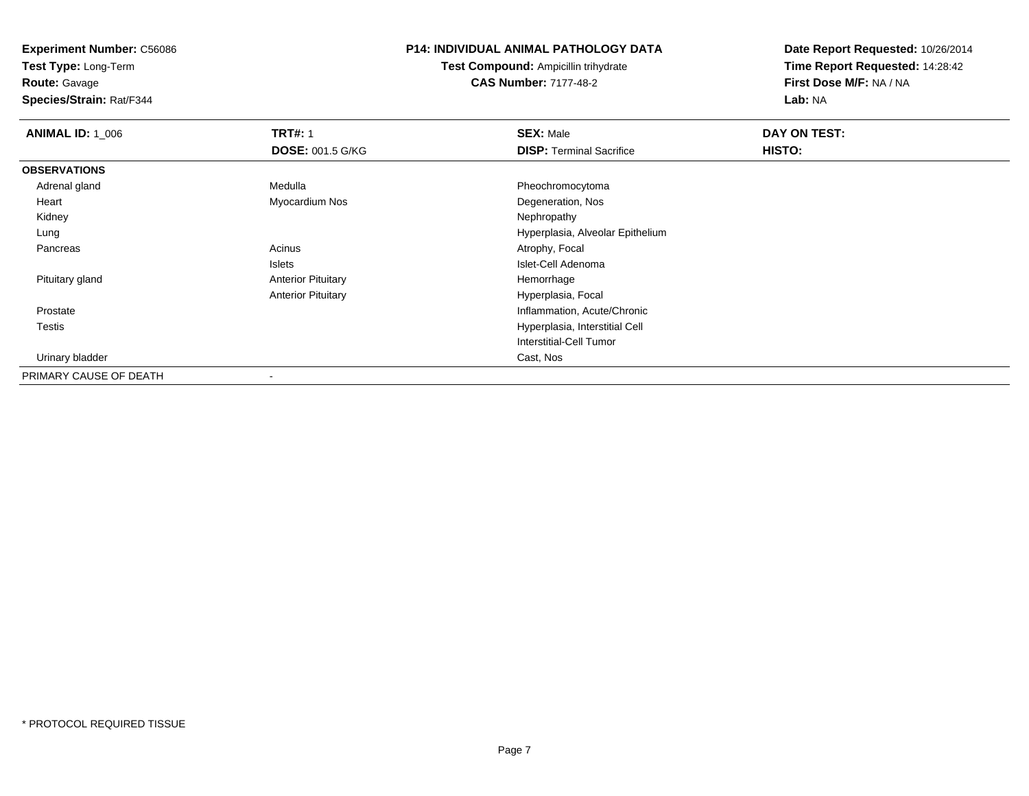**Experiment Number:** C56086
**Test Type:** Long-Term
**Route:** Gavage
**Species/Strain:** Rat/F344

**P14: INDIVIDUAL ANIMAL PATHOLOGY DATA**
**Test Compound:** Ampicillin trihydrate
**CAS Number:** 7177-48-2

**Date Report Requested:** 10/26/2014
**Time Report Requested:** 14:28:42
**First Dose M/F:** NA / NA
**Lab:** NA

| **ANIMAL ID:** 1_006 | **TRT#:** 1 | **SEX:** Male | **DAY ON TEST:** |
|---|---|---|---|
| | **DOSE:** 001.5 G/KG | **DISP:** Terminal Sacrifice | **HISTO:** |
| **OBSERVATIONS** | | | |
| Adrenal gland | Medulla | Pheochromocytoma | |
| Heart | Myocardium Nos | Degeneration, Nos | |
| Kidney | | Nephropathy | |
| Lung | | Hyperplasia, Alveolar Epithelium | |
| Pancreas | Acinus | Atrophy, Focal | |
| | Islets | Islet-Cell Adenoma | |
| Pituitary gland | Anterior Pituitary | Hemorrhage | |
| | Anterior Pituitary | Hyperplasia, Focal | |
| Prostate | | Inflammation, Acute/Chronic | |
| Testis | | Hyperplasia, Interstitial Cell | |
| | | Interstitial-Cell Tumor | |
| Urinary bladder | | Cast, Nos | |
| PRIMARY CAUSE OF DEATH | - | | |

* PROTOCOL REQUIRED TISSUE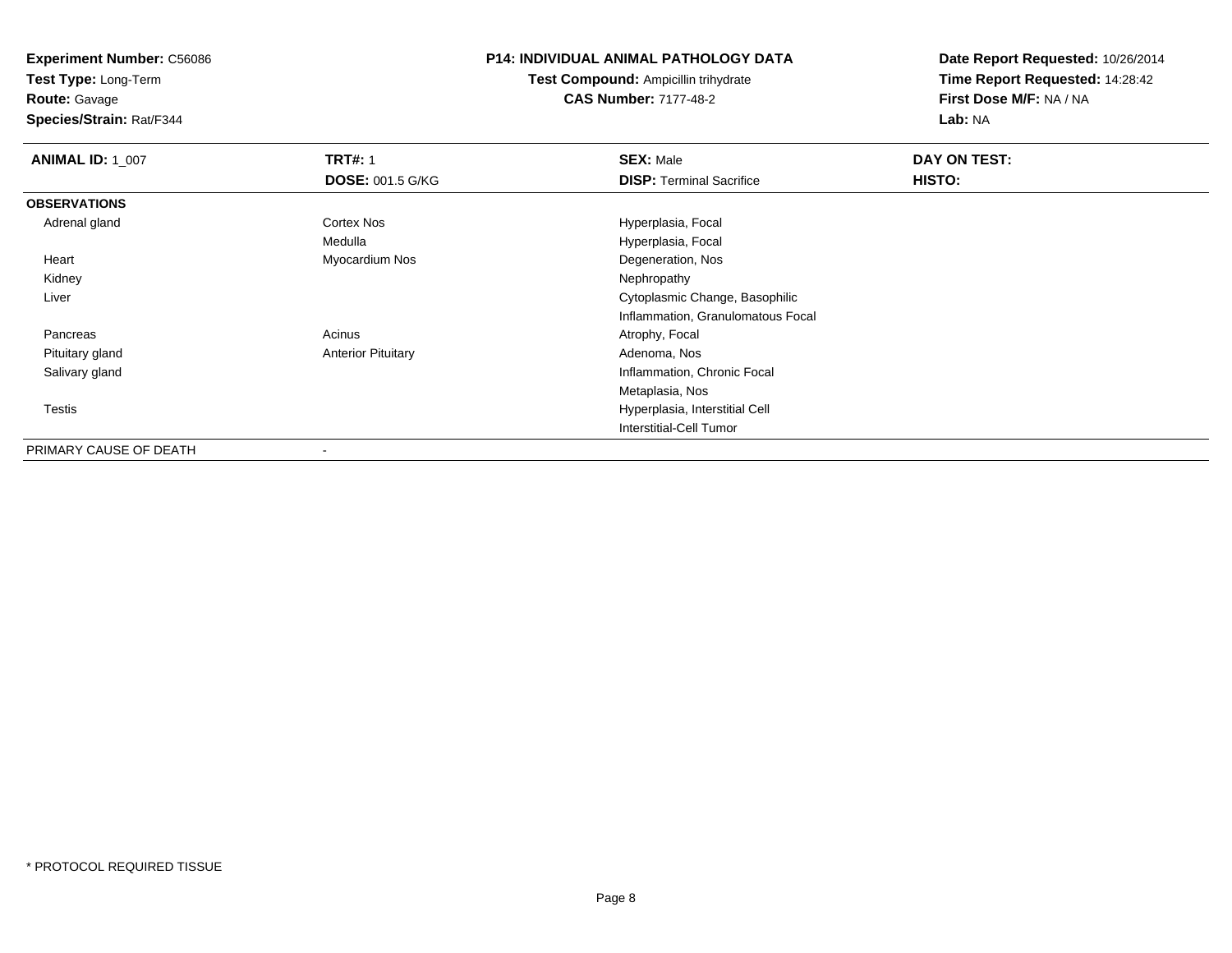**Experiment Number:** C56086
**Test Type:** Long-Term
**Route:** Gavage
**Species/Strain:** Rat/F344

**P14: INDIVIDUAL ANIMAL PATHOLOGY DATA**
**Test Compound:** Ampicillin trihydrate
**CAS Number:** 7177-48-2

**Date Report Requested:** 10/26/2014
**Time Report Requested:** 14:28:42
**First Dose M/F:** NA / NA
**Lab:** NA

| **ANIMAL ID:** 1_007 | **TRT#:** 1 | **SEX:** Male | **DAY ON TEST:** |
|---|---|---|---|
| | **DOSE:** 001.5 G/KG | **DISP:** Terminal Sacrifice | **HISTO:** |
| **OBSERVATIONS** | | | |
| Adrenal gland | Cortex Nos | Hyperplasia, Focal | |
| | Medulla | Hyperplasia, Focal | |
| Heart | Myocardium Nos | Degeneration, Nos | |
| Kidney | | Nephropathy | |
| Liver | | Cytoplasmic Change, Basophilic | |
| | | Inflammation, Granulomatous Focal | |
| Pancreas | Acinus | Atrophy, Focal | |
| Pituitary gland | Anterior Pituitary | Adenoma, Nos | |
| Salivary gland | | Inflammation, Chronic Focal | |
| | | Metaplasia, Nos | |
| Testis | | Hyperplasia, Interstitial Cell | |
| | | Interstitial-Cell Tumor | |
| PRIMARY CAUSE OF DEATH | - | | |

* PROTOCOL REQUIRED TISSUE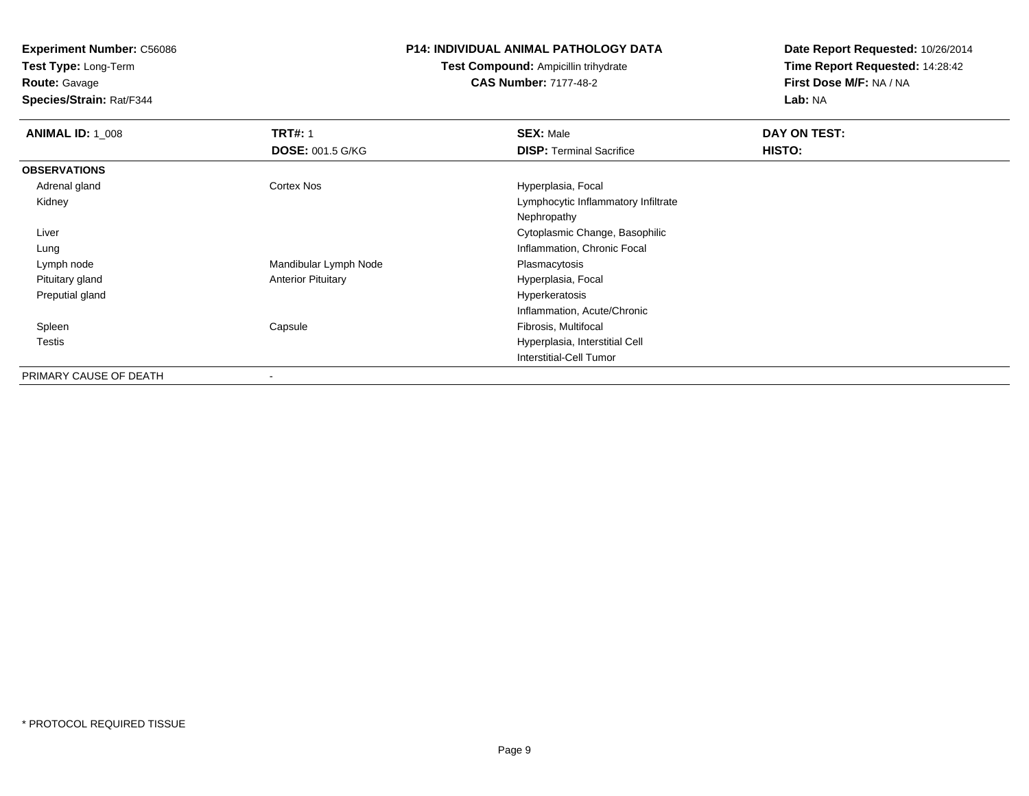**Experiment Number:** C56086
**Test Type:** Long-Term
**Route:** Gavage
**Species/Strain:** Rat/F344

**P14: INDIVIDUAL ANIMAL PATHOLOGY DATA**
**Test Compound:** Ampicillin trihydrate
**CAS Number:** 7177-48-2

**Date Report Requested:** 10/26/2014
**Time Report Requested:** 14:28:42
**First Dose M/F:** NA / NA
**Lab:** NA

| **ANIMAL ID:** 1_008 | **TRT#:** 1 | **SEX:** Male | **DAY ON TEST:** |
|---|---|---|---|
| | **DOSE:** 001.5 G/KG | **DISP:** Terminal Sacrifice | **HISTO:** |
| **OBSERVATIONS** | | | |
| Adrenal gland | Cortex Nos | Hyperplasia, Focal | |
| Kidney | | Lymphocytic Inflammatory Infiltrate | |
| | | Nephropathy | |
| Liver | | Cytoplasmic Change, Basophilic | |
| Lung | | Inflammation, Chronic Focal | |
| Lymph node | Mandibular Lymph Node | Plasmacytosis | |
| Pituitary gland | Anterior Pituitary | Hyperplasia, Focal | |
| Preputial gland | | Hyperkeratosis | |
| | | Inflammation, Acute/Chronic | |
| Spleen | Capsule | Fibrosis, Multifocal | |
| Testis | | Hyperplasia, Interstitial Cell | |
| | | Interstitial-Cell Tumor | |
| PRIMARY CAUSE OF DEATH | - | | |

* PROTOCOL REQUIRED TISSUE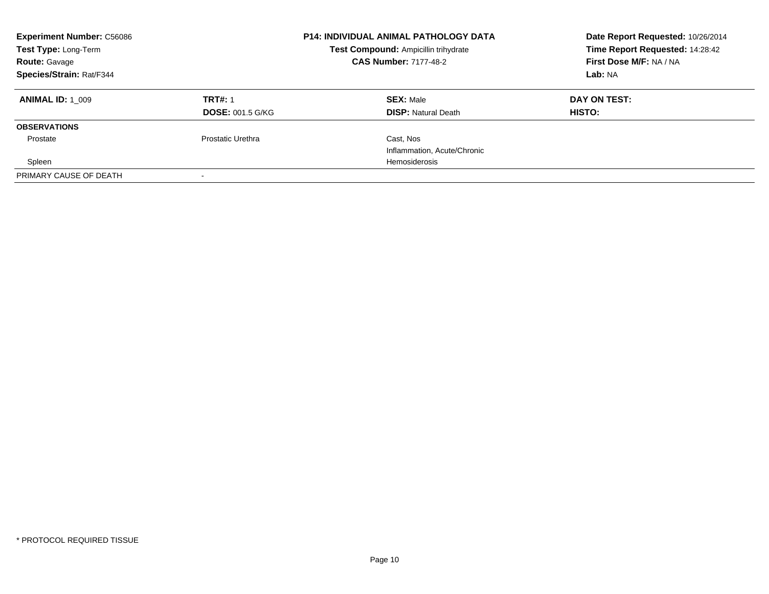**Experiment Number:** C56086
**Test Type:** Long-Term
**Route:** Gavage
**Species/Strain:** Rat/F344

**P14: INDIVIDUAL ANIMAL PATHOLOGY DATA**
**Test Compound:** Ampicillin trihydrate
**CAS Number:** 7177-48-2

**Date Report Requested:** 10/26/2014
**Time Report Requested:** 14:28:42
**First Dose M/F:** NA / NA
**Lab:** NA

| **ANIMAL ID:** 1_009 | **TRT#:** 1 | **SEX:** Male | **DAY ON TEST:** |
|---|---|---|---|
| | **DOSE:** 001.5 G/KG | **DISP:** Natural Death | **HISTO:** |
| **OBSERVATIONS** | | | |
| Prostate | Prostatic Urethra | Cast, Nos | |
| | | Inflammation, Acute/Chronic | |
| Spleen | | Hemosiderosis | |
| PRIMARY CAUSE OF DEATH | - | | |

* PROTOCOL REQUIRED TISSUE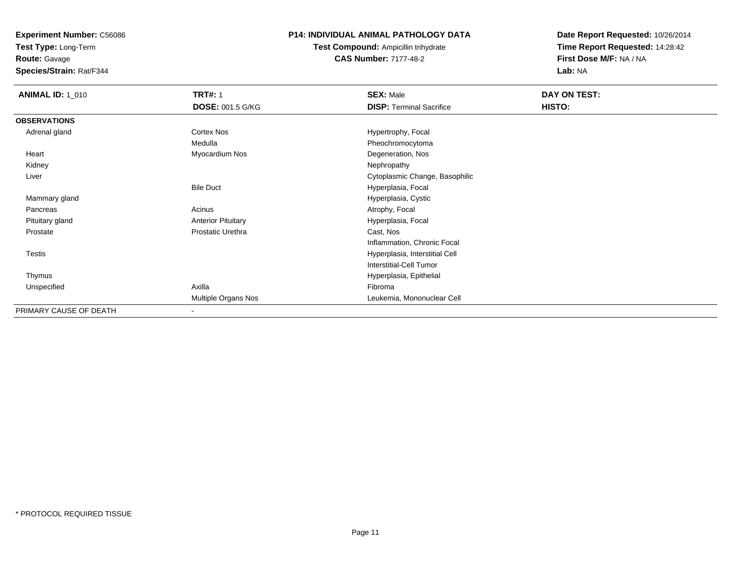**Experiment Number:** C56086
**Test Type:** Long-Term
**Route:** Gavage
**Species/Strain:** Rat/F344

**P14: INDIVIDUAL ANIMAL PATHOLOGY DATA**
**Test Compound:** Ampicillin trihydrate
**CAS Number:** 7177-48-2

**Date Report Requested:** 10/26/2014
**Time Report Requested:** 14:28:42
**First Dose M/F:** NA / NA
**Lab:** NA

| **ANIMAL ID:** 1_010 | **TRT#:** 1 | **SEX:** Male | **DAY ON TEST:** |
|---|---|---|---|
| | **DOSE:** 001.5 G/KG | **DISP:** Terminal Sacrifice | **HISTO:** |
| **OBSERVATIONS** | | | |
| Adrenal gland | Cortex Nos | Hypertrophy, Focal | |
| | Medulla | Pheochromocytoma | |
| Heart | Myocardium Nos | Degeneration, Nos | |
| Kidney | | Nephropathy | |
| Liver | | Cytoplasmic Change, Basophilic | |
| | Bile Duct | Hyperplasia, Focal | |
| Mammary gland | | Hyperplasia, Cystic | |
| Pancreas | Acinus | Atrophy, Focal | |
| Pituitary gland | Anterior Pituitary | Hyperplasia, Focal | |
| Prostate | Prostatic Urethra | Cast, Nos | |
| | | Inflammation, Chronic Focal | |
| Testis | | Hyperplasia, Interstitial Cell | |
| | | Interstitial-Cell Tumor | |
| Thymus | | Hyperplasia, Epithelial | |
| Unspecified | Axilla | Fibroma | |
| | Multiple Organs Nos | Leukemia, Mononuclear Cell | |
| PRIMARY CAUSE OF DEATH | - | | |

* PROTOCOL REQUIRED TISSUE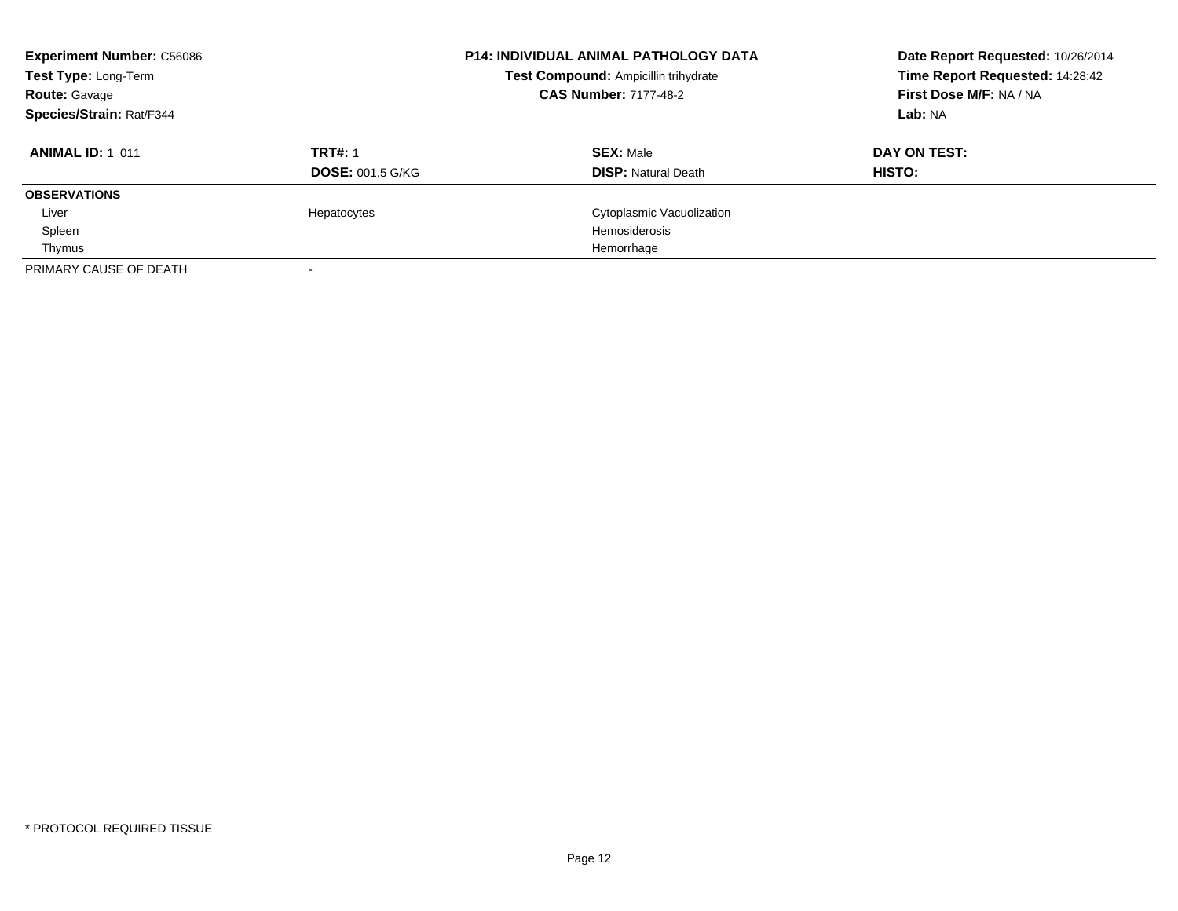**Experiment Number:** C56086
**Test Type:** Long-Term
**Route:** Gavage
**Species/Strain:** Rat/F344

**P14: INDIVIDUAL ANIMAL PATHOLOGY DATA**
**Test Compound:** Ampicillin trihydrate
**CAS Number:** 7177-48-2

**Date Report Requested:** 10/26/2014
**Time Report Requested:** 14:28:42
**First Dose M/F:** NA / NA
**Lab:** NA

| **ANIMAL ID:** 1_011 | **TRT#:** 1 | **SEX:** Male | **DAY ON TEST:** |
|---|---|---|---|
| | **DOSE:** 001.5 G/KG | **DISP:** Natural Death | **HISTO:** |
| **OBSERVATIONS** | | | |
| Liver | Hepatocytes | Cytoplasmic Vacuolization | |
| Spleen | | Hemosiderosis | |
| Thymus | | Hemorrhage | |
| PRIMARY CAUSE OF DEATH | - | | |

\* PROTOCOL REQUIRED TISSUE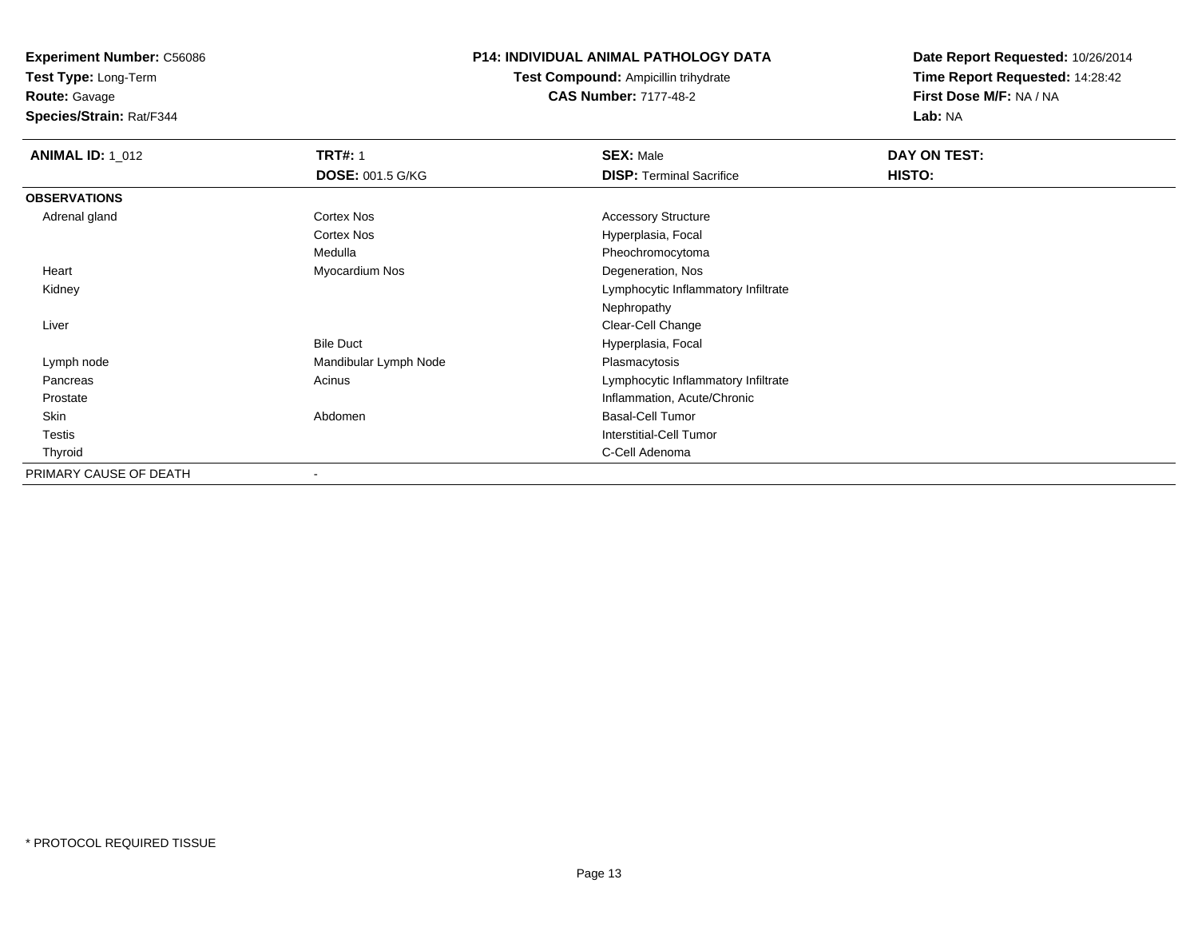**Experiment Number:** C56086
**Test Type:** Long-Term
**Route:** Gavage
**Species/Strain:** Rat/F344

**P14: INDIVIDUAL ANIMAL PATHOLOGY DATA**
**Test Compound:** Ampicillin trihydrate
**CAS Number:** 7177-48-2

**Date Report Requested:** 10/26/2014
**Time Report Requested:** 14:28:42
**First Dose M/F:** NA / NA
**Lab:** NA

| **ANIMAL ID:** 1_012 | **TRT#:** 1 | **SEX:** Male | **DAY ON TEST:** |
|---|---|---|---|
| | **DOSE:** 001.5 G/KG | **DISP:** Terminal Sacrifice | **HISTO:** |
| **OBSERVATIONS** | | | |
| Adrenal gland | Cortex Nos | Accessory Structure | |
| | Cortex Nos | Hyperplasia, Focal | |
| | Medulla | Pheochromocytoma | |
| Heart | Myocardium Nos | Degeneration, Nos | |
| Kidney | | Lymphocytic Inflammatory Infiltrate | |
| | | Nephropathy | |
| Liver | | Clear-Cell Change | |
| | Bile Duct | Hyperplasia, Focal | |
| Lymph node | Mandibular Lymph Node | Plasmacytosis | |
| Pancreas | Acinus | Lymphocytic Inflammatory Infiltrate | |
| Prostate | | Inflammation, Acute/Chronic | |
| Skin | Abdomen | Basal-Cell Tumor | |
| Testis | | Interstitial-Cell Tumor | |
| Thyroid | | C-Cell Adenoma | |
| PRIMARY CAUSE OF DEATH | - | | |

\* PROTOCOL REQUIRED TISSUE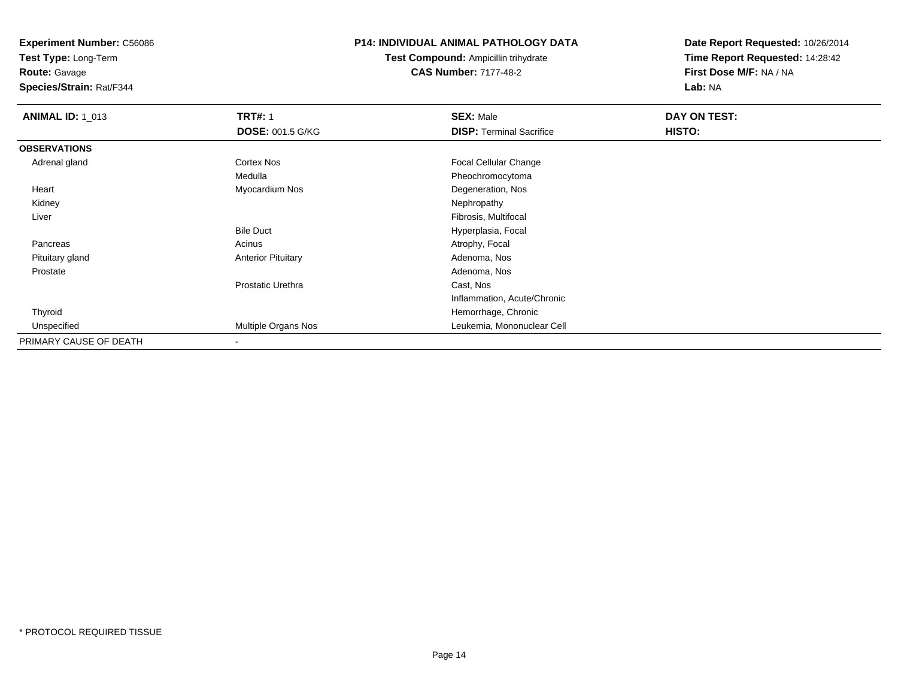**Experiment Number:** C56086
**Test Type:** Long-Term
**Route:** Gavage
**Species/Strain:** Rat/F344

**P14: INDIVIDUAL ANIMAL PATHOLOGY DATA**
**Test Compound:** Ampicillin trihydrate
**CAS Number:** 7177-48-2

**Date Report Requested:** 10/26/2014
**Time Report Requested:** 14:28:42
**First Dose M/F:** NA / NA
**Lab:** NA

| **ANIMAL ID:** 1_013 | **TRT#:** 1 | **SEX:** Male | **DAY ON TEST:** |
|---|---|---|---|
| | **DOSE:** 001.5 G/KG | **DISP:** Terminal Sacrifice | **HISTO:** |
| **OBSERVATIONS** | | | |
| Adrenal gland | Cortex Nos | Focal Cellular Change | |
| | Medulla | Pheochromocytoma | |
| Heart | Myocardium Nos | Degeneration, Nos | |
| Kidney | | Nephropathy | |
| Liver | | Fibrosis, Multifocal | |
| | Bile Duct | Hyperplasia, Focal | |
| Pancreas | Acinus | Atrophy, Focal | |
| Pituitary gland | Anterior Pituitary | Adenoma, Nos | |
| Prostate | | Adenoma, Nos | |
| | Prostatic Urethra | Cast, Nos | |
| | | Inflammation, Acute/Chronic | |
| Thyroid | | Hemorrhage, Chronic | |
| Unspecified | Multiple Organs Nos | Leukemia, Mononuclear Cell | |
| PRIMARY CAUSE OF DEATH | - | | |

* PROTOCOL REQUIRED TISSUE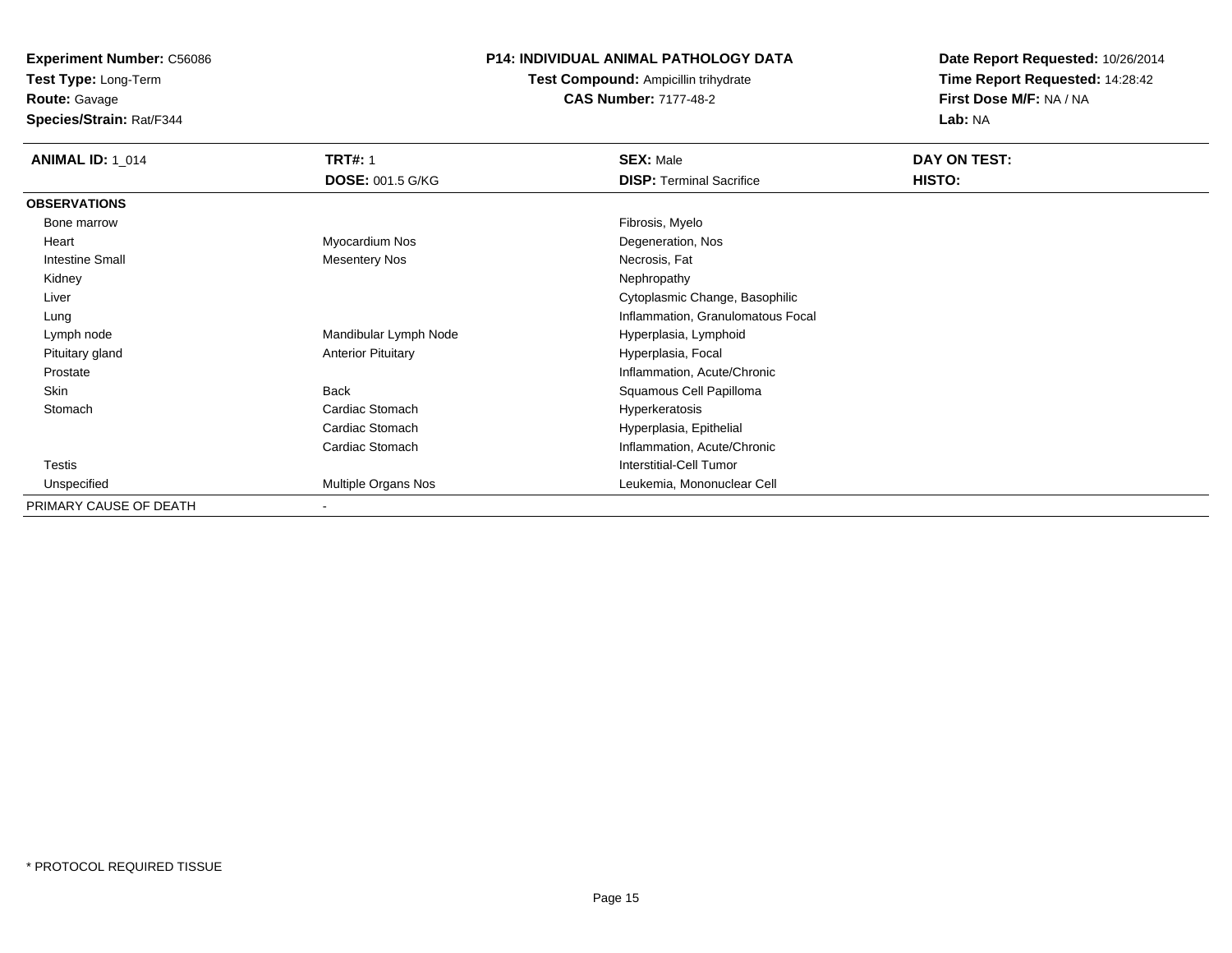**Experiment Number:** C56086
**Test Type:** Long-Term
**Route:** Gavage
**Species/Strain:** Rat/F344

**P14: INDIVIDUAL ANIMAL PATHOLOGY DATA**
**Test Compound:** Ampicillin trihydrate
**CAS Number:** 7177-48-2

**Date Report Requested:** 10/26/2014
**Time Report Requested:** 14:28:42
**First Dose M/F:** NA / NA
**Lab:** NA

| **ANIMAL ID:** 1_014 | **TRT#:** 1 | **SEX:** Male | **DAY ON TEST:** |
|---|---|---|---|
| | **DOSE:** 001.5 G/KG | **DISP:** Terminal Sacrifice | **HISTO:** |
| **OBSERVATIONS** | | | |
| Bone marrow | | Fibrosis, Myelo | |
| Heart | Myocardium Nos | Degeneration, Nos | |
| Intestine Small | Mesentery Nos | Necrosis, Fat | |
| Kidney | | Nephropathy | |
| Liver | | Cytoplasmic Change, Basophilic | |
| Lung | | Inflammation, Granulomatous Focal | |
| Lymph node | Mandibular Lymph Node | Hyperplasia, Lymphoid | |
| Pituitary gland | Anterior Pituitary | Hyperplasia, Focal | |
| Prostate | | Inflammation, Acute/Chronic | |
| Skin | Back | Squamous Cell Papilloma | |
| Stomach | Cardiac Stomach | Hyperkeratosis | |
| | Cardiac Stomach | Hyperplasia, Epithelial | |
| | Cardiac Stomach | Inflammation, Acute/Chronic | |
| Testis | | Interstitial-Cell Tumor | |
| Unspecified | Multiple Organs Nos | Leukemia, Mononuclear Cell | |
| PRIMARY CAUSE OF DEATH | - | | |

* PROTOCOL REQUIRED TISSUE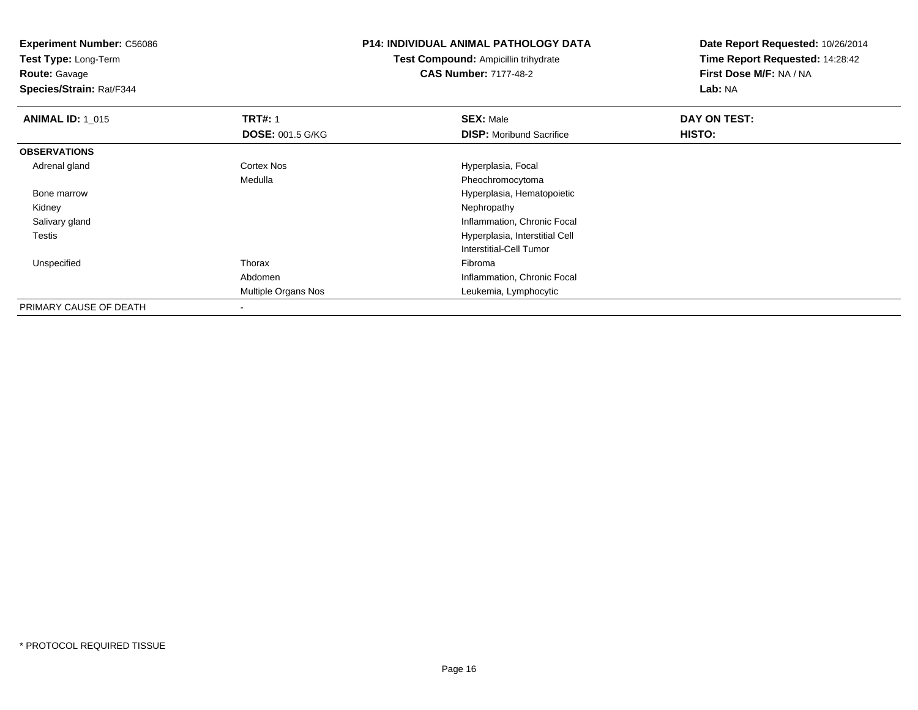**Experiment Number:** C56086
**Test Type:** Long-Term
**Route:** Gavage
**Species/Strain:** Rat/F344

**P14: INDIVIDUAL ANIMAL PATHOLOGY DATA**
**Test Compound:** Ampicillin trihydrate
**CAS Number:** 7177-48-2

**Date Report Requested:** 10/26/2014
**Time Report Requested:** 14:28:42
**First Dose M/F:** NA / NA
**Lab:** NA

| **ANIMAL ID:** 1_015 | **TRT#:** 1 | **SEX:** Male | **DAY ON TEST:** |
|---|---|---|---|
| | **DOSE:** 001.5 G/KG | **DISP:** Moribund Sacrifice | **HISTO:** |
| **OBSERVATIONS** | | | |
| Adrenal gland | Cortex Nos | Hyperplasia, Focal | |
| | Medulla | Pheochromocytoma | |
| Bone marrow | | Hyperplasia, Hematopoietic | |
| Kidney | | Nephropathy | |
| Salivary gland | | Inflammation, Chronic Focal | |
| Testis | | Hyperplasia, Interstitial Cell | |
| | | Interstitial-Cell Tumor | |
| Unspecified | Thorax | Fibroma | |
| | Abdomen | Inflammation, Chronic Focal | |
| | Multiple Organs Nos | Leukemia, Lymphocytic | |
| PRIMARY CAUSE OF DEATH | - | | |

* PROTOCOL REQUIRED TISSUE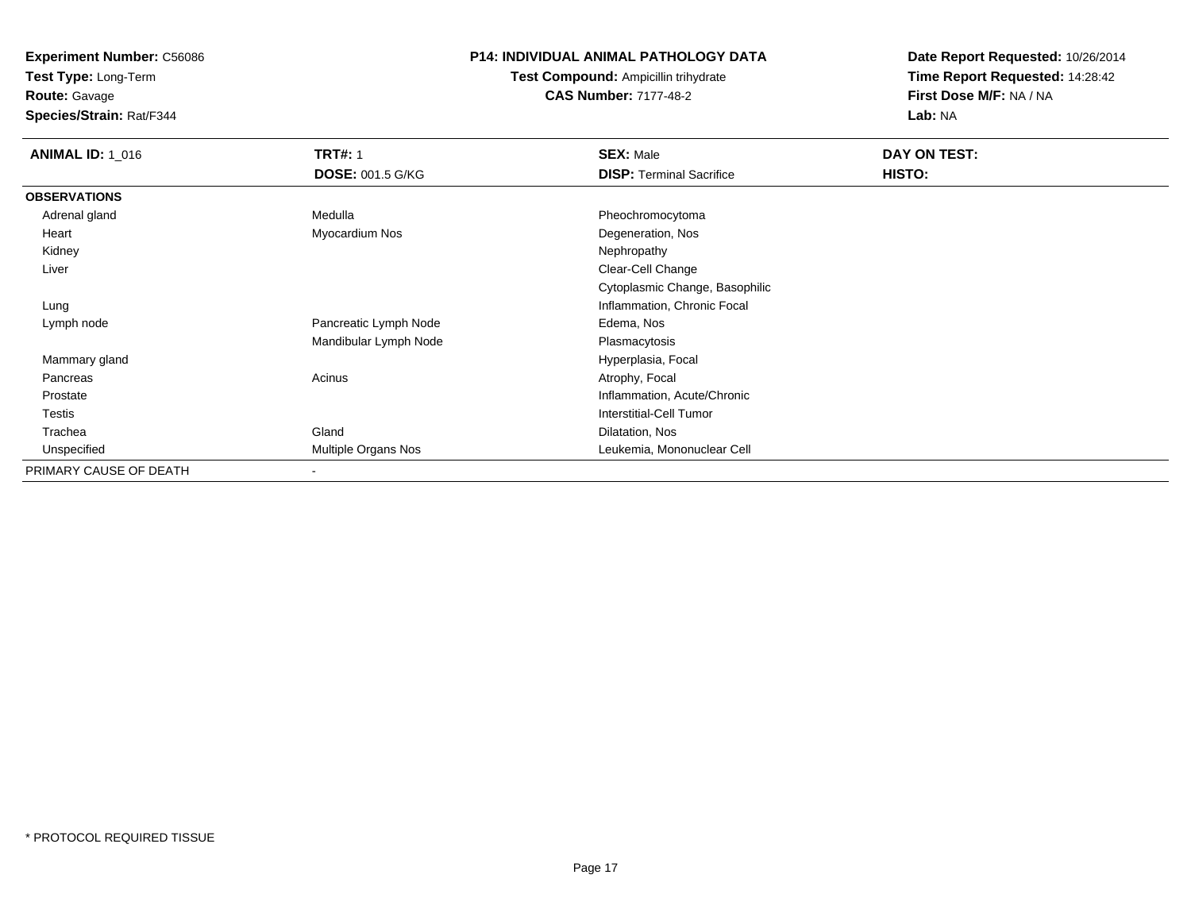**Experiment Number:** C56086
**Test Type:** Long-Term
**Route:** Gavage
**Species/Strain:** Rat/F344

**P14: INDIVIDUAL ANIMAL PATHOLOGY DATA**
**Test Compound:** Ampicillin trihydrate
**CAS Number:** 7177-48-2

**Date Report Requested:** 10/26/2014
**Time Report Requested:** 14:28:42
**First Dose M/F:** NA / NA
**Lab:** NA

| **ANIMAL ID:** 1_016 | **TRT#:** 1 | **SEX:** Male | **DAY ON TEST:** |
|---|---|---|---|
| | **DOSE:** 001.5 G/KG | **DISP:** Terminal Sacrifice | **HISTO:** |
| **OBSERVATIONS** | | | |
| Adrenal gland | Medulla | Pheochromocytoma | |
| Heart | Myocardium Nos | Degeneration, Nos | |
| Kidney | | Nephropathy | |
| Liver | | Clear-Cell Change | |
| | | Cytoplasmic Change, Basophilic | |
| Lung | | Inflammation, Chronic Focal | |
| Lymph node | Pancreatic Lymph Node | Edema, Nos | |
| | Mandibular Lymph Node | Plasmacytosis | |
| Mammary gland | | Hyperplasia, Focal | |
| Pancreas | Acinus | Atrophy, Focal | |
| Prostate | | Inflammation, Acute/Chronic | |
| Testis | | Interstitial-Cell Tumor | |
| Trachea | Gland | Dilatation, Nos | |
| Unspecified | Multiple Organs Nos | Leukemia, Mononuclear Cell | |
| PRIMARY CAUSE OF DEATH | - | | |

* PROTOCOL REQUIRED TISSUE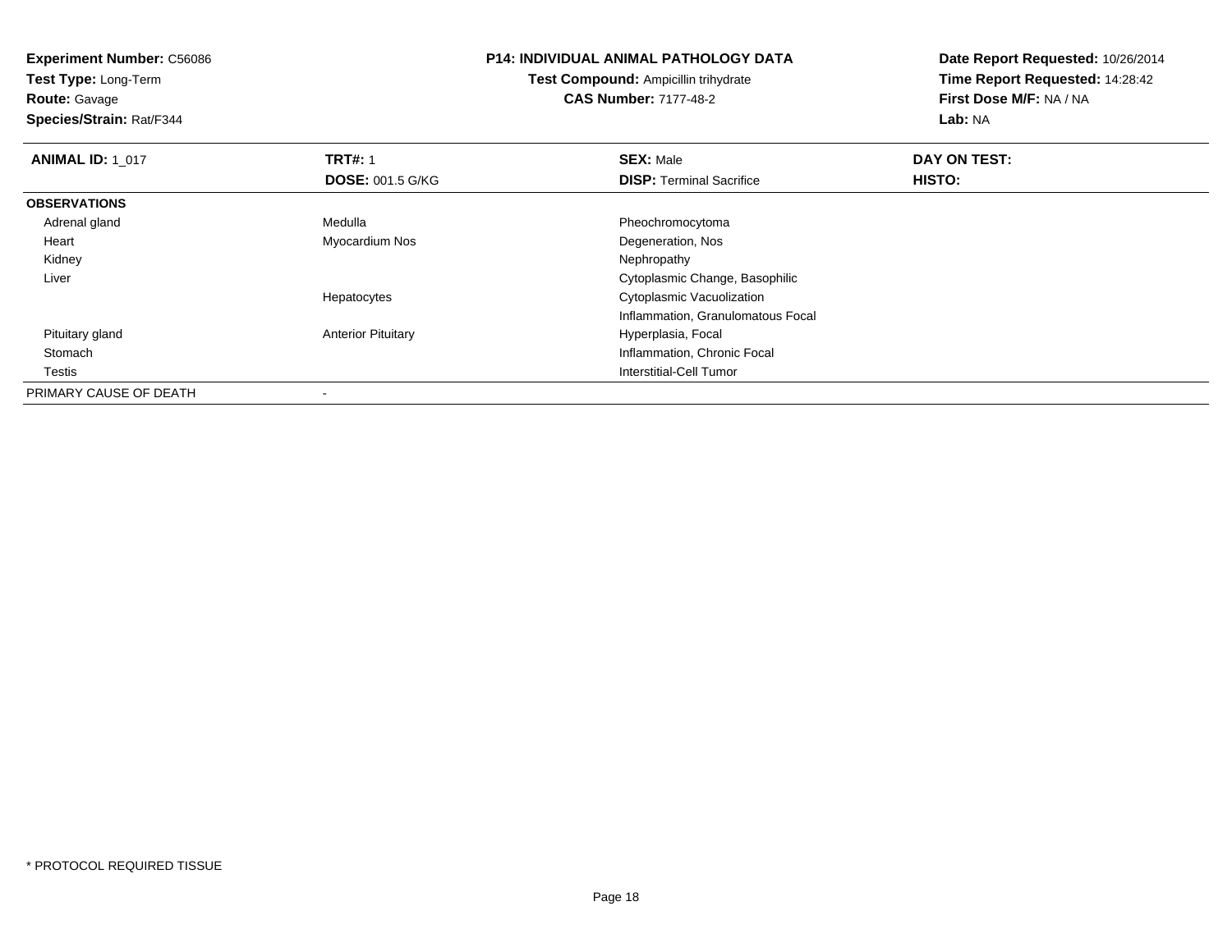**Experiment Number:** C56086
**Test Type:** Long-Term
**Route:** Gavage
**Species/Strain:** Rat/F344

**P14: INDIVIDUAL ANIMAL PATHOLOGY DATA**
**Test Compound:** Ampicillin trihydrate
**CAS Number:** 7177-48-2

**Date Report Requested:** 10/26/2014
**Time Report Requested:** 14:28:42
**First Dose M/F:** NA / NA
**Lab:** NA

| **ANIMAL ID:** 1_017 | **TRT#:** 1 | **SEX:** Male | **DAY ON TEST:** |
|---|---|---|---|
| | **DOSE:** 001.5 G/KG | **DISP:** Terminal Sacrifice | **HISTO:** |
| **OBSERVATIONS** | | | |
| Adrenal gland | Medulla | Pheochromocytoma | |
| Heart | Myocardium Nos | Degeneration, Nos | |
| Kidney | | Nephropathy | |
| Liver | | Cytoplasmic Change, Basophilic | |
| | Hepatocytes | Cytoplasmic Vacuolization | |
| | | Inflammation, Granulomatous Focal | |
| Pituitary gland | Anterior Pituitary | Hyperplasia, Focal | |
| Stomach | | Inflammation, Chronic Focal | |
| Testis | | Interstitial-Cell Tumor | |
| PRIMARY CAUSE OF DEATH | - | | |

* PROTOCOL REQUIRED TISSUE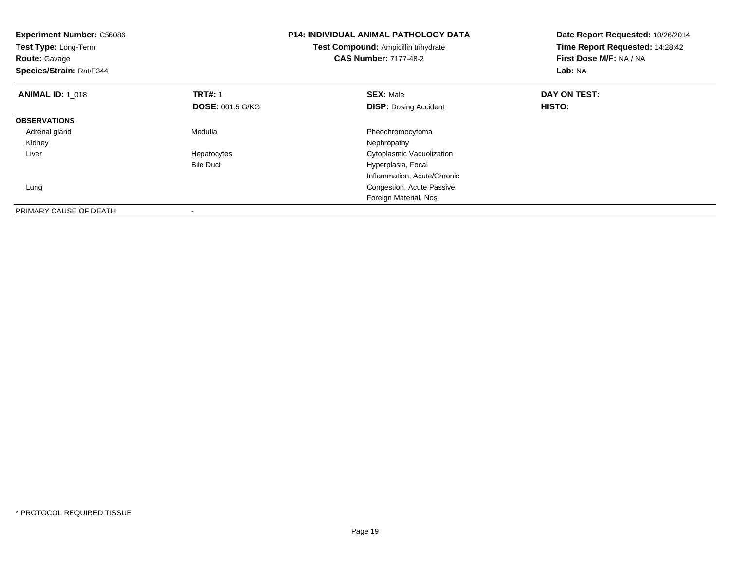**Experiment Number:** C56086
**Test Type:** Long-Term
**Route:** Gavage
**Species/Strain:** Rat/F344

**P14: INDIVIDUAL ANIMAL PATHOLOGY DATA**
**Test Compound:** Ampicillin trihydrate
**CAS Number:** 7177-48-2

**Date Report Requested:** 10/26/2014
**Time Report Requested:** 14:28:42
**First Dose M/F:** NA / NA
**Lab:** NA

| **ANIMAL ID:** 1_018 | **TRT#:** 1 | **SEX:** Male | **DAY ON TEST:** |
|---|---|---|---|
| | **DOSE:** 001.5 G/KG | **DISP:** Dosing Accident | **HISTO:** |
| **OBSERVATIONS** | | | |
| Adrenal gland | Medulla | Pheochromocytoma | |
| Kidney | | Nephropathy | |
| Liver | Hepatocytes | Cytoplasmic Vacuolization | |
| | Bile Duct | Hyperplasia, Focal | |
| | | Inflammation, Acute/Chronic | |
| Lung | | Congestion, Acute Passive | |
| | | Foreign Material, Nos | |
| PRIMARY CAUSE OF DEATH | - | | |

* PROTOCOL REQUIRED TISSUE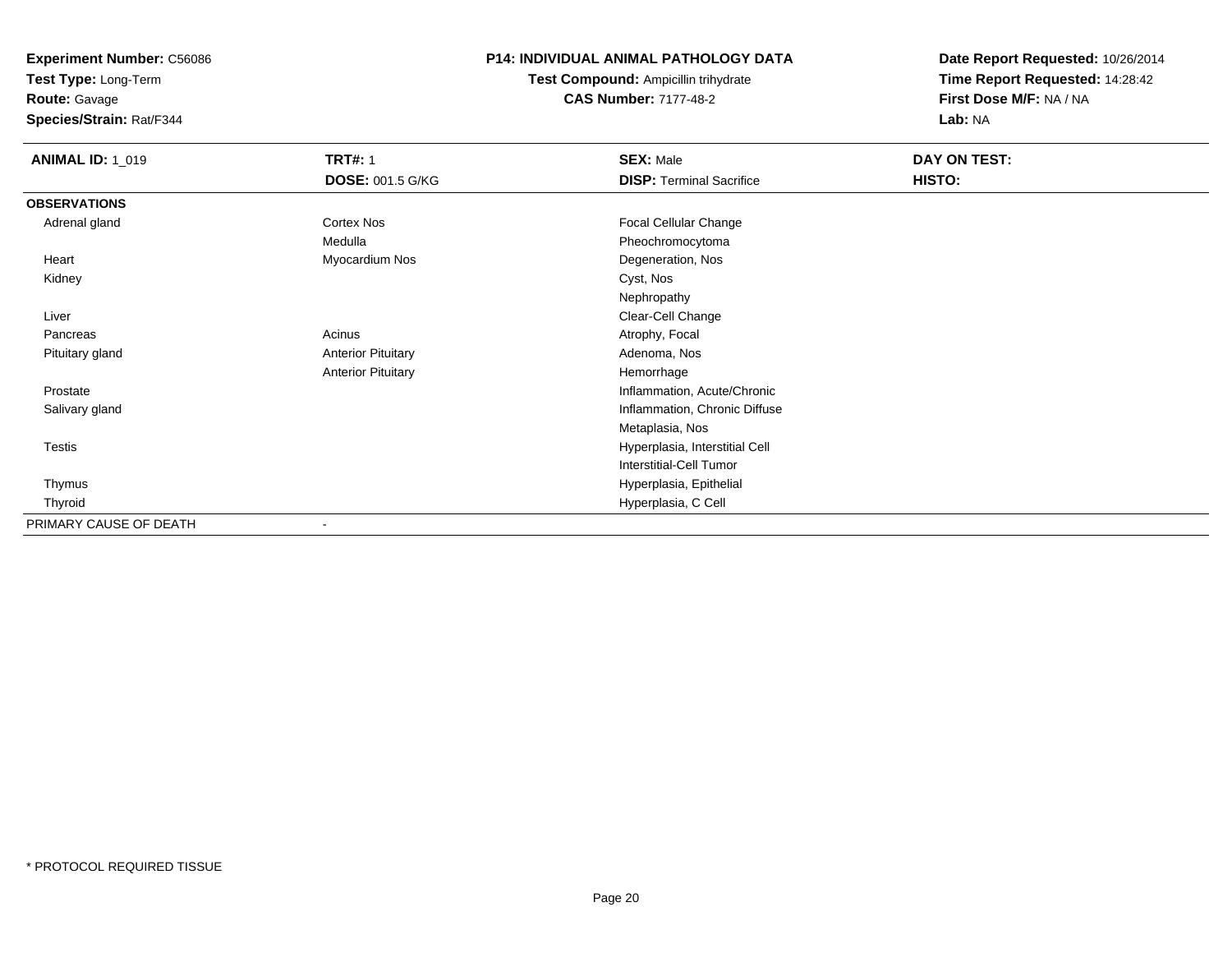**Experiment Number:** C56086
**Test Type:** Long-Term
**Route:** Gavage
**Species/Strain:** Rat/F344

**P14: INDIVIDUAL ANIMAL PATHOLOGY DATA**
**Test Compound:** Ampicillin trihydrate
**CAS Number:** 7177-48-2

**Date Report Requested:** 10/26/2014
**Time Report Requested:** 14:28:42
**First Dose M/F:** NA / NA
**Lab:** NA

| **ANIMAL ID:** 1_019 | **TRT#:** 1 | **SEX:** Male | **DAY ON TEST:** |
|---|---|---|---|
| | **DOSE:** 001.5 G/KG | **DISP:** Terminal Sacrifice | **HISTO:** |
| **OBSERVATIONS** | | | |
| Adrenal gland | Cortex Nos | Focal Cellular Change | |
| | Medulla | Pheochromocytoma | |
| Heart | Myocardium Nos | Degeneration, Nos | |
| Kidney | | Cyst, Nos | |
| | | Nephropathy | |
| Liver | | Clear-Cell Change | |
| Pancreas | Acinus | Atrophy, Focal | |
| Pituitary gland | Anterior Pituitary | Adenoma, Nos | |
| | Anterior Pituitary | Hemorrhage | |
| Prostate | | Inflammation, Acute/Chronic | |
| Salivary gland | | Inflammation, Chronic Diffuse | |
| | | Metaplasia, Nos | |
| Testis | | Hyperplasia, Interstitial Cell | |
| | | Interstitial-Cell Tumor | |
| Thymus | | Hyperplasia, Epithelial | |
| Thyroid | | Hyperplasia, C Cell | |
| PRIMARY CAUSE OF DEATH | - | | |

* PROTOCOL REQUIRED TISSUE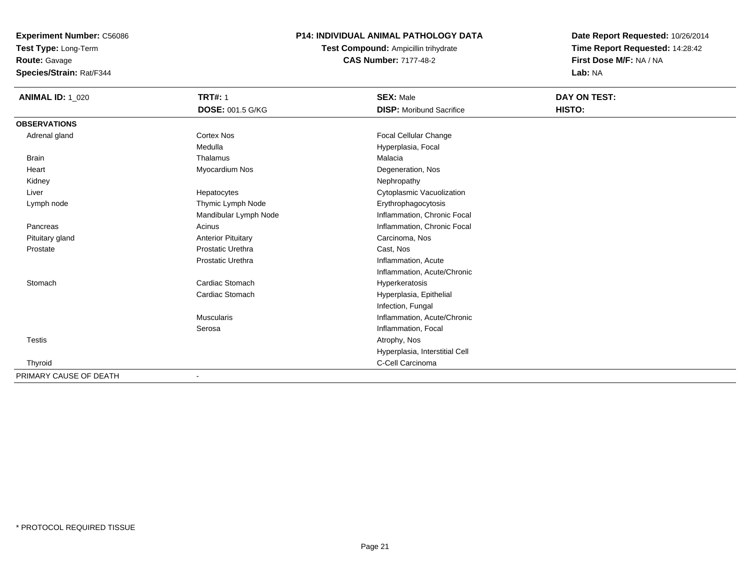**Experiment Number:** C56086
**Test Type:** Long-Term
**Route:** Gavage
**Species/Strain:** Rat/F344

**P14: INDIVIDUAL ANIMAL PATHOLOGY DATA**
**Test Compound:** Ampicillin trihydrate
**CAS Number:** 7177-48-2

**Date Report Requested:** 10/26/2014
**Time Report Requested:** 14:28:42
**First Dose M/F:** NA / NA
**Lab:** NA

| **ANIMAL ID:** 1_020 | **TRT#:** 1 | **SEX:** Male | **DAY ON TEST:** |
|---|---|---|---|
| | **DOSE:** 001.5 G/KG | **DISP:** Moribund Sacrifice | **HISTO:** |
| **OBSERVATIONS** | | | |
| Adrenal gland | Cortex Nos | Focal Cellular Change | |
| | Medulla | Hyperplasia, Focal | |
| Brain | Thalamus | Malacia | |
| Heart | Myocardium Nos | Degeneration, Nos | |
| Kidney | | Nephropathy | |
| Liver | Hepatocytes | Cytoplasmic Vacuolization | |
| Lymph node | Thymic Lymph Node | Erythrophagocytosis | |
| | Mandibular Lymph Node | Inflammation, Chronic Focal | |
| Pancreas | Acinus | Inflammation, Chronic Focal | |
| Pituitary gland | Anterior Pituitary | Carcinoma, Nos | |
| Prostate | Prostatic Urethra | Cast, Nos | |
| | Prostatic Urethra | Inflammation, Acute | |
| | | Inflammation, Acute/Chronic | |
| Stomach | Cardiac Stomach | Hyperkeratosis | |
| | Cardiac Stomach | Hyperplasia, Epithelial | |
| | | Infection, Fungal | |
| | Muscularis | Inflammation, Acute/Chronic | |
| | Serosa | Inflammation, Focal | |
| Testis | | Atrophy, Nos | |
| | | Hyperplasia, Interstitial Cell | |
| Thyroid | | C-Cell Carcinoma | |
| PRIMARY CAUSE OF DEATH | - | | |

* PROTOCOL REQUIRED TISSUE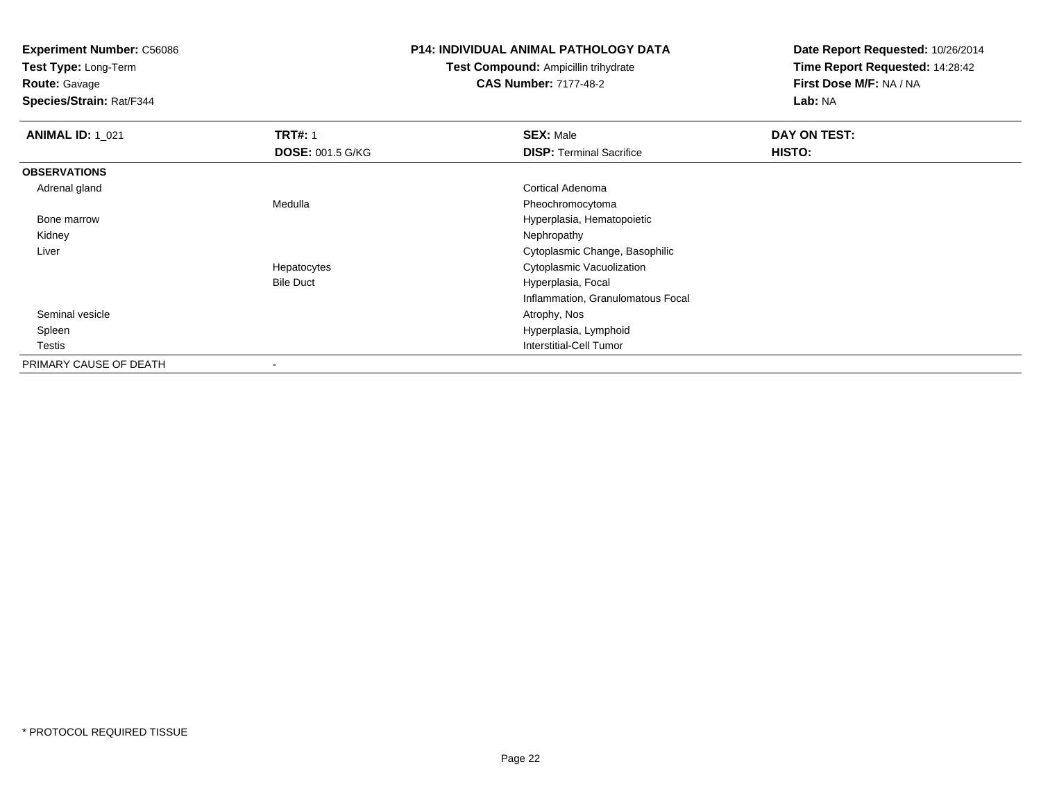**Experiment Number:** C56086
**Test Type:** Long-Term
**Route:** Gavage
**Species/Strain:** Rat/F344

**P14: INDIVIDUAL ANIMAL PATHOLOGY DATA**
**Test Compound:** Ampicillin trihydrate
**CAS Number:** 7177-48-2

**Date Report Requested:** 10/26/2014
**Time Report Requested:** 14:28:42
**First Dose M/F:** NA / NA
**Lab:** NA

| **ANIMAL ID:** 1_021 | **TRT#:** 1 | **SEX:** Male | **DAY ON TEST:** |
|---|---|---|---|
| | **DOSE:** 001.5 G/KG | **DISP:** Terminal Sacrifice | **HISTO:** |
| **OBSERVATIONS** | | | |
| Adrenal gland | | Cortical Adenoma | |
| | Medulla | Pheochromocytoma | |
| Bone marrow | | Hyperplasia, Hematopoietic | |
| Kidney | | Nephropathy | |
| Liver | | Cytoplasmic Change, Basophilic | |
| | Hepatocytes | Cytoplasmic Vacuolization | |
| | Bile Duct | Hyperplasia, Focal | |
| | | Inflammation, Granulomatous Focal | |
| Seminal vesicle | | Atrophy, Nos | |
| Spleen | | Hyperplasia, Lymphoid | |
| Testis | | Interstitial-Cell Tumor | |
| PRIMARY CAUSE OF DEATH | - | | |

* PROTOCOL REQUIRED TISSUE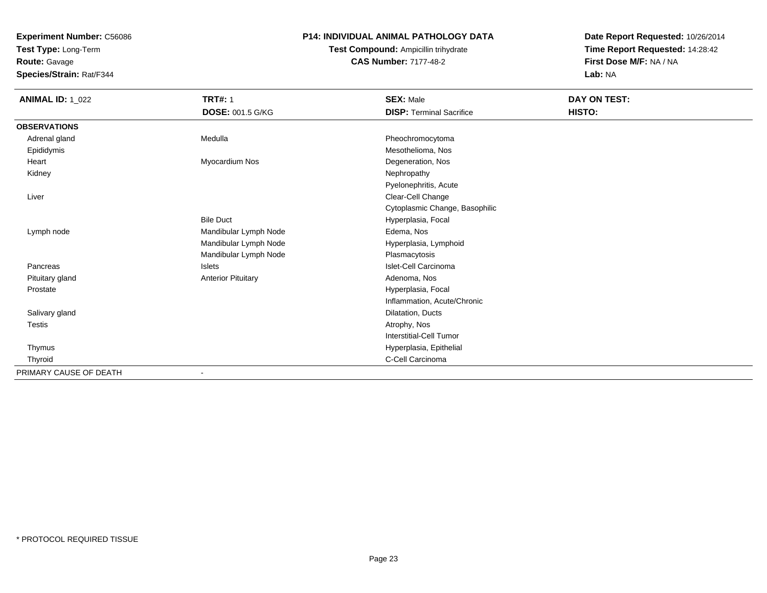**Experiment Number:** C56086
**Test Type:** Long-Term
**Route:** Gavage
**Species/Strain:** Rat/F344

**P14: INDIVIDUAL ANIMAL PATHOLOGY DATA**
**Test Compound:** Ampicillin trihydrate
**CAS Number:** 7177-48-2

**Date Report Requested:** 10/26/2014
**Time Report Requested:** 14:28:42
**First Dose M/F:** NA / NA
**Lab:** NA

| **ANIMAL ID:** 1_022 | **TRT#:** 1 | **SEX:** Male | **DAY ON TEST:** |
|---|---|---|---|
| | **DOSE:** 001.5 G/KG | **DISP:** Terminal Sacrifice | **HISTO:** |
| **OBSERVATIONS** | | | |
| Adrenal gland | Medulla | Pheochromocytoma | |
| Epididymis | | Mesothelioma, Nos | |
| Heart | Myocardium Nos | Degeneration, Nos | |
| Kidney | | Nephropathy | |
| | | Pyelonephritis, Acute | |
| Liver | | Clear-Cell Change | |
| | | Cytoplasmic Change, Basophilic | |
| | Bile Duct | Hyperplasia, Focal | |
| Lymph node | Mandibular Lymph Node | Edema, Nos | |
| | Mandibular Lymph Node | Hyperplasia, Lymphoid | |
| | Mandibular Lymph Node | Plasmacytosis | |
| Pancreas | Islets | Islet-Cell Carcinoma | |
| Pituitary gland | Anterior Pituitary | Adenoma, Nos | |
| Prostate | | Hyperplasia, Focal | |
| | | Inflammation, Acute/Chronic | |
| Salivary gland | | Dilatation, Ducts | |
| Testis | | Atrophy, Nos | |
| | | Interstitial-Cell Tumor | |
| Thymus | | Hyperplasia, Epithelial | |
| Thyroid | | C-Cell Carcinoma | |
| PRIMARY CAUSE OF DEATH | - | | |

* PROTOCOL REQUIRED TISSUE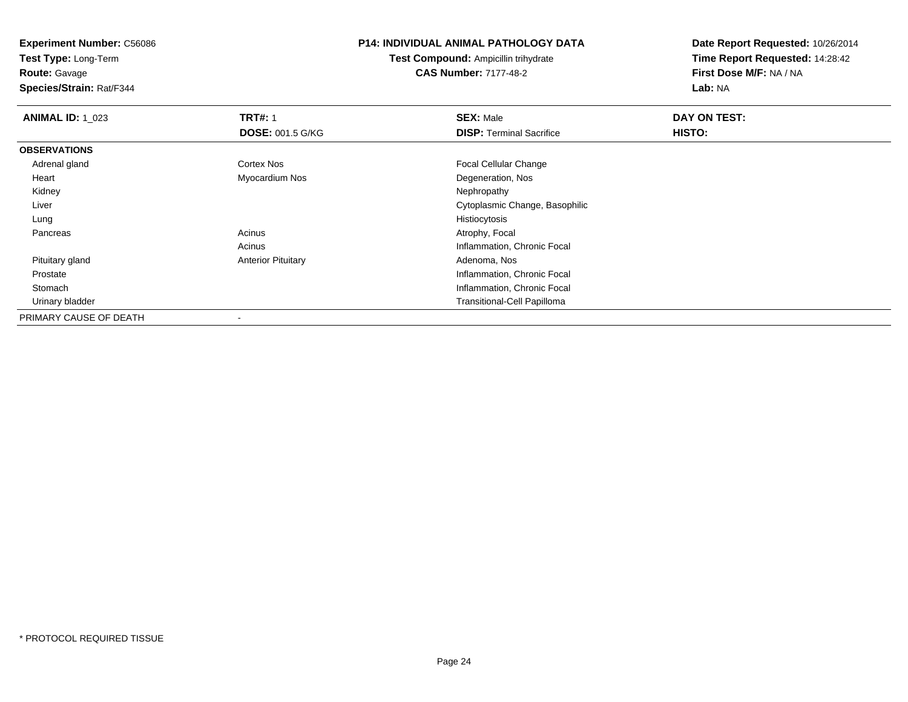**Experiment Number:** C56086
**Test Type:** Long-Term
**Route:** Gavage
**Species/Strain:** Rat/F344

**P14: INDIVIDUAL ANIMAL PATHOLOGY DATA**
**Test Compound:** Ampicillin trihydrate
**CAS Number:** 7177-48-2

**Date Report Requested:** 10/26/2014
**Time Report Requested:** 14:28:42
**First Dose M/F:** NA / NA
**Lab:** NA

| **ANIMAL ID:** 1_023 | **TRT#:** 1 | **SEX:** Male | **DAY ON TEST:** |
|---|---|---|---|
| | **DOSE:** 001.5 G/KG | **DISP:** Terminal Sacrifice | **HISTO:** |
| **OBSERVATIONS** | | | |
| Adrenal gland | Cortex Nos | Focal Cellular Change | |
| Heart | Myocardium Nos | Degeneration, Nos | |
| Kidney | | Nephropathy | |
| Liver | | Cytoplasmic Change, Basophilic | |
| Lung | | Histiocytosis | |
| Pancreas | Acinus | Atrophy, Focal | |
| | Acinus | Inflammation, Chronic Focal | |
| Pituitary gland | Anterior Pituitary | Adenoma, Nos | |
| Prostate | | Inflammation, Chronic Focal | |
| Stomach | | Inflammation, Chronic Focal | |
| Urinary bladder | | Transitional-Cell Papilloma | |
| PRIMARY CAUSE OF DEATH | - | | |

* PROTOCOL REQUIRED TISSUE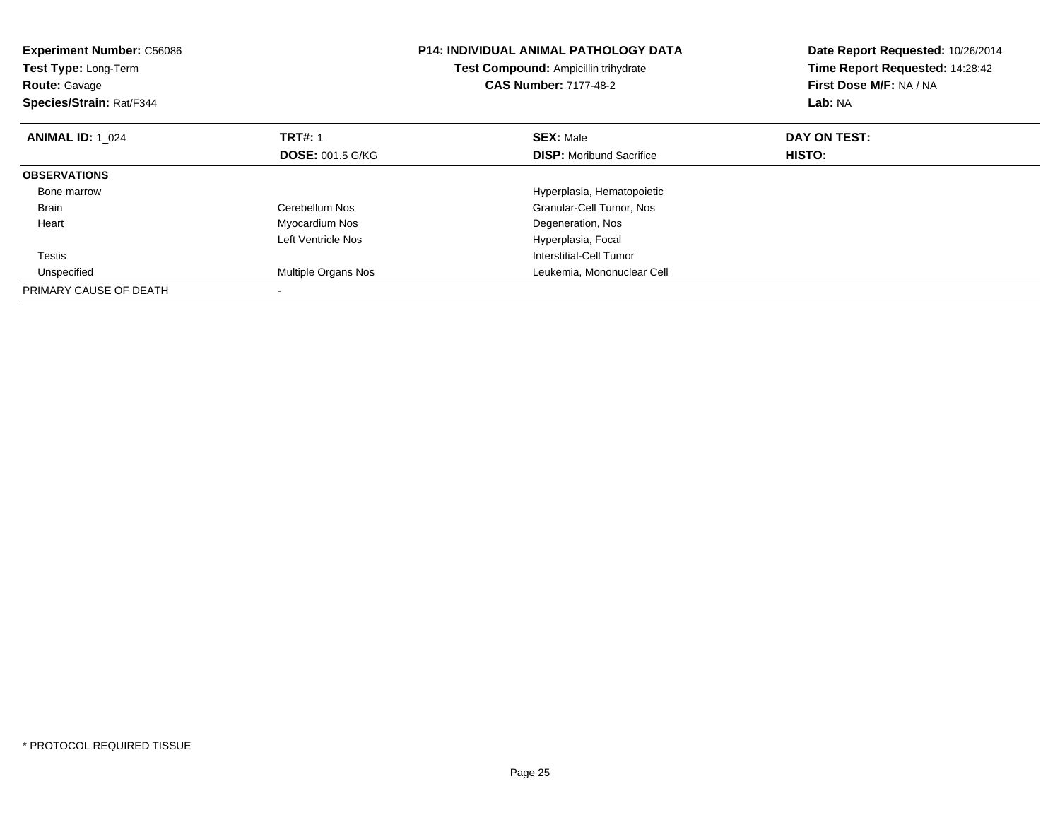**Experiment Number:** C56086
**Test Type:** Long-Term
**Route:** Gavage
**Species/Strain:** Rat/F344

**P14: INDIVIDUAL ANIMAL PATHOLOGY DATA**
**Test Compound:** Ampicillin trihydrate
**CAS Number:** 7177-48-2

**Date Report Requested:** 10/26/2014
**Time Report Requested:** 14:28:42
**First Dose M/F:** NA / NA
**Lab:** NA

| **ANIMAL ID:** 1_024 | **TRT#:** 1 | **SEX:** Male | **DAY ON TEST:** |
|---|---|---|---|
| | **DOSE:** 001.5 G/KG | **DISP:** Moribund Sacrifice | **HISTO:** |
| **OBSERVATIONS** | | | |
| Bone marrow | | Hyperplasia, Hematopoietic | |
| Brain | Cerebellum Nos | Granular-Cell Tumor, Nos | |
| Heart | Myocardium Nos | Degeneration, Nos | |
| | Left Ventricle Nos | Hyperplasia, Focal | |
| Testis | | Interstitial-Cell Tumor | |
| Unspecified | Multiple Organs Nos | Leukemia, Mononuclear Cell | |
| PRIMARY CAUSE OF DEATH | - | | |

* PROTOCOL REQUIRED TISSUE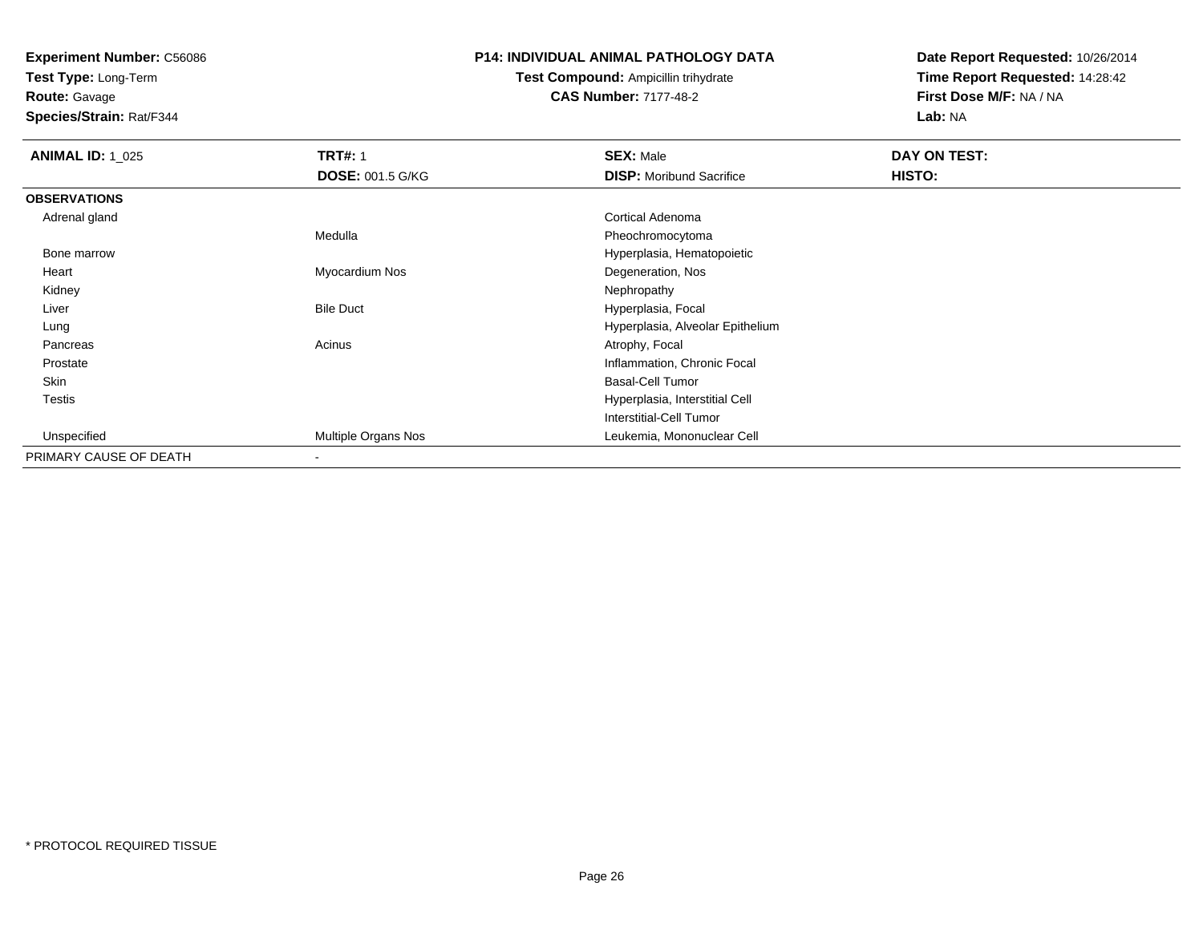**Experiment Number:** C56086
**Test Type:** Long-Term
**Route:** Gavage
**Species/Strain:** Rat/F344

**P14: INDIVIDUAL ANIMAL PATHOLOGY DATA**
**Test Compound:** Ampicillin trihydrate
**CAS Number:** 7177-48-2

**Date Report Requested:** 10/26/2014
**Time Report Requested:** 14:28:42
**First Dose M/F:** NA / NA
**Lab:** NA

| **ANIMAL ID:** 1_025 | **TRT#:** 1 | **SEX:** Male | **DAY ON TEST:** |
|---|---|---|---|
| | **DOSE:** 001.5 G/KG | **DISP:** Moribund Sacrifice | **HISTO:** |
| **OBSERVATIONS** | | | |
| Adrenal gland | | Cortical Adenoma | |
| | Medulla | Pheochromocytoma | |
| Bone marrow | | Hyperplasia, Hematopoietic | |
| Heart | Myocardium Nos | Degeneration, Nos | |
| Kidney | | Nephropathy | |
| Liver | Bile Duct | Hyperplasia, Focal | |
| Lung | | Hyperplasia, Alveolar Epithelium | |
| Pancreas | Acinus | Atrophy, Focal | |
| Prostate | | Inflammation, Chronic Focal | |
| Skin | | Basal-Cell Tumor | |
| Testis | | Hyperplasia, Interstitial Cell | |
| | | Interstitial-Cell Tumor | |
| Unspecified | Multiple Organs Nos | Leukemia, Mononuclear Cell | |
| PRIMARY CAUSE OF DEATH | - | | |

* PROTOCOL REQUIRED TISSUE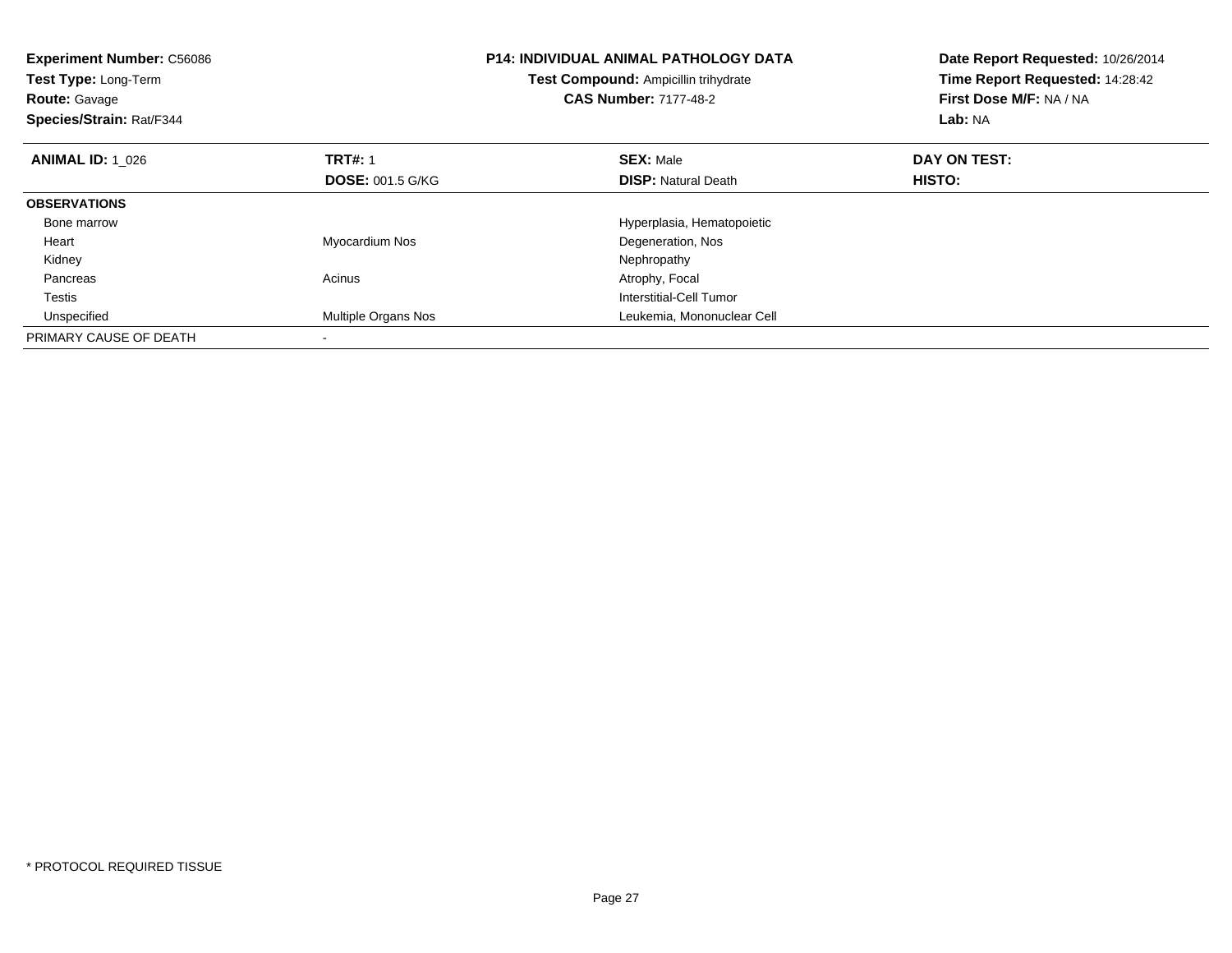**Experiment Number:** C56086
**Test Type:** Long-Term
**Route:** Gavage
**Species/Strain:** Rat/F344

**P14: INDIVIDUAL ANIMAL PATHOLOGY DATA**
**Test Compound:** Ampicillin trihydrate
**CAS Number:** 7177-48-2

**Date Report Requested:** 10/26/2014
**Time Report Requested:** 14:28:42
**First Dose M/F:** NA / NA
**Lab:** NA

| **ANIMAL ID:** 1_026 | **TRT#:** 1 | **SEX:** Male | **DAY ON TEST:** |
|---|---|---|---|
| | **DOSE:** 001.5 G/KG | **DISP:** Natural Death | **HISTO:** |
| **OBSERVATIONS** | | | |
| Bone marrow | | Hyperplasia, Hematopoietic | |
| Heart | Myocardium Nos | Degeneration, Nos | |
| Kidney | | Nephropathy | |
| Pancreas | Acinus | Atrophy, Focal | |
| Testis | | Interstitial-Cell Tumor | |
| Unspecified | Multiple Organs Nos | Leukemia, Mononuclear Cell | |
| PRIMARY CAUSE OF DEATH | - | | |

* PROTOCOL REQUIRED TISSUE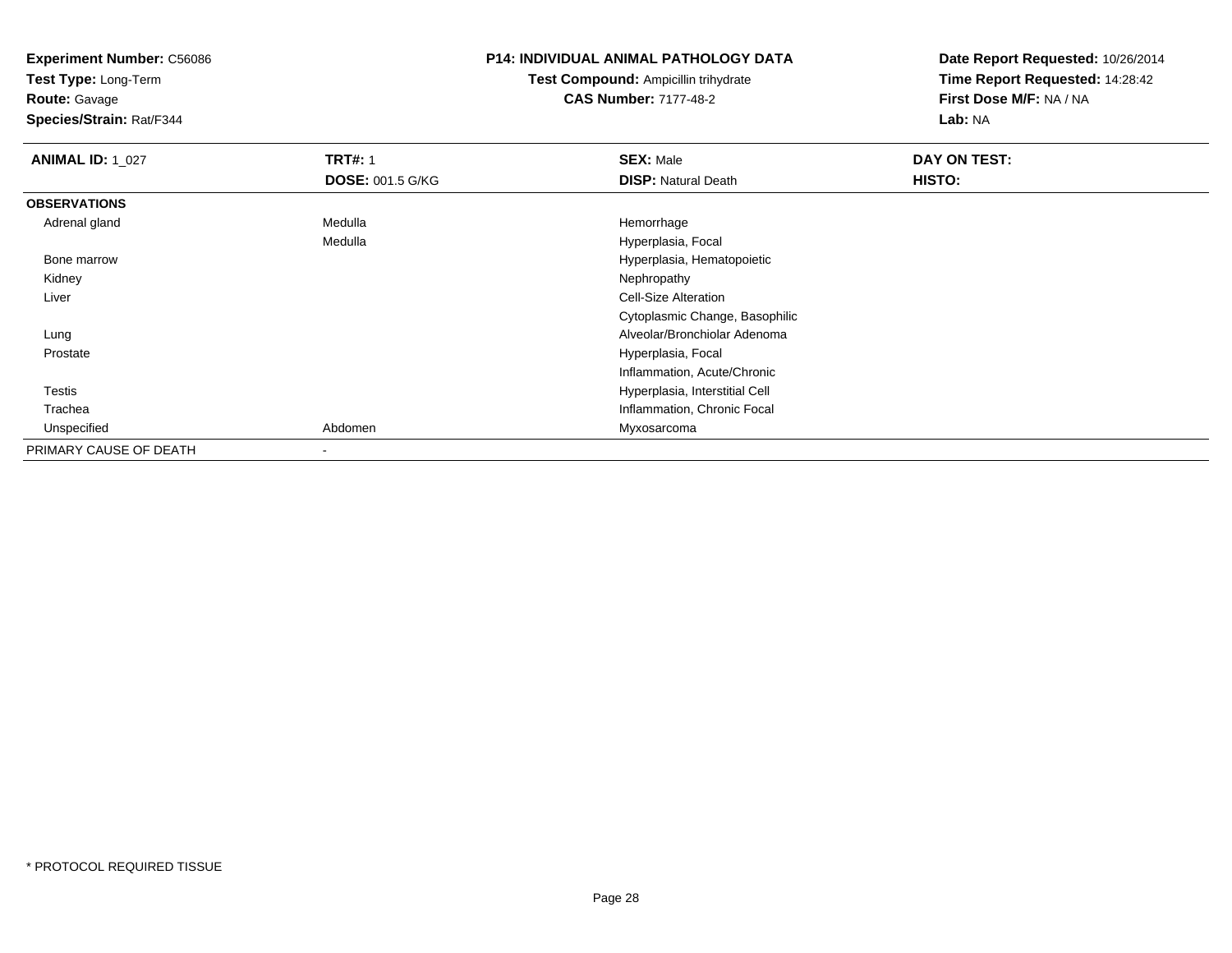**Experiment Number:** C56086
**Test Type:** Long-Term
**Route:** Gavage
**Species/Strain:** Rat/F344

**P14: INDIVIDUAL ANIMAL PATHOLOGY DATA**
**Test Compound:** Ampicillin trihydrate
**CAS Number:** 7177-48-2

**Date Report Requested:** 10/26/2014
**Time Report Requested:** 14:28:42
**First Dose M/F:** NA / NA
**Lab:** NA

| **ANIMAL ID:** 1_027 | **TRT#:** 1<br>**DOSE:** 001.5 G/KG | **SEX:** Male<br>**DISP:** Natural Death | **DAY ON TEST:**<br>**HISTO:** |
|---|---|---|---|
| **OBSERVATIONS** | | | |
| Adrenal gland | Medulla | Hemorrhage | |
| | Medulla | Hyperplasia, Focal | |
| Bone marrow | | Hyperplasia, Hematopoietic | |
| Kidney | | Nephropathy | |
| Liver | | Cell-Size Alteration | |
| | | Cytoplasmic Change, Basophilic | |
| Lung | | Alveolar/Bronchiolar Adenoma | |
| Prostate | | Hyperplasia, Focal | |
| | | Inflammation, Acute/Chronic | |
| Testis | | Hyperplasia, Interstitial Cell | |
| Trachea | | Inflammation, Chronic Focal | |
| Unspecified | Abdomen | Myxosarcoma | |
| PRIMARY CAUSE OF DEATH | - | | |

* PROTOCOL REQUIRED TISSUE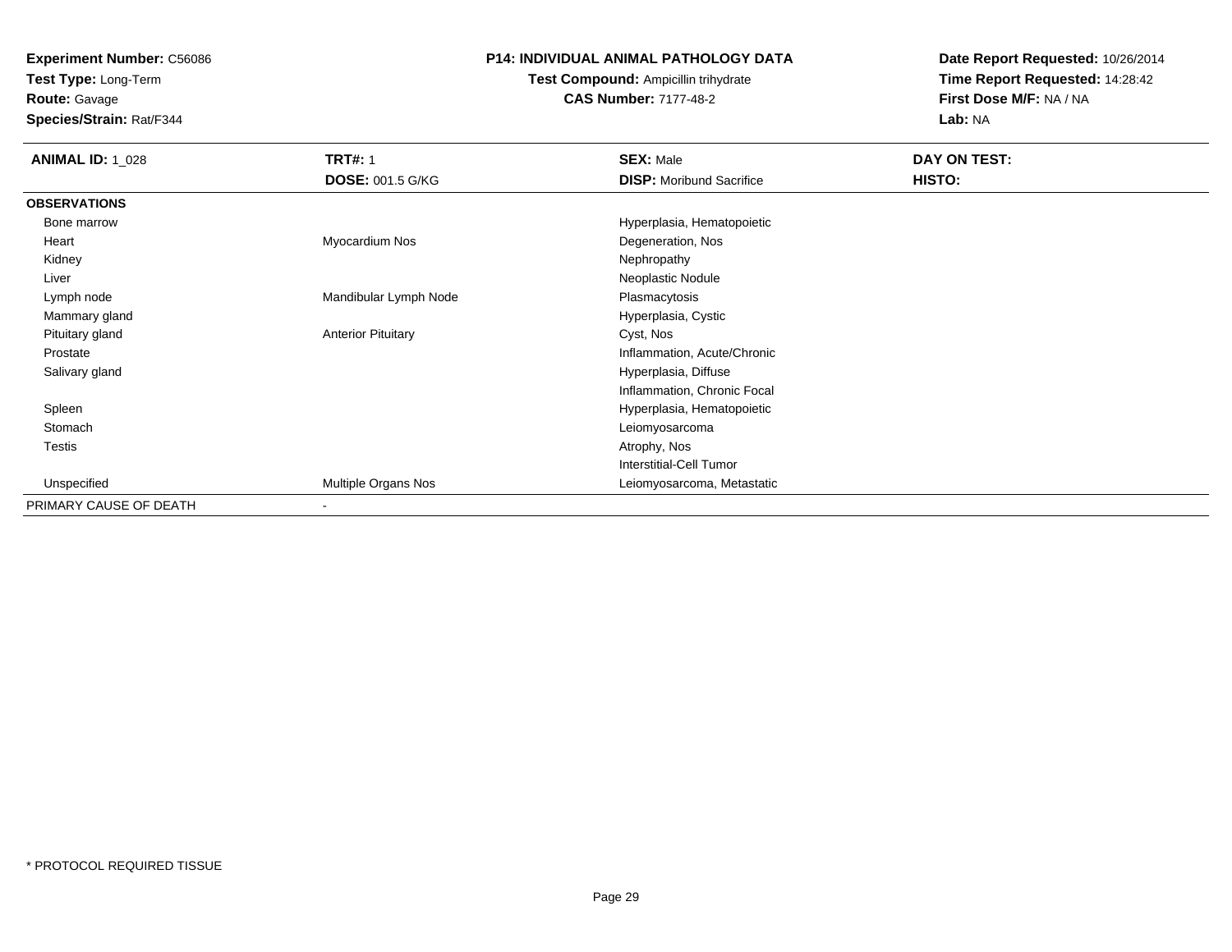**Experiment Number:** C56086
**Test Type:** Long-Term
**Route:** Gavage
**Species/Strain:** Rat/F344

**P14: INDIVIDUAL ANIMAL PATHOLOGY DATA**
**Test Compound:** Ampicillin trihydrate
**CAS Number:** 7177-48-2

**Date Report Requested:** 10/26/2014
**Time Report Requested:** 14:28:42
**First Dose M/F:** NA / NA
**Lab:** NA

| **ANIMAL ID:** 1_028 | **TRT#:** 1 | **SEX:** Male | **DAY ON TEST:** |
|---|---|---|---|
| | **DOSE:** 001.5 G/KG | **DISP:** Moribund Sacrifice | **HISTO:** |
| **OBSERVATIONS** | | | |
| Bone marrow | | Hyperplasia, Hematopoietic | |
| Heart | Myocardium Nos | Degeneration, Nos | |
| Kidney | | Nephropathy | |
| Liver | | Neoplastic Nodule | |
| Lymph node | Mandibular Lymph Node | Plasmacytosis | |
| Mammary gland | | Hyperplasia, Cystic | |
| Pituitary gland | Anterior Pituitary | Cyst, Nos | |
| Prostate | | Inflammation, Acute/Chronic | |
| Salivary gland | | Hyperplasia, Diffuse | |
| | | Inflammation, Chronic Focal | |
| Spleen | | Hyperplasia, Hematopoietic | |
| Stomach | | Leiomyosarcoma | |
| Testis | | Atrophy, Nos | |
| | | Interstitial-Cell Tumor | |
| Unspecified | Multiple Organs Nos | Leiomyosarcoma, Metastatic | |
| PRIMARY CAUSE OF DEATH | - | | |

* PROTOCOL REQUIRED TISSUE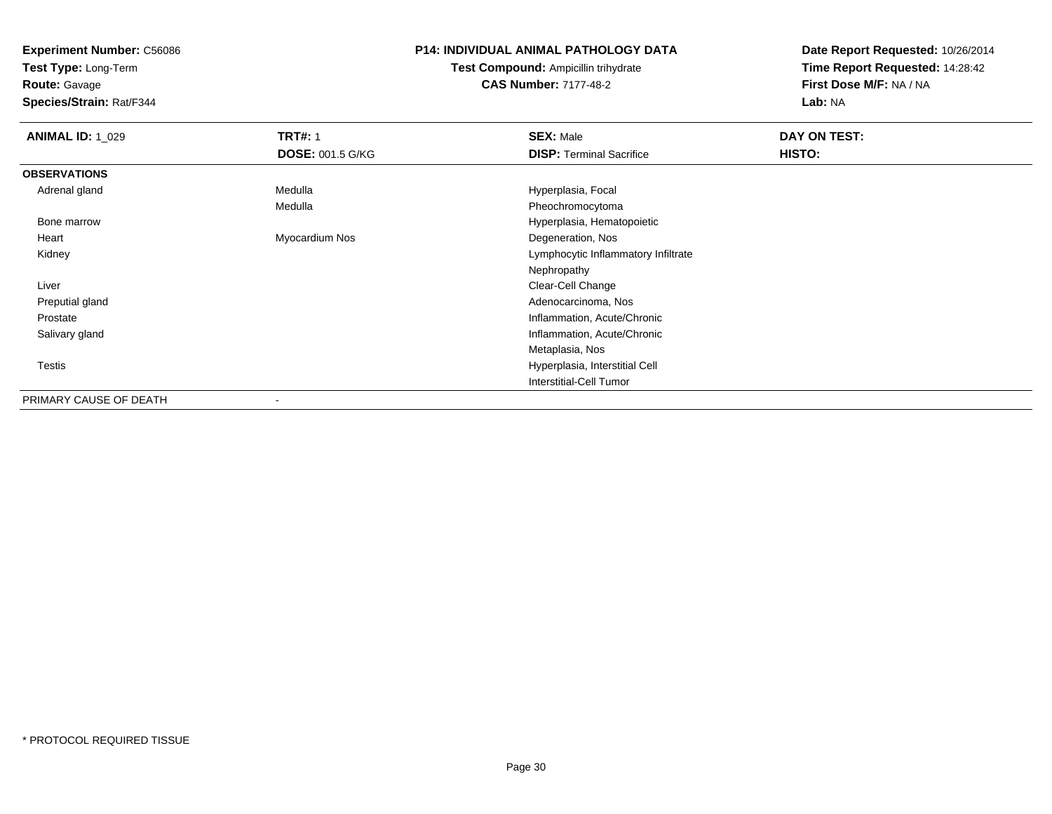**Experiment Number:** C56086
**Test Type:** Long-Term
**Route:** Gavage
**Species/Strain:** Rat/F344

**P14: INDIVIDUAL ANIMAL PATHOLOGY DATA**
**Test Compound:** Ampicillin trihydrate
**CAS Number:** 7177-48-2

**Date Report Requested:** 10/26/2014
**Time Report Requested:** 14:28:42
**First Dose M/F:** NA / NA
**Lab:** NA

| **ANIMAL ID:** 1_029 | **TRT#:** 1 | **SEX:** Male | **DAY ON TEST:** |
|---|---|---|---|
| | **DOSE:** 001.5 G/KG | **DISP:** Terminal Sacrifice | **HISTO:** |
| **OBSERVATIONS** | | | |
| Adrenal gland | Medulla | Hyperplasia, Focal | |
| | Medulla | Pheochromocytoma | |
| Bone marrow | | Hyperplasia, Hematopoietic | |
| Heart | Myocardium Nos | Degeneration, Nos | |
| Kidney | | Lymphocytic Inflammatory Infiltrate | |
| | | Nephropathy | |
| Liver | | Clear-Cell Change | |
| Preputial gland | | Adenocarcinoma, Nos | |
| Prostate | | Inflammation, Acute/Chronic | |
| Salivary gland | | Inflammation, Acute/Chronic | |
| | | Metaplasia, Nos | |
| Testis | | Hyperplasia, Interstitial Cell | |
| | | Interstitial-Cell Tumor | |
| PRIMARY CAUSE OF DEATH | - | | |

* PROTOCOL REQUIRED TISSUE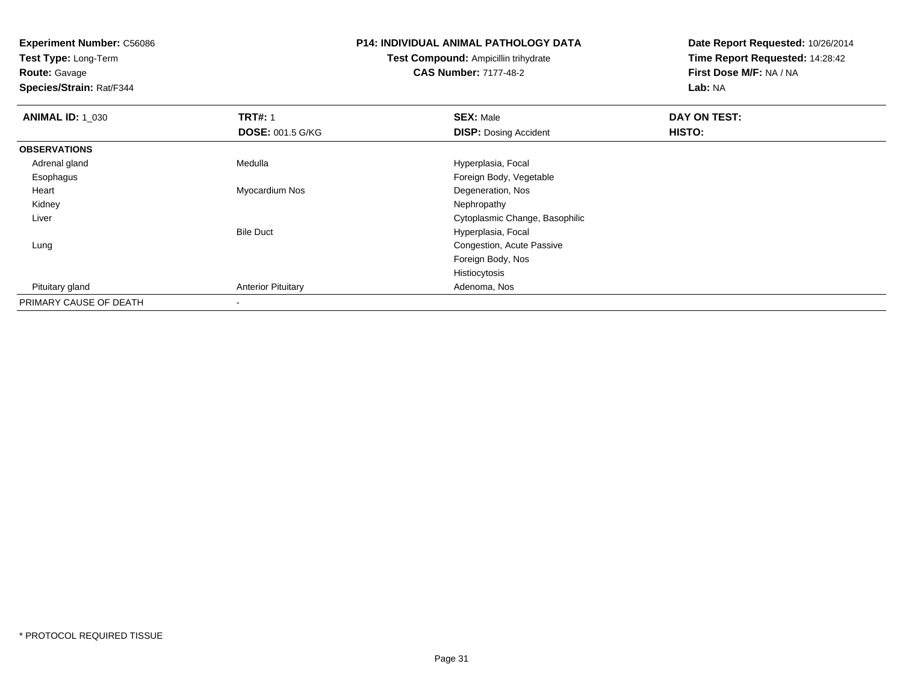**Experiment Number:** C56086
**Test Type:** Long-Term
**Route:** Gavage
**Species/Strain:** Rat/F344

**P14: INDIVIDUAL ANIMAL PATHOLOGY DATA**
**Test Compound:** Ampicillin trihydrate
**CAS Number:** 7177-48-2

**Date Report Requested:** 10/26/2014
**Time Report Requested:** 14:28:42
**First Dose M/F:** NA / NA
**Lab:** NA

| **ANIMAL ID:** 1_030 | **TRT#:** 1 | **SEX:** Male | **DAY ON TEST:** |
|---|---|---|---|
| | **DOSE:** 001.5 G/KG | **DISP:** Dosing Accident | **HISTO:** |
| **OBSERVATIONS** | | | |
| Adrenal gland | Medulla | Hyperplasia, Focal | |
| Esophagus | | Foreign Body, Vegetable | |
| Heart | Myocardium Nos | Degeneration, Nos | |
| Kidney | | Nephropathy | |
| Liver | | Cytoplasmic Change, Basophilic | |
| | Bile Duct | Hyperplasia, Focal | |
| Lung | | Congestion, Acute Passive | |
| | | Foreign Body, Nos | |
| | | Histiocytosis | |
| Pituitary gland | Anterior Pituitary | Adenoma, Nos | |
| PRIMARY CAUSE OF DEATH | - | | |

* PROTOCOL REQUIRED TISSUE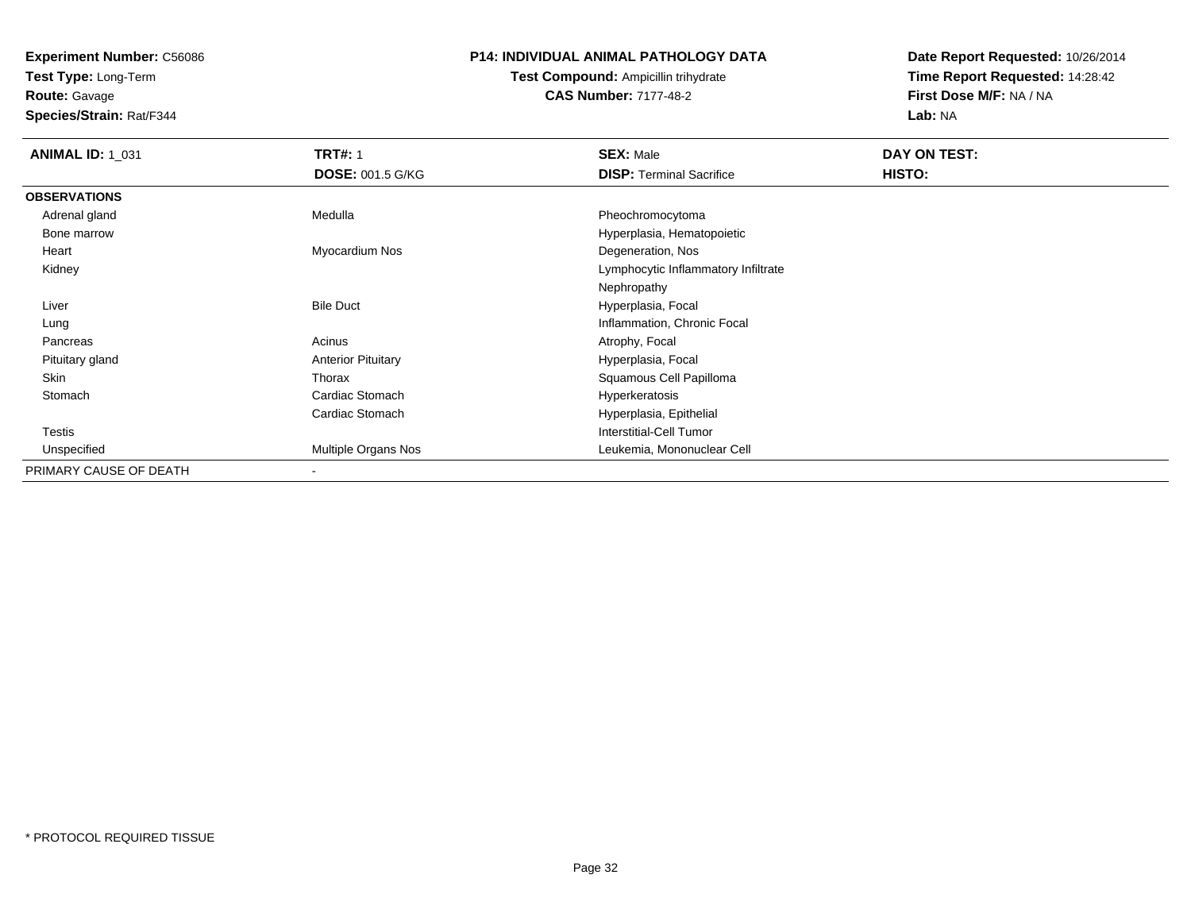**Experiment Number:** C56086
**Test Type:** Long-Term
**Route:** Gavage
**Species/Strain:** Rat/F344

**P14: INDIVIDUAL ANIMAL PATHOLOGY DATA**
**Test Compound:** Ampicillin trihydrate
**CAS Number:** 7177-48-2

**Date Report Requested:** 10/26/2014
**Time Report Requested:** 14:28:42
**First Dose M/F:** NA / NA
**Lab:** NA

| **ANIMAL ID:** 1_031 | **TRT#:** 1 | **SEX:** Male | **DAY ON TEST:** |
|---|---|---|---|
| | **DOSE:** 001.5 G/KG | **DISP:** Terminal Sacrifice | **HISTO:** |
| **OBSERVATIONS** | | | |
| Adrenal gland | Medulla | Pheochromocytoma | |
| Bone marrow | | Hyperplasia, Hematopoietic | |
| Heart | Myocardium Nos | Degeneration, Nos | |
| Kidney | | Lymphocytic Inflammatory Infiltrate | |
| | | Nephropathy | |
| Liver | Bile Duct | Hyperplasia, Focal | |
| Lung | | Inflammation, Chronic Focal | |
| Pancreas | Acinus | Atrophy, Focal | |
| Pituitary gland | Anterior Pituitary | Hyperplasia, Focal | |
| Skin | Thorax | Squamous Cell Papilloma | |
| Stomach | Cardiac Stomach | Hyperkeratosis | |
| | Cardiac Stomach | Hyperplasia, Epithelial | |
| Testis | | Interstitial-Cell Tumor | |
| Unspecified | Multiple Organs Nos | Leukemia, Mononuclear Cell | |
| PRIMARY CAUSE OF DEATH | - | | |

* PROTOCOL REQUIRED TISSUE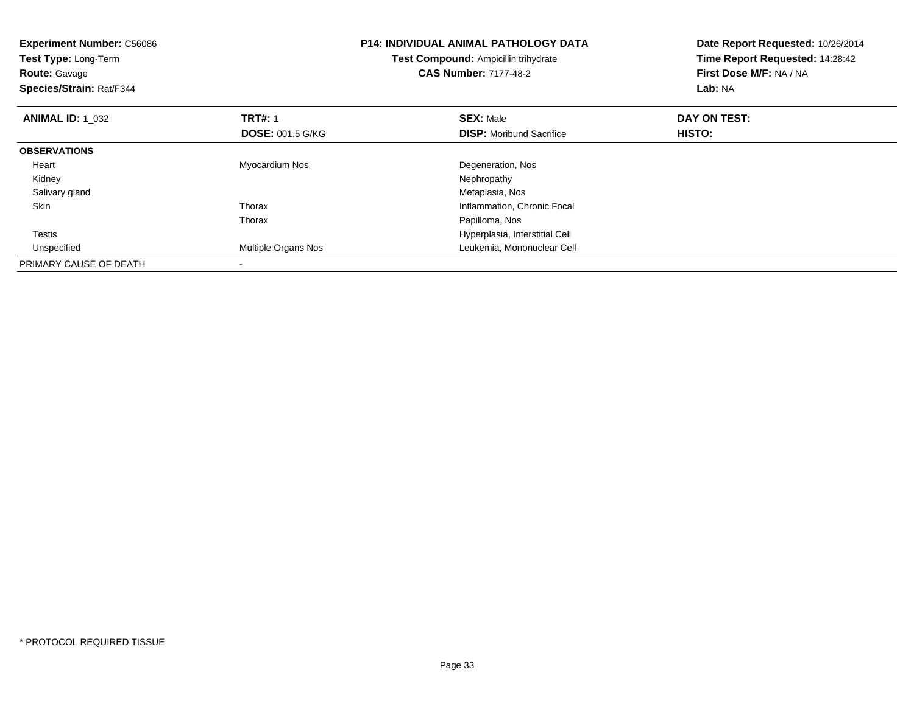**Experiment Number:** C56086
**Test Type:** Long-Term
**Route:** Gavage
**Species/Strain:** Rat/F344

**P14: INDIVIDUAL ANIMAL PATHOLOGY DATA**
**Test Compound:** Ampicillin trihydrate
**CAS Number:** 7177-48-2

**Date Report Requested:** 10/26/2014
**Time Report Requested:** 14:28:42
**First Dose M/F:** NA / NA
**Lab:** NA

| **ANIMAL ID:** 1_032 | **TRT#:** 1 | **SEX:** Male | **DAY ON TEST:** |
|---|---|---|---|
| | **DOSE:** 001.5 G/KG | **DISP:** Moribund Sacrifice | **HISTO:** |
| **OBSERVATIONS** | | | |
| Heart | Myocardium Nos | Degeneration, Nos | |
| Kidney | | Nephropathy | |
| Salivary gland | | Metaplasia, Nos | |
| Skin | Thorax | Inflammation, Chronic Focal | |
| | Thorax | Papilloma, Nos | |
| Testis | | Hyperplasia, Interstitial Cell | |
| Unspecified | Multiple Organs Nos | Leukemia, Mononuclear Cell | |
| PRIMARY CAUSE OF DEATH | - | | |

* PROTOCOL REQUIRED TISSUE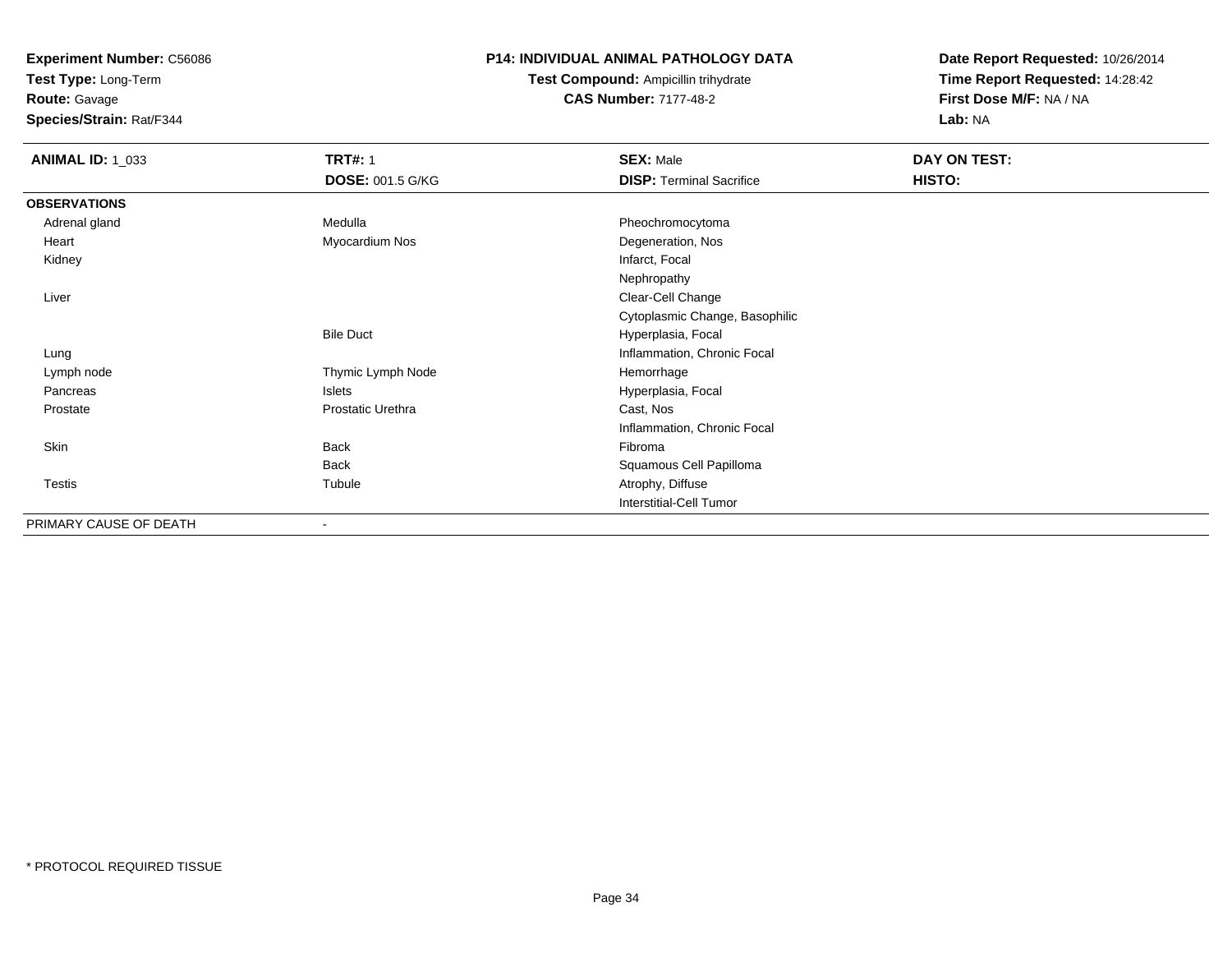**Experiment Number:** C56086
**Test Type:** Long-Term
**Route:** Gavage
**Species/Strain:** Rat/F344

**P14: INDIVIDUAL ANIMAL PATHOLOGY DATA**
**Test Compound:** Ampicillin trihydrate
**CAS Number:** 7177-48-2

**Date Report Requested:** 10/26/2014
**Time Report Requested:** 14:28:42
**First Dose M/F:** NA / NA
**Lab:** NA

| **ANIMAL ID:** 1_033 | **TRT#:** 1 | **SEX:** Male | **DAY ON TEST:** |
|---|---|---|---|
| | **DOSE:** 001.5 G/KG | **DISP:** Terminal Sacrifice | **HISTO:** |
| **OBSERVATIONS** | | | |
| Adrenal gland | Medulla | Pheochromocytoma | |
| Heart | Myocardium Nos | Degeneration, Nos | |
| Kidney | | Infarct, Focal | |
| | | Nephropathy | |
| Liver | | Clear-Cell Change | |
| | | Cytoplasmic Change, Basophilic | |
| | Bile Duct | Hyperplasia, Focal | |
| Lung | | Inflammation, Chronic Focal | |
| Lymph node | Thymic Lymph Node | Hemorrhage | |
| Pancreas | Islets | Hyperplasia, Focal | |
| Prostate | Prostatic Urethra | Cast, Nos | |
| | | Inflammation, Chronic Focal | |
| Skin | Back | Fibroma | |
| | Back | Squamous Cell Papilloma | |
| Testis | Tubule | Atrophy, Diffuse | |
| | | Interstitial-Cell Tumor | |
| PRIMARY CAUSE OF DEATH | - | | |

* PROTOCOL REQUIRED TISSUE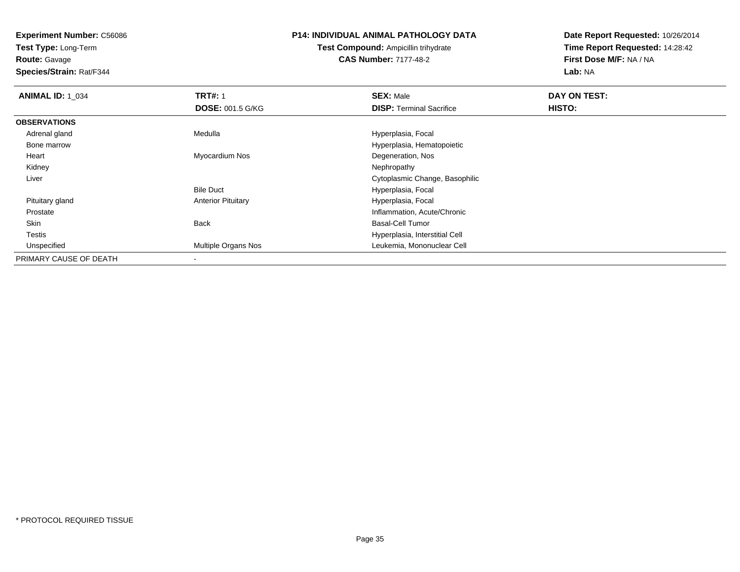**Experiment Number:** C56086
**Test Type:** Long-Term
**Route:** Gavage
**Species/Strain:** Rat/F344

**P14: INDIVIDUAL ANIMAL PATHOLOGY DATA**
**Test Compound:** Ampicillin trihydrate
**CAS Number:** 7177-48-2

**Date Report Requested:** 10/26/2014
**Time Report Requested:** 14:28:42
**First Dose M/F:** NA / NA
**Lab:** NA

| **ANIMAL ID:** 1_034 | **TRT#:** 1 | **SEX:** Male | **DAY ON TEST:** |
|---|---|---|---|
| | **DOSE:** 001.5 G/KG | **DISP:** Terminal Sacrifice | **HISTO:** |
| **OBSERVATIONS** | | | |
| Adrenal gland | Medulla | Hyperplasia, Focal | |
| Bone marrow | | Hyperplasia, Hematopoietic | |
| Heart | Myocardium Nos | Degeneration, Nos | |
| Kidney | | Nephropathy | |
| Liver | | Cytoplasmic Change, Basophilic | |
| | Bile Duct | Hyperplasia, Focal | |
| Pituitary gland | Anterior Pituitary | Hyperplasia, Focal | |
| Prostate | | Inflammation, Acute/Chronic | |
| Skin | Back | Basal-Cell Tumor | |
| Testis | | Hyperplasia, Interstitial Cell | |
| Unspecified | Multiple Organs Nos | Leukemia, Mononuclear Cell | |
| PRIMARY CAUSE OF DEATH | - | | |

* PROTOCOL REQUIRED TISSUE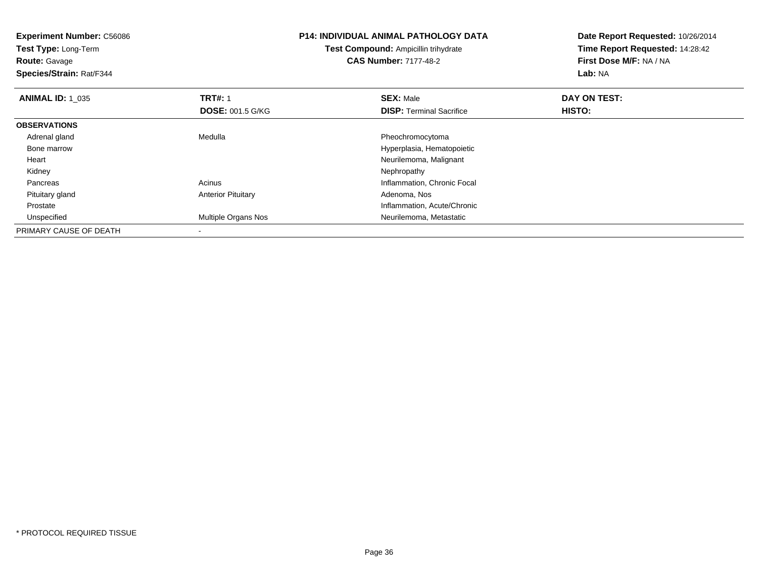**Experiment Number:** C56086
**Test Type:** Long-Term
**Route:** Gavage
**Species/Strain:** Rat/F344

**P14: INDIVIDUAL ANIMAL PATHOLOGY DATA**
**Test Compound:** Ampicillin trihydrate
**CAS Number:** 7177-48-2

**Date Report Requested:** 10/26/2014
**Time Report Requested:** 14:28:42
**First Dose M/F:** NA / NA
**Lab:** NA

| **ANIMAL ID:** 1_035 | **TRT#:** 1 | **SEX:** Male | **DAY ON TEST:** |
|---|---|---|---|
| | **DOSE:** 001.5 G/KG | **DISP:** Terminal Sacrifice | **HISTO:** |
| **OBSERVATIONS** | | | |
| Adrenal gland | Medulla | Pheochromocytoma | |
| Bone marrow | | Hyperplasia, Hematopoietic | |
| Heart | | Neurilemoma, Malignant | |
| Kidney | | Nephropathy | |
| Pancreas | Acinus | Inflammation, Chronic Focal | |
| Pituitary gland | Anterior Pituitary | Adenoma, Nos | |
| Prostate | | Inflammation, Acute/Chronic | |
| Unspecified | Multiple Organs Nos | Neurilemoma, Metastatic | |
| PRIMARY CAUSE OF DEATH | - | | |

* PROTOCOL REQUIRED TISSUE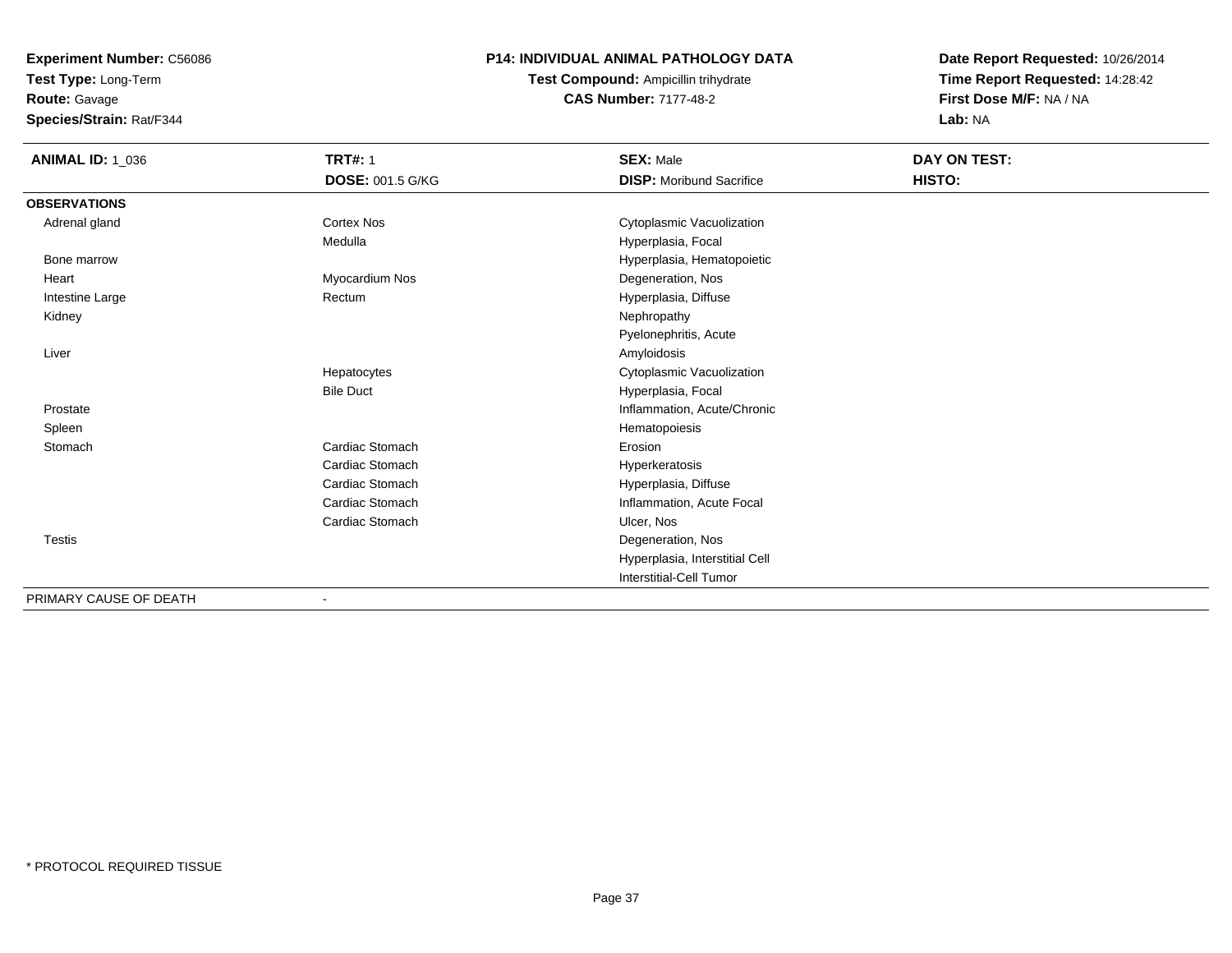**Experiment Number:** C56086
**Test Type:** Long-Term
**Route:** Gavage
**Species/Strain:** Rat/F344

**P14: INDIVIDUAL ANIMAL PATHOLOGY DATA**
**Test Compound:** Ampicillin trihydrate
**CAS Number:** 7177-48-2

**Date Report Requested:** 10/26/2014
**Time Report Requested:** 14:28:42
**First Dose M/F:** NA / NA
**Lab:** NA

| **ANIMAL ID:** 1_036 | **TRT#:** 1 | **SEX:** Male | **DAY ON TEST:** |
|---|---|---|---|
| | **DOSE:** 001.5 G/KG | **DISP:** Moribund Sacrifice | **HISTO:** |
| **OBSERVATIONS** | | | |
| Adrenal gland | Cortex Nos | Cytoplasmic Vacuolization | |
| | Medulla | Hyperplasia, Focal | |
| Bone marrow | | Hyperplasia, Hematopoietic | |
| Heart | Myocardium Nos | Degeneration, Nos | |
| Intestine Large | Rectum | Hyperplasia, Diffuse | |
| Kidney | | Nephropathy | |
| | | Pyelonephritis, Acute | |
| Liver | | Amyloidosis | |
| | Hepatocytes | Cytoplasmic Vacuolization | |
| | Bile Duct | Hyperplasia, Focal | |
| Prostate | | Inflammation, Acute/Chronic | |
| Spleen | | Hematopoiesis | |
| Stomach | Cardiac Stomach | Erosion | |
| | Cardiac Stomach | Hyperkeratosis | |
| | Cardiac Stomach | Hyperplasia, Diffuse | |
| | Cardiac Stomach | Inflammation, Acute Focal | |
| | Cardiac Stomach | Ulcer, Nos | |
| Testis | | Degeneration, Nos | |
| | | Hyperplasia, Interstitial Cell | |
| | | Interstitial-Cell Tumor | |
| PRIMARY CAUSE OF DEATH | - | | |

* PROTOCOL REQUIRED TISSUE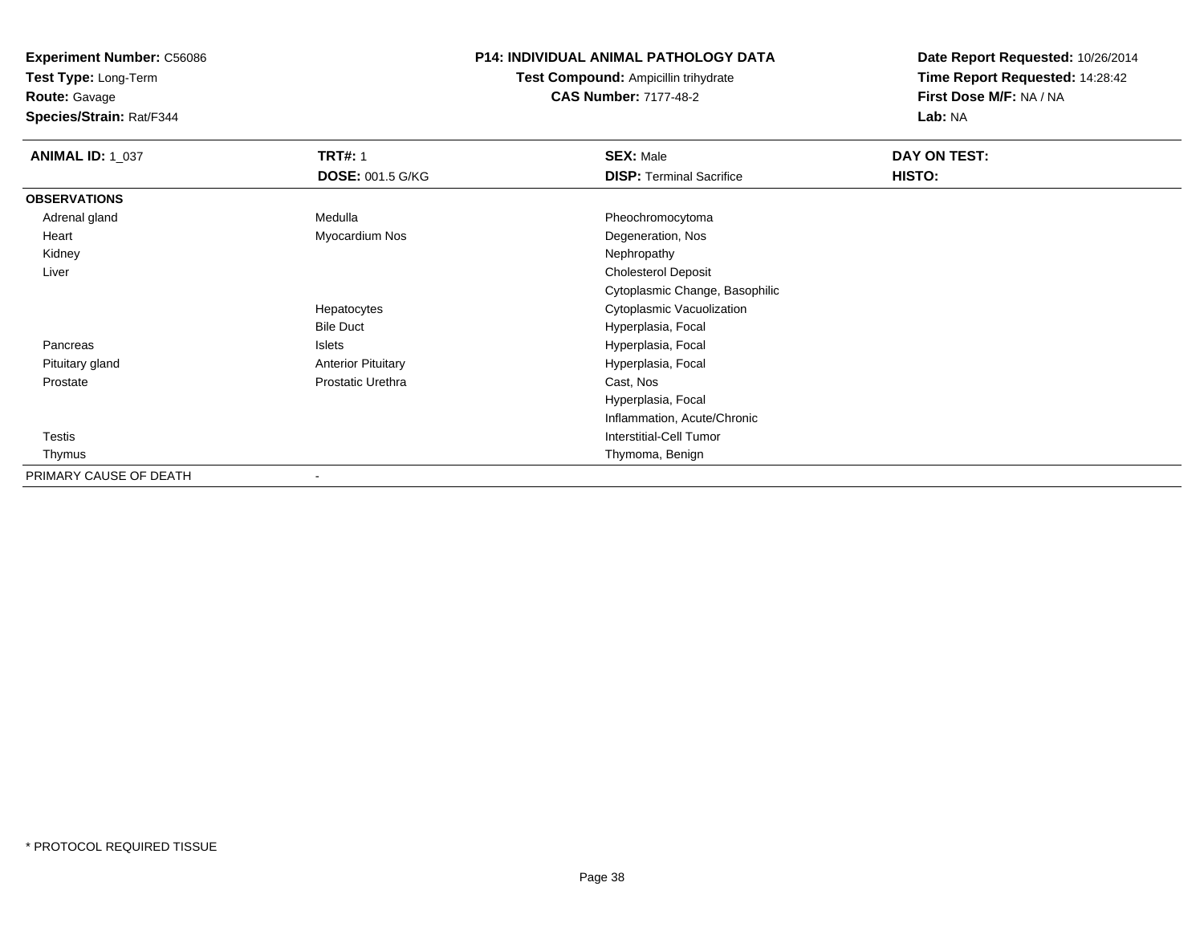**Experiment Number:** C56086
**Test Type:** Long-Term
**Route:** Gavage
**Species/Strain:** Rat/F344

**P14: INDIVIDUAL ANIMAL PATHOLOGY DATA**
**Test Compound:** Ampicillin trihydrate
**CAS Number:** 7177-48-2

**Date Report Requested:** 10/26/2014
**Time Report Requested:** 14:28:42
**First Dose M/F:** NA / NA
**Lab:** NA

| **ANIMAL ID:** 1_037 | **TRT#:** 1 | **SEX:** Male | **DAY ON TEST:** |
|---|---|---|---|
| | **DOSE:** 001.5 G/KG | **DISP:** Terminal Sacrifice | **HISTO:** |
| **OBSERVATIONS** | | | |
| Adrenal gland | Medulla | Pheochromocytoma | |
| Heart | Myocardium Nos | Degeneration, Nos | |
| Kidney | | Nephropathy | |
| Liver | | Cholesterol Deposit | |
| | | Cytoplasmic Change, Basophilic | |
| | Hepatocytes | Cytoplasmic Vacuolization | |
| | Bile Duct | Hyperplasia, Focal | |
| Pancreas | Islets | Hyperplasia, Focal | |
| Pituitary gland | Anterior Pituitary | Hyperplasia, Focal | |
| Prostate | Prostatic Urethra | Cast, Nos | |
| | | Hyperplasia, Focal | |
| | | Inflammation, Acute/Chronic | |
| Testis | | Interstitial-Cell Tumor | |
| Thymus | | Thymoma, Benign | |
| PRIMARY CAUSE OF DEATH | - | | |

* PROTOCOL REQUIRED TISSUE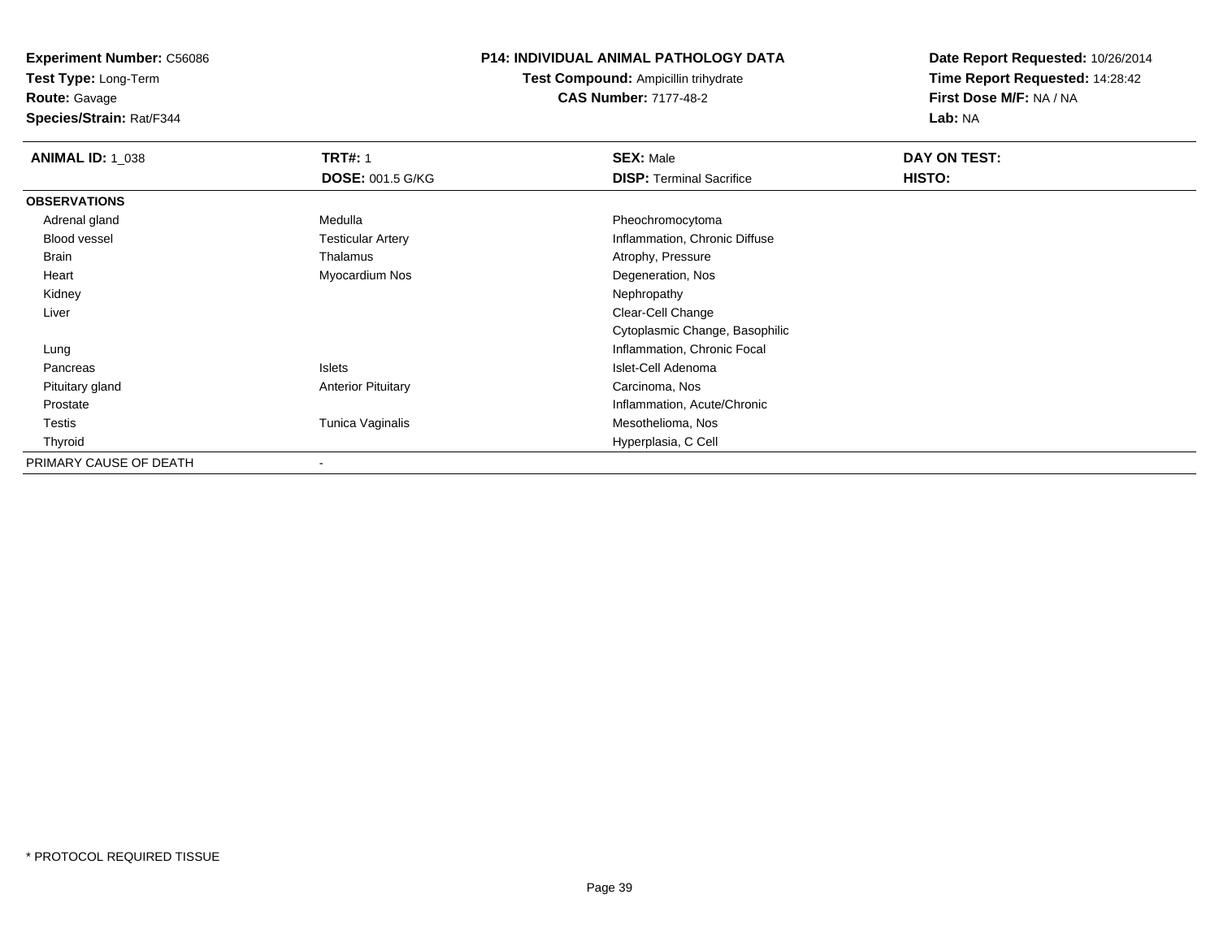**Experiment Number:** C56086
**Test Type:** Long-Term
**Route:** Gavage
**Species/Strain:** Rat/F344

**P14: INDIVIDUAL ANIMAL PATHOLOGY DATA**
**Test Compound:** Ampicillin trihydrate
**CAS Number:** 7177-48-2

**Date Report Requested:** 10/26/2014
**Time Report Requested:** 14:28:42
**First Dose M/F:** NA / NA
**Lab:** NA

| **ANIMAL ID:** 1_038 | **TRT#:** 1 | **SEX:** Male | **DAY ON TEST:** |
|---|---|---|---|
| | **DOSE:** 001.5 G/KG | **DISP:** Terminal Sacrifice | **HISTO:** |
| **OBSERVATIONS** | | | |
| Adrenal gland | Medulla | Pheochromocytoma | |
| Blood vessel | Testicular Artery | Inflammation, Chronic Diffuse | |
| Brain | Thalamus | Atrophy, Pressure | |
| Heart | Myocardium Nos | Degeneration, Nos | |
| Kidney | | Nephropathy | |
| Liver | | Clear-Cell Change | |
| | | Cytoplasmic Change, Basophilic | |
| Lung | | Inflammation, Chronic Focal | |
| Pancreas | Islets | Islet-Cell Adenoma | |
| Pituitary gland | Anterior Pituitary | Carcinoma, Nos | |
| Prostate | | Inflammation, Acute/Chronic | |
| Testis | Tunica Vaginalis | Mesothelioma, Nos | |
| Thyroid | | Hyperplasia, C Cell | |
| PRIMARY CAUSE OF DEATH | - | | |

* PROTOCOL REQUIRED TISSUE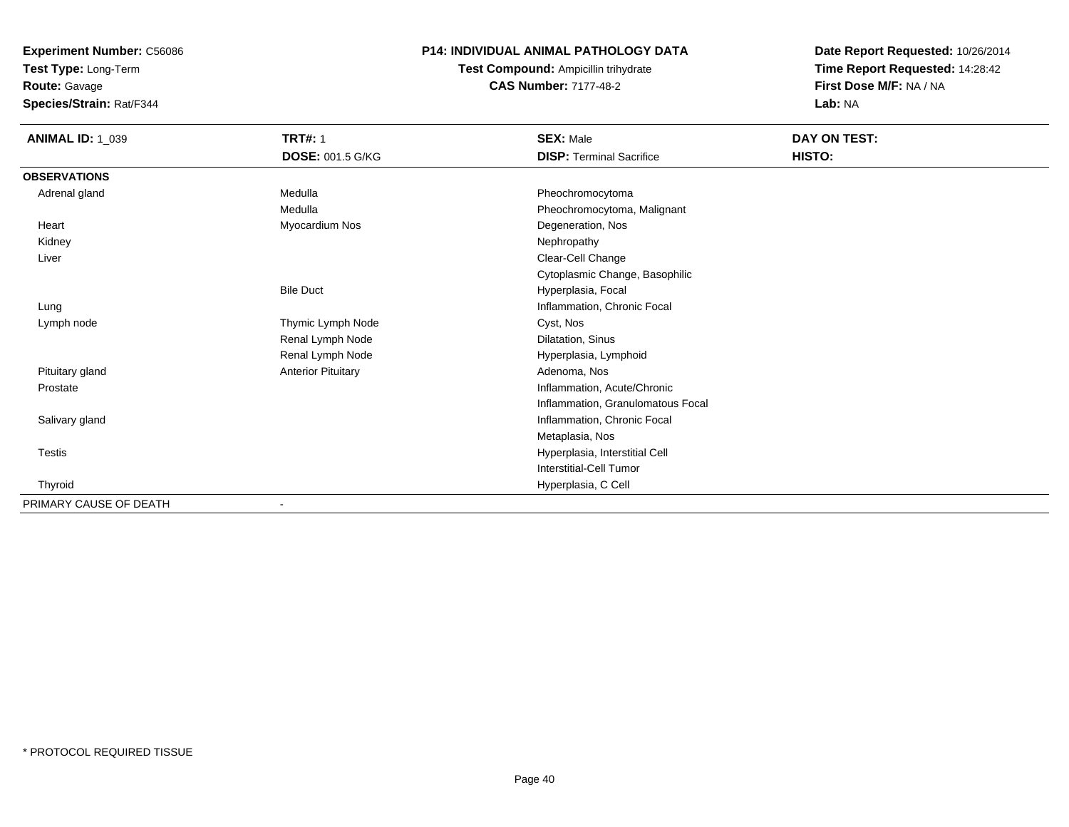**Experiment Number:** C56086
**Test Type:** Long-Term
**Route:** Gavage
**Species/Strain:** Rat/F344

**P14: INDIVIDUAL ANIMAL PATHOLOGY DATA**
**Test Compound:** Ampicillin trihydrate
**CAS Number:** 7177-48-2

**Date Report Requested:** 10/26/2014
**Time Report Requested:** 14:28:42
**First Dose M/F:** NA / NA
**Lab:** NA

| **ANIMAL ID:** 1_039 | **TRT#:** 1 | **SEX:** Male | **DAY ON TEST:** |
|---|---|---|---|
| | **DOSE:** 001.5 G/KG | **DISP:** Terminal Sacrifice | **HISTO:** |
| **OBSERVATIONS** | | | |
| Adrenal gland | Medulla | Pheochromocytoma | |
| | Medulla | Pheochromocytoma, Malignant | |
| Heart | Myocardium Nos | Degeneration, Nos | |
| Kidney | | Nephropathy | |
| Liver | | Clear-Cell Change | |
| | | Cytoplasmic Change, Basophilic | |
| | Bile Duct | Hyperplasia, Focal | |
| Lung | | Inflammation, Chronic Focal | |
| Lymph node | Thymic Lymph Node | Cyst, Nos | |
| | Renal Lymph Node | Dilatation, Sinus | |
| | Renal Lymph Node | Hyperplasia, Lymphoid | |
| Pituitary gland | Anterior Pituitary | Adenoma, Nos | |
| Prostate | | Inflammation, Acute/Chronic | |
| | | Inflammation, Granulomatous Focal | |
| Salivary gland | | Inflammation, Chronic Focal | |
| | | Metaplasia, Nos | |
| Testis | | Hyperplasia, Interstitial Cell | |
| | | Interstitial-Cell Tumor | |
| Thyroid | | Hyperplasia, C Cell | |
| PRIMARY CAUSE OF DEATH | - | | |

* PROTOCOL REQUIRED TISSUE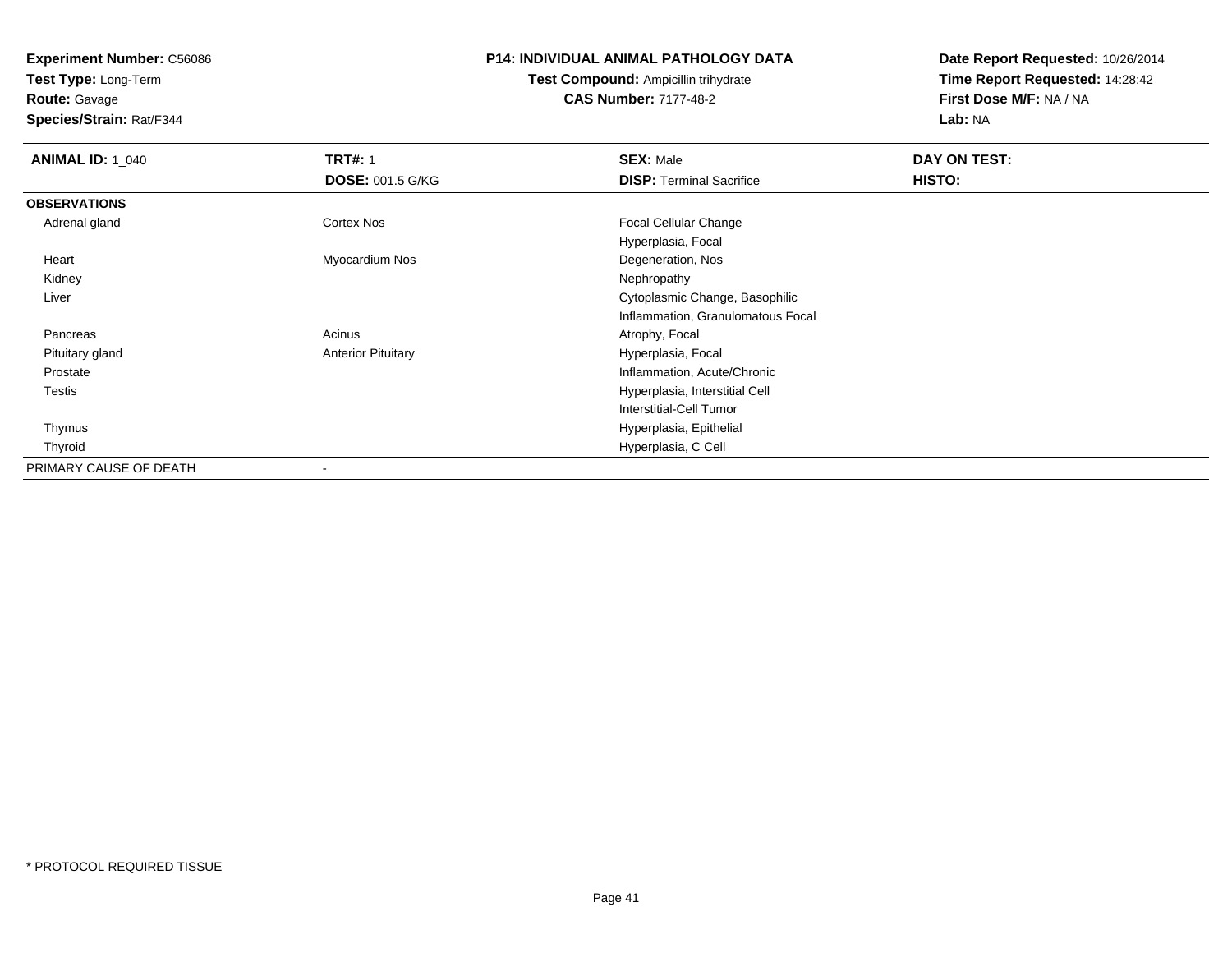**Experiment Number:** C56086
**Test Type:** Long-Term
**Route:** Gavage
**Species/Strain:** Rat/F344

**P14: INDIVIDUAL ANIMAL PATHOLOGY DATA**
**Test Compound:** Ampicillin trihydrate
**CAS Number:** 7177-48-2

**Date Report Requested:** 10/26/2014
**Time Report Requested:** 14:28:42
**First Dose M/F:** NA / NA
**Lab:** NA

| **ANIMAL ID:** 1_040 | **TRT#:** 1 | **SEX:** Male | **DAY ON TEST:** |
|---|---|---|---|
| | **DOSE:** 001.5 G/KG | **DISP:** Terminal Sacrifice | **HISTO:** |
| **OBSERVATIONS** | | | |
| Adrenal gland | Cortex Nos | Focal Cellular Change | |
| | | Hyperplasia, Focal | |
| Heart | Myocardium Nos | Degeneration, Nos | |
| Kidney | | Nephropathy | |
| Liver | | Cytoplasmic Change, Basophilic | |
| | | Inflammation, Granulomatous Focal | |
| Pancreas | Acinus | Atrophy, Focal | |
| Pituitary gland | Anterior Pituitary | Hyperplasia, Focal | |
| Prostate | | Inflammation, Acute/Chronic | |
| Testis | | Hyperplasia, Interstitial Cell | |
| | | Interstitial-Cell Tumor | |
| Thymus | | Hyperplasia, Epithelial | |
| Thyroid | | Hyperplasia, C Cell | |
| PRIMARY CAUSE OF DEATH | - | | |

\* PROTOCOL REQUIRED TISSUE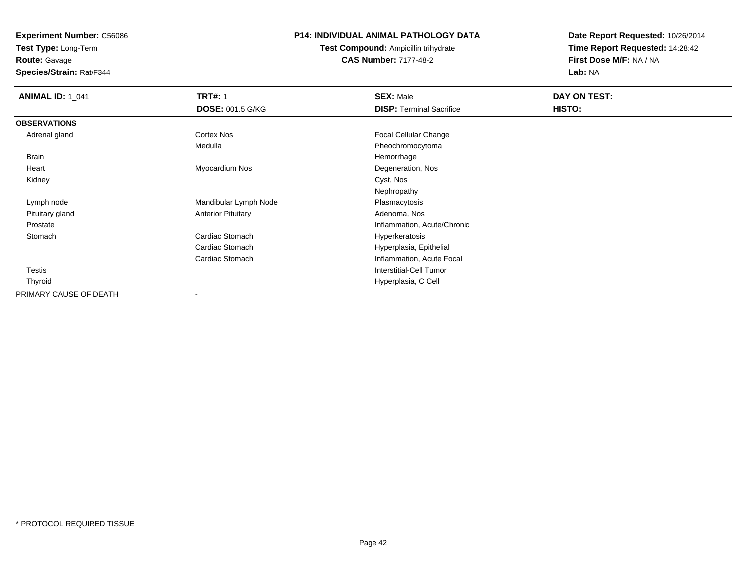**Experiment Number:** C56086
**Test Type:** Long-Term
**Route:** Gavage
**Species/Strain:** Rat/F344

**P14: INDIVIDUAL ANIMAL PATHOLOGY DATA**
**Test Compound:** Ampicillin trihydrate
**CAS Number:** 7177-48-2

**Date Report Requested:** 10/26/2014
**Time Report Requested:** 14:28:42
**First Dose M/F:** NA / NA
**Lab:** NA

| **ANIMAL ID:** 1_041 | **TRT#:** 1 | **SEX:** Male | **DAY ON TEST:** |
|---|---|---|---|
| | **DOSE:** 001.5 G/KG | **DISP:** Terminal Sacrifice | **HISTO:** |
| **OBSERVATIONS** | | | |
| Adrenal gland | Cortex Nos | Focal Cellular Change | |
| | Medulla | Pheochromocytoma | |
| Brain | | Hemorrhage | |
| Heart | Myocardium Nos | Degeneration, Nos | |
| Kidney | | Cyst, Nos | |
| | | Nephropathy | |
| Lymph node | Mandibular Lymph Node | Plasmacytosis | |
| Pituitary gland | Anterior Pituitary | Adenoma, Nos | |
| Prostate | | Inflammation, Acute/Chronic | |
| Stomach | Cardiac Stomach | Hyperkeratosis | |
| | Cardiac Stomach | Hyperplasia, Epithelial | |
| | Cardiac Stomach | Inflammation, Acute Focal | |
| Testis | | Interstitial-Cell Tumor | |
| Thyroid | | Hyperplasia, C Cell | |
| PRIMARY CAUSE OF DEATH | - | | |

* PROTOCOL REQUIRED TISSUE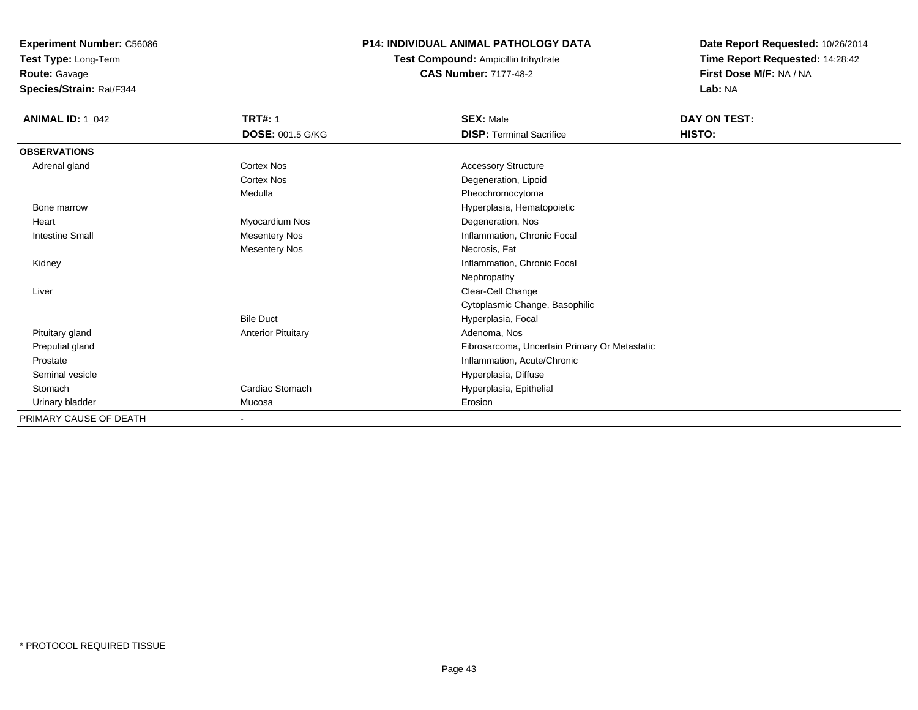**Experiment Number:** C56086
**Test Type:** Long-Term
**Route:** Gavage
**Species/Strain:** Rat/F344

**P14: INDIVIDUAL ANIMAL PATHOLOGY DATA**
**Test Compound:** Ampicillin trihydrate
**CAS Number:** 7177-48-2

**Date Report Requested:** 10/26/2014
**Time Report Requested:** 14:28:42
**First Dose M/F:** NA / NA
**Lab:** NA

| **ANIMAL ID:** 1_042 | **TRT#:** 1 | **SEX:** Male | **DAY ON TEST:** |
|---|---|---|---|
| | **DOSE:** 001.5 G/KG | **DISP:** Terminal Sacrifice | **HISTO:** |
| **OBSERVATIONS** | | | |
| Adrenal gland | Cortex Nos | Accessory Structure | |
| | Cortex Nos | Degeneration, Lipoid | |
| | Medulla | Pheochromocytoma | |
| Bone marrow | | Hyperplasia, Hematopoietic | |
| Heart | Myocardium Nos | Degeneration, Nos | |
| Intestine Small | Mesentery Nos | Inflammation, Chronic Focal | |
| | Mesentery Nos | Necrosis, Fat | |
| Kidney | | Inflammation, Chronic Focal | |
| | | Nephropathy | |
| Liver | | Clear-Cell Change | |
| | | Cytoplasmic Change, Basophilic | |
| | Bile Duct | Hyperplasia, Focal | |
| Pituitary gland | Anterior Pituitary | Adenoma, Nos | |
| Preputial gland | | Fibrosarcoma, Uncertain Primary Or Metastatic | |
| Prostate | | Inflammation, Acute/Chronic | |
| Seminal vesicle | | Hyperplasia, Diffuse | |
| Stomach | Cardiac Stomach | Hyperplasia, Epithelial | |
| Urinary bladder | Mucosa | Erosion | |
| PRIMARY CAUSE OF DEATH | - | | |

* PROTOCOL REQUIRED TISSUE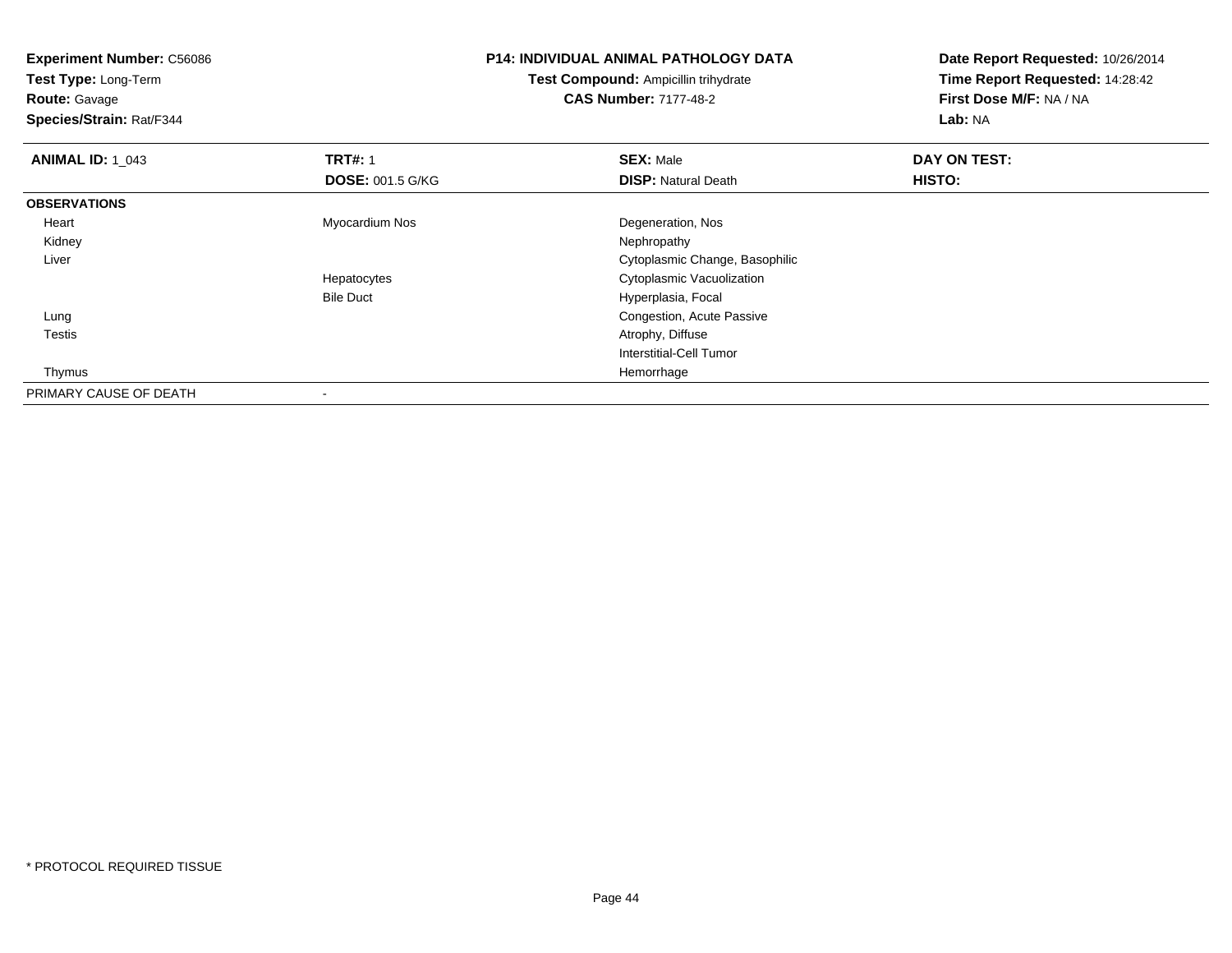**Experiment Number:** C56086
**Test Type:** Long-Term
**Route:** Gavage
**Species/Strain:** Rat/F344

**P14: INDIVIDUAL ANIMAL PATHOLOGY DATA**
**Test Compound:** Ampicillin trihydrate
**CAS Number:** 7177-48-2

**Date Report Requested:** 10/26/2014
**Time Report Requested:** 14:28:42
**First Dose M/F:** NA / NA
**Lab:** NA

| **ANIMAL ID:** 1_043 | **TRT#:** 1 | **SEX:** Male | **DAY ON TEST:** |
|---|---|---|---|
| | **DOSE:** 001.5 G/KG | **DISP:** Natural Death | **HISTO:** |
| **OBSERVATIONS** | | | |
| Heart | Myocardium Nos | Degeneration, Nos | |
| Kidney | | Nephropathy | |
| Liver | | Cytoplasmic Change, Basophilic | |
| | Hepatocytes | Cytoplasmic Vacuolization | |
| | Bile Duct | Hyperplasia, Focal | |
| Lung | | Congestion, Acute Passive | |
| Testis | | Atrophy, Diffuse | |
| | | Interstitial-Cell Tumor | |
| Thymus | | Hemorrhage | |
| PRIMARY CAUSE OF DEATH | - | | |

* PROTOCOL REQUIRED TISSUE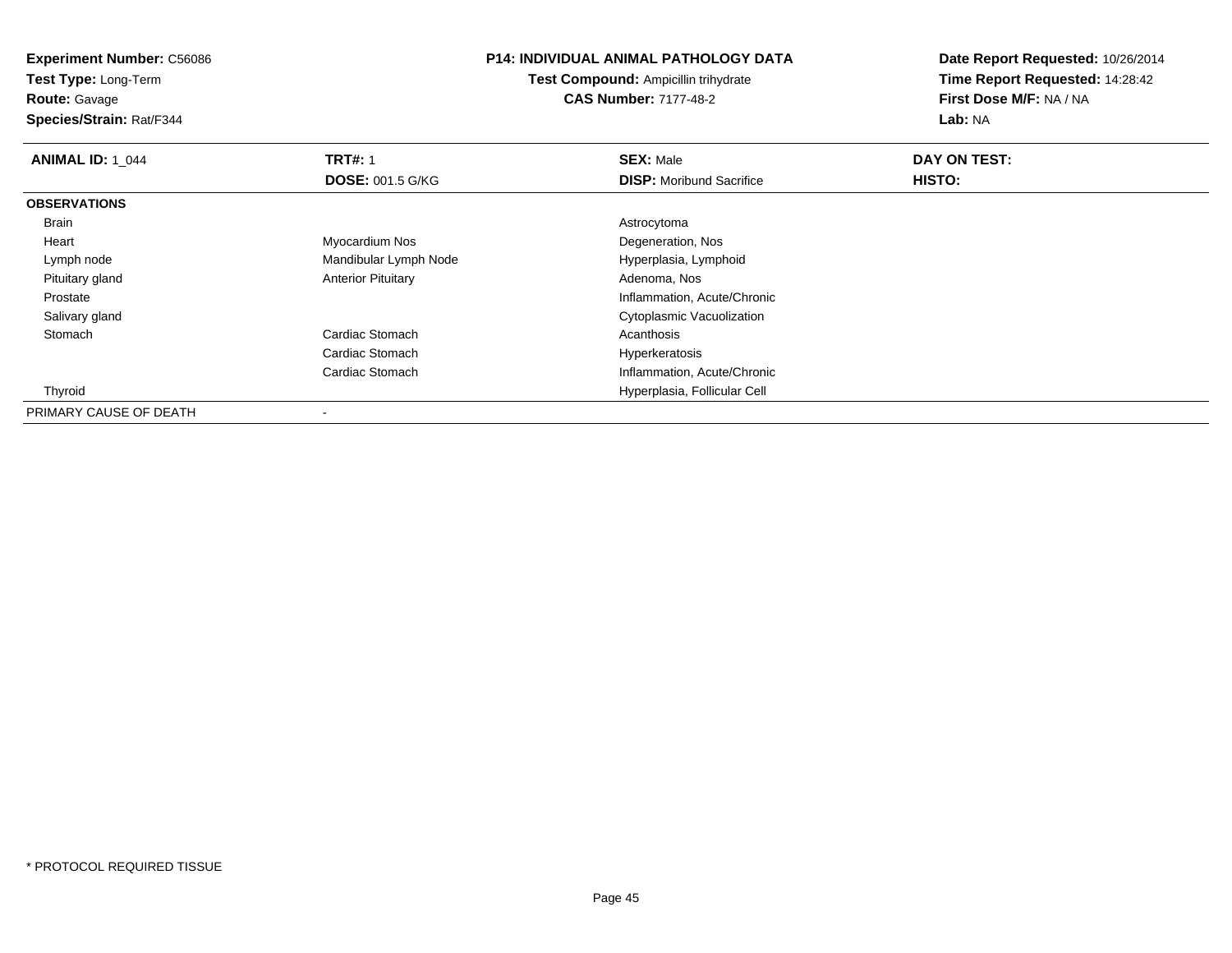**Experiment Number:** C56086
**Test Type:** Long-Term
**Route:** Gavage
**Species/Strain:** Rat/F344

## P14: INDIVIDUAL ANIMAL PATHOLOGY DATA

**Test Compound:** Ampicillin trihydrate
**CAS Number:** 7177-48-2

**Date Report Requested:** 10/26/2014
**Time Report Requested:** 14:28:42
**First Dose M/F:** NA / NA
**Lab:** NA

| **ANIMAL ID:** 1_044 | **TRT#:** 1 | **SEX:** Male | **DAY ON TEST:** |
|---|---|---|---|
| | **DOSE:** 001.5 G/KG | **DISP:** Moribund Sacrifice | **HISTO:** |
| **OBSERVATIONS** | | | |
| Brain | | Astrocytoma | |
| Heart | Myocardium Nos | Degeneration, Nos | |
| Lymph node | Mandibular Lymph Node | Hyperplasia, Lymphoid | |
| Pituitary gland | Anterior Pituitary | Adenoma, Nos | |
| Prostate | | Inflammation, Acute/Chronic | |
| Salivary gland | | Cytoplasmic Vacuolization | |
| Stomach | Cardiac Stomach | Acanthosis | |
| | Cardiac Stomach | Hyperkeratosis | |
| | Cardiac Stomach | Inflammation, Acute/Chronic | |
| Thyroid | | Hyperplasia, Follicular Cell | |
| PRIMARY CAUSE OF DEATH | - | | |

* PROTOCOL REQUIRED TISSUE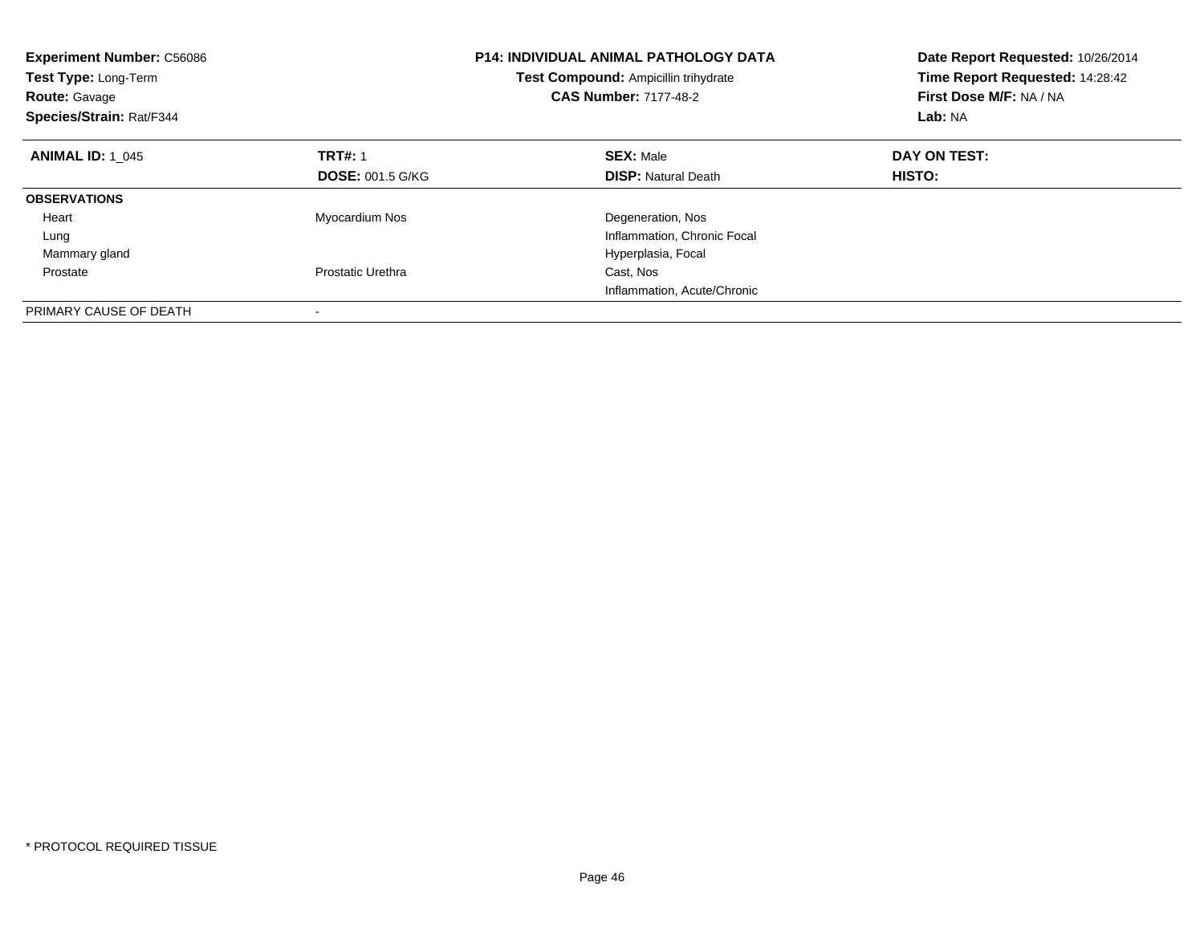**Experiment Number:** C56086
**Test Type:** Long-Term
**Route:** Gavage
**Species/Strain:** Rat/F344

**P14: INDIVIDUAL ANIMAL PATHOLOGY DATA**
**Test Compound:** Ampicillin trihydrate
**CAS Number:** 7177-48-2

**Date Report Requested:** 10/26/2014
**Time Report Requested:** 14:28:42
**First Dose M/F:** NA / NA
**Lab:** NA

| **ANIMAL ID:** 1_045 | **TRT#:** 1 | **SEX:** Male | **DAY ON TEST:** |
|---|---|---|---|
| | **DOSE:** 001.5 G/KG | **DISP:** Natural Death | **HISTO:** |
| **OBSERVATIONS** | | | |
| Heart | Myocardium Nos | Degeneration, Nos | |
| Lung | | Inflammation, Chronic Focal | |
| Mammary gland | | Hyperplasia, Focal | |
| Prostate | Prostatic Urethra | Cast, Nos | |
| | | Inflammation, Acute/Chronic | |
| PRIMARY CAUSE OF DEATH | - | | |

\* PROTOCOL REQUIRED TISSUE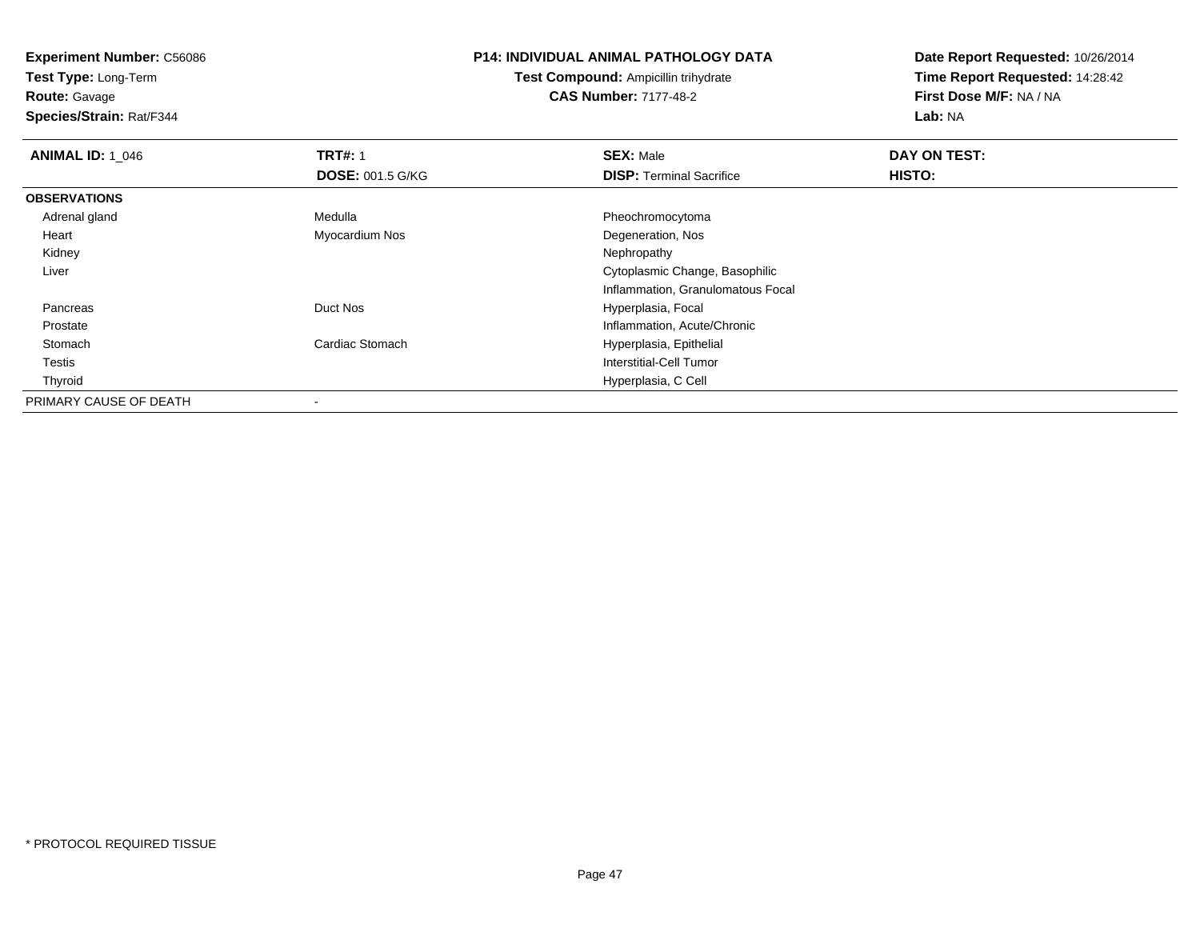**Experiment Number:** C56086
**Test Type:** Long-Term
**Route:** Gavage
**Species/Strain:** Rat/F344

**P14: INDIVIDUAL ANIMAL PATHOLOGY DATA**
**Test Compound:** Ampicillin trihydrate
**CAS Number:** 7177-48-2

**Date Report Requested:** 10/26/2014
**Time Report Requested:** 14:28:42
**First Dose M/F:** NA / NA
**Lab:** NA

| **ANIMAL ID:** 1_046 | **TRT#:** 1 | **SEX:** Male | **DAY ON TEST:** |
|---|---|---|---|
| | **DOSE:** 001.5 G/KG | **DISP:** Terminal Sacrifice | **HISTO:** |
| **OBSERVATIONS** | | | |
| Adrenal gland | Medulla | Pheochromocytoma | |
| Heart | Myocardium Nos | Degeneration, Nos | |
| Kidney | | Nephropathy | |
| Liver | | Cytoplasmic Change, Basophilic | |
| | | Inflammation, Granulomatous Focal | |
| Pancreas | Duct Nos | Hyperplasia, Focal | |
| Prostate | | Inflammation, Acute/Chronic | |
| Stomach | Cardiac Stomach | Hyperplasia, Epithelial | |
| Testis | | Interstitial-Cell Tumor | |
| Thyroid | | Hyperplasia, C Cell | |
| PRIMARY CAUSE OF DEATH | - | | |

* PROTOCOL REQUIRED TISSUE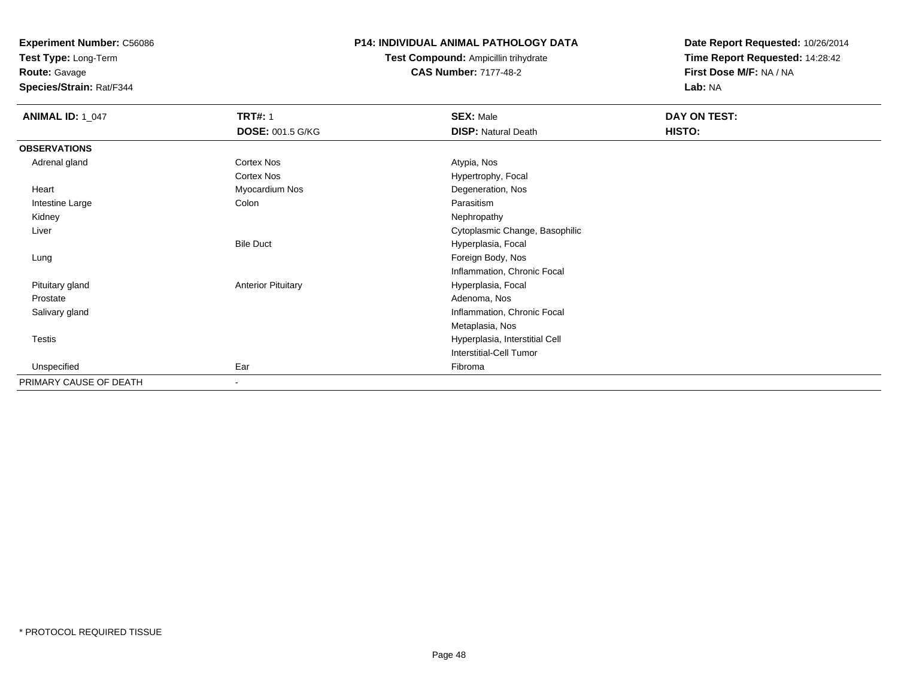**Experiment Number:** C56086
**Test Type:** Long-Term
**Route:** Gavage
**Species/Strain:** Rat/F344

**P14: INDIVIDUAL ANIMAL PATHOLOGY DATA**
**Test Compound:** Ampicillin trihydrate
**CAS Number:** 7177-48-2

**Date Report Requested:** 10/26/2014
**Time Report Requested:** 14:28:42
**First Dose M/F:** NA / NA
**Lab:** NA

| **ANIMAL ID:** 1_047 | **TRT#:** 1 | **SEX:** Male | **DAY ON TEST:** |
|---|---|---|---|
| | **DOSE:** 001.5 G/KG | **DISP:** Natural Death | **HISTO:** |
| **OBSERVATIONS** | | | |
| Adrenal gland | Cortex Nos | Atypia, Nos | |
| | Cortex Nos | Hypertrophy, Focal | |
| Heart | Myocardium Nos | Degeneration, Nos | |
| Intestine Large | Colon | Parasitism | |
| Kidney | | Nephropathy | |
| Liver | | Cytoplasmic Change, Basophilic | |
| | Bile Duct | Hyperplasia, Focal | |
| Lung | | Foreign Body, Nos | |
| | | Inflammation, Chronic Focal | |
| Pituitary gland | Anterior Pituitary | Hyperplasia, Focal | |
| Prostate | | Adenoma, Nos | |
| Salivary gland | | Inflammation, Chronic Focal | |
| | | Metaplasia, Nos | |
| Testis | | Hyperplasia, Interstitial Cell | |
| | | Interstitial-Cell Tumor | |
| Unspecified | Ear | Fibroma | |
| PRIMARY CAUSE OF DEATH | - | | |

* PROTOCOL REQUIRED TISSUE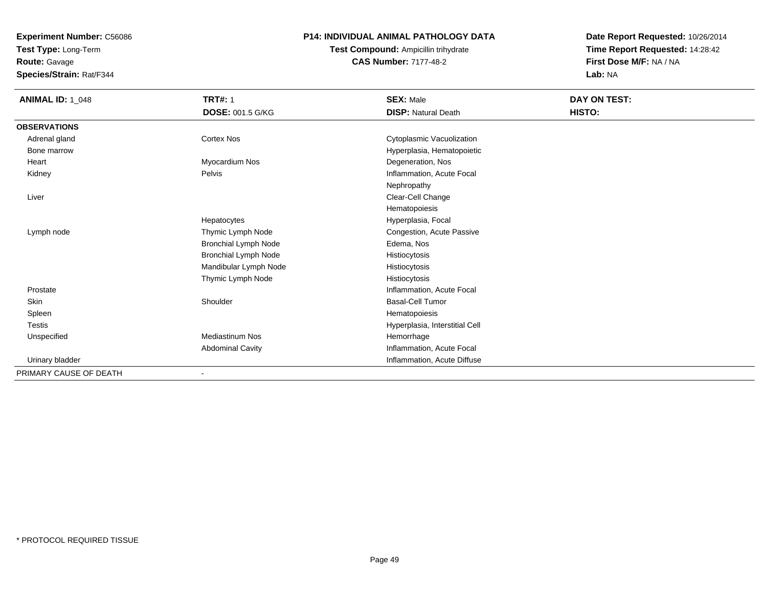**Experiment Number:** C56086
**Test Type:** Long-Term
**Route:** Gavage
**Species/Strain:** Rat/F344

**P14: INDIVIDUAL ANIMAL PATHOLOGY DATA**
**Test Compound:** Ampicillin trihydrate
**CAS Number:** 7177-48-2

**Date Report Requested:** 10/26/2014
**Time Report Requested:** 14:28:42
**First Dose M/F:** NA / NA
**Lab:** NA

| **ANIMAL ID:** 1_048 | **TRT#:** 1 | **SEX:** Male | **DAY ON TEST:** |
|---|---|---|---|
| | **DOSE:** 001.5 G/KG | **DISP:** Natural Death | **HISTO:** |
| **OBSERVATIONS** | | | |
| Adrenal gland | Cortex Nos | Cytoplasmic Vacuolization | |
| Bone marrow | | Hyperplasia, Hematopoietic | |
| Heart | Myocardium Nos | Degeneration, Nos | |
| Kidney | Pelvis | Inflammation, Acute Focal | |
| | | Nephropathy | |
| Liver | | Clear-Cell Change | |
| | | Hematopoiesis | |
| | Hepatocytes | Hyperplasia, Focal | |
| Lymph node | Thymic Lymph Node | Congestion, Acute Passive | |
| | Bronchial Lymph Node | Edema, Nos | |
| | Bronchial Lymph Node | Histiocytosis | |
| | Mandibular Lymph Node | Histiocytosis | |
| | Thymic Lymph Node | Histiocytosis | |
| Prostate | | Inflammation, Acute Focal | |
| Skin | Shoulder | Basal-Cell Tumor | |
| Spleen | | Hematopoiesis | |
| Testis | | Hyperplasia, Interstitial Cell | |
| Unspecified | Mediastinum Nos | Hemorrhage | |
| | Abdominal Cavity | Inflammation, Acute Focal | |
| Urinary bladder | | Inflammation, Acute Diffuse | |
| PRIMARY CAUSE OF DEATH | - | | |

* PROTOCOL REQUIRED TISSUE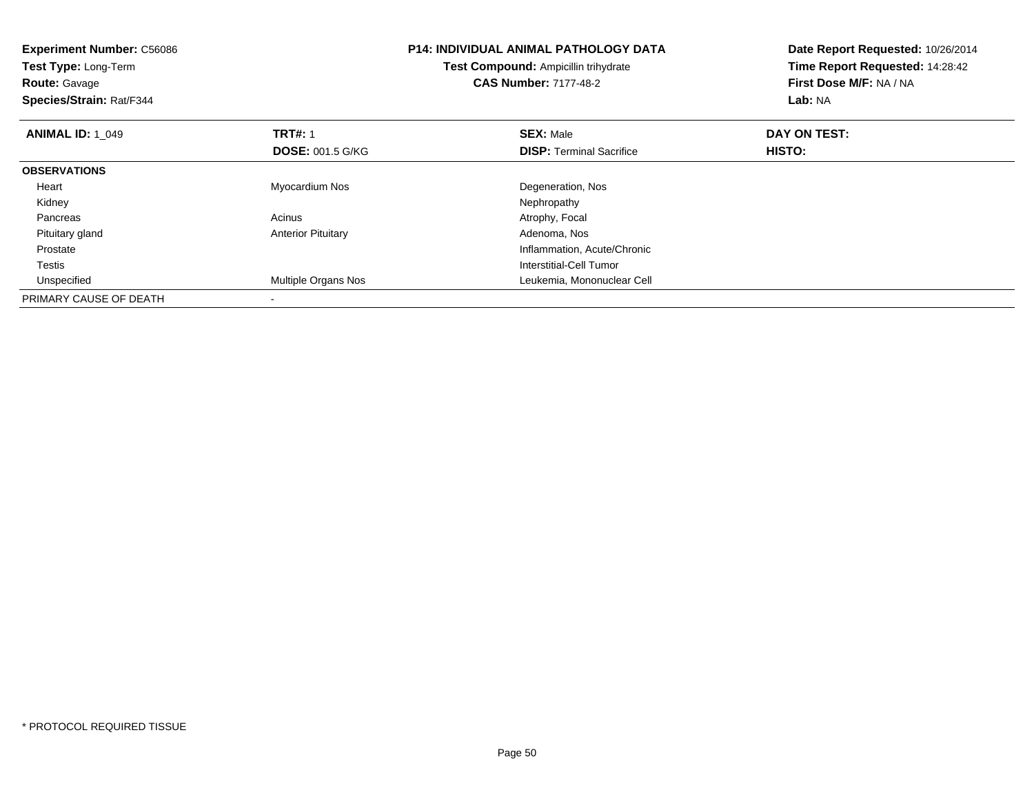**Experiment Number:** C56086
**Test Type:** Long-Term
**Route:** Gavage
**Species/Strain:** Rat/F344

**P14: INDIVIDUAL ANIMAL PATHOLOGY DATA**
**Test Compound:** Ampicillin trihydrate
**CAS Number:** 7177-48-2

**Date Report Requested:** 10/26/2014
**Time Report Requested:** 14:28:42
**First Dose M/F:** NA / NA
**Lab:** NA

| **ANIMAL ID:** 1_049 | **TRT#:** 1 | **SEX:** Male | **DAY ON TEST:** |
|---|---|---|---|
| | **DOSE:** 001.5 G/KG | **DISP:** Terminal Sacrifice | **HISTO:** |
| **OBSERVATIONS** | | | |
| Heart | Myocardium Nos | Degeneration, Nos | |
| Kidney | | Nephropathy | |
| Pancreas | Acinus | Atrophy, Focal | |
| Pituitary gland | Anterior Pituitary | Adenoma, Nos | |
| Prostate | | Inflammation, Acute/Chronic | |
| Testis | | Interstitial-Cell Tumor | |
| Unspecified | Multiple Organs Nos | Leukemia, Mononuclear Cell | |
| PRIMARY CAUSE OF DEATH | - | | |

* PROTOCOL REQUIRED TISSUE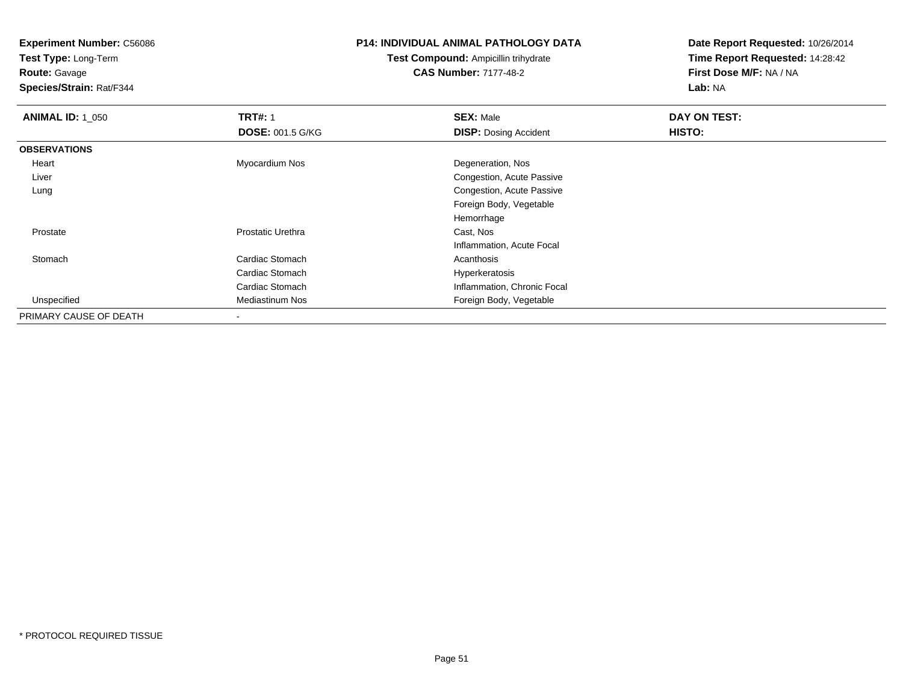**Experiment Number:** C56086
**Test Type:** Long-Term
**Route:** Gavage
**Species/Strain:** Rat/F344

**P14: INDIVIDUAL ANIMAL PATHOLOGY DATA**
**Test Compound:** Ampicillin trihydrate
**CAS Number:** 7177-48-2

**Date Report Requested:** 10/26/2014
**Time Report Requested:** 14:28:42
**First Dose M/F:** NA / NA
**Lab:** NA

| **ANIMAL ID:** 1_050 | **TRT#:** 1 | **SEX:** Male | **DAY ON TEST:** |
|---|---|---|---|
| | **DOSE:** 001.5 G/KG | **DISP:** Dosing Accident | **HISTO:** |
| **OBSERVATIONS** | | | |
| Heart | Myocardium Nos | Degeneration, Nos | |
| Liver | | Congestion, Acute Passive | |
| Lung | | Congestion, Acute Passive | |
| | | Foreign Body, Vegetable | |
| | | Hemorrhage | |
| Prostate | Prostatic Urethra | Cast, Nos | |
| | | Inflammation, Acute Focal | |
| Stomach | Cardiac Stomach | Acanthosis | |
| | Cardiac Stomach | Hyperkeratosis | |
| | Cardiac Stomach | Inflammation, Chronic Focal | |
| Unspecified | Mediastinum Nos | Foreign Body, Vegetable | |
| PRIMARY CAUSE OF DEATH | - | | |

* PROTOCOL REQUIRED TISSUE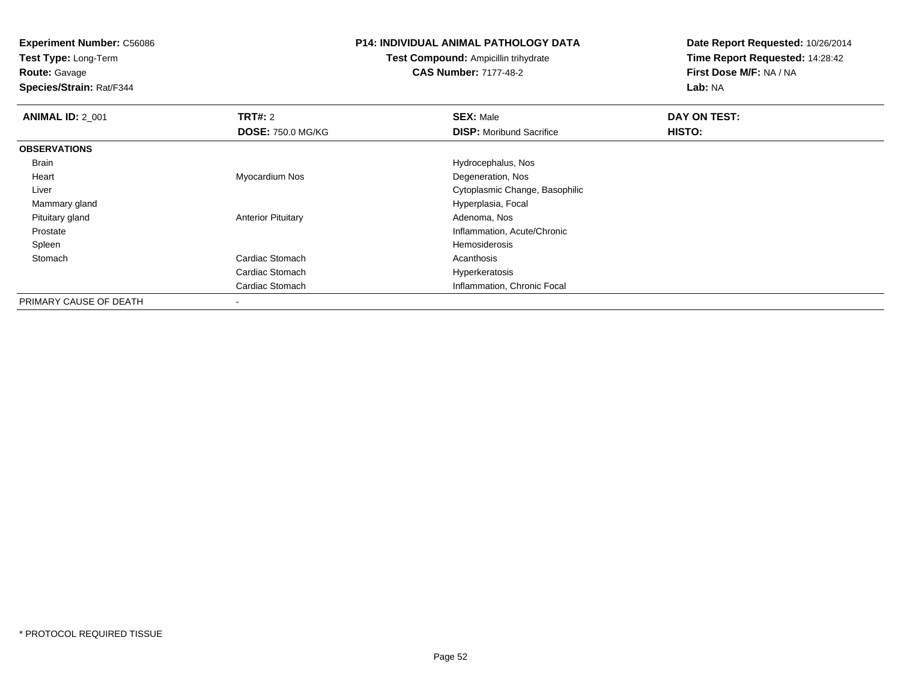**Experiment Number:** C56086
**Test Type:** Long-Term
**Route:** Gavage
**Species/Strain:** Rat/F344

**P14: INDIVIDUAL ANIMAL PATHOLOGY DATA**
**Test Compound:** Ampicillin trihydrate
**CAS Number:** 7177-48-2

**Date Report Requested:** 10/26/2014
**Time Report Requested:** 14:28:42
**First Dose M/F:** NA / NA
**Lab:** NA

| **ANIMAL ID:** 2_001 | **TRT#:** 2 | **SEX:** Male | **DAY ON TEST:** |
|---|---|---|---|
| | **DOSE:** 750.0 MG/KG | **DISP:** Moribund Sacrifice | **HISTO:** |
| **OBSERVATIONS** | | | |
| Brain | | Hydrocephalus, Nos | |
| Heart | Myocardium Nos | Degeneration, Nos | |
| Liver | | Cytoplasmic Change, Basophilic | |
| Mammary gland | | Hyperplasia, Focal | |
| Pituitary gland | Anterior Pituitary | Adenoma, Nos | |
| Prostate | | Inflammation, Acute/Chronic | |
| Spleen | | Hemosiderosis | |
| Stomach | Cardiac Stomach | Acanthosis | |
| | Cardiac Stomach | Hyperkeratosis | |
| | Cardiac Stomach | Inflammation, Chronic Focal | |
| PRIMARY CAUSE OF DEATH | - | | |

* PROTOCOL REQUIRED TISSUE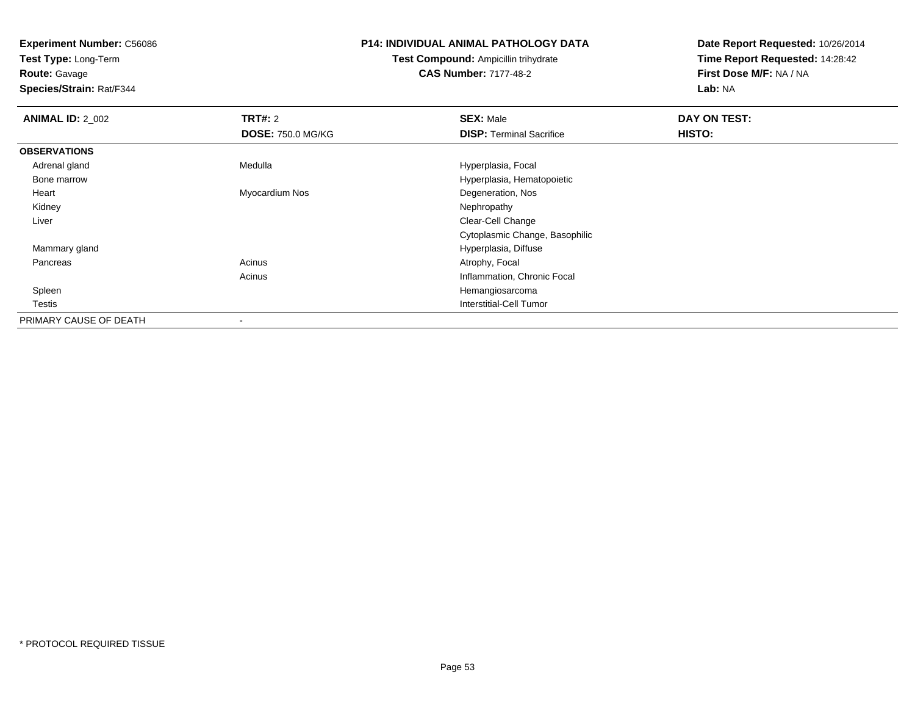**Experiment Number:** C56086
**Test Type:** Long-Term
**Route:** Gavage
**Species/Strain:** Rat/F344

**P14: INDIVIDUAL ANIMAL PATHOLOGY DATA**
**Test Compound:** Ampicillin trihydrate
**CAS Number:** 7177-48-2

**Date Report Requested:** 10/26/2014
**Time Report Requested:** 14:28:42
**First Dose M/F:** NA / NA
**Lab:** NA

| **ANIMAL ID:** 2_002 | **TRT#:** 2 | **SEX:** Male | **DAY ON TEST:** |
|---|---|---|---|
| | **DOSE:** 750.0 MG/KG | **DISP:** Terminal Sacrifice | **HISTO:** |
| **OBSERVATIONS** | | | |
| Adrenal gland | Medulla | Hyperplasia, Focal | |
| Bone marrow | | Hyperplasia, Hematopoietic | |
| Heart | Myocardium Nos | Degeneration, Nos | |
| Kidney | | Nephropathy | |
| Liver | | Clear-Cell Change | |
| | | Cytoplasmic Change, Basophilic | |
| Mammary gland | | Hyperplasia, Diffuse | |
| Pancreas | Acinus | Atrophy, Focal | |
| | Acinus | Inflammation, Chronic Focal | |
| Spleen | | Hemangiosarcoma | |
| Testis | | Interstitial-Cell Tumor | |
| PRIMARY CAUSE OF DEATH | - | | |

\* PROTOCOL REQUIRED TISSUE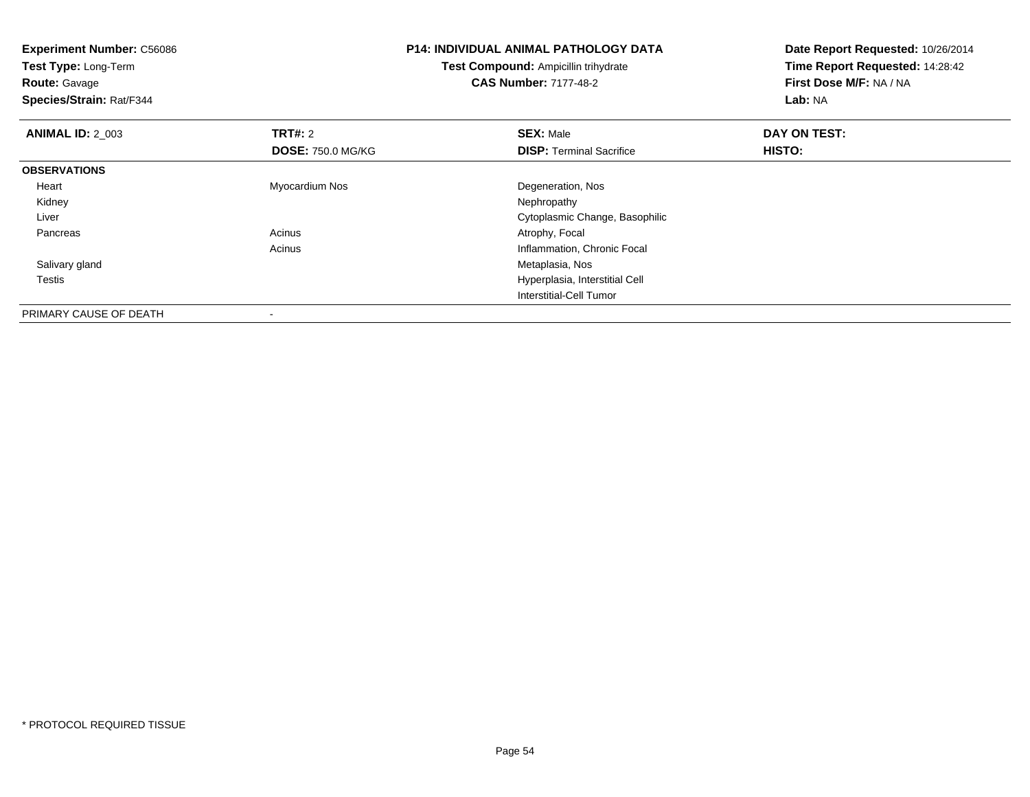**Experiment Number:** C56086
**Test Type:** Long-Term
**Route:** Gavage
**Species/Strain:** Rat/F344

**P14: INDIVIDUAL ANIMAL PATHOLOGY DATA**
**Test Compound:** Ampicillin trihydrate
**CAS Number:** 7177-48-2

**Date Report Requested:** 10/26/2014
**Time Report Requested:** 14:28:42
**First Dose M/F:** NA / NA
**Lab:** NA

| **ANIMAL ID:** 2_003 | **TRT#:** 2 | **SEX:** Male | **DAY ON TEST:** |
|---|---|---|---|
| | **DOSE:** 750.0 MG/KG | **DISP:** Terminal Sacrifice | **HISTO:** |
| **OBSERVATIONS** | | | |
| Heart | Myocardium Nos | Degeneration, Nos | |
| Kidney | | Nephropathy | |
| Liver | | Cytoplasmic Change, Basophilic | |
| Pancreas | Acinus | Atrophy, Focal | |
| | Acinus | Inflammation, Chronic Focal | |
| Salivary gland | | Metaplasia, Nos | |
| Testis | | Hyperplasia, Interstitial Cell | |
| | | Interstitial-Cell Tumor | |
| PRIMARY CAUSE OF DEATH | - | | |

* PROTOCOL REQUIRED TISSUE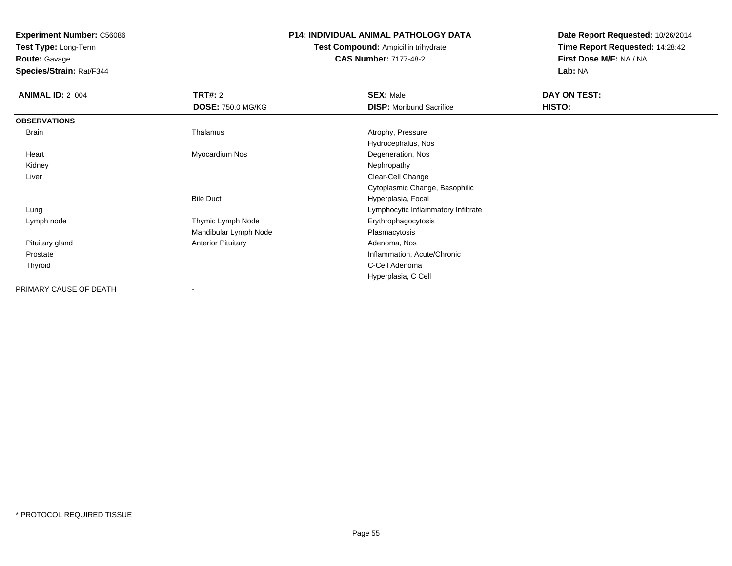**Experiment Number:** C56086
**Test Type:** Long-Term
**Route:** Gavage
**Species/Strain:** Rat/F344

**P14: INDIVIDUAL ANIMAL PATHOLOGY DATA**
**Test Compound:** Ampicillin trihydrate
**CAS Number:** 7177-48-2

**Date Report Requested:** 10/26/2014
**Time Report Requested:** 14:28:42
**First Dose M/F:** NA / NA
**Lab:** NA

| **ANIMAL ID:** 2_004 | **TRT#:** 2 | **SEX:** Male | **DAY ON TEST:** |
|---|---|---|---|
| | **DOSE:** 750.0 MG/KG | **DISP:** Moribund Sacrifice | **HISTO:** |
| **OBSERVATIONS** | | | |
| Brain | Thalamus | Atrophy, Pressure | |
| | | Hydrocephalus, Nos | |
| Heart | Myocardium Nos | Degeneration, Nos | |
| Kidney | | Nephropathy | |
| Liver | | Clear-Cell Change | |
| | | Cytoplasmic Change, Basophilic | |
| | Bile Duct | Hyperplasia, Focal | |
| Lung | | Lymphocytic Inflammatory Infiltrate | |
| Lymph node | Thymic Lymph Node | Erythrophagocytosis | |
| | Mandibular Lymph Node | Plasmacytosis | |
| Pituitary gland | Anterior Pituitary | Adenoma, Nos | |
| Prostate | | Inflammation, Acute/Chronic | |
| Thyroid | | C-Cell Adenoma | |
| | | Hyperplasia, C Cell | |
| PRIMARY CAUSE OF DEATH | - | | |

* PROTOCOL REQUIRED TISSUE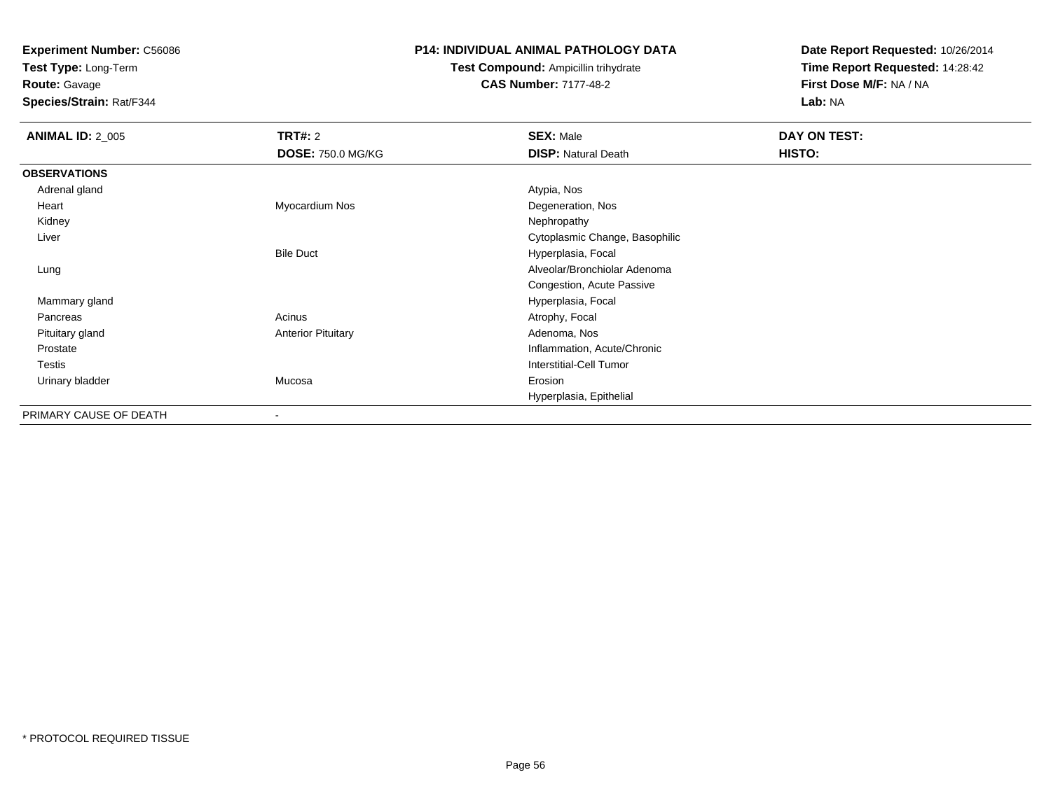**Experiment Number:** C56086
**Test Type:** Long-Term
**Route:** Gavage
**Species/Strain:** Rat/F344

**P14: INDIVIDUAL ANIMAL PATHOLOGY DATA**
**Test Compound:** Ampicillin trihydrate
**CAS Number:** 7177-48-2

**Date Report Requested:** 10/26/2014
**Time Report Requested:** 14:28:42
**First Dose M/F:** NA / NA
**Lab:** NA

| **ANIMAL ID:** 2_005 | **TRT#:** 2 | **SEX:** Male | **DAY ON TEST:** |
|---|---|---|---|
| | **DOSE:** 750.0 MG/KG | **DISP:** Natural Death | **HISTO:** |
| **OBSERVATIONS** | | | |
| Adrenal gland | | Atypia, Nos | |
| Heart | Myocardium Nos | Degeneration, Nos | |
| Kidney | | Nephropathy | |
| Liver | | Cytoplasmic Change, Basophilic | |
| | Bile Duct | Hyperplasia, Focal | |
| Lung | | Alveolar/Bronchiolar Adenoma | |
| | | Congestion, Acute Passive | |
| Mammary gland | | Hyperplasia, Focal | |
| Pancreas | Acinus | Atrophy, Focal | |
| Pituitary gland | Anterior Pituitary | Adenoma, Nos | |
| Prostate | | Inflammation, Acute/Chronic | |
| Testis | | Interstitial-Cell Tumor | |
| Urinary bladder | Mucosa | Erosion | |
| | | Hyperplasia, Epithelial | |
| PRIMARY CAUSE OF DEATH | - | | |

* PROTOCOL REQUIRED TISSUE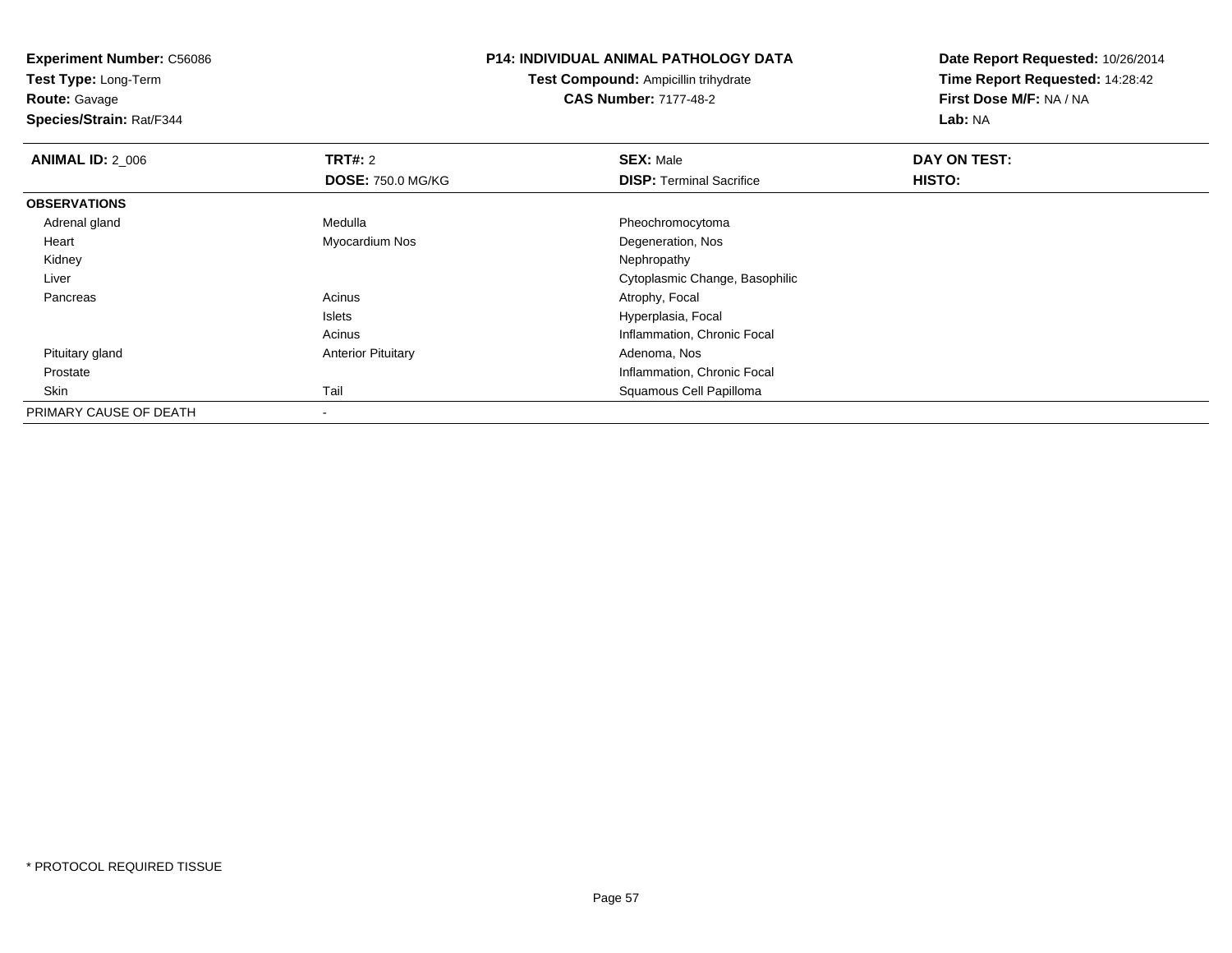**Experiment Number:** C56086
**Test Type:** Long-Term
**Route:** Gavage
**Species/Strain:** Rat/F344

**P14: INDIVIDUAL ANIMAL PATHOLOGY DATA**
**Test Compound:** Ampicillin trihydrate
**CAS Number:** 7177-48-2

**Date Report Requested:** 10/26/2014
**Time Report Requested:** 14:28:42
**First Dose M/F:** NA / NA
**Lab:** NA

| **ANIMAL ID:** 2_006 | **TRT#:** 2 | **SEX:** Male | **DAY ON TEST:** |
|---|---|---|---|
| | **DOSE:** 750.0 MG/KG | **DISP:** Terminal Sacrifice | **HISTO:** |
| **OBSERVATIONS** | | | |
| Adrenal gland | Medulla | Pheochromocytoma | |
| Heart | Myocardium Nos | Degeneration, Nos | |
| Kidney | | Nephropathy | |
| Liver | | Cytoplasmic Change, Basophilic | |
| Pancreas | Acinus | Atrophy, Focal | |
| | Islets | Hyperplasia, Focal | |
| | Acinus | Inflammation, Chronic Focal | |
| Pituitary gland | Anterior Pituitary | Adenoma, Nos | |
| Prostate | | Inflammation, Chronic Focal | |
| Skin | Tail | Squamous Cell Papilloma | |
| PRIMARY CAUSE OF DEATH | - | | |

* PROTOCOL REQUIRED TISSUE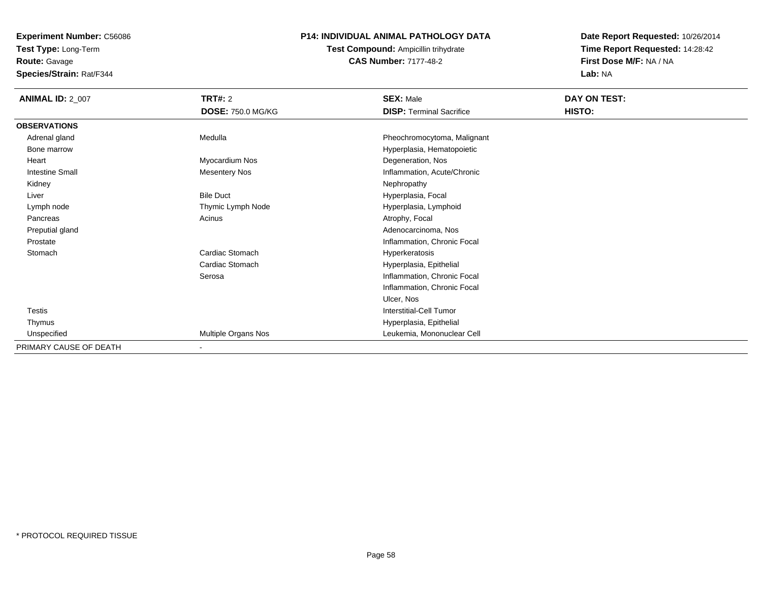**Experiment Number:** C56086
**Test Type:** Long-Term
**Route:** Gavage
**Species/Strain:** Rat/F344

**P14: INDIVIDUAL ANIMAL PATHOLOGY DATA**
**Test Compound:** Ampicillin trihydrate
**CAS Number:** 7177-48-2

**Date Report Requested:** 10/26/2014
**Time Report Requested:** 14:28:42
**First Dose M/F:** NA / NA
**Lab:** NA

| **ANIMAL ID:** 2_007 | **TRT#:** 2 | **SEX:** Male | **DAY ON TEST:** |
|---|---|---|---|
| | **DOSE:** 750.0 MG/KG | **DISP:** Terminal Sacrifice | **HISTO:** |
| **OBSERVATIONS** | | | |
| Adrenal gland | Medulla | Pheochromocytoma, Malignant | |
| Bone marrow | | Hyperplasia, Hematopoietic | |
| Heart | Myocardium Nos | Degeneration, Nos | |
| Intestine Small | Mesentery Nos | Inflammation, Acute/Chronic | |
| Kidney | | Nephropathy | |
| Liver | Bile Duct | Hyperplasia, Focal | |
| Lymph node | Thymic Lymph Node | Hyperplasia, Lymphoid | |
| Pancreas | Acinus | Atrophy, Focal | |
| Preputial gland | | Adenocarcinoma, Nos | |
| Prostate | | Inflammation, Chronic Focal | |
| Stomach | Cardiac Stomach | Hyperkeratosis | |
| | Cardiac Stomach | Hyperplasia, Epithelial | |
| | Serosa | Inflammation, Chronic Focal | |
| | | Inflammation, Chronic Focal | |
| | | Ulcer, Nos | |
| Testis | | Interstitial-Cell Tumor | |
| Thymus | | Hyperplasia, Epithelial | |
| Unspecified | Multiple Organs Nos | Leukemia, Mononuclear Cell | |
| PRIMARY CAUSE OF DEATH | - | | |

* PROTOCOL REQUIRED TISSUE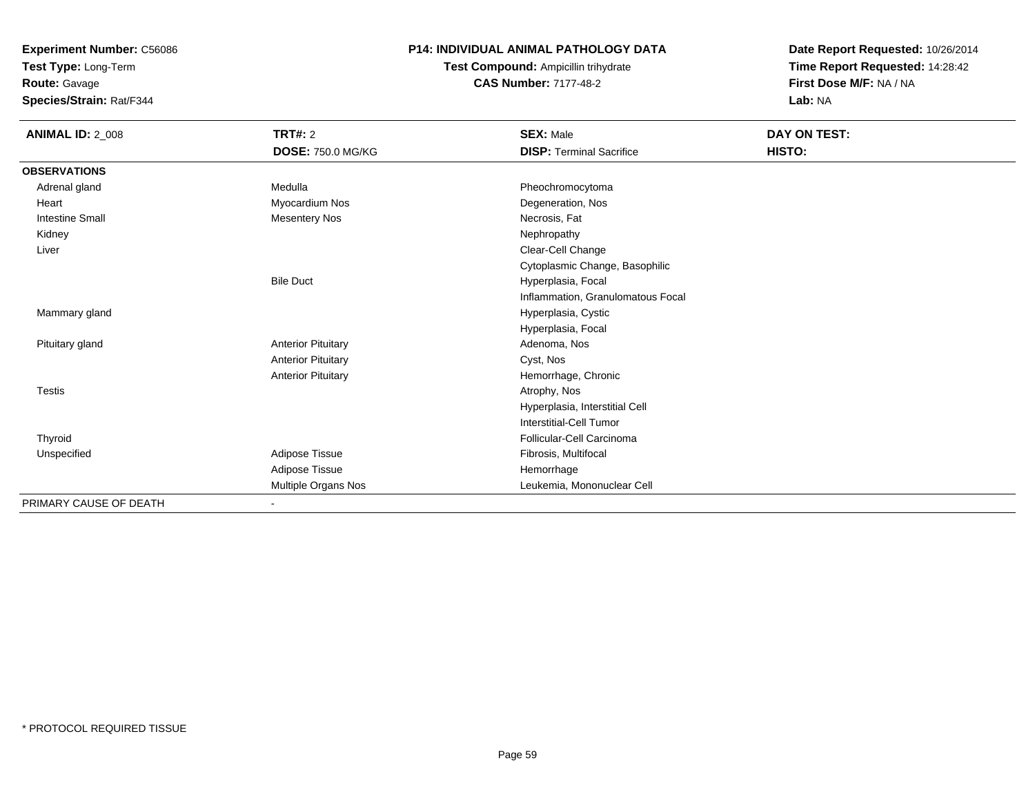**Experiment Number:** C56086
**Test Type:** Long-Term
**Route:** Gavage
**Species/Strain:** Rat/F344

**P14: INDIVIDUAL ANIMAL PATHOLOGY DATA**
**Test Compound:** Ampicillin trihydrate
**CAS Number:** 7177-48-2

**Date Report Requested:** 10/26/2014
**Time Report Requested:** 14:28:42
**First Dose M/F:** NA / NA
**Lab:** NA

| **ANIMAL ID:** 2_008 | **TRT#:** 2 | **SEX:** Male | **DAY ON TEST:** |
|---|---|---|---|
| | **DOSE:** 750.0 MG/KG | **DISP:** Terminal Sacrifice | **HISTO:** |
| **OBSERVATIONS** | | | |
| Adrenal gland | Medulla | Pheochromocytoma | |
| Heart | Myocardium Nos | Degeneration, Nos | |
| Intestine Small | Mesentery Nos | Necrosis, Fat | |
| Kidney | | Nephropathy | |
| Liver | | Clear-Cell Change | |
| | | Cytoplasmic Change, Basophilic | |
| | Bile Duct | Hyperplasia, Focal | |
| | | Inflammation, Granulomatous Focal | |
| Mammary gland | | Hyperplasia, Cystic | |
| | | Hyperplasia, Focal | |
| Pituitary gland | Anterior Pituitary | Adenoma, Nos | |
| | Anterior Pituitary | Cyst, Nos | |
| | Anterior Pituitary | Hemorrhage, Chronic | |
| Testis | | Atrophy, Nos | |
| | | Hyperplasia, Interstitial Cell | |
| | | Interstitial-Cell Tumor | |
| Thyroid | | Follicular-Cell Carcinoma | |
| Unspecified | Adipose Tissue | Fibrosis, Multifocal | |
| | Adipose Tissue | Hemorrhage | |
| | Multiple Organs Nos | Leukemia, Mononuclear Cell | |
| PRIMARY CAUSE OF DEATH | - | | |

* PROTOCOL REQUIRED TISSUE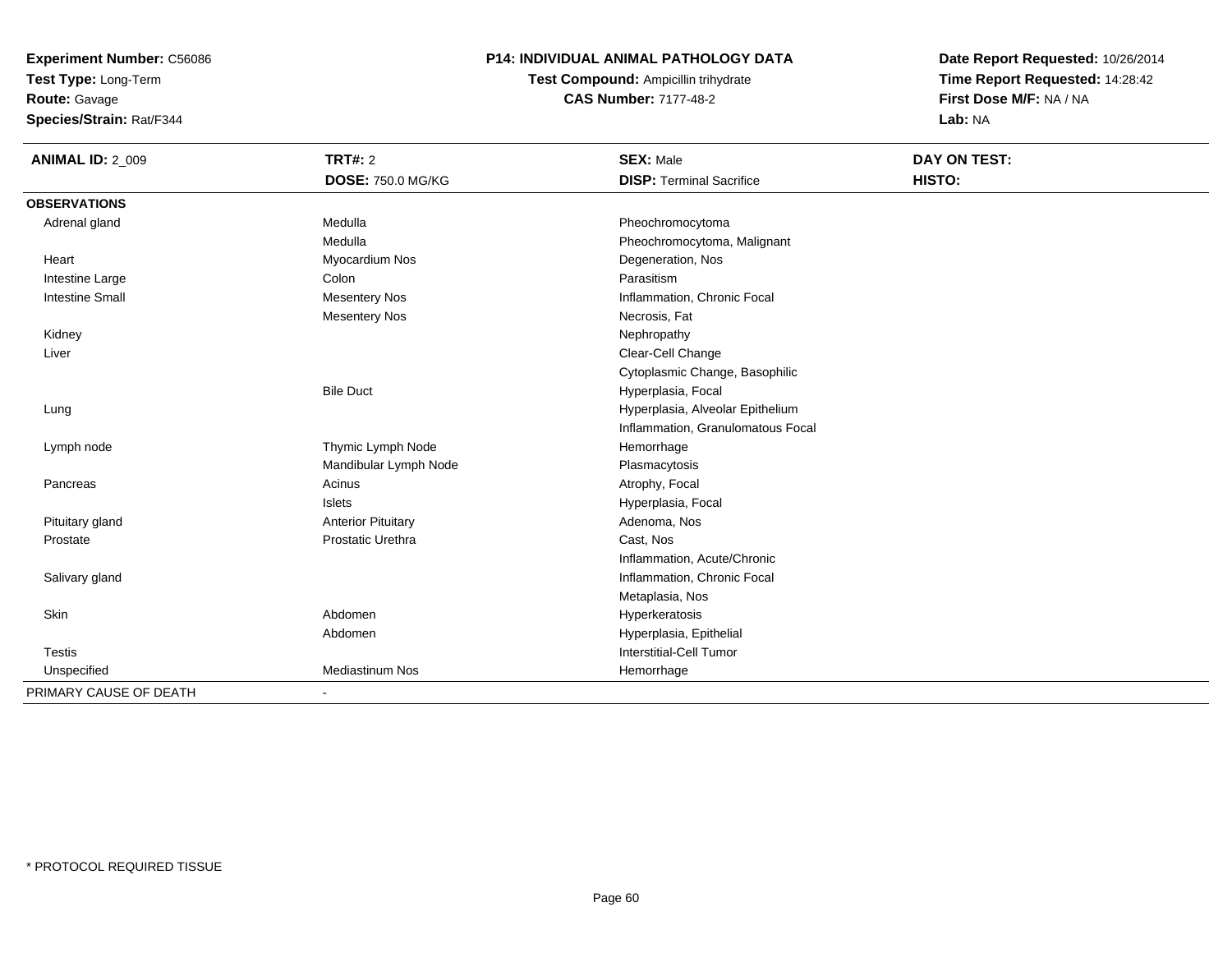**Experiment Number:** C56086
**Test Type:** Long-Term
**Route:** Gavage
**Species/Strain:** Rat/F344

**P14: INDIVIDUAL ANIMAL PATHOLOGY DATA**
**Test Compound:** Ampicillin trihydrate
**CAS Number:** 7177-48-2

**Date Report Requested:** 10/26/2014
**Time Report Requested:** 14:28:42
**First Dose M/F:** NA / NA
**Lab:** NA

| **ANIMAL ID:** 2_009 | **TRT#:** 2 | **SEX:** Male | **DAY ON TEST:** |
|---|---|---|---|
| | **DOSE:** 750.0 MG/KG | **DISP:** Terminal Sacrifice | **HISTO:** |
| **OBSERVATIONS** | | | |
| Adrenal gland | Medulla | Pheochromocytoma | |
| | Medulla | Pheochromocytoma, Malignant | |
| Heart | Myocardium Nos | Degeneration, Nos | |
| Intestine Large | Colon | Parasitism | |
| Intestine Small | Mesentery Nos | Inflammation, Chronic Focal | |
| | Mesentery Nos | Necrosis, Fat | |
| Kidney | | Nephropathy | |
| Liver | | Clear-Cell Change | |
| | | Cytoplasmic Change, Basophilic | |
| | Bile Duct | Hyperplasia, Focal | |
| Lung | | Hyperplasia, Alveolar Epithelium | |
| | | Inflammation, Granulomatous Focal | |
| Lymph node | Thymic Lymph Node | Hemorrhage | |
| | Mandibular Lymph Node | Plasmacytosis | |
| Pancreas | Acinus | Atrophy, Focal | |
| | Islets | Hyperplasia, Focal | |
| Pituitary gland | Anterior Pituitary | Adenoma, Nos | |
| Prostate | Prostatic Urethra | Cast, Nos | |
| | | Inflammation, Acute/Chronic | |
| Salivary gland | | Inflammation, Chronic Focal | |
| | | Metaplasia, Nos | |
| Skin | Abdomen | Hyperkeratosis | |
| | Abdomen | Hyperplasia, Epithelial | |
| Testis | | Interstitial-Cell Tumor | |
| Unspecified | Mediastinum Nos | Hemorrhage | |
| PRIMARY CAUSE OF DEATH | - | | |

* PROTOCOL REQUIRED TISSUE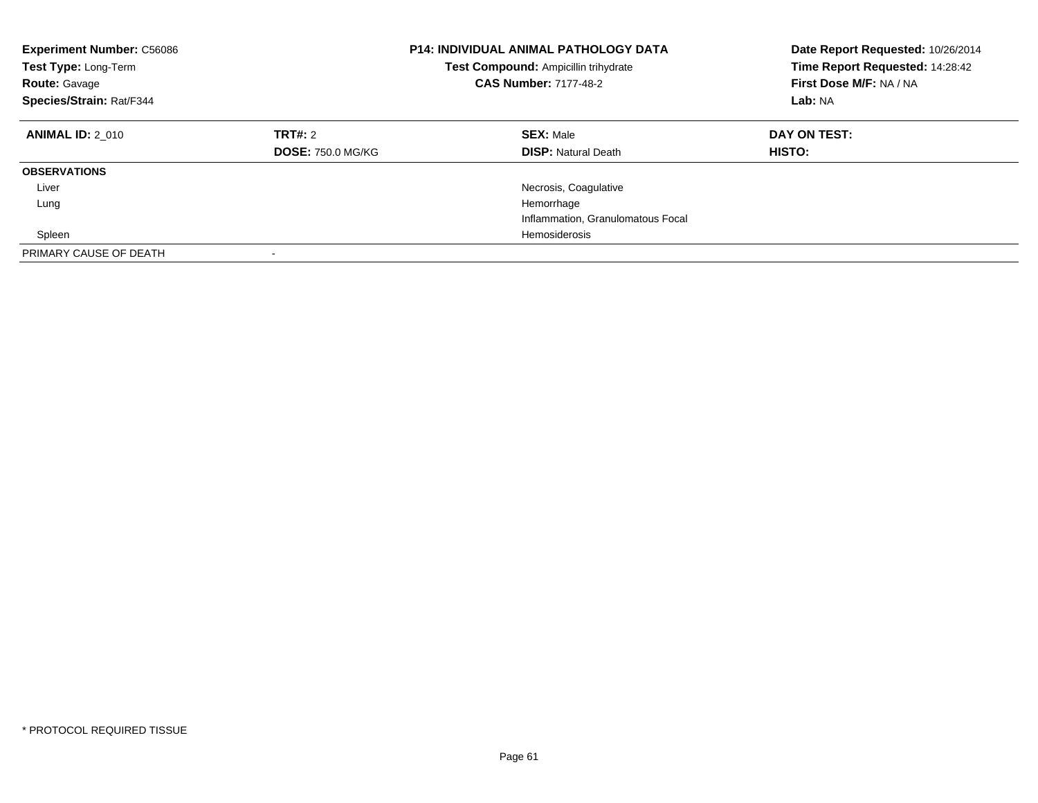**Experiment Number:** C56086
**Test Type:** Long-Term
**Route:** Gavage
**Species/Strain:** Rat/F344

**P14: INDIVIDUAL ANIMAL PATHOLOGY DATA**
**Test Compound:** Ampicillin trihydrate
**CAS Number:** 7177-48-2

**Date Report Requested:** 10/26/2014
**Time Report Requested:** 14:28:42
**First Dose M/F:** NA / NA
**Lab:** NA

| **ANIMAL ID:** 2_010 | **TRT#:** 2 | **SEX:** Male | **DAY ON TEST:** |
|---|---|---|---|
| | **DOSE:** 750.0 MG/KG | **DISP:** Natural Death | **HISTO:** |
| **OBSERVATIONS** | | | |
| Liver | | Necrosis, Coagulative | |
| Lung | | Hemorrhage | |
| | | Inflammation, Granulomatous Focal | |
| Spleen | | Hemosiderosis | |
| PRIMARY CAUSE OF DEATH | - | | |

* PROTOCOL REQUIRED TISSUE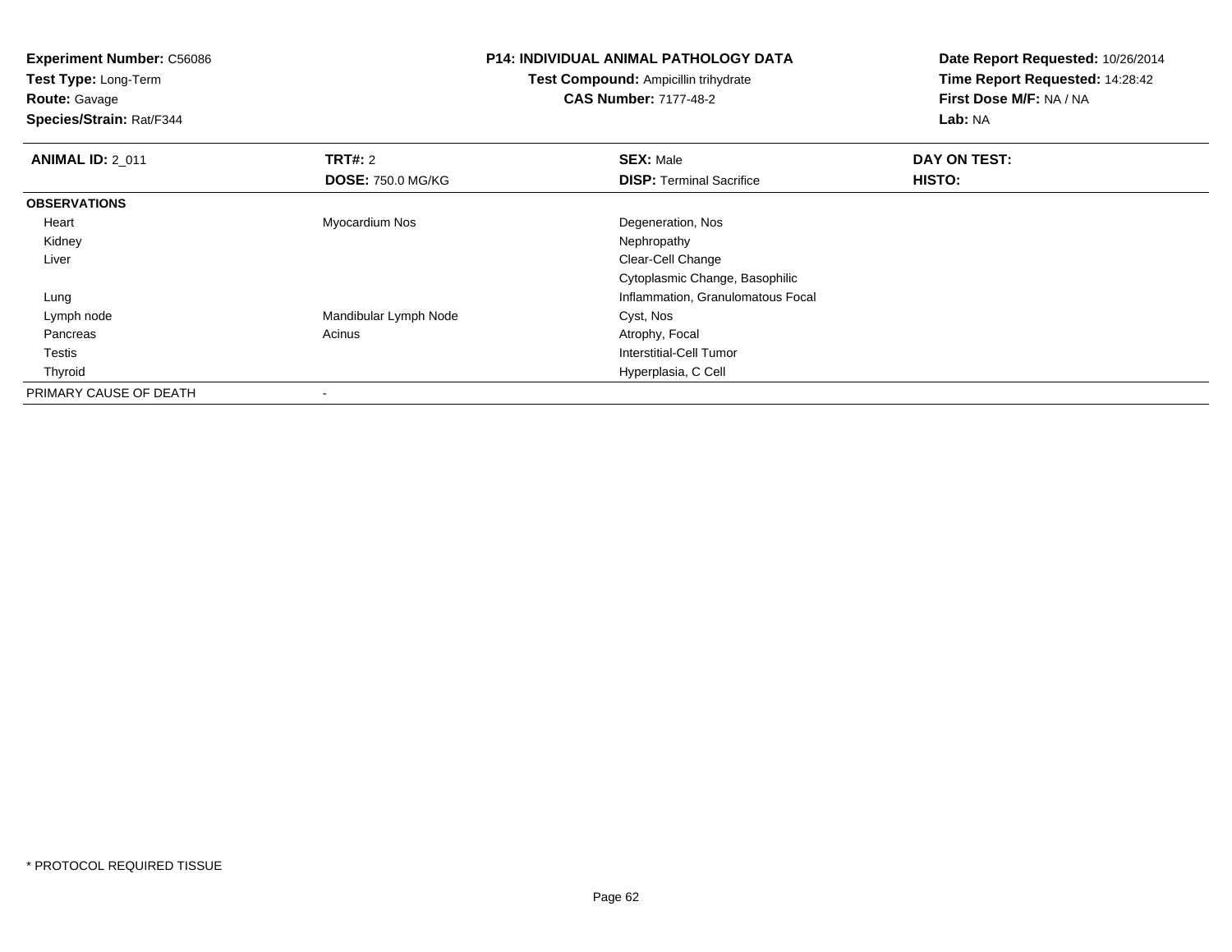**Experiment Number:** C56086
**Test Type:** Long-Term
**Route:** Gavage
**Species/Strain:** Rat/F344

**P14: INDIVIDUAL ANIMAL PATHOLOGY DATA**
**Test Compound:** Ampicillin trihydrate
**CAS Number:** 7177-48-2

**Date Report Requested:** 10/26/2014
**Time Report Requested:** 14:28:42
**First Dose M/F:** NA / NA
**Lab:** NA

| **ANIMAL ID:** 2_011 | **TRT#:** 2 | **SEX:** Male | **DAY ON TEST:** |
|---|---|---|---|
| | **DOSE:** 750.0 MG/KG | **DISP:** Terminal Sacrifice | **HISTO:** |
| **OBSERVATIONS** | | | |
| Heart | Myocardium Nos | Degeneration, Nos | |
| Kidney | | Nephropathy | |
| Liver | | Clear-Cell Change | |
| | | Cytoplasmic Change, Basophilic | |
| Lung | | Inflammation, Granulomatous Focal | |
| Lymph node | Mandibular Lymph Node | Cyst, Nos | |
| Pancreas | Acinus | Atrophy, Focal | |
| Testis | | Interstitial-Cell Tumor | |
| Thyroid | | Hyperplasia, C Cell | |
| PRIMARY CAUSE OF DEATH | - | | |

* PROTOCOL REQUIRED TISSUE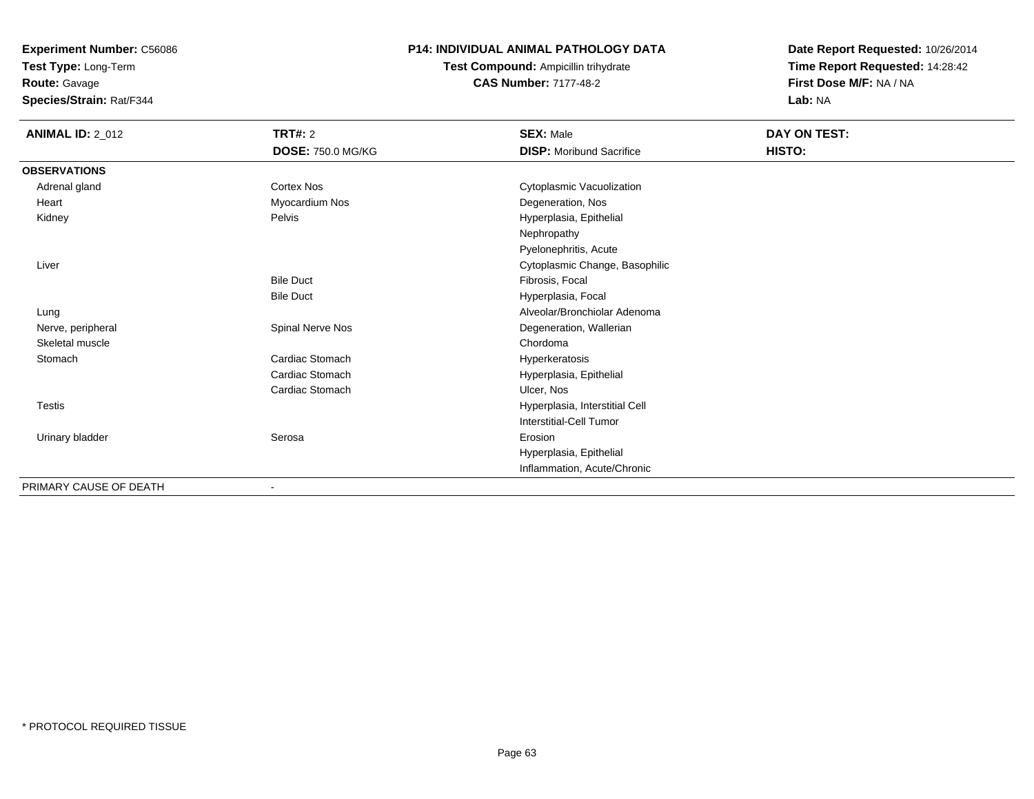**Experiment Number:** C56086
**Test Type:** Long-Term
**Route:** Gavage
**Species/Strain:** Rat/F344

# P14: INDIVIDUAL ANIMAL PATHOLOGY DATA

**Test Compound:** Ampicillin trihydrate
**CAS Number:** 7177-48-2

**Date Report Requested:** 10/26/2014
**Time Report Requested:** 14:28:42
**First Dose M/F:** NA / NA
**Lab:** NA

| **ANIMAL ID:** 2_012 | **TRT#:** 2 | **SEX:** Male | **DAY ON TEST:** |
|---|---|---|---|
| | **DOSE:** 750.0 MG/KG | **DISP:** Moribund Sacrifice | **HISTO:** |
| **OBSERVATIONS** | | | |
| Adrenal gland | Cortex Nos | Cytoplasmic Vacuolization | |
| Heart | Myocardium Nos | Degeneration, Nos | |
| Kidney | Pelvis | Hyperplasia, Epithelial | |
| | | Nephropathy | |
| | | Pyelonephritis, Acute | |
| Liver | | Cytoplasmic Change, Basophilic | |
| | Bile Duct | Fibrosis, Focal | |
| | Bile Duct | Hyperplasia, Focal | |
| Lung | | Alveolar/Bronchiolar Adenoma | |
| Nerve, peripheral | Spinal Nerve Nos | Degeneration, Wallerian | |
| Skeletal muscle | | Chordoma | |
| Stomach | Cardiac Stomach | Hyperkeratosis | |
| | Cardiac Stomach | Hyperplasia, Epithelial | |
| | Cardiac Stomach | Ulcer, Nos | |
| Testis | | Hyperplasia, Interstitial Cell | |
| | | Interstitial-Cell Tumor | |
| Urinary bladder | Serosa | Erosion | |
| | | Hyperplasia, Epithelial | |
| | | Inflammation, Acute/Chronic | |
| PRIMARY CAUSE OF DEATH | - | | |

* PROTOCOL REQUIRED TISSUE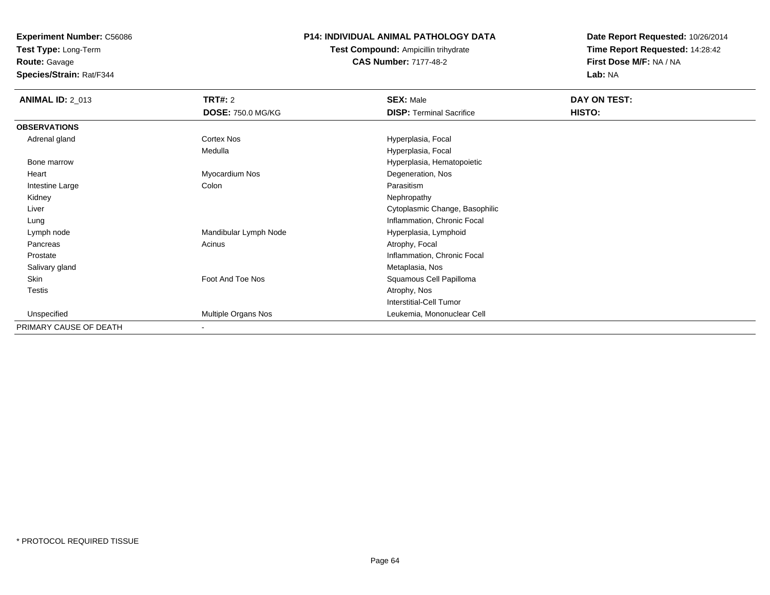**Experiment Number:** C56086
**Test Type:** Long-Term
**Route:** Gavage
**Species/Strain:** Rat/F344

**P14: INDIVIDUAL ANIMAL PATHOLOGY DATA**
**Test Compound:** Ampicillin trihydrate
**CAS Number:** 7177-48-2

**Date Report Requested:** 10/26/2014
**Time Report Requested:** 14:28:42
**First Dose M/F:** NA / NA
**Lab:** NA

| **ANIMAL ID:** 2_013 | **TRT#:** 2 | **SEX:** Male | **DAY ON TEST:** |
|---|---|---|---|
| | **DOSE:** 750.0 MG/KG | **DISP:** Terminal Sacrifice | **HISTO:** |
| **OBSERVATIONS** | | | |
| Adrenal gland | Cortex Nos | Hyperplasia, Focal | |
| | Medulla | Hyperplasia, Focal | |
| Bone marrow | | Hyperplasia, Hematopoietic | |
| Heart | Myocardium Nos | Degeneration, Nos | |
| Intestine Large | Colon | Parasitism | |
| Kidney | | Nephropathy | |
| Liver | | Cytoplasmic Change, Basophilic | |
| Lung | | Inflammation, Chronic Focal | |
| Lymph node | Mandibular Lymph Node | Hyperplasia, Lymphoid | |
| Pancreas | Acinus | Atrophy, Focal | |
| Prostate | | Inflammation, Chronic Focal | |
| Salivary gland | | Metaplasia, Nos | |
| Skin | Foot And Toe Nos | Squamous Cell Papilloma | |
| Testis | | Atrophy, Nos | |
| | | Interstitial-Cell Tumor | |
| Unspecified | Multiple Organs Nos | Leukemia, Mononuclear Cell | |
| PRIMARY CAUSE OF DEATH | - | | |

* PROTOCOL REQUIRED TISSUE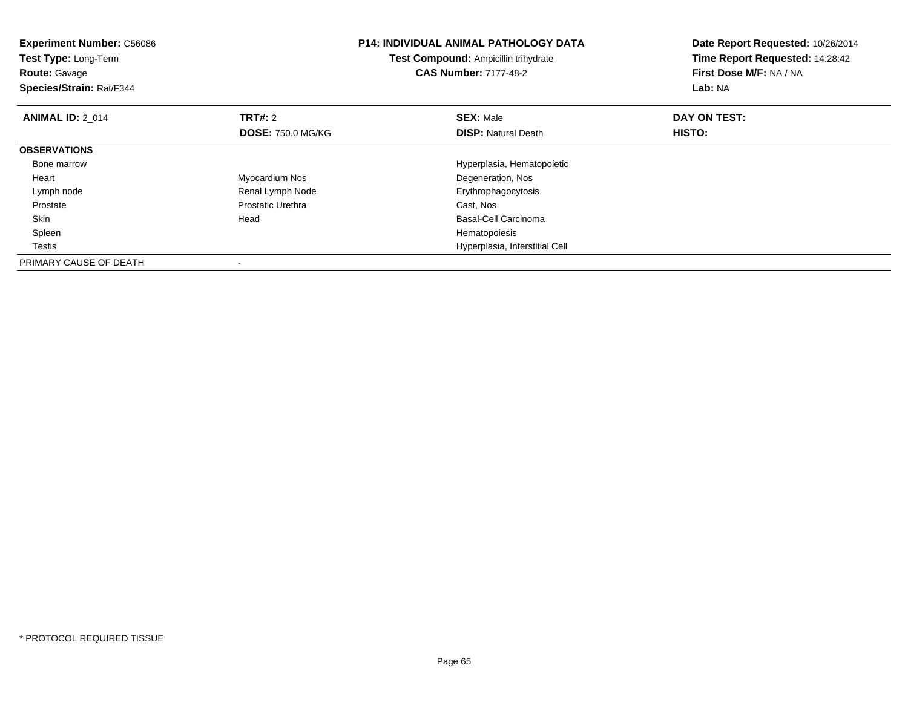**Experiment Number:** C56086
**Test Type:** Long-Term
**Route:** Gavage
**Species/Strain:** Rat/F344

**P14: INDIVIDUAL ANIMAL PATHOLOGY DATA**
**Test Compound:** Ampicillin trihydrate
**CAS Number:** 7177-48-2

**Date Report Requested:** 10/26/2014
**Time Report Requested:** 14:28:42
**First Dose M/F:** NA / NA
**Lab:** NA

| **ANIMAL ID:** 2_014 | **TRT#:** 2 | **SEX:** Male | **DAY ON TEST:** |
|---|---|---|---|
| | **DOSE:** 750.0 MG/KG | **DISP:** Natural Death | **HISTO:** |
| **OBSERVATIONS** | | | |
| Bone marrow | | Hyperplasia, Hematopoietic | |
| Heart | Myocardium Nos | Degeneration, Nos | |
| Lymph node | Renal Lymph Node | Erythrophagocytosis | |
| Prostate | Prostatic Urethra | Cast, Nos | |
| Skin | Head | Basal-Cell Carcinoma | |
| Spleen | | Hematopoiesis | |
| Testis | | Hyperplasia, Interstitial Cell | |
| PRIMARY CAUSE OF DEATH | - | | |

* PROTOCOL REQUIRED TISSUE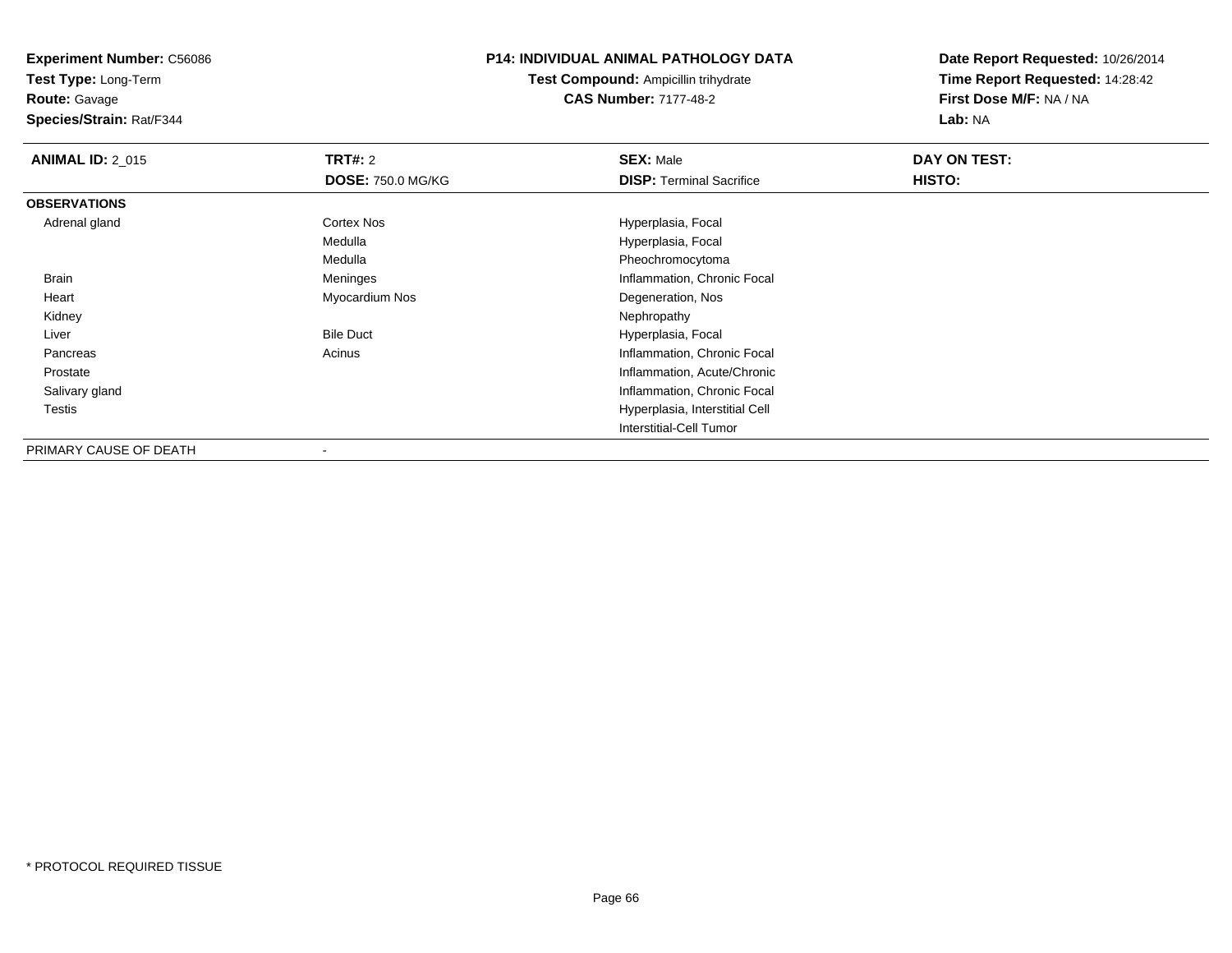**Experiment Number:** C56086
**Test Type:** Long-Term
**Route:** Gavage
**Species/Strain:** Rat/F344

# P14: INDIVIDUAL ANIMAL PATHOLOGY DATA

**Test Compound:** Ampicillin trihydrate
**CAS Number:** 7177-48-2

**Date Report Requested:** 10/26/2014
**Time Report Requested:** 14:28:42
**First Dose M/F:** NA / NA
**Lab:** NA

| **ANIMAL ID:** 2_015 | **TRT#:** 2 | **SEX:** Male | **DAY ON TEST:** |
|---|---|---|---|
| | **DOSE:** 750.0 MG/KG | **DISP:** Terminal Sacrifice | **HISTO:** |
| **OBSERVATIONS** | | | |
| Adrenal gland | Cortex Nos | Hyperplasia, Focal | |
| | Medulla | Hyperplasia, Focal | |
| | Medulla | Pheochromocytoma | |
| Brain | Meninges | Inflammation, Chronic Focal | |
| Heart | Myocardium Nos | Degeneration, Nos | |
| Kidney | | Nephropathy | |
| Liver | Bile Duct | Hyperplasia, Focal | |
| Pancreas | Acinus | Inflammation, Chronic Focal | |
| Prostate | | Inflammation, Acute/Chronic | |
| Salivary gland | | Inflammation, Chronic Focal | |
| Testis | | Hyperplasia, Interstitial Cell | |
| | | Interstitial-Cell Tumor | |
| PRIMARY CAUSE OF DEATH | - | | |

\* PROTOCOL REQUIRED TISSUE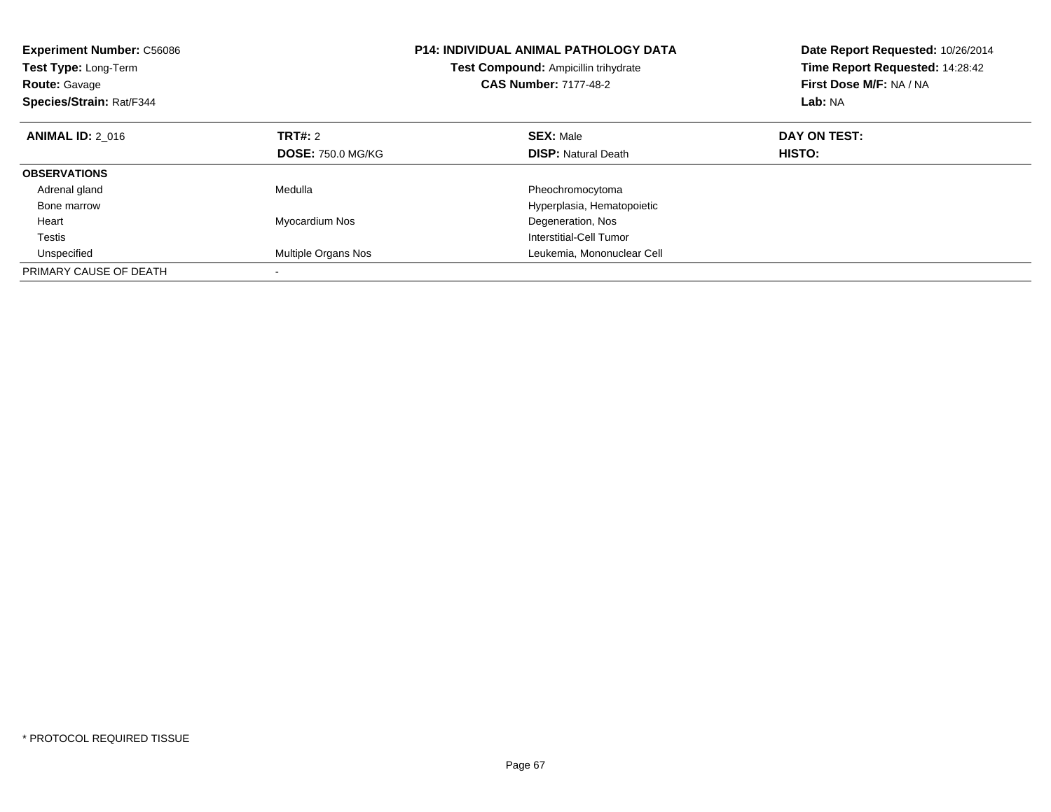**Experiment Number:** C56086
**Test Type:** Long-Term
**Route:** Gavage
**Species/Strain:** Rat/F344

**P14: INDIVIDUAL ANIMAL PATHOLOGY DATA**
**Test Compound:** Ampicillin trihydrate
**CAS Number:** 7177-48-2

**Date Report Requested:** 10/26/2014
**Time Report Requested:** 14:28:42
**First Dose M/F:** NA / NA
**Lab:** NA

| **ANIMAL ID:** 2_016 | **TRT#:** 2 | **SEX:** Male | **DAY ON TEST:** |
|---|---|---|---|
| | **DOSE:** 750.0 MG/KG | **DISP:** Natural Death | **HISTO:** |
| **OBSERVATIONS** | | | |
| Adrenal gland | Medulla | Pheochromocytoma | |
| Bone marrow | | Hyperplasia, Hematopoietic | |
| Heart | Myocardium Nos | Degeneration, Nos | |
| Testis | | Interstitial-Cell Tumor | |
| Unspecified | Multiple Organs Nos | Leukemia, Mononuclear Cell | |
| PRIMARY CAUSE OF DEATH | - | | |

* PROTOCOL REQUIRED TISSUE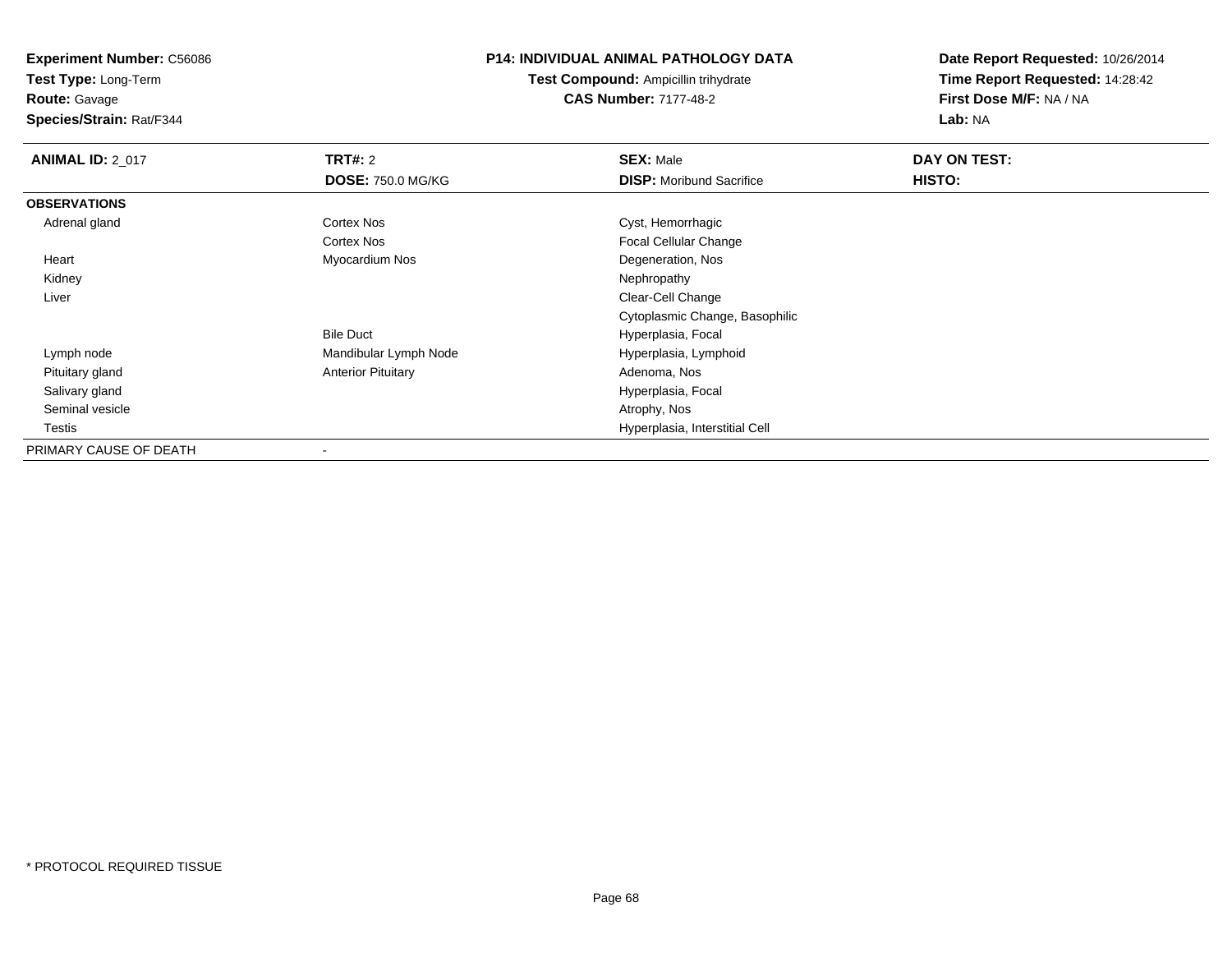**Experiment Number:** C56086
**Test Type:** Long-Term
**Route:** Gavage
**Species/Strain:** Rat/F344

**P14: INDIVIDUAL ANIMAL PATHOLOGY DATA**
**Test Compound:** Ampicillin trihydrate
**CAS Number:** 7177-48-2

**Date Report Requested:** 10/26/2014
**Time Report Requested:** 14:28:42
**First Dose M/F:** NA / NA
**Lab:** NA

| **ANIMAL ID:** 2_017 | **TRT#:** 2 | **SEX:** Male | **DAY ON TEST:** |
|---|---|---|---|
| | **DOSE:** 750.0 MG/KG | **DISP:** Moribund Sacrifice | **HISTO:** |
| **OBSERVATIONS** | | | |
| Adrenal gland | Cortex Nos | Cyst, Hemorrhagic | |
| | Cortex Nos | Focal Cellular Change | |
| Heart | Myocardium Nos | Degeneration, Nos | |
| Kidney | | Nephropathy | |
| Liver | | Clear-Cell Change | |
| | | Cytoplasmic Change, Basophilic | |
| | Bile Duct | Hyperplasia, Focal | |
| Lymph node | Mandibular Lymph Node | Hyperplasia, Lymphoid | |
| Pituitary gland | Anterior Pituitary | Adenoma, Nos | |
| Salivary gland | | Hyperplasia, Focal | |
| Seminal vesicle | | Atrophy, Nos | |
| Testis | | Hyperplasia, Interstitial Cell | |
| PRIMARY CAUSE OF DEATH | - | | |

\* PROTOCOL REQUIRED TISSUE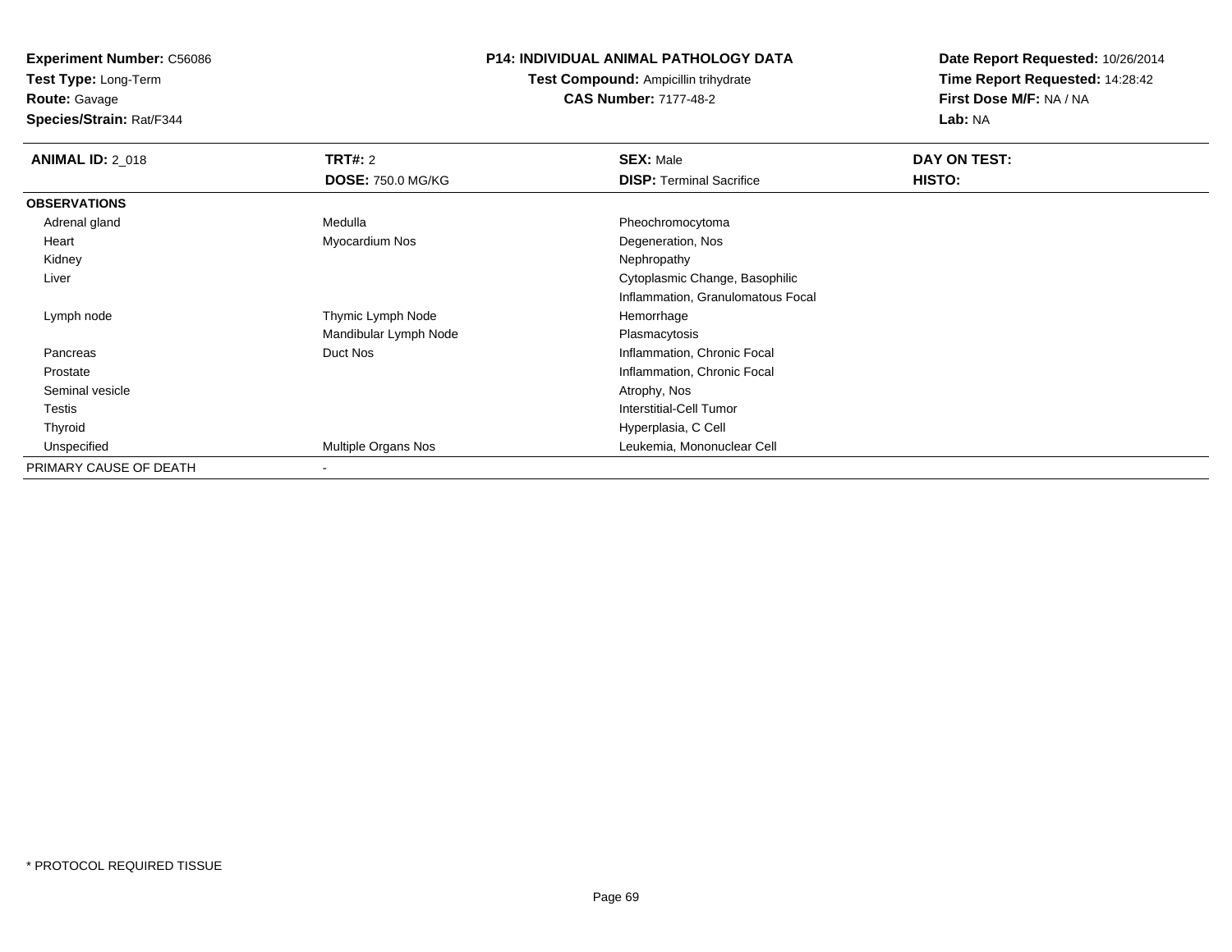**Experiment Number:** C56086
**Test Type:** Long-Term
**Route:** Gavage
**Species/Strain:** Rat/F344

**P14: INDIVIDUAL ANIMAL PATHOLOGY DATA**
**Test Compound:** Ampicillin trihydrate
**CAS Number:** 7177-48-2

**Date Report Requested:** 10/26/2014
**Time Report Requested:** 14:28:42
**First Dose M/F:** NA / NA
**Lab:** NA

| **ANIMAL ID:** 2_018 | **TRT#:** 2 | **SEX:** Male | **DAY ON TEST:** |
|---|---|---|---|
| | **DOSE:** 750.0 MG/KG | **DISP:** Terminal Sacrifice | **HISTO:** |
| **OBSERVATIONS** | | | |
| Adrenal gland | Medulla | Pheochromocytoma | |
| Heart | Myocardium Nos | Degeneration, Nos | |
| Kidney | | Nephropathy | |
| Liver | | Cytoplasmic Change, Basophilic | |
| | | Inflammation, Granulomatous Focal | |
| Lymph node | Thymic Lymph Node | Hemorrhage | |
| | Mandibular Lymph Node | Plasmacytosis | |
| Pancreas | Duct Nos | Inflammation, Chronic Focal | |
| Prostate | | Inflammation, Chronic Focal | |
| Seminal vesicle | | Atrophy, Nos | |
| Testis | | Interstitial-Cell Tumor | |
| Thyroid | | Hyperplasia, C Cell | |
| Unspecified | Multiple Organs Nos | Leukemia, Mononuclear Cell | |
| PRIMARY CAUSE OF DEATH | - | | |

* PROTOCOL REQUIRED TISSUE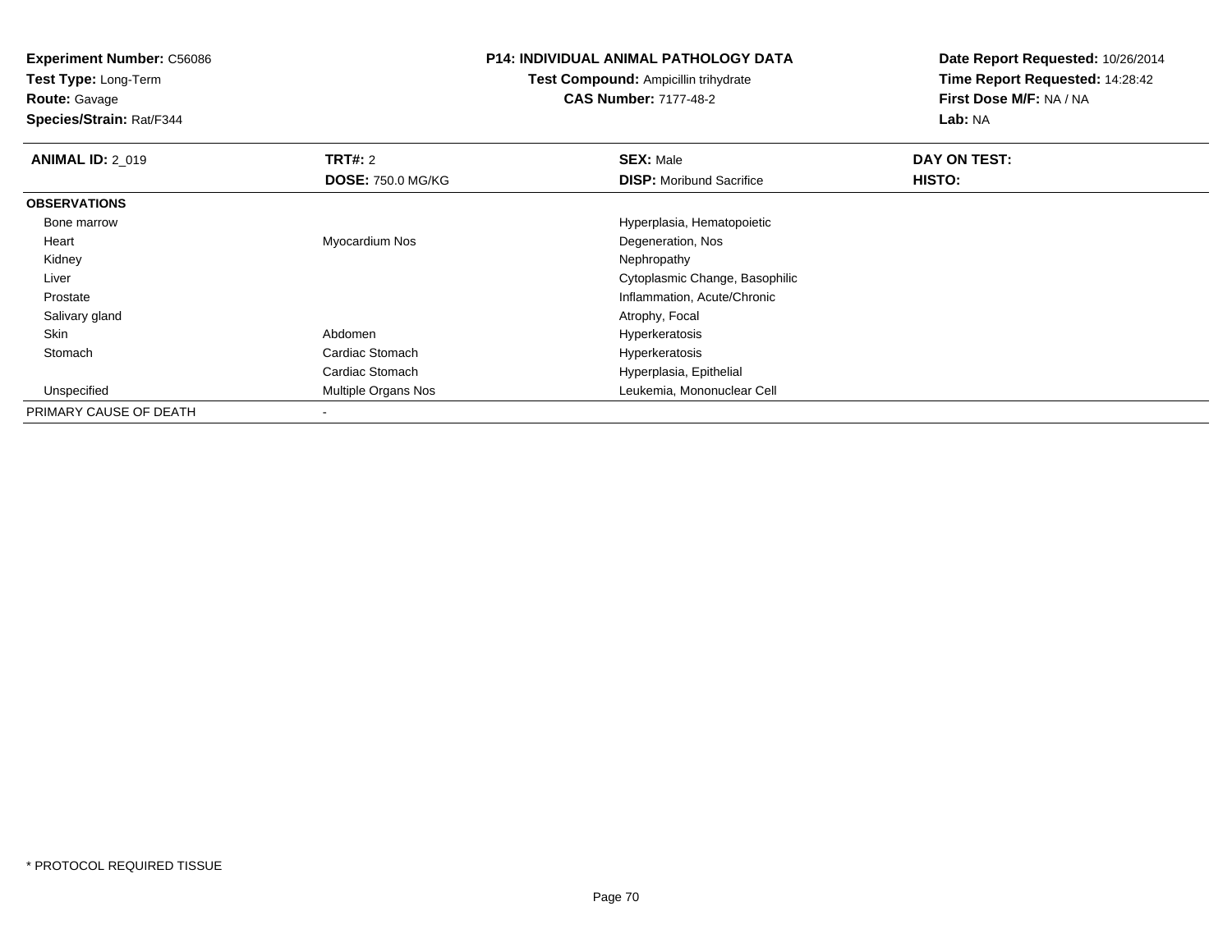**Experiment Number:** C56086
**Test Type:** Long-Term
**Route:** Gavage
**Species/Strain:** Rat/F344

**P14: INDIVIDUAL ANIMAL PATHOLOGY DATA**
**Test Compound:** Ampicillin trihydrate
**CAS Number:** 7177-48-2

**Date Report Requested:** 10/26/2014
**Time Report Requested:** 14:28:42
**First Dose M/F:** NA / NA
**Lab:** NA

| **ANIMAL ID:** 2_019 | **TRT#:** 2 | **SEX:** Male | **DAY ON TEST:** |
|---|---|---|---|
| | **DOSE:** 750.0 MG/KG | **DISP:** Moribund Sacrifice | **HISTO:** |
| **OBSERVATIONS** | | | |
| Bone marrow | | Hyperplasia, Hematopoietic | |
| Heart | Myocardium Nos | Degeneration, Nos | |
| Kidney | | Nephropathy | |
| Liver | | Cytoplasmic Change, Basophilic | |
| Prostate | | Inflammation, Acute/Chronic | |
| Salivary gland | | Atrophy, Focal | |
| Skin | Abdomen | Hyperkeratosis | |
| Stomach | Cardiac Stomach | Hyperkeratosis | |
| | Cardiac Stomach | Hyperplasia, Epithelial | |
| Unspecified | Multiple Organs Nos | Leukemia, Mononuclear Cell | |
| PRIMARY CAUSE OF DEATH | - | | |

* PROTOCOL REQUIRED TISSUE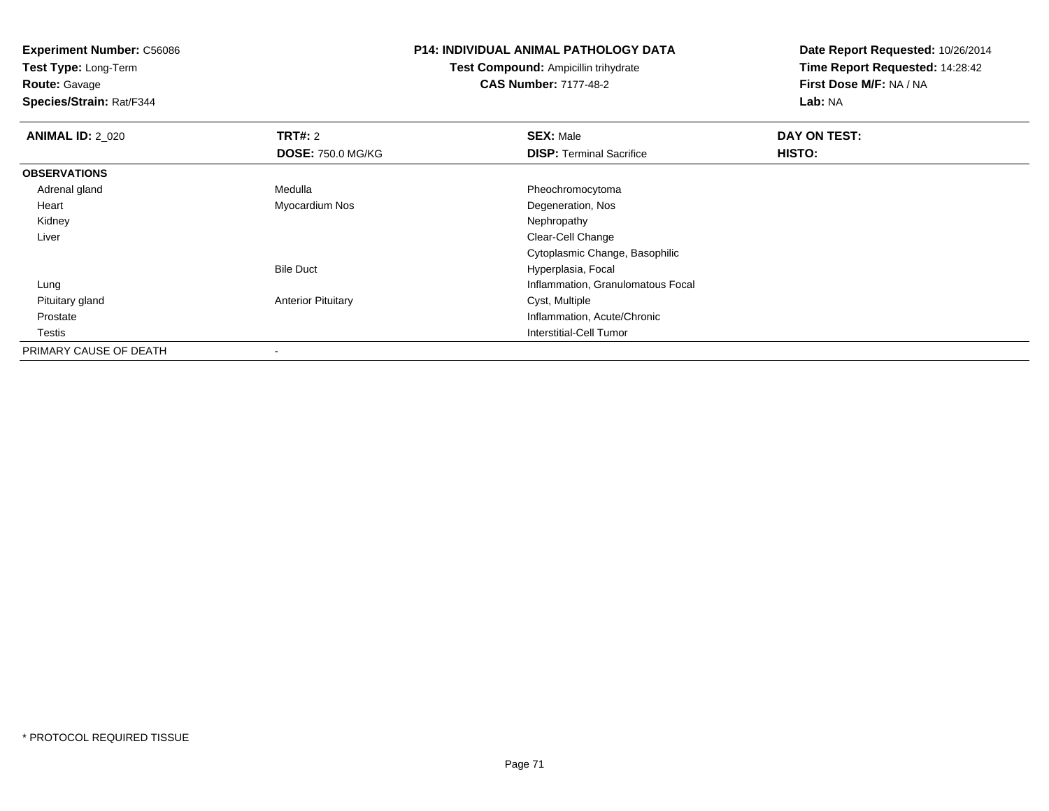**Experiment Number:** C56086
**Test Type:** Long-Term
**Route:** Gavage
**Species/Strain:** Rat/F344

**P14: INDIVIDUAL ANIMAL PATHOLOGY DATA**
**Test Compound:** Ampicillin trihydrate
**CAS Number:** 7177-48-2

**Date Report Requested:** 10/26/2014
**Time Report Requested:** 14:28:42
**First Dose M/F:** NA / NA
**Lab:** NA

| **ANIMAL ID:** 2_020 | **TRT#:** 2 | **SEX:** Male | **DAY ON TEST:** |
|---|---|---|---|
| | **DOSE:** 750.0 MG/KG | **DISP:** Terminal Sacrifice | **HISTO:** |
| **OBSERVATIONS** | | | |
| Adrenal gland | Medulla | Pheochromocytoma | |
| Heart | Myocardium Nos | Degeneration, Nos | |
| Kidney | | Nephropathy | |
| Liver | | Clear-Cell Change | |
| | | Cytoplasmic Change, Basophilic | |
| | Bile Duct | Hyperplasia, Focal | |
| Lung | | Inflammation, Granulomatous Focal | |
| Pituitary gland | Anterior Pituitary | Cyst, Multiple | |
| Prostate | | Inflammation, Acute/Chronic | |
| Testis | | Interstitial-Cell Tumor | |
| PRIMARY CAUSE OF DEATH | - | | |

* PROTOCOL REQUIRED TISSUE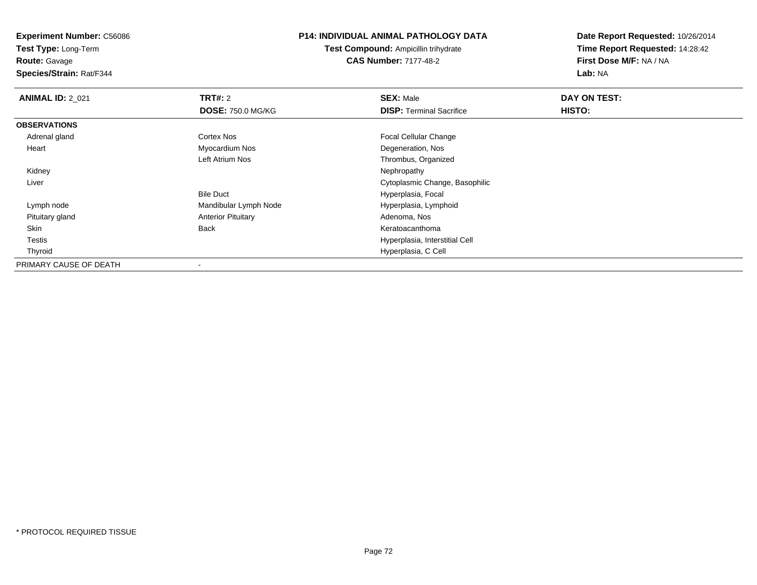**Experiment Number:** C56086
**Test Type:** Long-Term
**Route:** Gavage
**Species/Strain:** Rat/F344

**P14: INDIVIDUAL ANIMAL PATHOLOGY DATA**
**Test Compound:** Ampicillin trihydrate
**CAS Number:** 7177-48-2

**Date Report Requested:** 10/26/2014
**Time Report Requested:** 14:28:42
**First Dose M/F:** NA / NA
**Lab:** NA

| **ANIMAL ID:** 2_021 | **TRT#:** 2 | **SEX:** Male | **DAY ON TEST:** |
|---|---|---|---|
| | **DOSE:** 750.0 MG/KG | **DISP:** Terminal Sacrifice | **HISTO:** |
| **OBSERVATIONS** | | | |
| Adrenal gland | Cortex Nos | Focal Cellular Change | |
| Heart | Myocardium Nos | Degeneration, Nos | |
| | Left Atrium Nos | Thrombus, Organized | |
| Kidney | | Nephropathy | |
| Liver | | Cytoplasmic Change, Basophilic | |
| | Bile Duct | Hyperplasia, Focal | |
| Lymph node | Mandibular Lymph Node | Hyperplasia, Lymphoid | |
| Pituitary gland | Anterior Pituitary | Adenoma, Nos | |
| Skin | Back | Keratoacanthoma | |
| Testis | | Hyperplasia, Interstitial Cell | |
| Thyroid | | Hyperplasia, C Cell | |
| PRIMARY CAUSE OF DEATH | - | | |

* PROTOCOL REQUIRED TISSUE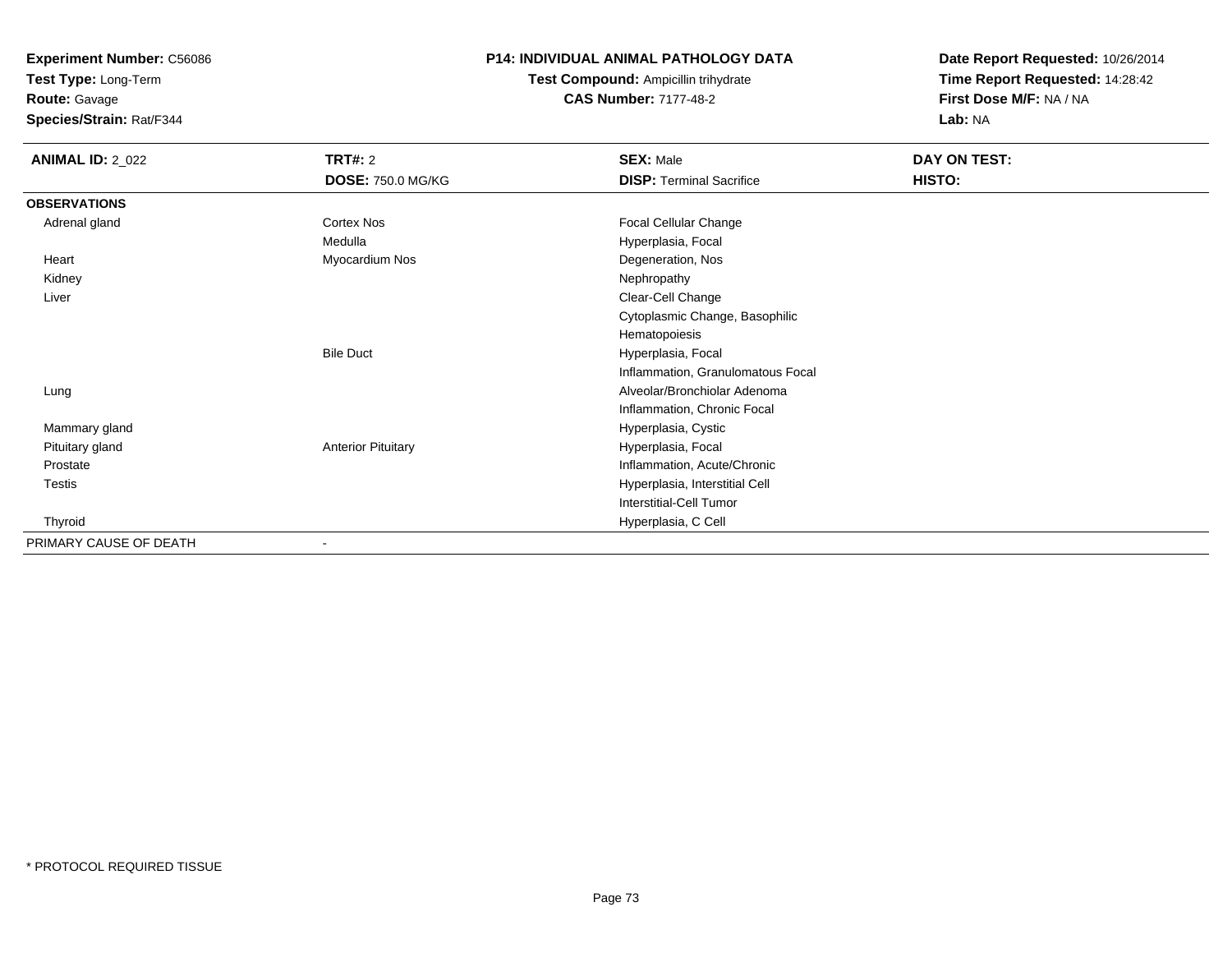**Experiment Number:** C56086
**Test Type:** Long-Term
**Route:** Gavage
**Species/Strain:** Rat/F344

## P14: INDIVIDUAL ANIMAL PATHOLOGY DATA

**Test Compound:** Ampicillin trihydrate
**CAS Number:** 7177-48-2

**Date Report Requested:** 10/26/2014
**Time Report Requested:** 14:28:42
**First Dose M/F:** NA / NA
**Lab:** NA

| **ANIMAL ID:** 2_022 | **TRT#:** 2 | **SEX:** Male | **DAY ON TEST:** |
|---|---|---|---|
| | **DOSE:** 750.0 MG/KG | **DISP:** Terminal Sacrifice | **HISTO:** |
| **OBSERVATIONS** | | | |
| Adrenal gland | Cortex Nos | Focal Cellular Change | |
| | Medulla | Hyperplasia, Focal | |
| Heart | Myocardium Nos | Degeneration, Nos | |
| Kidney | | Nephropathy | |
| Liver | | Clear-Cell Change | |
| | | Cytoplasmic Change, Basophilic | |
| | | Hematopoiesis | |
| | Bile Duct | Hyperplasia, Focal | |
| | | Inflammation, Granulomatous Focal | |
| Lung | | Alveolar/Bronchiolar Adenoma | |
| | | Inflammation, Chronic Focal | |
| Mammary gland | | Hyperplasia, Cystic | |
| Pituitary gland | Anterior Pituitary | Hyperplasia, Focal | |
| Prostate | | Inflammation, Acute/Chronic | |
| Testis | | Hyperplasia, Interstitial Cell | |
| | | Interstitial-Cell Tumor | |
| Thyroid | | Hyperplasia, C Cell | |
| PRIMARY CAUSE OF DEATH | - | | |

* PROTOCOL REQUIRED TISSUE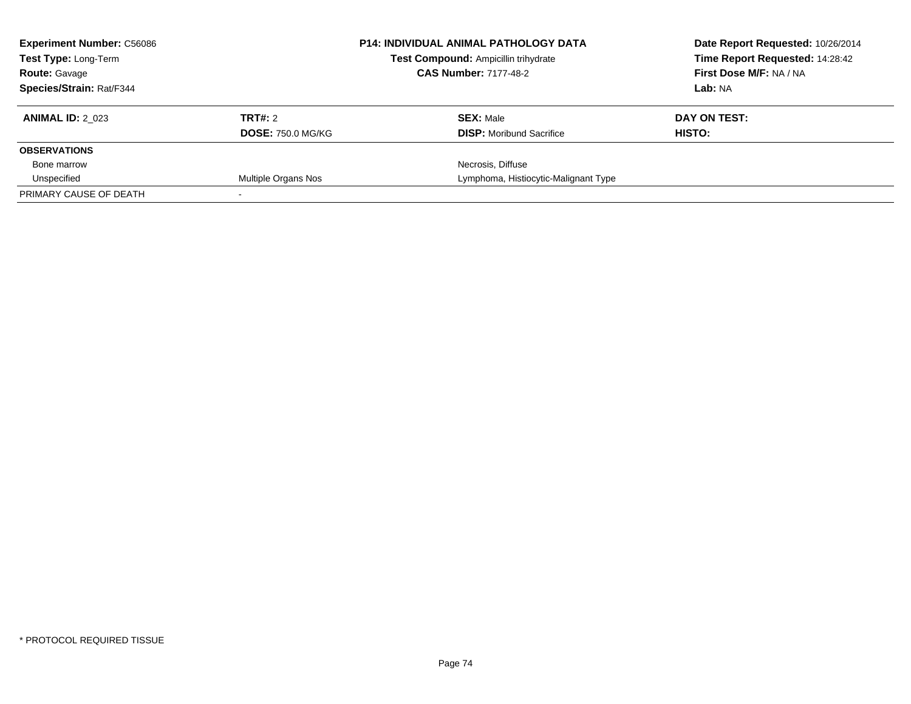| | | | |
|---|---|---|---|
| **Experiment Number:** C56086 | **P14: INDIVIDUAL ANIMAL PATHOLOGY DATA** | | **Date Report Requested:** 10/26/2014 |
| **Test Type:** Long-Term | **Test Compound:** Ampicillin trihydrate | | **Time Report Requested:** 14:28:42 |
| **Route:** Gavage | **CAS Number:** 7177-48-2 | | **First Dose M/F:** NA / NA |
| **Species/Strain:** Rat/F344 | | | **Lab:** NA |

| | | | |
|---|---|---|---|
| **ANIMAL ID:** 2_023 | **TRT#:** 2 | **SEX:** Male | **DAY ON TEST:** |
| | **DOSE:** 750.0 MG/KG | **DISP:** Moribund Sacrifice | **HISTO:** |
| **OBSERVATIONS** | | | |
| Bone marrow | | Necrosis, Diffuse | |
| Unspecified | Multiple Organs Nos | Lymphoma, Histiocytic-Malignant Type | |
| PRIMARY CAUSE OF DEATH | - | | |

* PROTOCOL REQUIRED TISSUE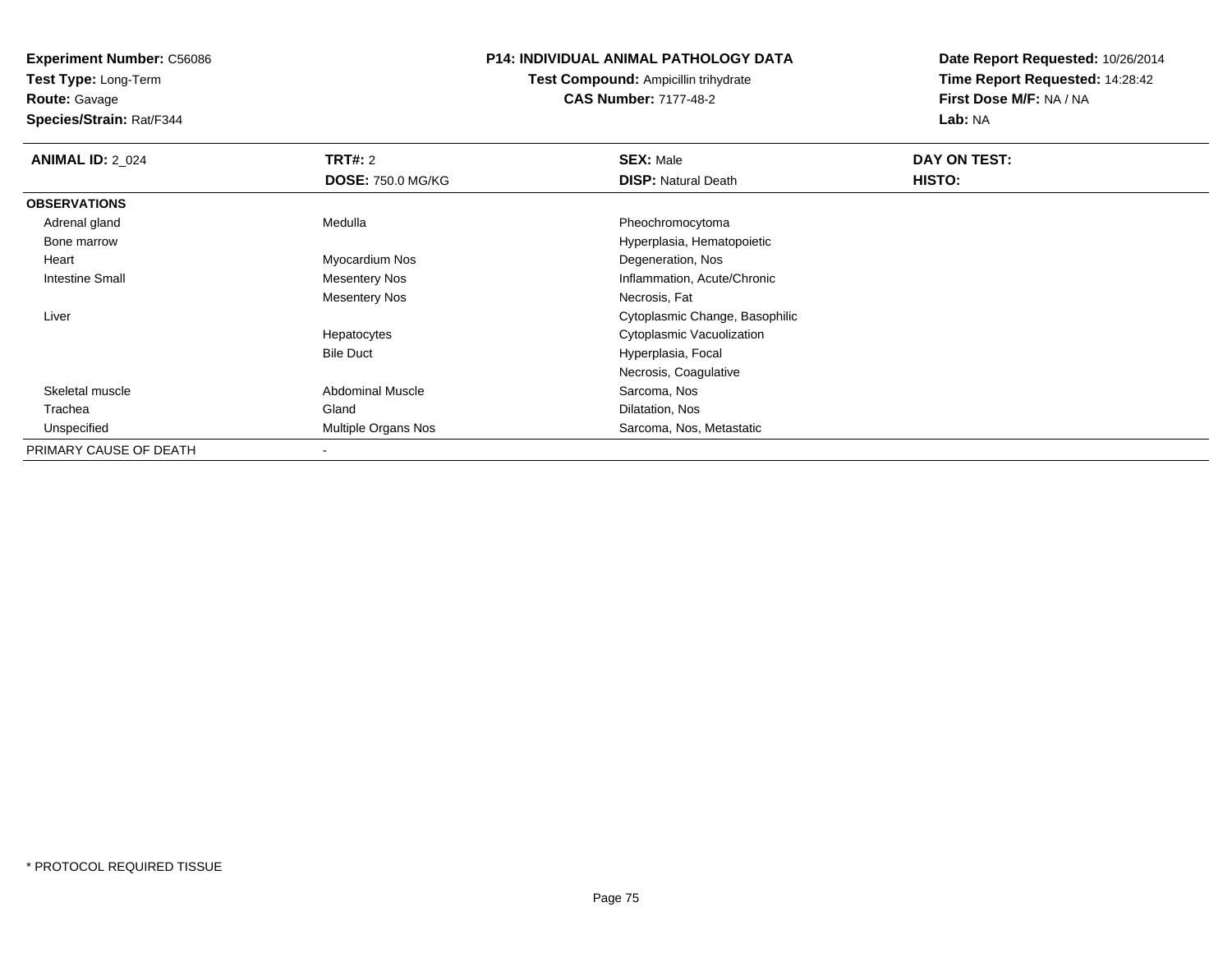**Experiment Number:** C56086
**Test Type:** Long-Term
**Route:** Gavage
**Species/Strain:** Rat/F344

**P14: INDIVIDUAL ANIMAL PATHOLOGY DATA**
**Test Compound:** Ampicillin trihydrate
**CAS Number:** 7177-48-2

**Date Report Requested:** 10/26/2014
**Time Report Requested:** 14:28:42
**First Dose M/F:** NA / NA
**Lab:** NA

| **ANIMAL ID:** 2_024 | **TRT#:** 2 | **SEX:** Male | **DAY ON TEST:** |
|---|---|---|---|
| | **DOSE:** 750.0 MG/KG | **DISP:** Natural Death | **HISTO:** |
| **OBSERVATIONS** | | | |
| Adrenal gland | Medulla | Pheochromocytoma | |
| Bone marrow | | Hyperplasia, Hematopoietic | |
| Heart | Myocardium Nos | Degeneration, Nos | |
| Intestine Small | Mesentery Nos | Inflammation, Acute/Chronic | |
| | Mesentery Nos | Necrosis, Fat | |
| Liver | | Cytoplasmic Change, Basophilic | |
| | Hepatocytes | Cytoplasmic Vacuolization | |
| | Bile Duct | Hyperplasia, Focal | |
| | | Necrosis, Coagulative | |
| Skeletal muscle | Abdominal Muscle | Sarcoma, Nos | |
| Trachea | Gland | Dilatation, Nos | |
| Unspecified | Multiple Organs Nos | Sarcoma, Nos, Metastatic | |
| PRIMARY CAUSE OF DEATH | - | | |

* PROTOCOL REQUIRED TISSUE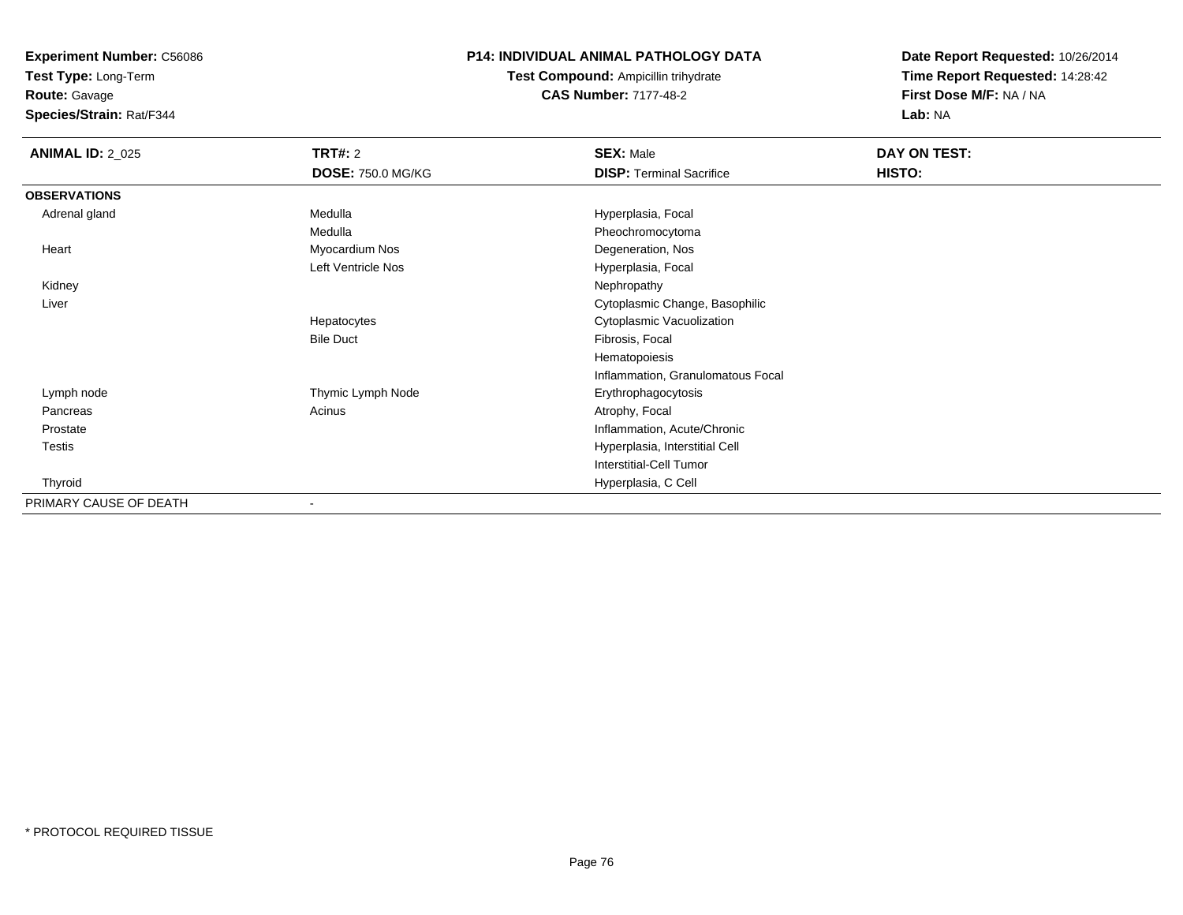**Experiment Number:** C56086
**Test Type:** Long-Term
**Route:** Gavage
**Species/Strain:** Rat/F344

**P14: INDIVIDUAL ANIMAL PATHOLOGY DATA**
**Test Compound:** Ampicillin trihydrate
**CAS Number:** 7177-48-2

**Date Report Requested:** 10/26/2014
**Time Report Requested:** 14:28:42
**First Dose M/F:** NA / NA
**Lab:** NA

| **ANIMAL ID:** 2_025 | **TRT#:** 2 | **SEX:** Male | **DAY ON TEST:** |
|---|---|---|---|
| | **DOSE:** 750.0 MG/KG | **DISP:** Terminal Sacrifice | **HISTO:** |
| **OBSERVATIONS** | | | |
| Adrenal gland | Medulla | Hyperplasia, Focal | |
| | Medulla | Pheochromocytoma | |
| Heart | Myocardium Nos | Degeneration, Nos | |
| | Left Ventricle Nos | Hyperplasia, Focal | |
| Kidney | | Nephropathy | |
| Liver | | Cytoplasmic Change, Basophilic | |
| | Hepatocytes | Cytoplasmic Vacuolization | |
| | Bile Duct | Fibrosis, Focal | |
| | | Hematopoiesis | |
| | | Inflammation, Granulomatous Focal | |
| Lymph node | Thymic Lymph Node | Erythrophagocytosis | |
| Pancreas | Acinus | Atrophy, Focal | |
| Prostate | | Inflammation, Acute/Chronic | |
| Testis | | Hyperplasia, Interstitial Cell | |
| | | Interstitial-Cell Tumor | |
| Thyroid | | Hyperplasia, C Cell | |
| PRIMARY CAUSE OF DEATH | - | | |

\* PROTOCOL REQUIRED TISSUE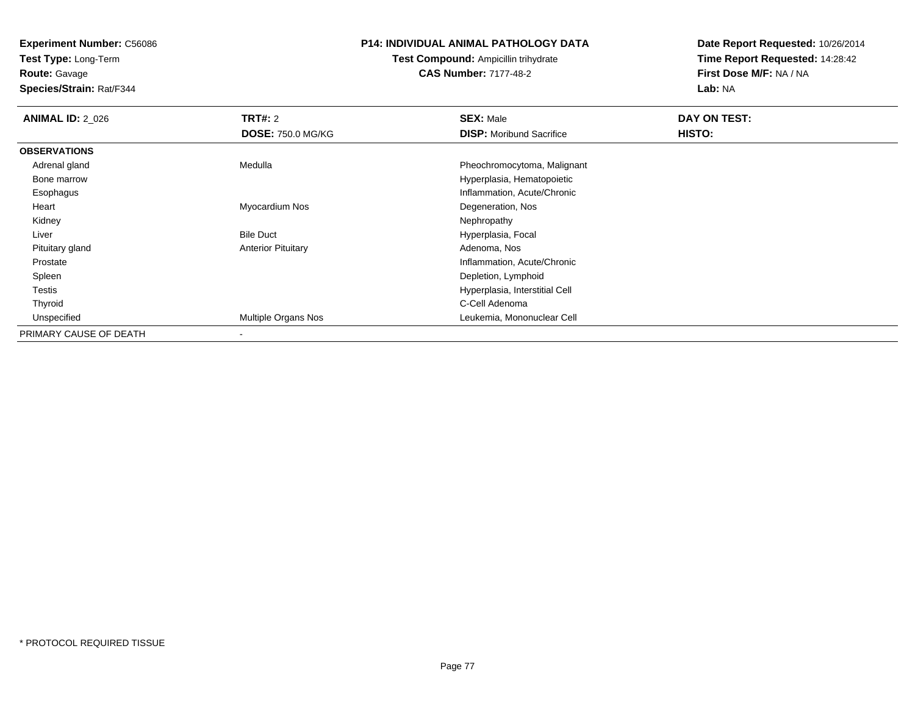**Experiment Number:** C56086
**Test Type:** Long-Term
**Route:** Gavage
**Species/Strain:** Rat/F344

**P14: INDIVIDUAL ANIMAL PATHOLOGY DATA**
**Test Compound:** Ampicillin trihydrate
**CAS Number:** 7177-48-2

**Date Report Requested:** 10/26/2014
**Time Report Requested:** 14:28:42
**First Dose M/F:** NA / NA
**Lab:** NA

| **ANIMAL ID:** 2_026 | **TRT#:** 2 | **SEX:** Male | **DAY ON TEST:** |
|---|---|---|---|
| | **DOSE:** 750.0 MG/KG | **DISP:** Moribund Sacrifice | **HISTO:** |
| **OBSERVATIONS** | | | |
| Adrenal gland | Medulla | Pheochromocytoma, Malignant | |
| Bone marrow | | Hyperplasia, Hematopoietic | |
| Esophagus | | Inflammation, Acute/Chronic | |
| Heart | Myocardium Nos | Degeneration, Nos | |
| Kidney | | Nephropathy | |
| Liver | Bile Duct | Hyperplasia, Focal | |
| Pituitary gland | Anterior Pituitary | Adenoma, Nos | |
| Prostate | | Inflammation, Acute/Chronic | |
| Spleen | | Depletion, Lymphoid | |
| Testis | | Hyperplasia, Interstitial Cell | |
| Thyroid | | C-Cell Adenoma | |
| Unspecified | Multiple Organs Nos | Leukemia, Mononuclear Cell | |
| PRIMARY CAUSE OF DEATH | - | | |

* PROTOCOL REQUIRED TISSUE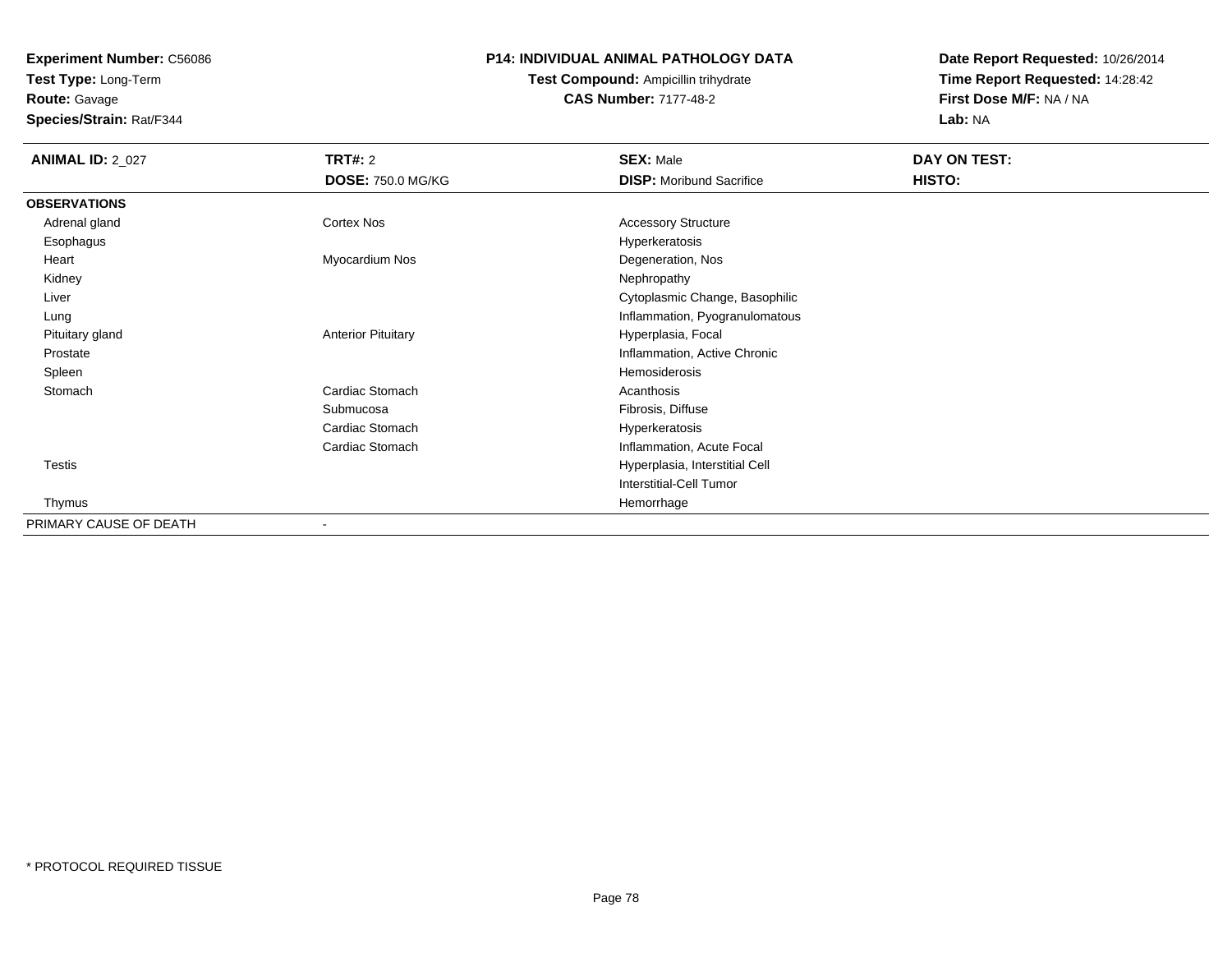**Experiment Number:** C56086
**Test Type:** Long-Term
**Route:** Gavage
**Species/Strain:** Rat/F344

**P14: INDIVIDUAL ANIMAL PATHOLOGY DATA**
**Test Compound:** Ampicillin trihydrate
**CAS Number:** 7177-48-2

**Date Report Requested:** 10/26/2014
**Time Report Requested:** 14:28:42
**First Dose M/F:** NA / NA
**Lab:** NA

| **ANIMAL ID:** 2_027 | **TRT#:** 2 | **SEX:** Male | **DAY ON TEST:** |
|---|---|---|---|
| | **DOSE:** 750.0 MG/KG | **DISP:** Moribund Sacrifice | **HISTO:** |
| **OBSERVATIONS** | | | |
| Adrenal gland | Cortex Nos | Accessory Structure | |
| Esophagus | | Hyperkeratosis | |
| Heart | Myocardium Nos | Degeneration, Nos | |
| Kidney | | Nephropathy | |
| Liver | | Cytoplasmic Change, Basophilic | |
| Lung | | Inflammation, Pyogranulomatous | |
| Pituitary gland | Anterior Pituitary | Hyperplasia, Focal | |
| Prostate | | Inflammation, Active Chronic | |
| Spleen | | Hemosiderosis | |
| Stomach | Cardiac Stomach | Acanthosis | |
| | Submucosa | Fibrosis, Diffuse | |
| | Cardiac Stomach | Hyperkeratosis | |
| | Cardiac Stomach | Inflammation, Acute Focal | |
| Testis | | Hyperplasia, Interstitial Cell | |
| | | Interstitial-Cell Tumor | |
| Thymus | | Hemorrhage | |
| PRIMARY CAUSE OF DEATH | - | | |

* PROTOCOL REQUIRED TISSUE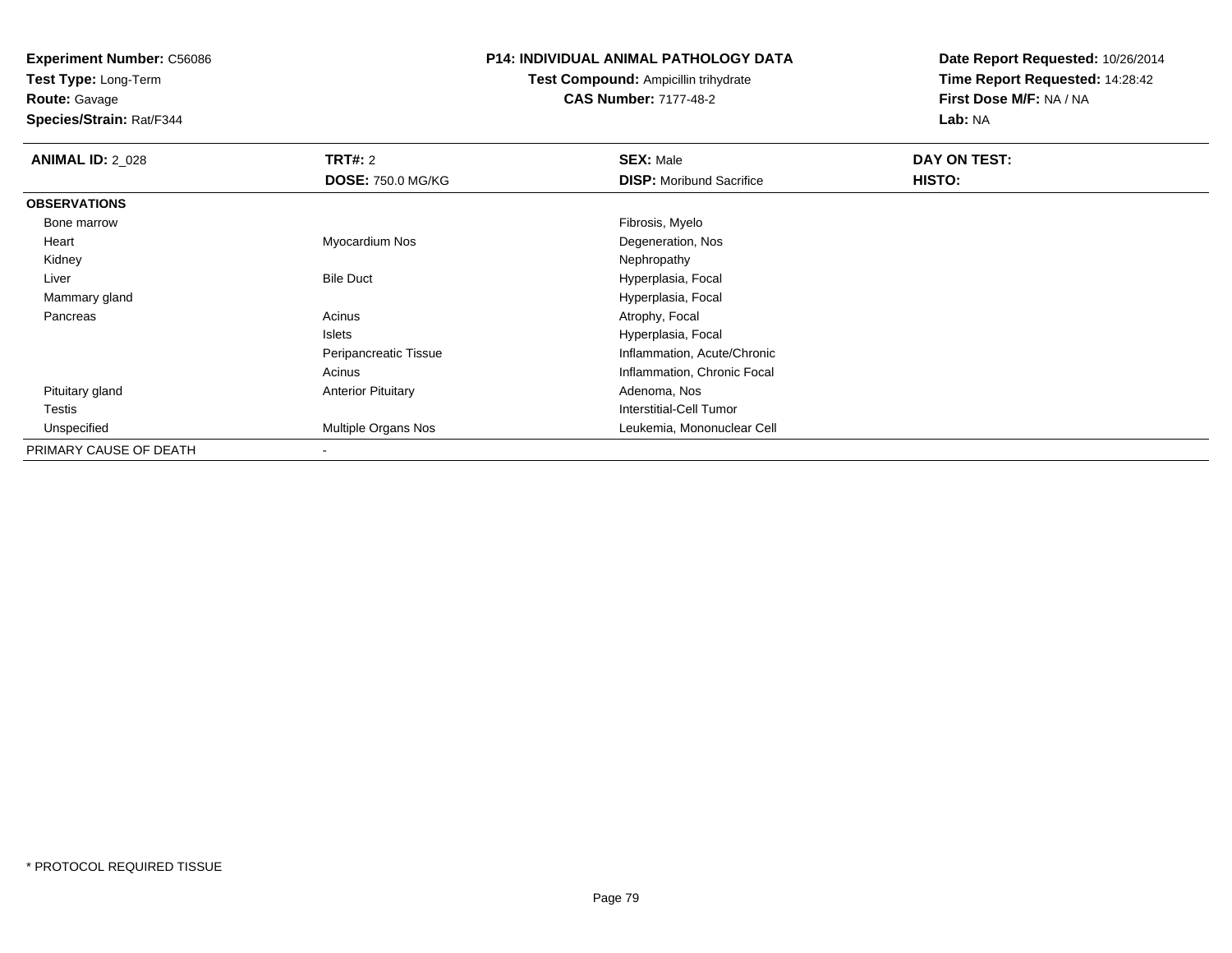**Experiment Number:** C56086
**Test Type:** Long-Term
**Route:** Gavage
**Species/Strain:** Rat/F344

**P14: INDIVIDUAL ANIMAL PATHOLOGY DATA**
**Test Compound:** Ampicillin trihydrate
**CAS Number:** 7177-48-2

**Date Report Requested:** 10/26/2014
**Time Report Requested:** 14:28:42
**First Dose M/F:** NA / NA
**Lab:** NA

| **ANIMAL ID:** 2_028 | **TRT#:** 2 | **SEX:** Male | **DAY ON TEST:** |
|---|---|---|---|
| | **DOSE:** 750.0 MG/KG | **DISP:** Moribund Sacrifice | **HISTO:** |
| **OBSERVATIONS** | | | |
| Bone marrow | | Fibrosis, Myelo | |
| Heart | Myocardium Nos | Degeneration, Nos | |
| Kidney | | Nephropathy | |
| Liver | Bile Duct | Hyperplasia, Focal | |
| Mammary gland | | Hyperplasia, Focal | |
| Pancreas | Acinus | Atrophy, Focal | |
| | Islets | Hyperplasia, Focal | |
| | Peripancreatic Tissue | Inflammation, Acute/Chronic | |
| | Acinus | Inflammation, Chronic Focal | |
| Pituitary gland | Anterior Pituitary | Adenoma, Nos | |
| Testis | | Interstitial-Cell Tumor | |
| Unspecified | Multiple Organs Nos | Leukemia, Mononuclear Cell | |
| PRIMARY CAUSE OF DEATH | - | | |

* PROTOCOL REQUIRED TISSUE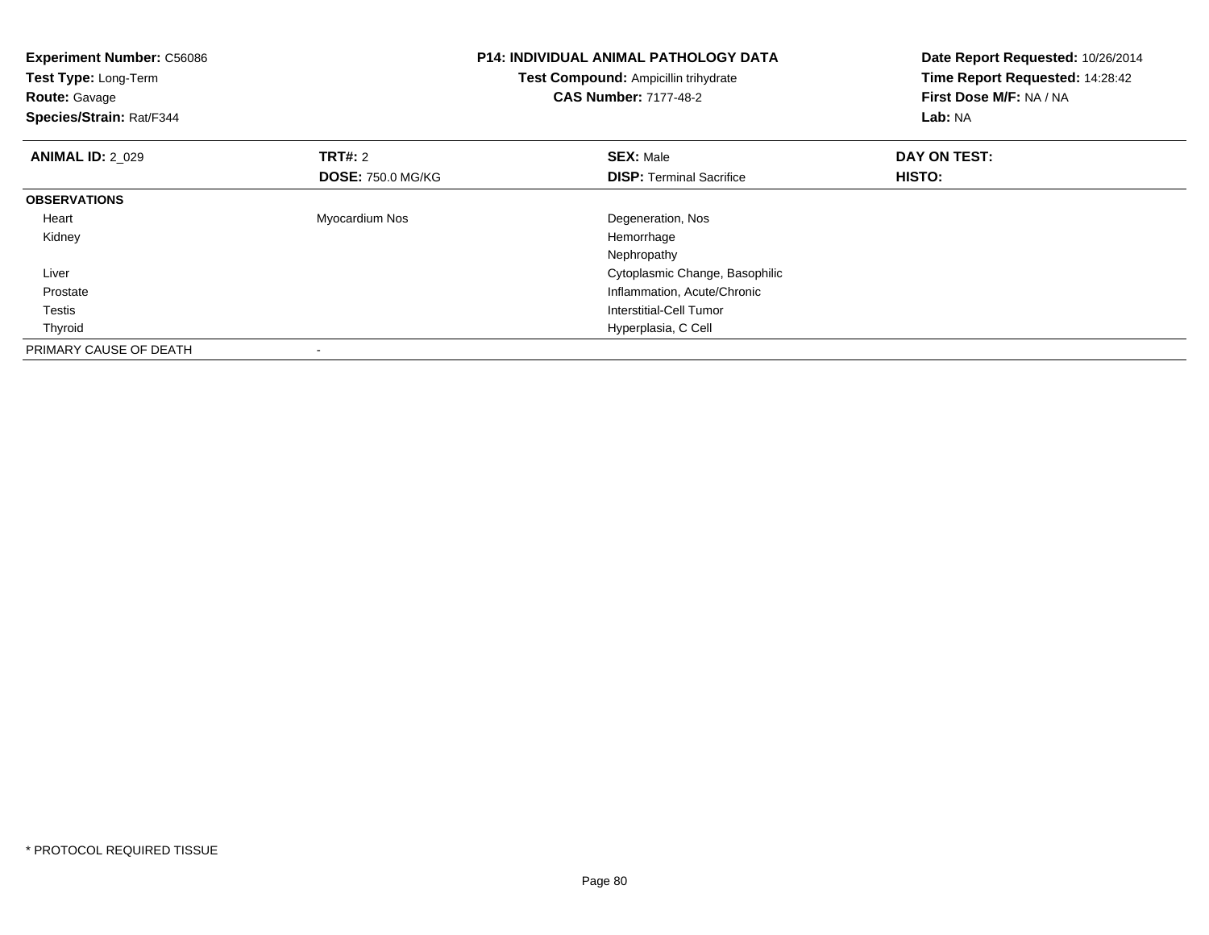**Experiment Number:** C56086
**Test Type:** Long-Term
**Route:** Gavage
**Species/Strain:** Rat/F344

**P14: INDIVIDUAL ANIMAL PATHOLOGY DATA**
**Test Compound:** Ampicillin trihydrate
**CAS Number:** 7177-48-2

**Date Report Requested:** 10/26/2014
**Time Report Requested:** 14:28:42
**First Dose M/F:** NA / NA
**Lab:** NA

| **ANIMAL ID:** 2_029 | **TRT#:** 2 | **SEX:** Male | **DAY ON TEST:** |
|---|---|---|---|
| | **DOSE:** 750.0 MG/KG | **DISP:** Terminal Sacrifice | **HISTO:** |
| **OBSERVATIONS** | | | |
| Heart | Myocardium Nos | Degeneration, Nos | |
| Kidney | | Hemorrhage | |
| | | Nephropathy | |
| Liver | | Cytoplasmic Change, Basophilic | |
| Prostate | | Inflammation, Acute/Chronic | |
| Testis | | Interstitial-Cell Tumor | |
| Thyroid | | Hyperplasia, C Cell | |
| PRIMARY CAUSE OF DEATH | - | | |

* PROTOCOL REQUIRED TISSUE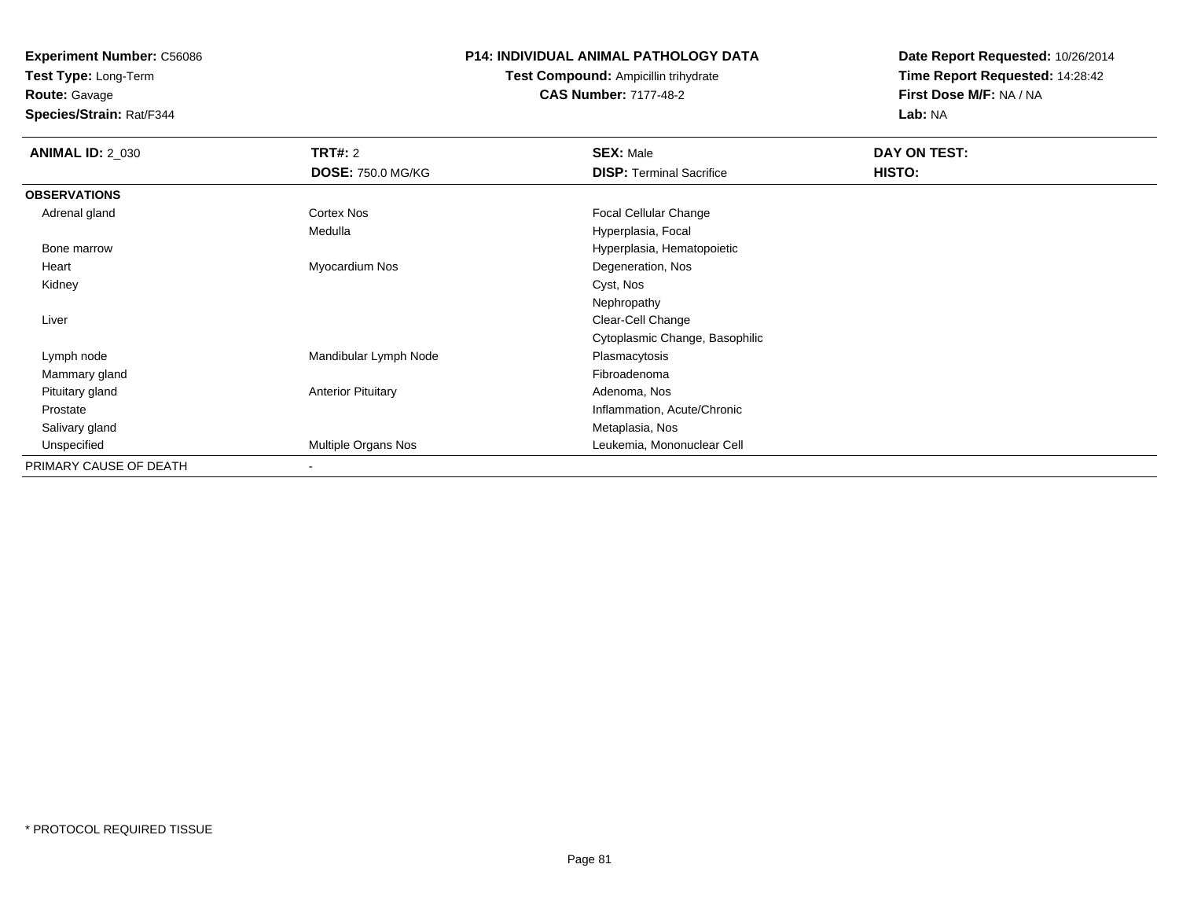**Experiment Number:** C56086
**Test Type:** Long-Term
**Route:** Gavage
**Species/Strain:** Rat/F344

**P14: INDIVIDUAL ANIMAL PATHOLOGY DATA**
**Test Compound:** Ampicillin trihydrate
**CAS Number:** 7177-48-2

**Date Report Requested:** 10/26/2014
**Time Report Requested:** 14:28:42
**First Dose M/F:** NA / NA
**Lab:** NA

| **ANIMAL ID:** 2_030 | **TRT#:** 2 | **SEX:** Male | **DAY ON TEST:** |
|---|---|---|---|
| | **DOSE:** 750.0 MG/KG | **DISP:** Terminal Sacrifice | **HISTO:** |
| **OBSERVATIONS** | | | |
| Adrenal gland | Cortex Nos | Focal Cellular Change | |
| | Medulla | Hyperplasia, Focal | |
| Bone marrow | | Hyperplasia, Hematopoietic | |
| Heart | Myocardium Nos | Degeneration, Nos | |
| Kidney | | Cyst, Nos | |
| | | Nephropathy | |
| Liver | | Clear-Cell Change | |
| | | Cytoplasmic Change, Basophilic | |
| Lymph node | Mandibular Lymph Node | Plasmacytosis | |
| Mammary gland | | Fibroadenoma | |
| Pituitary gland | Anterior Pituitary | Adenoma, Nos | |
| Prostate | | Inflammation, Acute/Chronic | |
| Salivary gland | | Metaplasia, Nos | |
| Unspecified | Multiple Organs Nos | Leukemia, Mononuclear Cell | |
| PRIMARY CAUSE OF DEATH | - | | |

* PROTOCOL REQUIRED TISSUE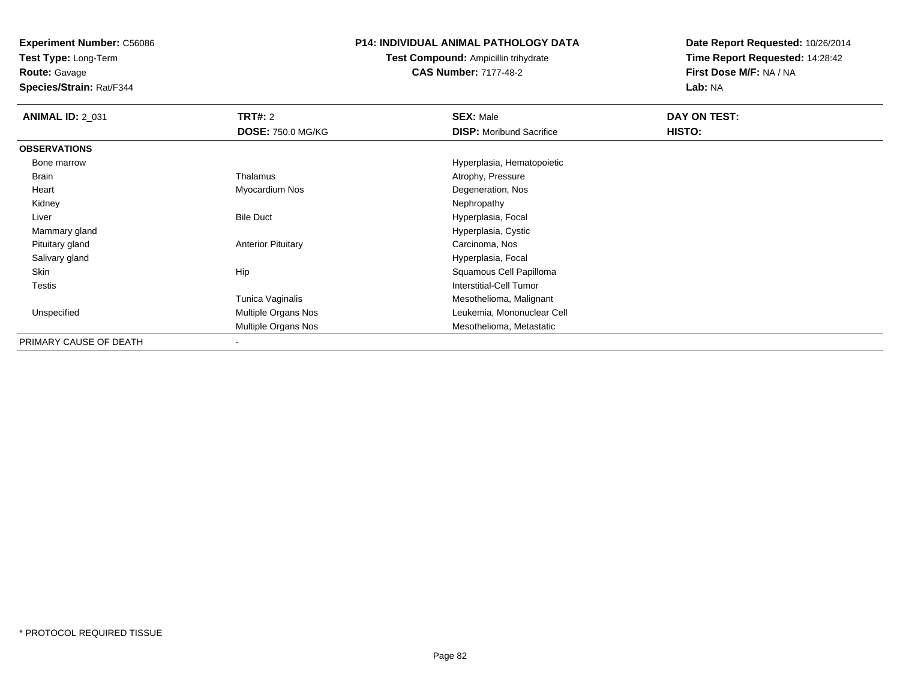**Experiment Number:** C56086
**Test Type:** Long-Term
**Route:** Gavage
**Species/Strain:** Rat/F344

**P14: INDIVIDUAL ANIMAL PATHOLOGY DATA**
**Test Compound:** Ampicillin trihydrate
**CAS Number:** 7177-48-2

**Date Report Requested:** 10/26/2014
**Time Report Requested:** 14:28:42
**First Dose M/F:** NA / NA
**Lab:** NA

| **ANIMAL ID:** 2_031 | **TRT#:** 2 | **SEX:** Male | **DAY ON TEST:** |
|---|---|---|---|
| | **DOSE:** 750.0 MG/KG | **DISP:** Moribund Sacrifice | **HISTO:** |
| **OBSERVATIONS** | | | |
| Bone marrow | | Hyperplasia, Hematopoietic | |
| Brain | Thalamus | Atrophy, Pressure | |
| Heart | Myocardium Nos | Degeneration, Nos | |
| Kidney | | Nephropathy | |
| Liver | Bile Duct | Hyperplasia, Focal | |
| Mammary gland | | Hyperplasia, Cystic | |
| Pituitary gland | Anterior Pituitary | Carcinoma, Nos | |
| Salivary gland | | Hyperplasia, Focal | |
| Skin | Hip | Squamous Cell Papilloma | |
| Testis | | Interstitial-Cell Tumor | |
| | Tunica Vaginalis | Mesothelioma, Malignant | |
| Unspecified | Multiple Organs Nos | Leukemia, Mononuclear Cell | |
| | Multiple Organs Nos | Mesothelioma, Metastatic | |
| PRIMARY CAUSE OF DEATH | - | | |

* PROTOCOL REQUIRED TISSUE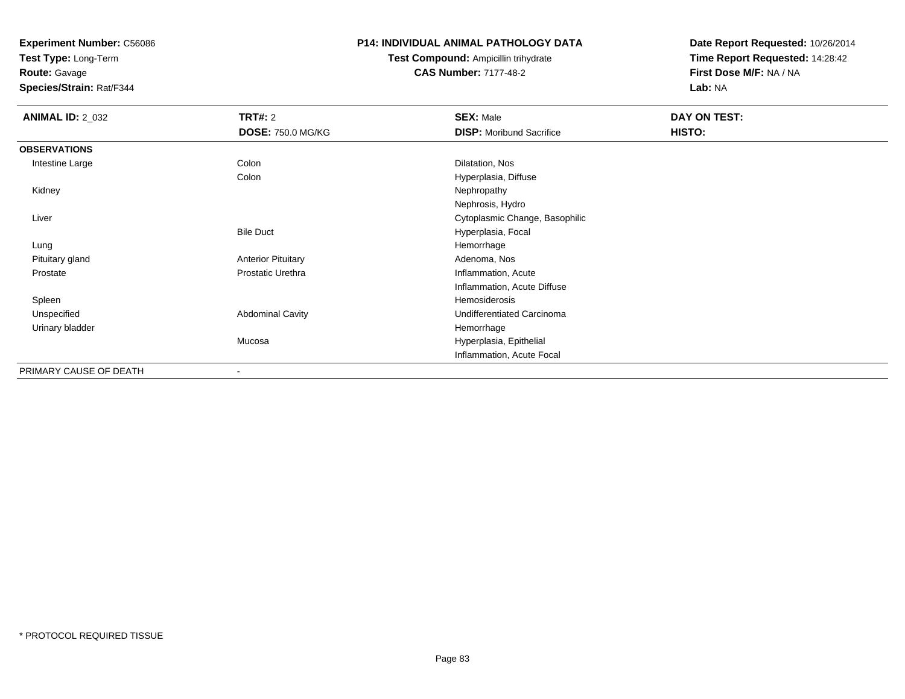**Experiment Number:** C56086
**Test Type:** Long-Term
**Route:** Gavage
**Species/Strain:** Rat/F344

**P14: INDIVIDUAL ANIMAL PATHOLOGY DATA**
**Test Compound:** Ampicillin trihydrate
**CAS Number:** 7177-48-2

**Date Report Requested:** 10/26/2014
**Time Report Requested:** 14:28:42
**First Dose M/F:** NA / NA
**Lab:** NA

| **ANIMAL ID:** 2_032 | **TRT#:** 2 | **SEX:** Male | **DAY ON TEST:** |
|---|---|---|---|
| | **DOSE:** 750.0 MG/KG | **DISP:** Moribund Sacrifice | **HISTO:** |
| **OBSERVATIONS** | | | |
| Intestine Large | Colon | Dilatation, Nos | |
| | Colon | Hyperplasia, Diffuse | |
| Kidney | | Nephropathy | |
| | | Nephrosis, Hydro | |
| Liver | | Cytoplasmic Change, Basophilic | |
| | Bile Duct | Hyperplasia, Focal | |
| Lung | | Hemorrhage | |
| Pituitary gland | Anterior Pituitary | Adenoma, Nos | |
| Prostate | Prostatic Urethra | Inflammation, Acute | |
| | | Inflammation, Acute Diffuse | |
| Spleen | | Hemosiderosis | |
| Unspecified | Abdominal Cavity | Undifferentiated Carcinoma | |
| Urinary bladder | | Hemorrhage | |
| | Mucosa | Hyperplasia, Epithelial | |
| | | Inflammation, Acute Focal | |
| PRIMARY CAUSE OF DEATH | - | | |

* PROTOCOL REQUIRED TISSUE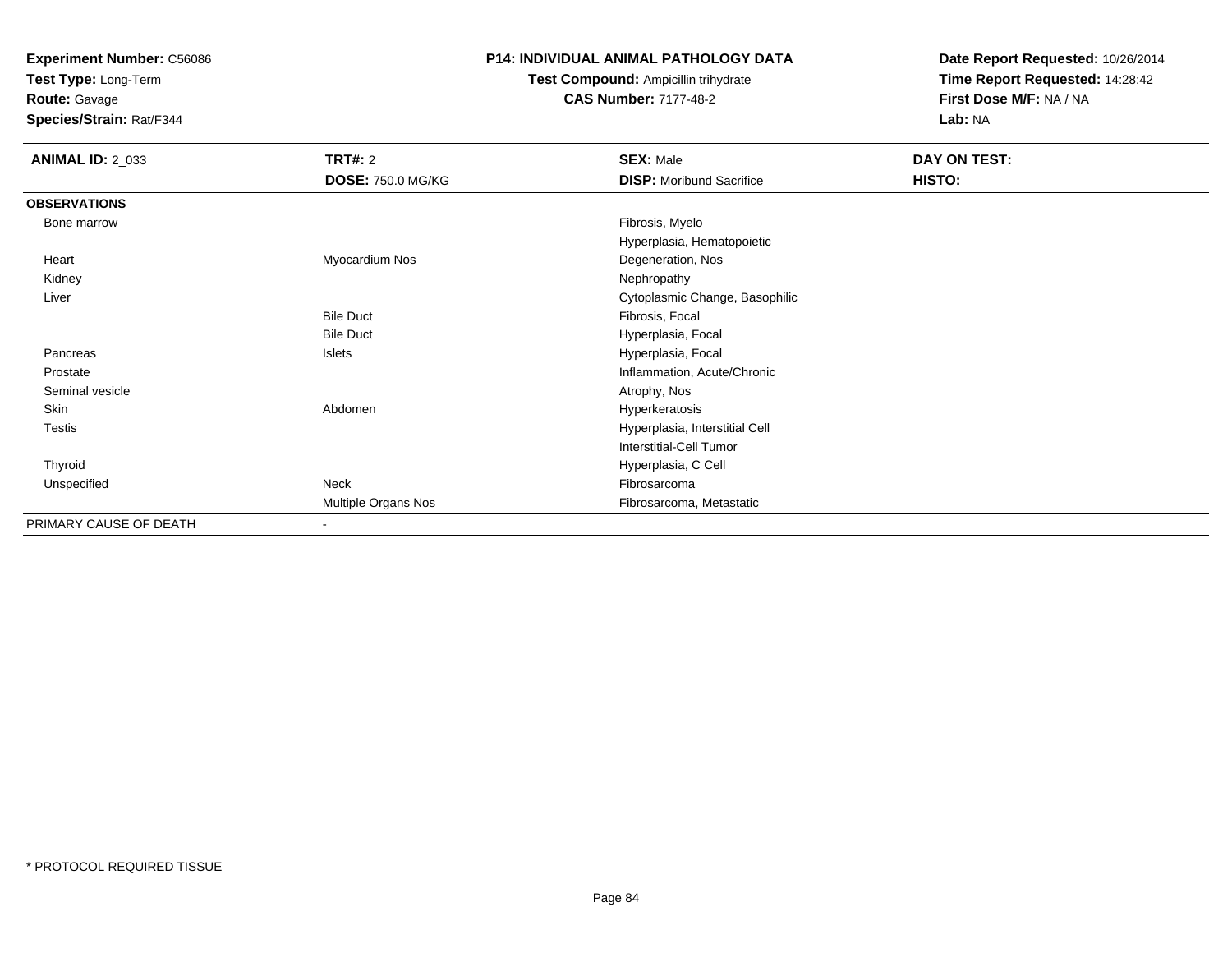**Experiment Number:** C56086
**Test Type:** Long-Term
**Route:** Gavage
**Species/Strain:** Rat/F344

**P14: INDIVIDUAL ANIMAL PATHOLOGY DATA**
**Test Compound:** Ampicillin trihydrate
**CAS Number:** 7177-48-2

**Date Report Requested:** 10/26/2014
**Time Report Requested:** 14:28:42
**First Dose M/F:** NA / NA
**Lab:** NA

| **ANIMAL ID:** 2_033 | **TRT#:** 2 | **SEX:** Male | **DAY ON TEST:** |
|---|---|---|---|
| | **DOSE:** 750.0 MG/KG | **DISP:** Moribund Sacrifice | **HISTO:** |
| **OBSERVATIONS** | | | |
| Bone marrow | | Fibrosis, Myelo | |
| | | Hyperplasia, Hematopoietic | |
| Heart | Myocardium Nos | Degeneration, Nos | |
| Kidney | | Nephropathy | |
| Liver | | Cytoplasmic Change, Basophilic | |
| | Bile Duct | Fibrosis, Focal | |
| | Bile Duct | Hyperplasia, Focal | |
| Pancreas | Islets | Hyperplasia, Focal | |
| Prostate | | Inflammation, Acute/Chronic | |
| Seminal vesicle | | Atrophy, Nos | |
| Skin | Abdomen | Hyperkeratosis | |
| Testis | | Hyperplasia, Interstitial Cell | |
| | | Interstitial-Cell Tumor | |
| Thyroid | | Hyperplasia, C Cell | |
| Unspecified | Neck | Fibrosarcoma | |
| | Multiple Organs Nos | Fibrosarcoma, Metastatic | |
| PRIMARY CAUSE OF DEATH | - | | |

* PROTOCOL REQUIRED TISSUE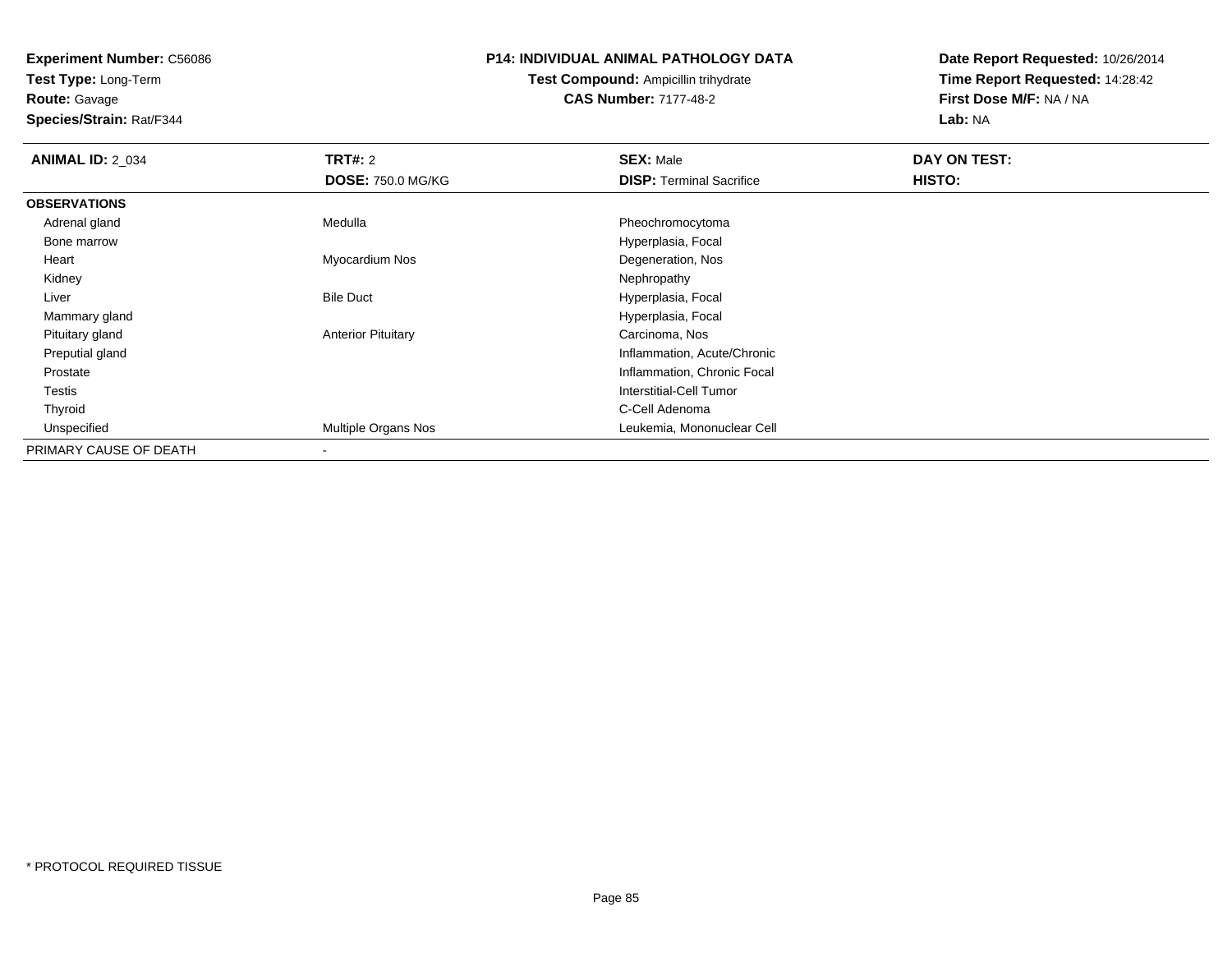**Experiment Number:** C56086
**Test Type:** Long-Term
**Route:** Gavage
**Species/Strain:** Rat/F344

**P14: INDIVIDUAL ANIMAL PATHOLOGY DATA**
**Test Compound:** Ampicillin trihydrate
**CAS Number:** 7177-48-2

**Date Report Requested:** 10/26/2014
**Time Report Requested:** 14:28:42
**First Dose M/F:** NA / NA
**Lab:** NA

| **ANIMAL ID:** 2_034 | **TRT#:** 2 | **SEX:** Male | **DAY ON TEST:** |
|---|---|---|---|
| | **DOSE:** 750.0 MG/KG | **DISP:** Terminal Sacrifice | **HISTO:** |
| **OBSERVATIONS** | | | |
| Adrenal gland | Medulla | Pheochromocytoma | |
| Bone marrow | | Hyperplasia, Focal | |
| Heart | Myocardium Nos | Degeneration, Nos | |
| Kidney | | Nephropathy | |
| Liver | Bile Duct | Hyperplasia, Focal | |
| Mammary gland | | Hyperplasia, Focal | |
| Pituitary gland | Anterior Pituitary | Carcinoma, Nos | |
| Preputial gland | | Inflammation, Acute/Chronic | |
| Prostate | | Inflammation, Chronic Focal | |
| Testis | | Interstitial-Cell Tumor | |
| Thyroid | | C-Cell Adenoma | |
| Unspecified | Multiple Organs Nos | Leukemia, Mononuclear Cell | |
| PRIMARY CAUSE OF DEATH | - | | |

* PROTOCOL REQUIRED TISSUE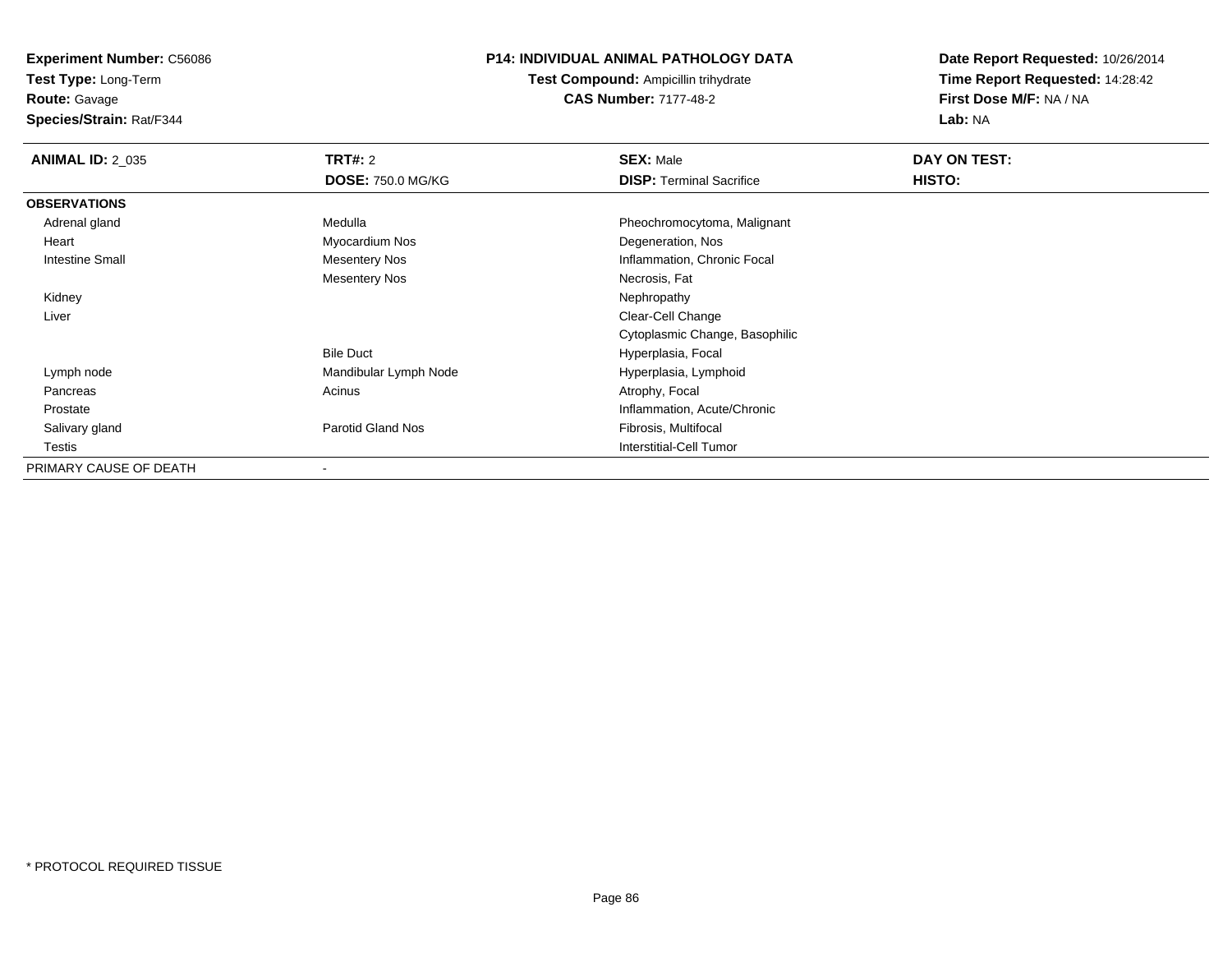**Experiment Number:** C56086
**Test Type:** Long-Term
**Route:** Gavage
**Species/Strain:** Rat/F344

**P14: INDIVIDUAL ANIMAL PATHOLOGY DATA**
**Test Compound:** Ampicillin trihydrate
**CAS Number:** 7177-48-2

**Date Report Requested:** 10/26/2014
**Time Report Requested:** 14:28:42
**First Dose M/F:** NA / NA
**Lab:** NA

| **ANIMAL ID:** 2_035 | **TRT#:** 2 | **SEX:** Male | **DAY ON TEST:** |
|---|---|---|---|
| | **DOSE:** 750.0 MG/KG | **DISP:** Terminal Sacrifice | **HISTO:** |
| **OBSERVATIONS** | | | |
| Adrenal gland | Medulla | Pheochromocytoma, Malignant | |
| Heart | Myocardium Nos | Degeneration, Nos | |
| Intestine Small | Mesentery Nos | Inflammation, Chronic Focal | |
| | Mesentery Nos | Necrosis, Fat | |
| Kidney | | Nephropathy | |
| Liver | | Clear-Cell Change | |
| | | Cytoplasmic Change, Basophilic | |
| | Bile Duct | Hyperplasia, Focal | |
| Lymph node | Mandibular Lymph Node | Hyperplasia, Lymphoid | |
| Pancreas | Acinus | Atrophy, Focal | |
| Prostate | | Inflammation, Acute/Chronic | |
| Salivary gland | Parotid Gland Nos | Fibrosis, Multifocal | |
| Testis | | Interstitial-Cell Tumor | |
| PRIMARY CAUSE OF DEATH | - | | |

* PROTOCOL REQUIRED TISSUE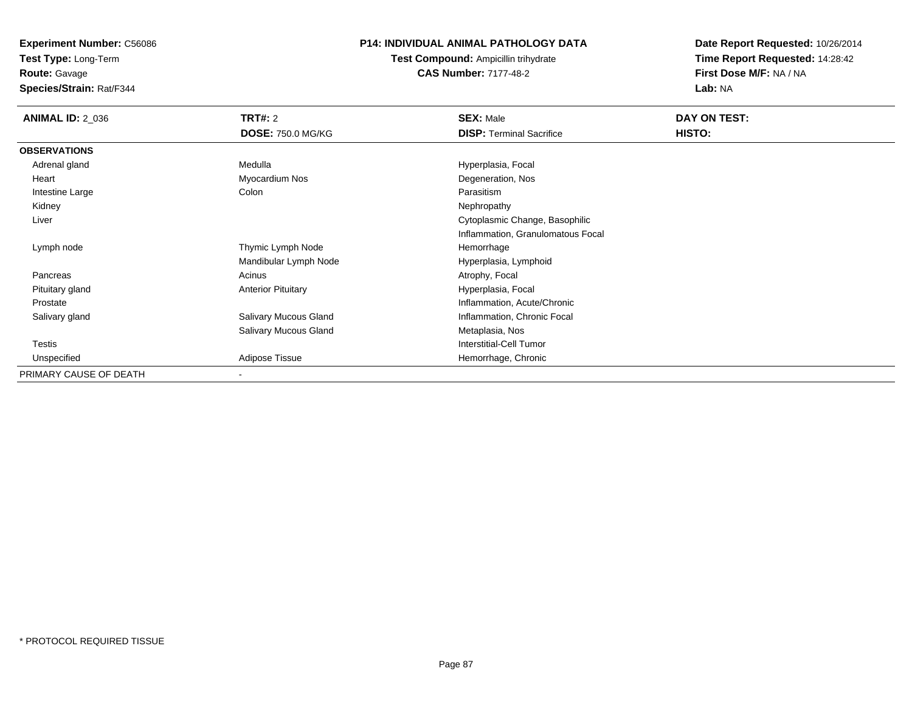**Experiment Number:** C56086
**Test Type:** Long-Term
**Route:** Gavage
**Species/Strain:** Rat/F344

**P14: INDIVIDUAL ANIMAL PATHOLOGY DATA**
**Test Compound:** Ampicillin trihydrate
**CAS Number:** 7177-48-2

**Date Report Requested:** 10/26/2014
**Time Report Requested:** 14:28:42
**First Dose M/F:** NA / NA
**Lab:** NA

| **ANIMAL ID:** 2_036 | **TRT#:** 2 | **SEX:** Male | **DAY ON TEST:** |
|---|---|---|---|
| | **DOSE:** 750.0 MG/KG | **DISP:** Terminal Sacrifice | **HISTO:** |
| **OBSERVATIONS** | | | |
| Adrenal gland | Medulla | Hyperplasia, Focal | |
| Heart | Myocardium Nos | Degeneration, Nos | |
| Intestine Large | Colon | Parasitism | |
| Kidney | | Nephropathy | |
| Liver | | Cytoplasmic Change, Basophilic | |
| | | Inflammation, Granulomatous Focal | |
| Lymph node | Thymic Lymph Node | Hemorrhage | |
| | Mandibular Lymph Node | Hyperplasia, Lymphoid | |
| Pancreas | Acinus | Atrophy, Focal | |
| Pituitary gland | Anterior Pituitary | Hyperplasia, Focal | |
| Prostate | | Inflammation, Acute/Chronic | |
| Salivary gland | Salivary Mucous Gland | Inflammation, Chronic Focal | |
| | Salivary Mucous Gland | Metaplasia, Nos | |
| Testis | | Interstitial-Cell Tumor | |
| Unspecified | Adipose Tissue | Hemorrhage, Chronic | |
| PRIMARY CAUSE OF DEATH | - | | |

* PROTOCOL REQUIRED TISSUE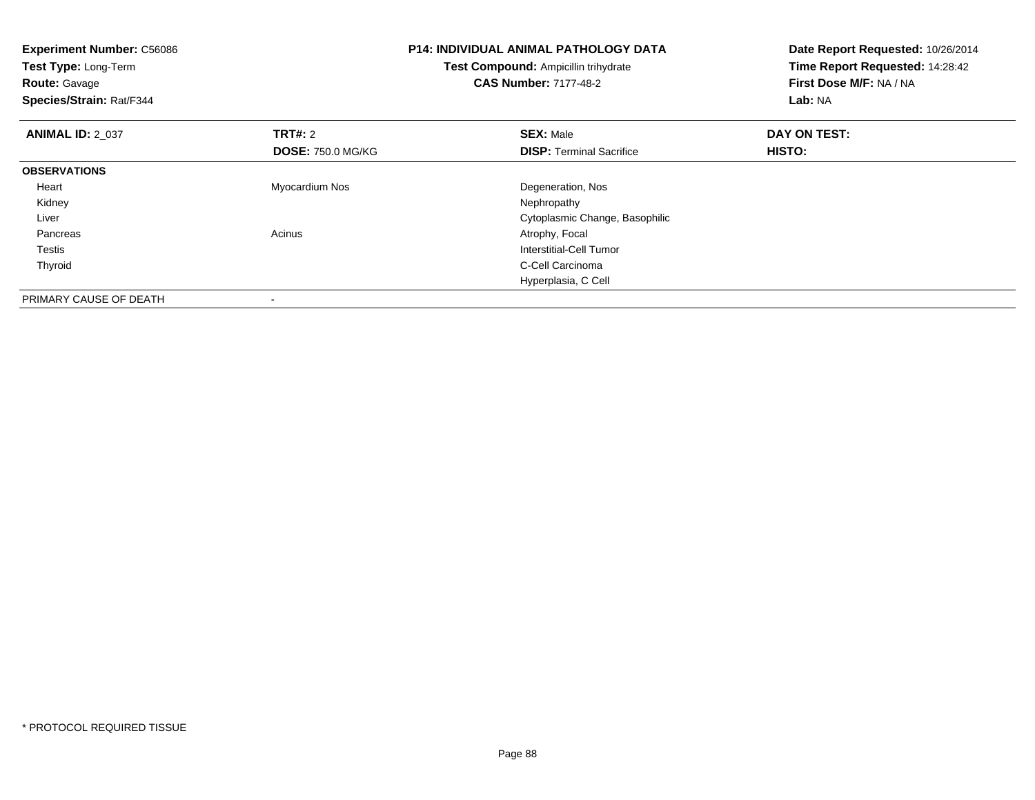**Experiment Number:** C56086
**Test Type:** Long-Term
**Route:** Gavage
**Species/Strain:** Rat/F344

**P14: INDIVIDUAL ANIMAL PATHOLOGY DATA**
**Test Compound:** Ampicillin trihydrate
**CAS Number:** 7177-48-2

**Date Report Requested:** 10/26/2014
**Time Report Requested:** 14:28:42
**First Dose M/F:** NA / NA
**Lab:** NA

| **ANIMAL ID:** 2_037 | **TRT#:** 2 | **SEX:** Male | **DAY ON TEST:** |
|---|---|---|---|
| | **DOSE:** 750.0 MG/KG | **DISP:** Terminal Sacrifice | **HISTO:** |
| **OBSERVATIONS** | | | |
| Heart | Myocardium Nos | Degeneration, Nos | |
| Kidney | | Nephropathy | |
| Liver | | Cytoplasmic Change, Basophilic | |
| Pancreas | Acinus | Atrophy, Focal | |
| Testis | | Interstitial-Cell Tumor | |
| Thyroid | | C-Cell Carcinoma | |
| | | Hyperplasia, C Cell | |
| PRIMARY CAUSE OF DEATH | - | | |

* PROTOCOL REQUIRED TISSUE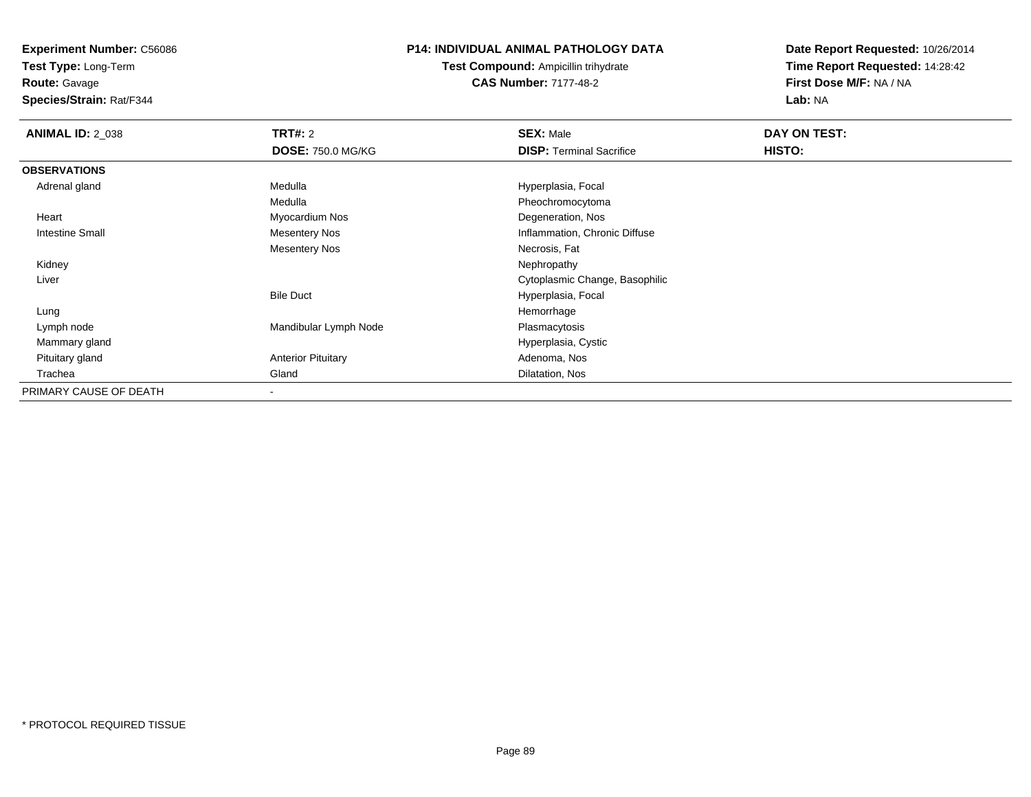**Experiment Number:** C56086
**Test Type:** Long-Term
**Route:** Gavage
**Species/Strain:** Rat/F344

**P14: INDIVIDUAL ANIMAL PATHOLOGY DATA**
**Test Compound:** Ampicillin trihydrate
**CAS Number:** 7177-48-2

**Date Report Requested:** 10/26/2014
**Time Report Requested:** 14:28:42
**First Dose M/F:** NA / NA
**Lab:** NA

| **ANIMAL ID:** 2_038 | **TRT#:** 2 | **SEX:** Male | **DAY ON TEST:** |
|---|---|---|---|
| | **DOSE:** 750.0 MG/KG | **DISP:** Terminal Sacrifice | **HISTO:** |
| **OBSERVATIONS** | | | |
| Adrenal gland | Medulla | Hyperplasia, Focal | |
| | Medulla | Pheochromocytoma | |
| Heart | Myocardium Nos | Degeneration, Nos | |
| Intestine Small | Mesentery Nos | Inflammation, Chronic Diffuse | |
| | Mesentery Nos | Necrosis, Fat | |
| Kidney | | Nephropathy | |
| Liver | | Cytoplasmic Change, Basophilic | |
| | Bile Duct | Hyperplasia, Focal | |
| Lung | | Hemorrhage | |
| Lymph node | Mandibular Lymph Node | Plasmacytosis | |
| Mammary gland | | Hyperplasia, Cystic | |
| Pituitary gland | Anterior Pituitary | Adenoma, Nos | |
| Trachea | Gland | Dilatation, Nos | |
| PRIMARY CAUSE OF DEATH | - | | |

* PROTOCOL REQUIRED TISSUE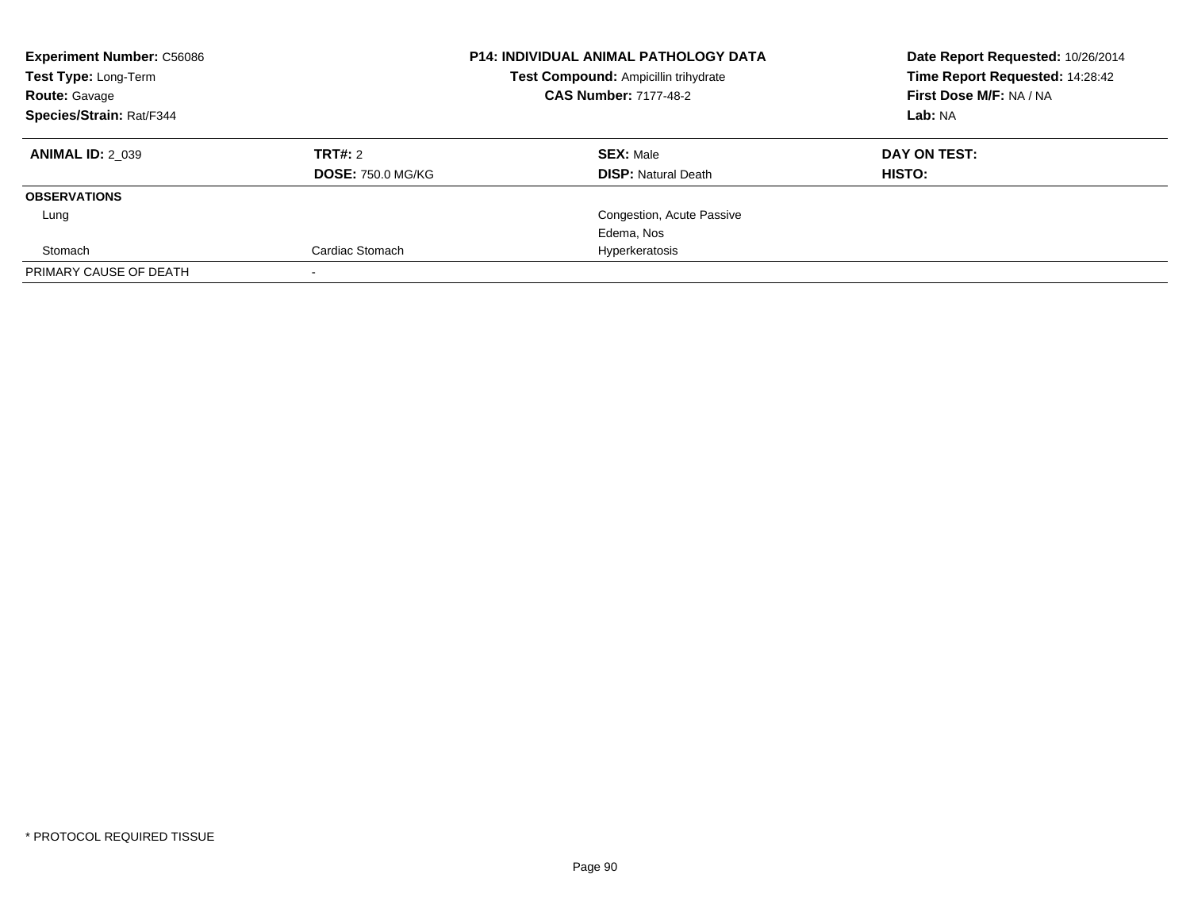| | | | |
|---|---|---|---|
| **Experiment Number:** C56086 | **P14: INDIVIDUAL ANIMAL PATHOLOGY DATA** | | **Date Report Requested:** 10/26/2014 |
| **Test Type:** Long-Term | **Test Compound:** Ampicillin trihydrate | | **Time Report Requested:** 14:28:42 |
| **Route:** Gavage | **CAS Number:** 7177-48-2 | | **First Dose M/F:** NA / NA |
| **Species/Strain:** Rat/F344 | | | **Lab:** NA |

| **ANIMAL ID:** 2_039 | **TRT#:** 2 | **SEX:** Male | **DAY ON TEST:** |
|---|---|---|---|
| | **DOSE:** 750.0 MG/KG | **DISP:** Natural Death | **HISTO:** |
| **OBSERVATIONS** | | | |
| Lung | | Congestion, Acute Passive | |
| | | Edema, Nos | |
| Stomach | Cardiac Stomach | Hyperkeratosis | |
| PRIMARY CAUSE OF DEATH | - | | |

* PROTOCOL REQUIRED TISSUE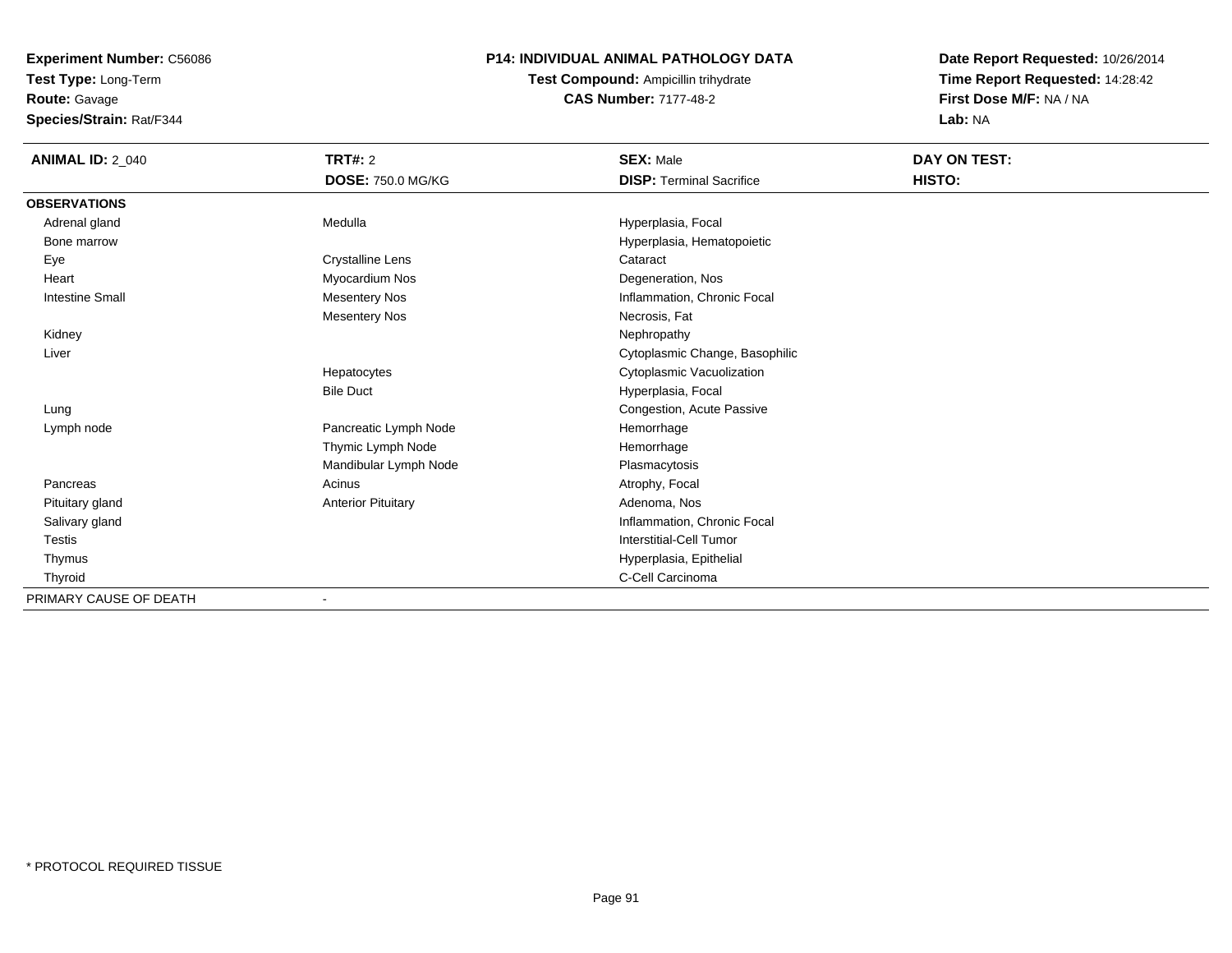**Experiment Number:** C56086
**Test Type:** Long-Term
**Route:** Gavage
**Species/Strain:** Rat/F344

**P14: INDIVIDUAL ANIMAL PATHOLOGY DATA**
**Test Compound:** Ampicillin trihydrate
**CAS Number:** 7177-48-2

**Date Report Requested:** 10/26/2014
**Time Report Requested:** 14:28:42
**First Dose M/F:** NA / NA
**Lab:** NA

| **ANIMAL ID:** 2_040 | **TRT#:** 2 | **SEX:** Male | **DAY ON TEST:** |
|---|---|---|---|
| | **DOSE:** 750.0 MG/KG | **DISP:** Terminal Sacrifice | **HISTO:** |
| **OBSERVATIONS** | | | |
| Adrenal gland | Medulla | Hyperplasia, Focal | |
| Bone marrow | | Hyperplasia, Hematopoietic | |
| Eye | Crystalline Lens | Cataract | |
| Heart | Myocardium Nos | Degeneration, Nos | |
| Intestine Small | Mesentery Nos | Inflammation, Chronic Focal | |
| | Mesentery Nos | Necrosis, Fat | |
| Kidney | | Nephropathy | |
| Liver | | Cytoplasmic Change, Basophilic | |
| | Hepatocytes | Cytoplasmic Vacuolization | |
| | Bile Duct | Hyperplasia, Focal | |
| Lung | | Congestion, Acute Passive | |
| Lymph node | Pancreatic Lymph Node | Hemorrhage | |
| | Thymic Lymph Node | Hemorrhage | |
| | Mandibular Lymph Node | Plasmacytosis | |
| Pancreas | Acinus | Atrophy, Focal | |
| Pituitary gland | Anterior Pituitary | Adenoma, Nos | |
| Salivary gland | | Inflammation, Chronic Focal | |
| Testis | | Interstitial-Cell Tumor | |
| Thymus | | Hyperplasia, Epithelial | |
| Thyroid | | C-Cell Carcinoma | |
| PRIMARY CAUSE OF DEATH | - | | |

* PROTOCOL REQUIRED TISSUE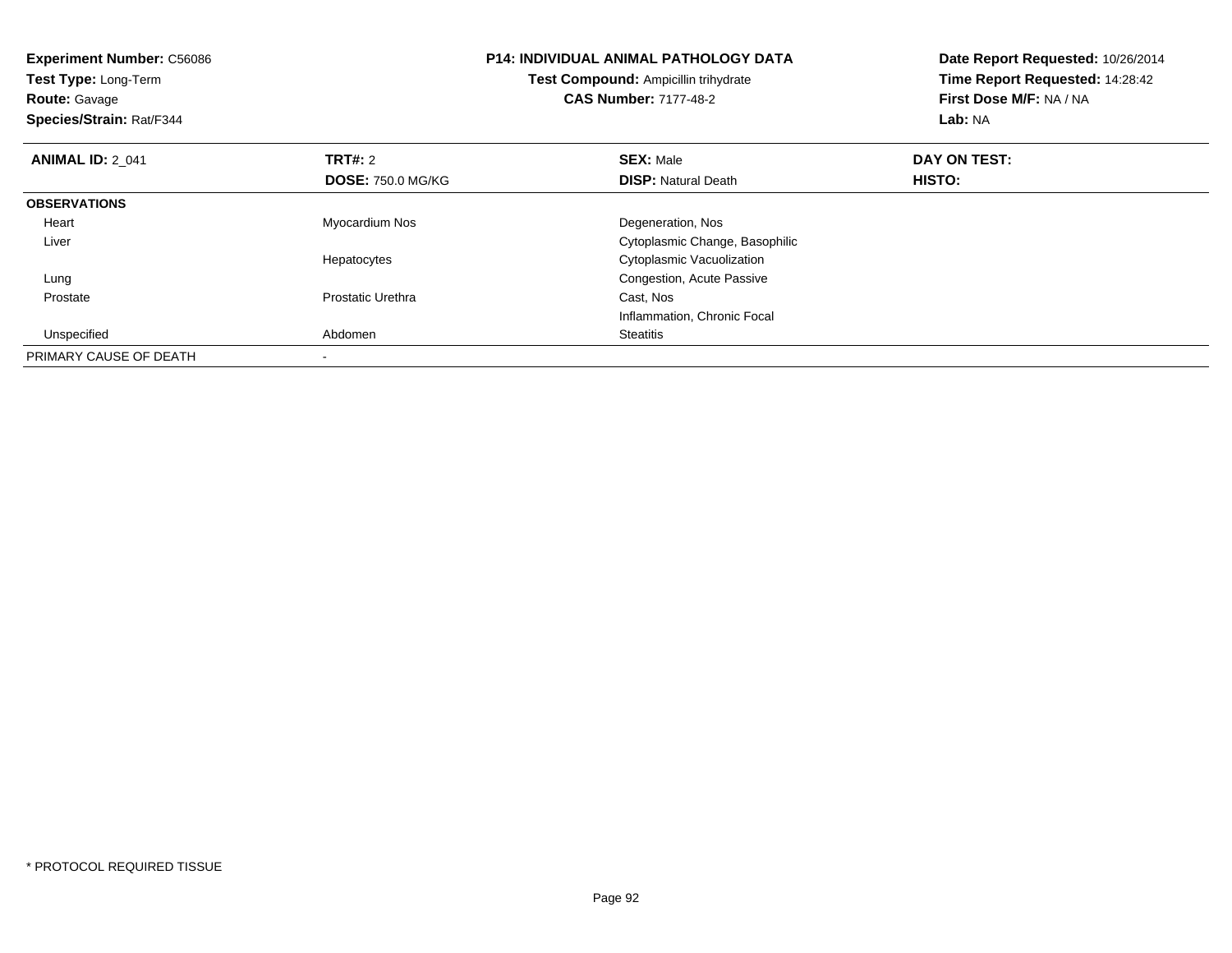**Experiment Number:** C56086
**Test Type:** Long-Term
**Route:** Gavage
**Species/Strain:** Rat/F344

**P14: INDIVIDUAL ANIMAL PATHOLOGY DATA**
**Test Compound:** Ampicillin trihydrate
**CAS Number:** 7177-48-2

**Date Report Requested:** 10/26/2014
**Time Report Requested:** 14:28:42
**First Dose M/F:** NA / NA
**Lab:** NA

| **ANIMAL ID:** 2_041 | **TRT#:** 2 | **SEX:** Male | **DAY ON TEST:** |
|---|---|---|---|
| | **DOSE:** 750.0 MG/KG | **DISP:** Natural Death | **HISTO:** |
| **OBSERVATIONS** | | | |
| Heart | Myocardium Nos | Degeneration, Nos | |
| Liver | | Cytoplasmic Change, Basophilic | |
| | Hepatocytes | Cytoplasmic Vacuolization | |
| Lung | | Congestion, Acute Passive | |
| Prostate | Prostatic Urethra | Cast, Nos | |
| | | Inflammation, Chronic Focal | |
| Unspecified | Abdomen | Steatitis | |
| PRIMARY CAUSE OF DEATH | - | | |

* PROTOCOL REQUIRED TISSUE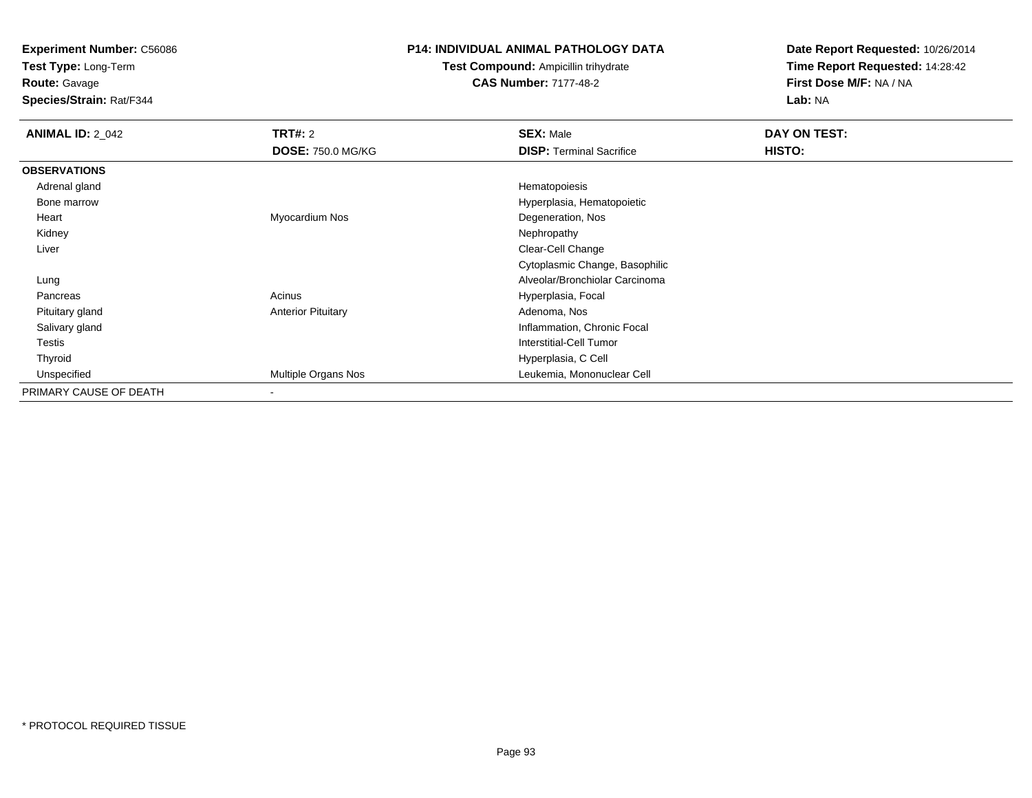**Experiment Number:** C56086
**Test Type:** Long-Term
**Route:** Gavage
**Species/Strain:** Rat/F344

**P14: INDIVIDUAL ANIMAL PATHOLOGY DATA**
**Test Compound:** Ampicillin trihydrate
**CAS Number:** 7177-48-2

**Date Report Requested:** 10/26/2014
**Time Report Requested:** 14:28:42
**First Dose M/F:** NA / NA
**Lab:** NA

| **ANIMAL ID:** 2_042 | **TRT#:** 2 | **SEX:** Male | **DAY ON TEST:** |
|---|---|---|---|
| | **DOSE:** 750.0 MG/KG | **DISP:** Terminal Sacrifice | **HISTO:** |
| **OBSERVATIONS** | | | |
| Adrenal gland | | Hematopoiesis | |
| Bone marrow | | Hyperplasia, Hematopoietic | |
| Heart | Myocardium Nos | Degeneration, Nos | |
| Kidney | | Nephropathy | |
| Liver | | Clear-Cell Change | |
| | | Cytoplasmic Change, Basophilic | |
| Lung | | Alveolar/Bronchiolar Carcinoma | |
| Pancreas | Acinus | Hyperplasia, Focal | |
| Pituitary gland | Anterior Pituitary | Adenoma, Nos | |
| Salivary gland | | Inflammation, Chronic Focal | |
| Testis | | Interstitial-Cell Tumor | |
| Thyroid | | Hyperplasia, C Cell | |
| Unspecified | Multiple Organs Nos | Leukemia, Mononuclear Cell | |
| PRIMARY CAUSE OF DEATH | - | | |

* PROTOCOL REQUIRED TISSUE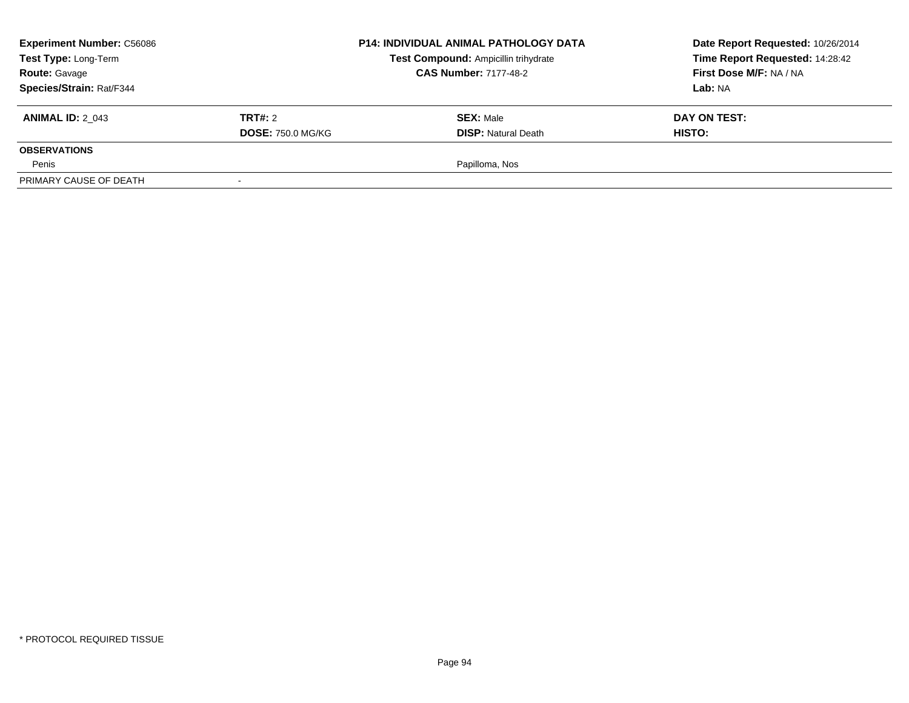**Experiment Number:** C56086
**Test Type:** Long-Term
**Route:** Gavage
**Species/Strain:** Rat/F344

**P14: INDIVIDUAL ANIMAL PATHOLOGY DATA**
**Test Compound:** Ampicillin trihydrate
**CAS Number:** 7177-48-2

**Date Report Requested:** 10/26/2014
**Time Report Requested:** 14:28:42
**First Dose M/F:** NA / NA
**Lab:** NA

| | | | |
|---|---|---|---|
| **ANIMAL ID:** 2_043 | **TRT#:** 2 | **SEX:** Male | **DAY ON TEST:** |
| | **DOSE:** 750.0 MG/KG | **DISP:** Natural Death | **HISTO:** |
| **OBSERVATIONS** | | | |
| Penis | | Papilloma, Nos | |
| PRIMARY CAUSE OF DEATH | - | | |

\* PROTOCOL REQUIRED TISSUE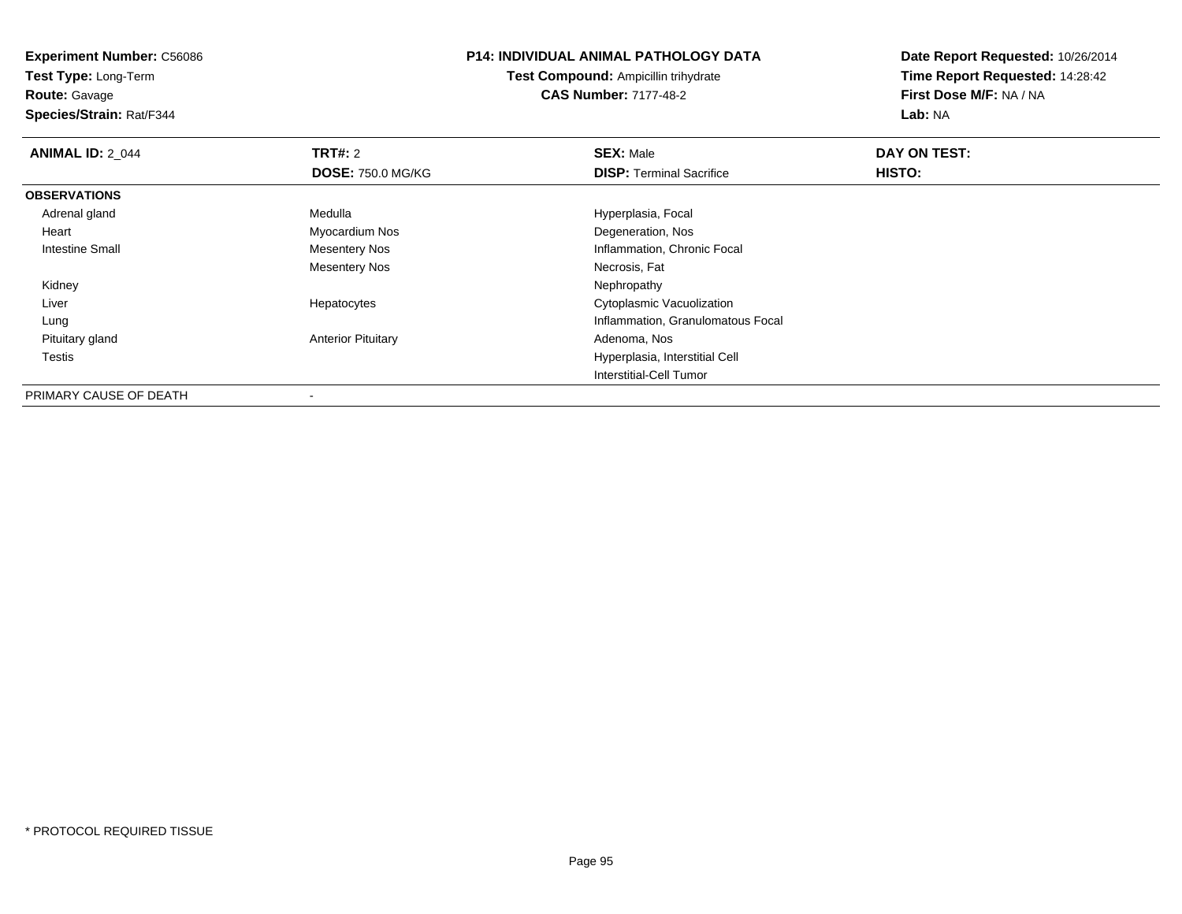**Experiment Number:** C56086
**Test Type:** Long-Term
**Route:** Gavage
**Species/Strain:** Rat/F344

**P14: INDIVIDUAL ANIMAL PATHOLOGY DATA**
**Test Compound:** Ampicillin trihydrate
**CAS Number:** 7177-48-2

**Date Report Requested:** 10/26/2014
**Time Report Requested:** 14:28:42
**First Dose M/F:** NA / NA
**Lab:** NA

| **ANIMAL ID:** 2_044 | **TRT#:** 2 | **SEX:** Male | **DAY ON TEST:** |
|---|---|---|---|
| | **DOSE:** 750.0 MG/KG | **DISP:** Terminal Sacrifice | **HISTO:** |
| **OBSERVATIONS** | | | |
| Adrenal gland | Medulla | Hyperplasia, Focal | |
| Heart | Myocardium Nos | Degeneration, Nos | |
| Intestine Small | Mesentery Nos | Inflammation, Chronic Focal | |
| | Mesentery Nos | Necrosis, Fat | |
| Kidney | | Nephropathy | |
| Liver | Hepatocytes | Cytoplasmic Vacuolization | |
| Lung | | Inflammation, Granulomatous Focal | |
| Pituitary gland | Anterior Pituitary | Adenoma, Nos | |
| Testis | | Hyperplasia, Interstitial Cell | |
| | | Interstitial-Cell Tumor | |
| PRIMARY CAUSE OF DEATH | - | | |

* PROTOCOL REQUIRED TISSUE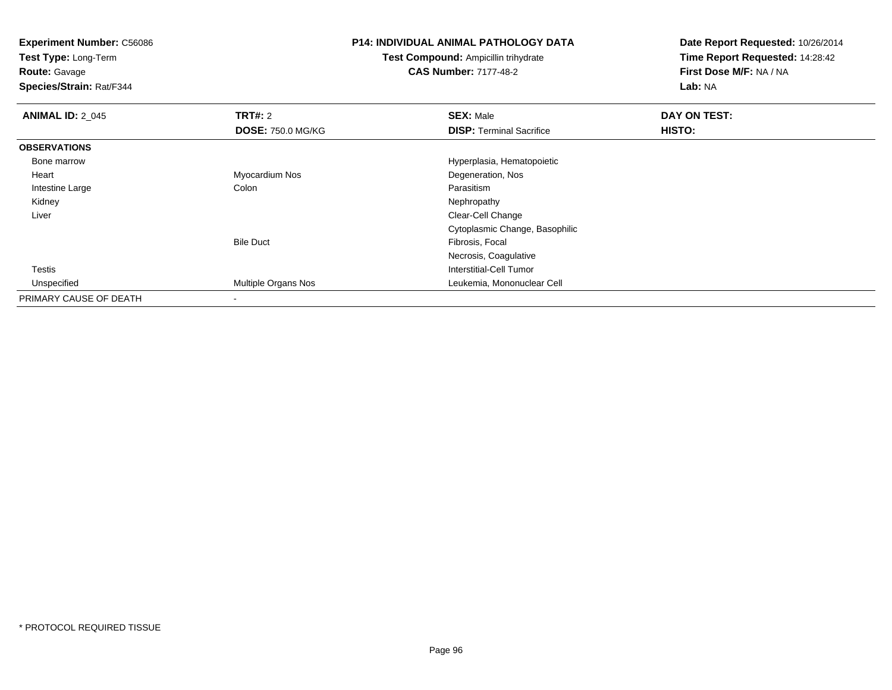**Experiment Number:** C56086
**Test Type:** Long-Term
**Route:** Gavage
**Species/Strain:** Rat/F344

**P14: INDIVIDUAL ANIMAL PATHOLOGY DATA**
**Test Compound:** Ampicillin trihydrate
**CAS Number:** 7177-48-2

**Date Report Requested:** 10/26/2014
**Time Report Requested:** 14:28:42
**First Dose M/F:** NA / NA
**Lab:** NA

| **ANIMAL ID:** 2_045 | **TRT#:** 2 | **SEX:** Male | **DAY ON TEST:** |
|---|---|---|---|
| | **DOSE:** 750.0 MG/KG | **DISP:** Terminal Sacrifice | **HISTO:** |
| **OBSERVATIONS** | | | |
| Bone marrow | | Hyperplasia, Hematopoietic | |
| Heart | Myocardium Nos | Degeneration, Nos | |
| Intestine Large | Colon | Parasitism | |
| Kidney | | Nephropathy | |
| Liver | | Clear-Cell Change | |
| | | Cytoplasmic Change, Basophilic | |
| | Bile Duct | Fibrosis, Focal | |
| | | Necrosis, Coagulative | |
| Testis | | Interstitial-Cell Tumor | |
| Unspecified | Multiple Organs Nos | Leukemia, Mononuclear Cell | |
| PRIMARY CAUSE OF DEATH | - | | |

* PROTOCOL REQUIRED TISSUE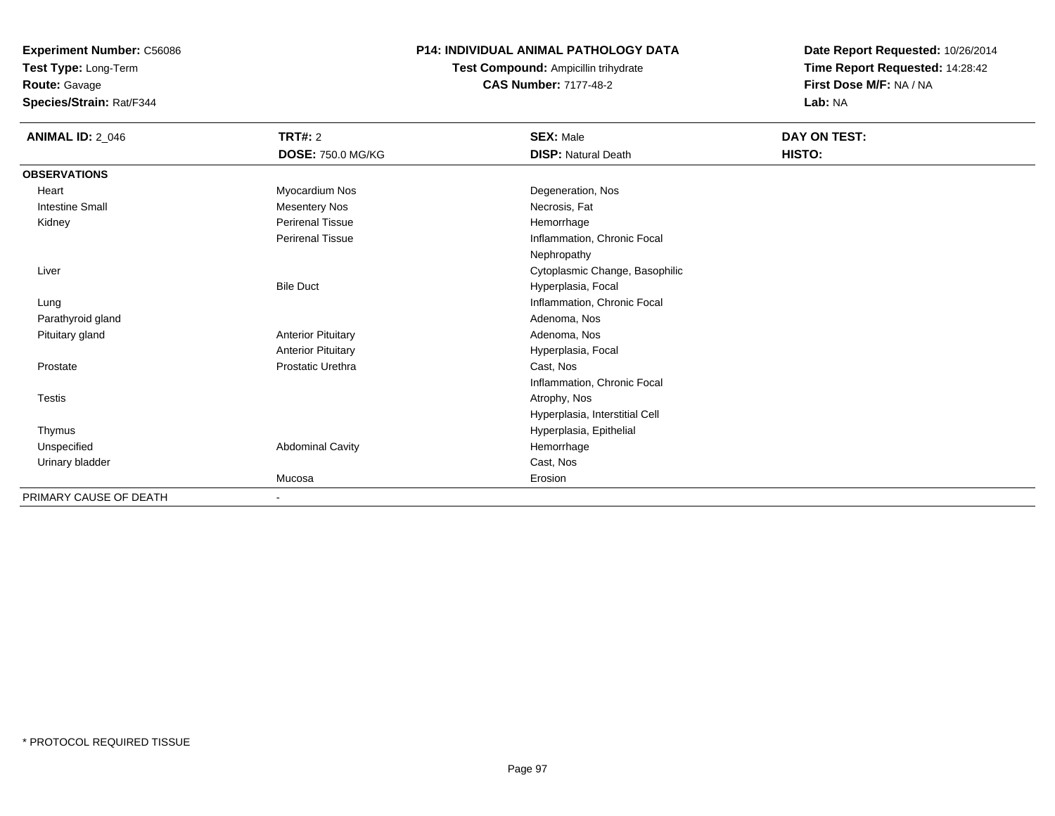**Experiment Number:** C56086
**Test Type:** Long-Term
**Route:** Gavage
**Species/Strain:** Rat/F344

**P14: INDIVIDUAL ANIMAL PATHOLOGY DATA**
**Test Compound:** Ampicillin trihydrate
**CAS Number:** 7177-48-2

**Date Report Requested:** 10/26/2014
**Time Report Requested:** 14:28:42
**First Dose M/F:** NA / NA
**Lab:** NA

| **ANIMAL ID:** 2_046 | **TRT#:** 2 | **SEX:** Male | **DAY ON TEST:** |
|---|---|---|---|
| | **DOSE:** 750.0 MG/KG | **DISP:** Natural Death | **HISTO:** |
| **OBSERVATIONS** | | | |
| Heart | Myocardium Nos | Degeneration, Nos | |
| Intestine Small | Mesentery Nos | Necrosis, Fat | |
| Kidney | Perirenal Tissue | Hemorrhage | |
| | Perirenal Tissue | Inflammation, Chronic Focal | |
| | | Nephropathy | |
| Liver | | Cytoplasmic Change, Basophilic | |
| | Bile Duct | Hyperplasia, Focal | |
| Lung | | Inflammation, Chronic Focal | |
| Parathyroid gland | | Adenoma, Nos | |
| Pituitary gland | Anterior Pituitary | Adenoma, Nos | |
| | Anterior Pituitary | Hyperplasia, Focal | |
| Prostate | Prostatic Urethra | Cast, Nos | |
| | | Inflammation, Chronic Focal | |
| Testis | | Atrophy, Nos | |
| | | Hyperplasia, Interstitial Cell | |
| Thymus | | Hyperplasia, Epithelial | |
| Unspecified | Abdominal Cavity | Hemorrhage | |
| Urinary bladder | | Cast, Nos | |
| | Mucosa | Erosion | |
| PRIMARY CAUSE OF DEATH | - | | |

* PROTOCOL REQUIRED TISSUE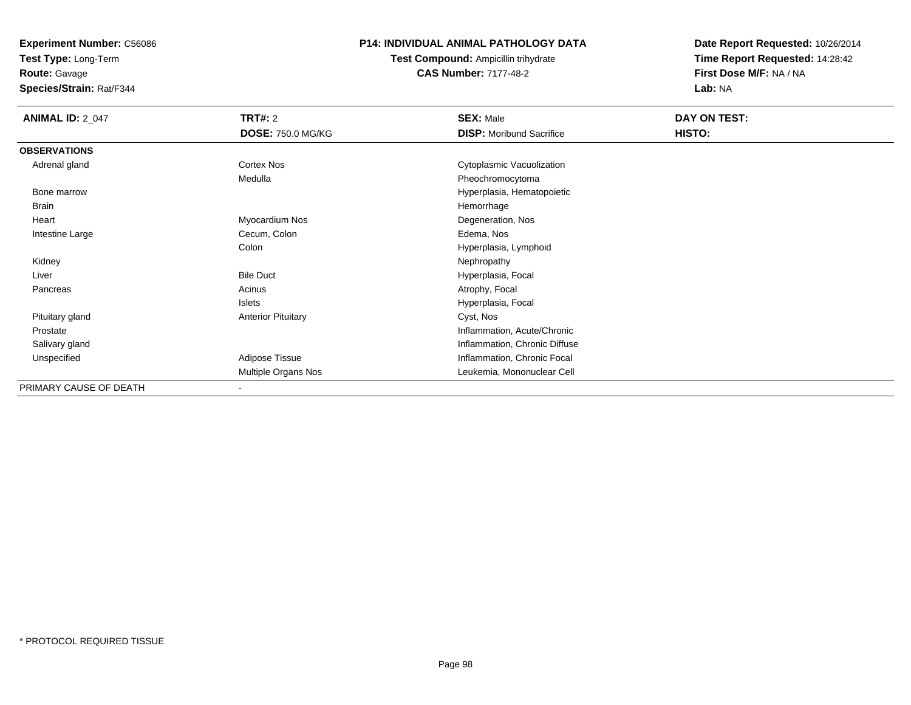**Experiment Number:** C56086
**Test Type:** Long-Term
**Route:** Gavage
**Species/Strain:** Rat/F344

**P14: INDIVIDUAL ANIMAL PATHOLOGY DATA**
**Test Compound:** Ampicillin trihydrate
**CAS Number:** 7177-48-2

**Date Report Requested:** 10/26/2014
**Time Report Requested:** 14:28:42
**First Dose M/F:** NA / NA
**Lab:** NA

| **ANIMAL ID:** 2_047 | **TRT#:** 2 | **SEX:** Male | **DAY ON TEST:** |
|---|---|---|---|
| | **DOSE:** 750.0 MG/KG | **DISP:** Moribund Sacrifice | **HISTO:** |
| **OBSERVATIONS** | | | |
| Adrenal gland | Cortex Nos | Cytoplasmic Vacuolization | |
| | Medulla | Pheochromocytoma | |
| Bone marrow | | Hyperplasia, Hematopoietic | |
| Brain | | Hemorrhage | |
| Heart | Myocardium Nos | Degeneration, Nos | |
| Intestine Large | Cecum, Colon | Edema, Nos | |
| | Colon | Hyperplasia, Lymphoid | |
| Kidney | | Nephropathy | |
| Liver | Bile Duct | Hyperplasia, Focal | |
| Pancreas | Acinus | Atrophy, Focal | |
| | Islets | Hyperplasia, Focal | |
| Pituitary gland | Anterior Pituitary | Cyst, Nos | |
| Prostate | | Inflammation, Acute/Chronic | |
| Salivary gland | | Inflammation, Chronic Diffuse | |
| Unspecified | Adipose Tissue | Inflammation, Chronic Focal | |
| | Multiple Organs Nos | Leukemia, Mononuclear Cell | |
| PRIMARY CAUSE OF DEATH | - | | |

\* PROTOCOL REQUIRED TISSUE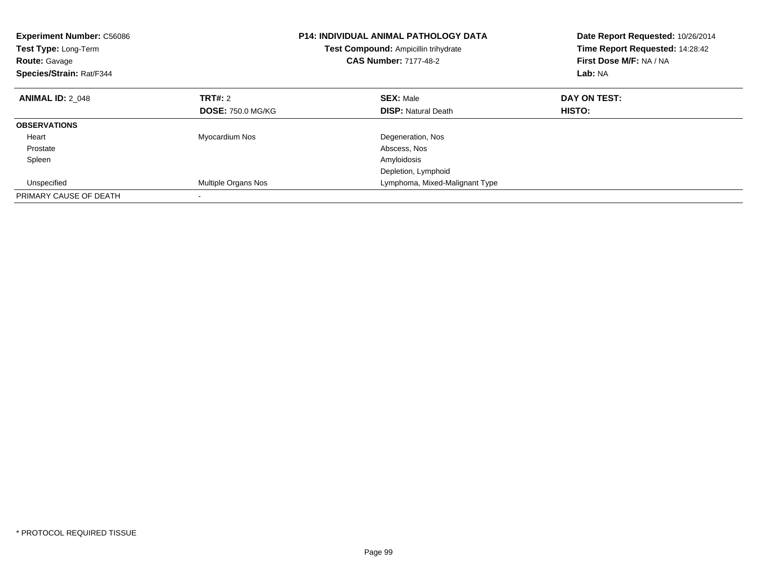**Experiment Number:** C56086
**Test Type:** Long-Term
**Route:** Gavage
**Species/Strain:** Rat/F344

**P14: INDIVIDUAL ANIMAL PATHOLOGY DATA**
**Test Compound:** Ampicillin trihydrate
**CAS Number:** 7177-48-2

**Date Report Requested:** 10/26/2014
**Time Report Requested:** 14:28:42
**First Dose M/F:** NA / NA
**Lab:** NA

| **ANIMAL ID:** 2_048 | **TRT#:** 2 | **SEX:** Male | **DAY ON TEST:** |
|---|---|---|---|
| | **DOSE:** 750.0 MG/KG | **DISP:** Natural Death | **HISTO:** |
| **OBSERVATIONS** | | | |
| Heart | Myocardium Nos | Degeneration, Nos | |
| Prostate | | Abscess, Nos | |
| Spleen | | Amyloidosis | |
| | | Depletion, Lymphoid | |
| Unspecified | Multiple Organs Nos | Lymphoma, Mixed-Malignant Type | |
| PRIMARY CAUSE OF DEATH | - | | |

\* PROTOCOL REQUIRED TISSUE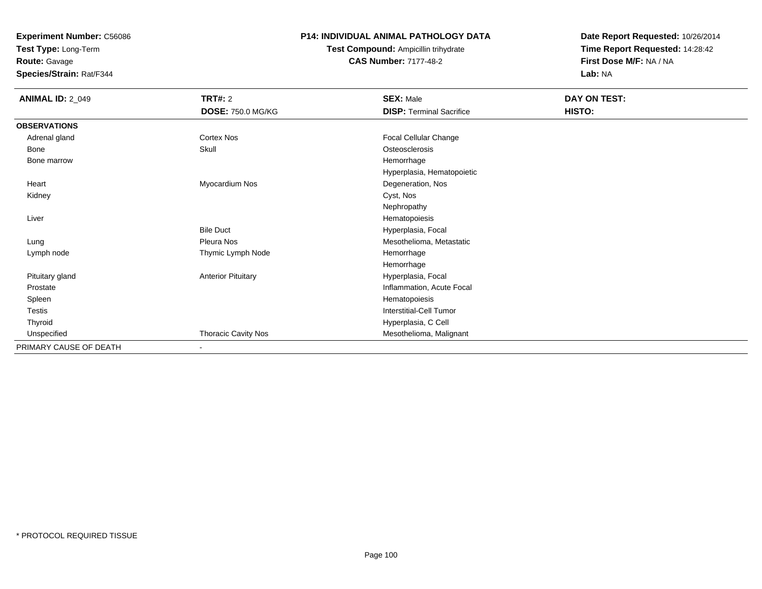**Experiment Number:** C56086
**Test Type:** Long-Term
**Route:** Gavage
**Species/Strain:** Rat/F344

**P14: INDIVIDUAL ANIMAL PATHOLOGY DATA**
**Test Compound:** Ampicillin trihydrate
**CAS Number:** 7177-48-2

**Date Report Requested:** 10/26/2014
**Time Report Requested:** 14:28:42
**First Dose M/F:** NA / NA
**Lab:** NA

| **ANIMAL ID:** 2_049 | **TRT#:** 2 | **SEX:** Male | **DAY ON TEST:** |
|---|---|---|---|
| | **DOSE:** 750.0 MG/KG | **DISP:** Terminal Sacrifice | **HISTO:** |
| **OBSERVATIONS** | | | |
| Adrenal gland | Cortex Nos | Focal Cellular Change | |
| Bone | Skull | Osteosclerosis | |
| Bone marrow | | Hemorrhage | |
| | | Hyperplasia, Hematopoietic | |
| Heart | Myocardium Nos | Degeneration, Nos | |
| Kidney | | Cyst, Nos | |
| | | Nephropathy | |
| Liver | | Hematopoiesis | |
| | Bile Duct | Hyperplasia, Focal | |
| Lung | Pleura Nos | Mesothelioma, Metastatic | |
| Lymph node | Thymic Lymph Node | Hemorrhage | |
| | | Hemorrhage | |
| Pituitary gland | Anterior Pituitary | Hyperplasia, Focal | |
| Prostate | | Inflammation, Acute Focal | |
| Spleen | | Hematopoiesis | |
| Testis | | Interstitial-Cell Tumor | |
| Thyroid | | Hyperplasia, C Cell | |
| Unspecified | Thoracic Cavity Nos | Mesothelioma, Malignant | |
| PRIMARY CAUSE OF DEATH | - | | |

* PROTOCOL REQUIRED TISSUE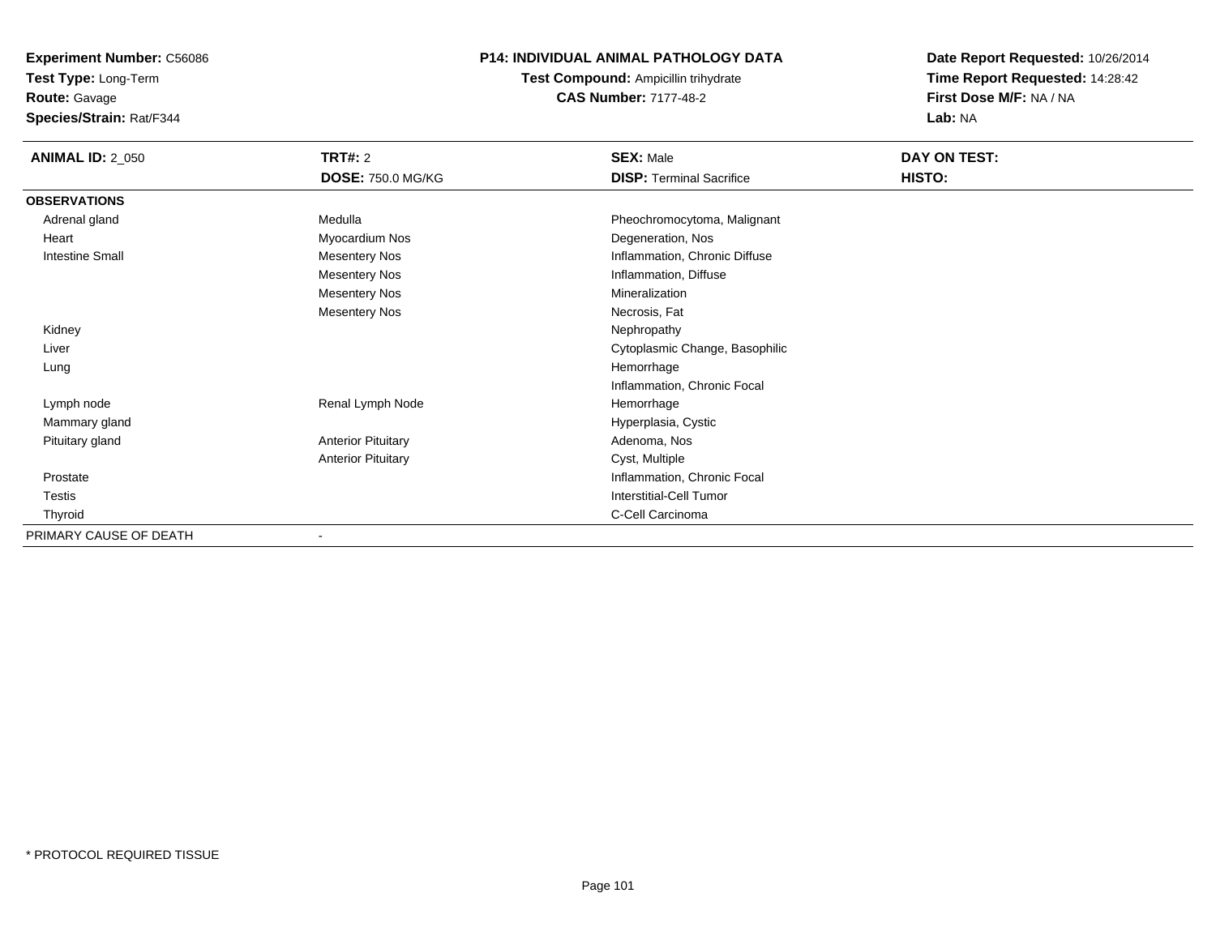**Experiment Number:** C56086
**Test Type:** Long-Term
**Route:** Gavage
**Species/Strain:** Rat/F344

## P14: INDIVIDUAL ANIMAL PATHOLOGY DATA

**Test Compound:** Ampicillin trihydrate
**CAS Number:** 7177-48-2

**Date Report Requested:** 10/26/2014
**Time Report Requested:** 14:28:42
**First Dose M/F:** NA / NA
**Lab:** NA

| **ANIMAL ID:** 2_050 | **TRT#:** 2 | **SEX:** Male | **DAY ON TEST:** |
|---|---|---|---|
| | **DOSE:** 750.0 MG/KG | **DISP:** Terminal Sacrifice | **HISTO:** |
| **OBSERVATIONS** | | | |
| Adrenal gland | Medulla | Pheochromocytoma, Malignant | |
| Heart | Myocardium Nos | Degeneration, Nos | |
| Intestine Small | Mesentery Nos | Inflammation, Chronic Diffuse | |
| | Mesentery Nos | Inflammation, Diffuse | |
| | Mesentery Nos | Mineralization | |
| | Mesentery Nos | Necrosis, Fat | |
| Kidney | | Nephropathy | |
| Liver | | Cytoplasmic Change, Basophilic | |
| Lung | | Hemorrhage | |
| | | Inflammation, Chronic Focal | |
| Lymph node | Renal Lymph Node | Hemorrhage | |
| Mammary gland | | Hyperplasia, Cystic | |
| Pituitary gland | Anterior Pituitary | Adenoma, Nos | |
| | Anterior Pituitary | Cyst, Multiple | |
| Prostate | | Inflammation, Chronic Focal | |
| Testis | | Interstitial-Cell Tumor | |
| Thyroid | | C-Cell Carcinoma | |
| PRIMARY CAUSE OF DEATH | - | | |

* PROTOCOL REQUIRED TISSUE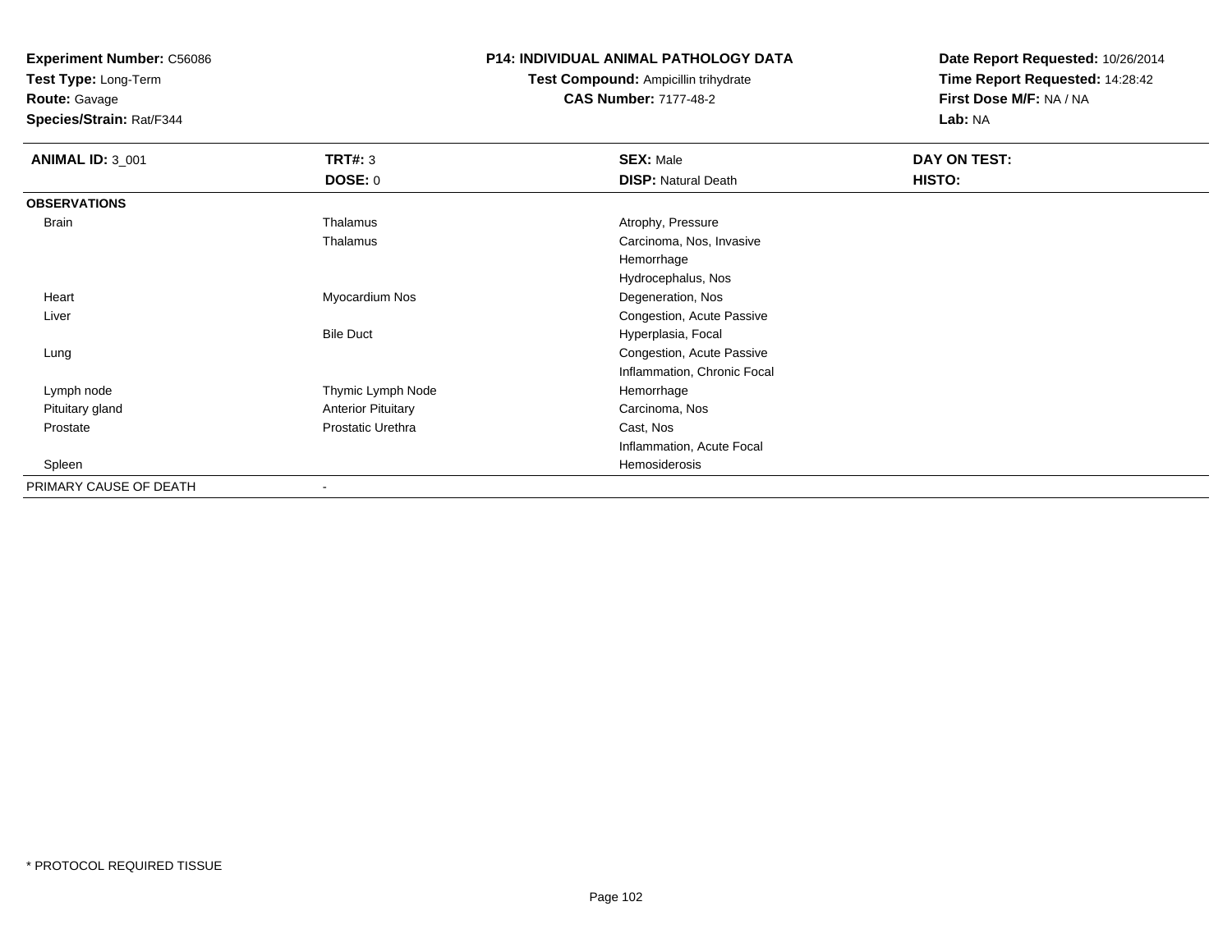**Experiment Number:** C56086
**Test Type:** Long-Term
**Route:** Gavage
**Species/Strain:** Rat/F344

**P14: INDIVIDUAL ANIMAL PATHOLOGY DATA**
**Test Compound:** Ampicillin trihydrate
**CAS Number:** 7177-48-2

**Date Report Requested:** 10/26/2014
**Time Report Requested:** 14:28:42
**First Dose M/F:** NA / NA
**Lab:** NA

| **ANIMAL ID:** 3_001 | **TRT#:** 3 | **SEX:** Male | **DAY ON TEST:** |
|---|---|---|---|
| | **DOSE:** 0 | **DISP:** Natural Death | **HISTO:** |
| **OBSERVATIONS** | | | |
| Brain | Thalamus | Atrophy, Pressure | |
| | Thalamus | Carcinoma, Nos, Invasive | |
| | | Hemorrhage | |
| | | Hydrocephalus, Nos | |
| Heart | Myocardium Nos | Degeneration, Nos | |
| Liver | | Congestion, Acute Passive | |
| | Bile Duct | Hyperplasia, Focal | |
| Lung | | Congestion, Acute Passive | |
| | | Inflammation, Chronic Focal | |
| Lymph node | Thymic Lymph Node | Hemorrhage | |
| Pituitary gland | Anterior Pituitary | Carcinoma, Nos | |
| Prostate | Prostatic Urethra | Cast, Nos | |
| | | Inflammation, Acute Focal | |
| Spleen | | Hemosiderosis | |
| PRIMARY CAUSE OF DEATH | - | | |

* PROTOCOL REQUIRED TISSUE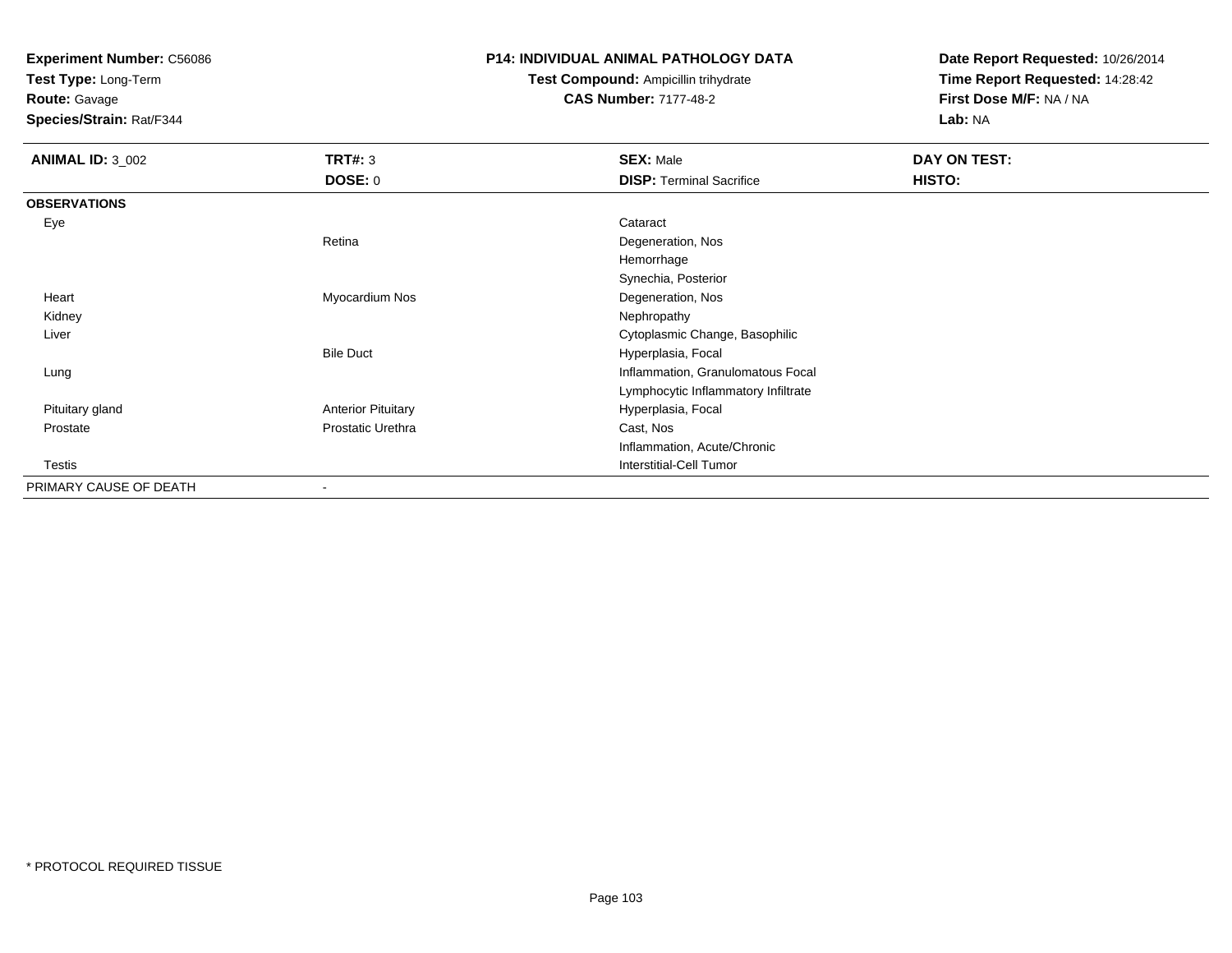**Experiment Number:** C56086
**Test Type:** Long-Term
**Route:** Gavage
**Species/Strain:** Rat/F344

**P14: INDIVIDUAL ANIMAL PATHOLOGY DATA**
**Test Compound:** Ampicillin trihydrate
**CAS Number:** 7177-48-2

**Date Report Requested:** 10/26/2014
**Time Report Requested:** 14:28:42
**First Dose M/F:** NA / NA
**Lab:** NA

| **ANIMAL ID:** 3_002 | **TRT#:** 3 | **SEX:** Male | **DAY ON TEST:** |
|---|---|---|---|
| | **DOSE:** 0 | **DISP:** Terminal Sacrifice | **HISTO:** |
| **OBSERVATIONS** | | | |
| Eye | | Cataract | |
| | Retina | Degeneration, Nos | |
| | | Hemorrhage | |
| | | Synechia, Posterior | |
| Heart | Myocardium Nos | Degeneration, Nos | |
| Kidney | | Nephropathy | |
| Liver | | Cytoplasmic Change, Basophilic | |
| | Bile Duct | Hyperplasia, Focal | |
| Lung | | Inflammation, Granulomatous Focal | |
| | | Lymphocytic Inflammatory Infiltrate | |
| Pituitary gland | Anterior Pituitary | Hyperplasia, Focal | |
| Prostate | Prostatic Urethra | Cast, Nos | |
| | | Inflammation, Acute/Chronic | |
| Testis | | Interstitial-Cell Tumor | |
| PRIMARY CAUSE OF DEATH | - | | |

* PROTOCOL REQUIRED TISSUE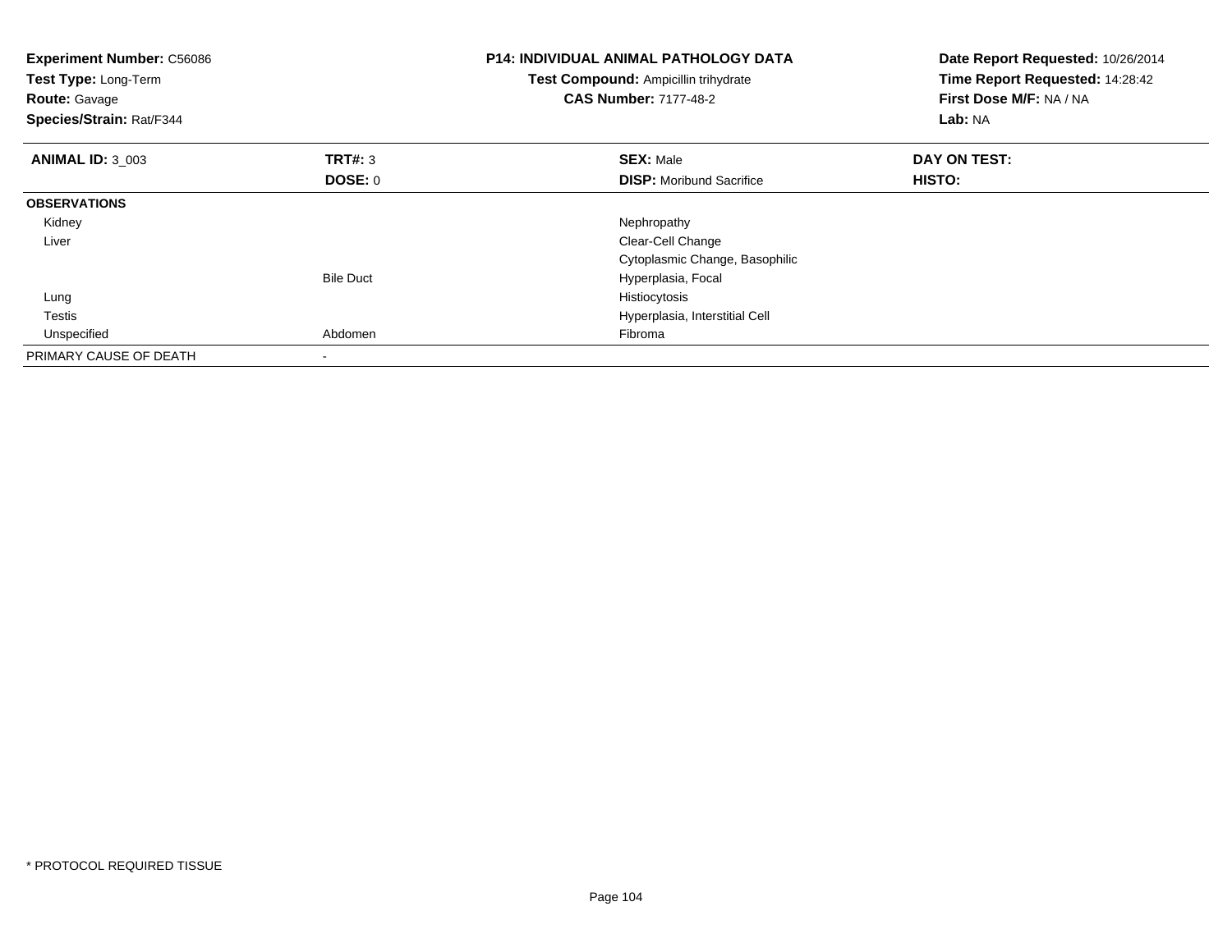**Experiment Number:** C56086
**Test Type:** Long-Term
**Route:** Gavage
**Species/Strain:** Rat/F344

**P14: INDIVIDUAL ANIMAL PATHOLOGY DATA**
**Test Compound:** Ampicillin trihydrate
**CAS Number:** 7177-48-2

**Date Report Requested:** 10/26/2014
**Time Report Requested:** 14:28:42
**First Dose M/F:** NA / NA
**Lab:** NA

| **ANIMAL ID:** 3_003 | **TRT#:** 3 | **SEX:** Male | **DAY ON TEST:** |
|---|---|---|---|
| | **DOSE:** 0 | **DISP:** Moribund Sacrifice | **HISTO:** |
| **OBSERVATIONS** | | | |
| Kidney | | Nephropathy | |
| Liver | | Clear-Cell Change | |
| | | Cytoplasmic Change, Basophilic | |
| | Bile Duct | Hyperplasia, Focal | |
| Lung | | Histiocytosis | |
| Testis | | Hyperplasia, Interstitial Cell | |
| Unspecified | Abdomen | Fibroma | |
| PRIMARY CAUSE OF DEATH | - | | |

\* PROTOCOL REQUIRED TISSUE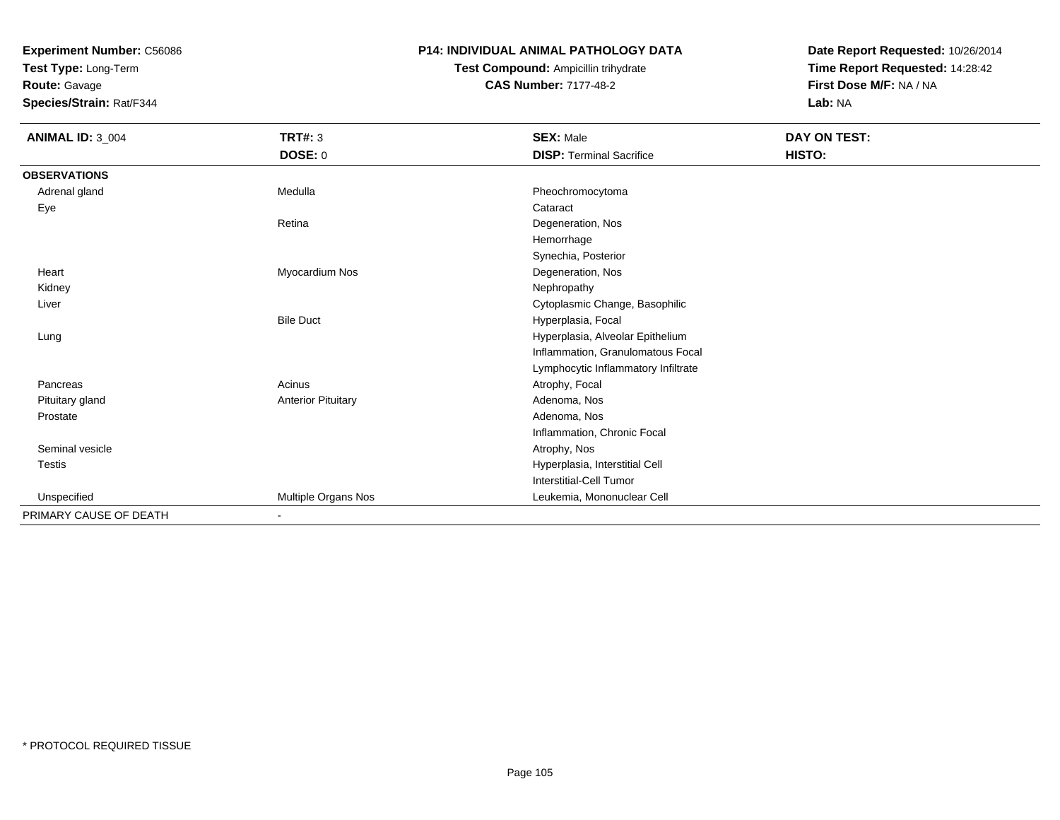**Experiment Number:** C56086
**Test Type:** Long-Term
**Route:** Gavage
**Species/Strain:** Rat/F344

**P14: INDIVIDUAL ANIMAL PATHOLOGY DATA**
**Test Compound:** Ampicillin trihydrate
**CAS Number:** 7177-48-2

**Date Report Requested:** 10/26/2014
**Time Report Requested:** 14:28:42
**First Dose M/F:** NA / NA
**Lab:** NA

| **ANIMAL ID:** 3_004 | **TRT#:** 3 | **SEX:** Male | **DAY ON TEST:** |
|---|---|---|---|
| | **DOSE:** 0 | **DISP:** Terminal Sacrifice | **HISTO:** |
| **OBSERVATIONS** | | | |
| Adrenal gland | Medulla | Pheochromocytoma | |
| Eye | | Cataract | |
| | Retina | Degeneration, Nos | |
| | | Hemorrhage | |
| | | Synechia, Posterior | |
| Heart | Myocardium Nos | Degeneration, Nos | |
| Kidney | | Nephropathy | |
| Liver | | Cytoplasmic Change, Basophilic | |
| | Bile Duct | Hyperplasia, Focal | |
| Lung | | Hyperplasia, Alveolar Epithelium | |
| | | Inflammation, Granulomatous Focal | |
| | | Lymphocytic Inflammatory Infiltrate | |
| Pancreas | Acinus | Atrophy, Focal | |
| Pituitary gland | Anterior Pituitary | Adenoma, Nos | |
| Prostate | | Adenoma, Nos | |
| | | Inflammation, Chronic Focal | |
| Seminal vesicle | | Atrophy, Nos | |
| Testis | | Hyperplasia, Interstitial Cell | |
| | | Interstitial-Cell Tumor | |
| Unspecified | Multiple Organs Nos | Leukemia, Mononuclear Cell | |
| PRIMARY CAUSE OF DEATH | - | | |

* PROTOCOL REQUIRED TISSUE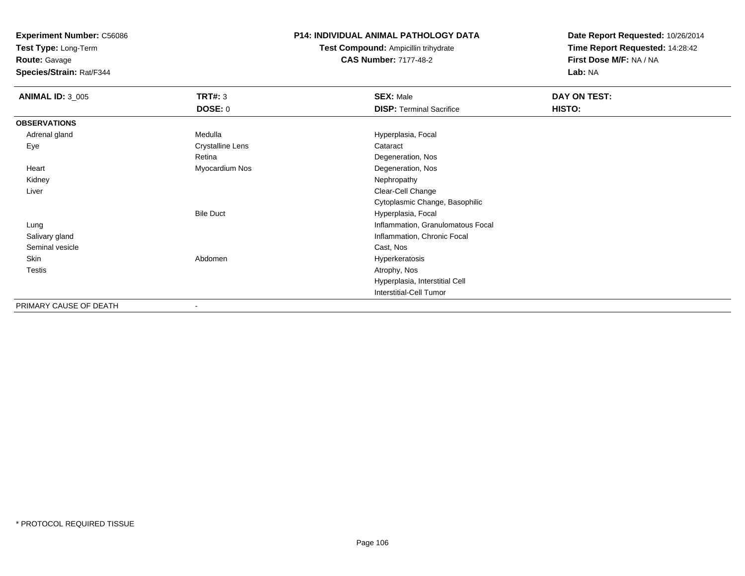**Experiment Number:** C56086
**Test Type:** Long-Term
**Route:** Gavage
**Species/Strain:** Rat/F344

**P14: INDIVIDUAL ANIMAL PATHOLOGY DATA**
**Test Compound:** Ampicillin trihydrate
**CAS Number:** 7177-48-2

**Date Report Requested:** 10/26/2014
**Time Report Requested:** 14:28:42
**First Dose M/F:** NA / NA
**Lab:** NA

| **ANIMAL ID:** 3_005 | **TRT#:** 3 | **SEX:** Male | **DAY ON TEST:** |
|---|---|---|---|
| | **DOSE:** 0 | **DISP:** Terminal Sacrifice | **HISTO:** |
| **OBSERVATIONS** | | | |
| Adrenal gland | Medulla | Hyperplasia, Focal | |
| Eye | Crystalline Lens | Cataract | |
| | Retina | Degeneration, Nos | |
| Heart | Myocardium Nos | Degeneration, Nos | |
| Kidney | | Nephropathy | |
| Liver | | Clear-Cell Change | |
| | | Cytoplasmic Change, Basophilic | |
| | Bile Duct | Hyperplasia, Focal | |
| Lung | | Inflammation, Granulomatous Focal | |
| Salivary gland | | Inflammation, Chronic Focal | |
| Seminal vesicle | | Cast, Nos | |
| Skin | Abdomen | Hyperkeratosis | |
| Testis | | Atrophy, Nos | |
| | | Hyperplasia, Interstitial Cell | |
| | | Interstitial-Cell Tumor | |
| PRIMARY CAUSE OF DEATH | - | | |

* PROTOCOL REQUIRED TISSUE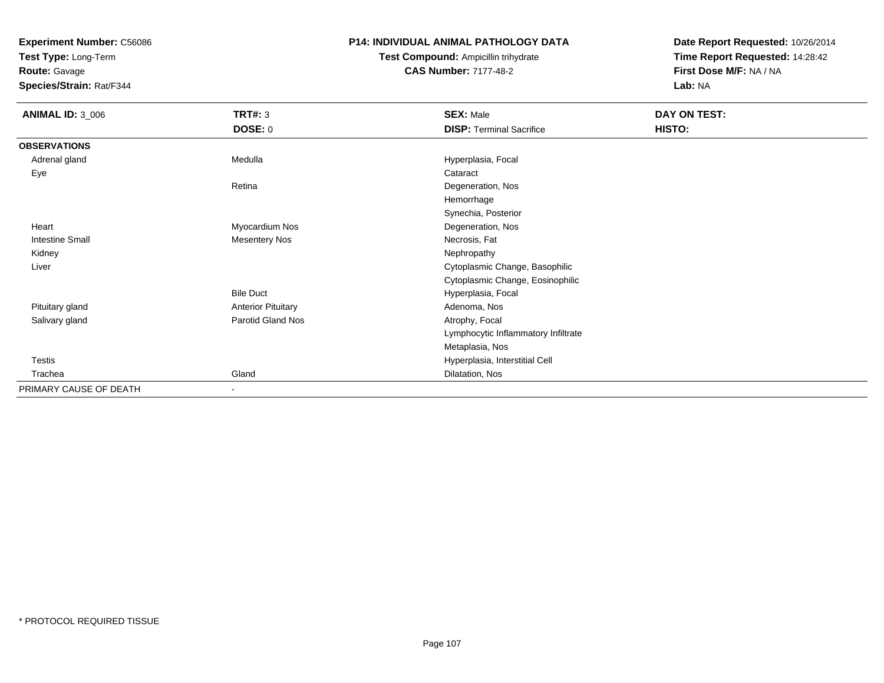**Experiment Number:** C56086
**Test Type:** Long-Term
**Route:** Gavage
**Species/Strain:** Rat/F344

## P14: INDIVIDUAL ANIMAL PATHOLOGY DATA

**Test Compound:** Ampicillin trihydrate
**CAS Number:** 7177-48-2

**Date Report Requested:** 10/26/2014
**Time Report Requested:** 14:28:42
**First Dose M/F:** NA / NA
**Lab:** NA

| **ANIMAL ID:** 3_006 | **TRT#:** 3 | **SEX:** Male | **DAY ON TEST:** |
|---|---|---|---|
| | **DOSE:** 0 | **DISP:** Terminal Sacrifice | **HISTO:** |
| **OBSERVATIONS** | | | |
| Adrenal gland | Medulla | Hyperplasia, Focal | |
| Eye | | Cataract | |
| | Retina | Degeneration, Nos | |
| | | Hemorrhage | |
| | | Synechia, Posterior | |
| Heart | Myocardium Nos | Degeneration, Nos | |
| Intestine Small | Mesentery Nos | Necrosis, Fat | |
| Kidney | | Nephropathy | |
| Liver | | Cytoplasmic Change, Basophilic | |
| | | Cytoplasmic Change, Eosinophilic | |
| | Bile Duct | Hyperplasia, Focal | |
| Pituitary gland | Anterior Pituitary | Adenoma, Nos | |
| Salivary gland | Parotid Gland Nos | Atrophy, Focal | |
| | | Lymphocytic Inflammatory Infiltrate | |
| | | Metaplasia, Nos | |
| Testis | | Hyperplasia, Interstitial Cell | |
| Trachea | Gland | Dilatation, Nos | |
| PRIMARY CAUSE OF DEATH | - | | |

* PROTOCOL REQUIRED TISSUE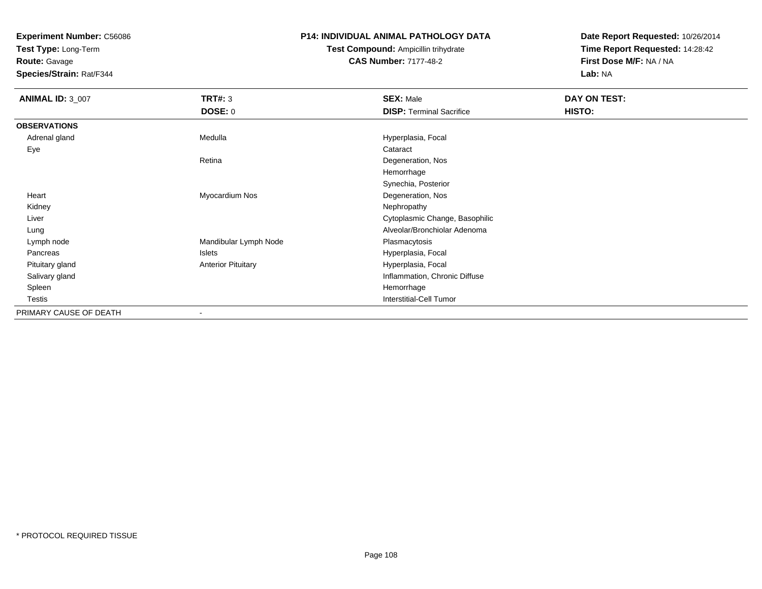**Experiment Number:** C56086
**Test Type:** Long-Term
**Route:** Gavage
**Species/Strain:** Rat/F344

**P14: INDIVIDUAL ANIMAL PATHOLOGY DATA**
**Test Compound:** Ampicillin trihydrate
**CAS Number:** 7177-48-2

**Date Report Requested:** 10/26/2014
**Time Report Requested:** 14:28:42
**First Dose M/F:** NA / NA
**Lab:** NA

| **ANIMAL ID:** 3_007 | **TRT#:** 3 | **SEX:** Male | **DAY ON TEST:** |
|---|---|---|---|
| | **DOSE:** 0 | **DISP:** Terminal Sacrifice | **HISTO:** |
| **OBSERVATIONS** | | | |
| Adrenal gland | Medulla | Hyperplasia, Focal | |
| Eye | | Cataract | |
| | Retina | Degeneration, Nos | |
| | | Hemorrhage | |
| | | Synechia, Posterior | |
| Heart | Myocardium Nos | Degeneration, Nos | |
| Kidney | | Nephropathy | |
| Liver | | Cytoplasmic Change, Basophilic | |
| Lung | | Alveolar/Bronchiolar Adenoma | |
| Lymph node | Mandibular Lymph Node | Plasmacytosis | |
| Pancreas | Islets | Hyperplasia, Focal | |
| Pituitary gland | Anterior Pituitary | Hyperplasia, Focal | |
| Salivary gland | | Inflammation, Chronic Diffuse | |
| Spleen | | Hemorrhage | |
| Testis | | Interstitial-Cell Tumor | |
| PRIMARY CAUSE OF DEATH | - | | |

* PROTOCOL REQUIRED TISSUE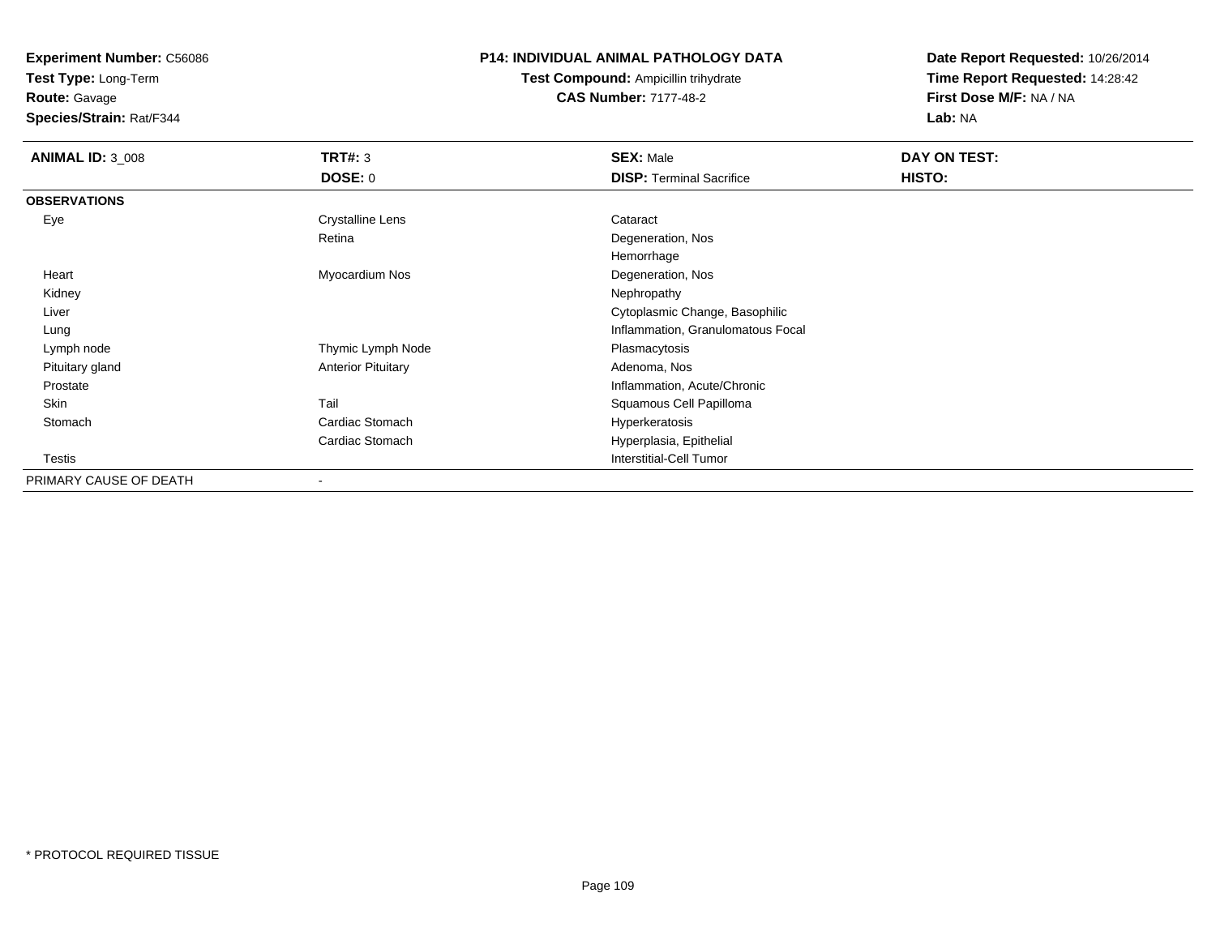**Experiment Number:** C56086
**Test Type:** Long-Term
**Route:** Gavage
**Species/Strain:** Rat/F344

**P14: INDIVIDUAL ANIMAL PATHOLOGY DATA**
**Test Compound:** Ampicillin trihydrate
**CAS Number:** 7177-48-2

**Date Report Requested:** 10/26/2014
**Time Report Requested:** 14:28:42
**First Dose M/F:** NA / NA
**Lab:** NA

| **ANIMAL ID:** 3_008 | **TRT#:** 3 | **SEX:** Male | **DAY ON TEST:** |
|---|---|---|---|
| | **DOSE:** 0 | **DISP:** Terminal Sacrifice | **HISTO:** |
| **OBSERVATIONS** | | | |
| Eye | Crystalline Lens | Cataract | |
| | Retina | Degeneration, Nos | |
| | | Hemorrhage | |
| Heart | Myocardium Nos | Degeneration, Nos | |
| Kidney | | Nephropathy | |
| Liver | | Cytoplasmic Change, Basophilic | |
| Lung | | Inflammation, Granulomatous Focal | |
| Lymph node | Thymic Lymph Node | Plasmacytosis | |
| Pituitary gland | Anterior Pituitary | Adenoma, Nos | |
| Prostate | | Inflammation, Acute/Chronic | |
| Skin | Tail | Squamous Cell Papilloma | |
| Stomach | Cardiac Stomach | Hyperkeratosis | |
| | Cardiac Stomach | Hyperplasia, Epithelial | |
| Testis | | Interstitial-Cell Tumor | |
| PRIMARY CAUSE OF DEATH | - | | |

* PROTOCOL REQUIRED TISSUE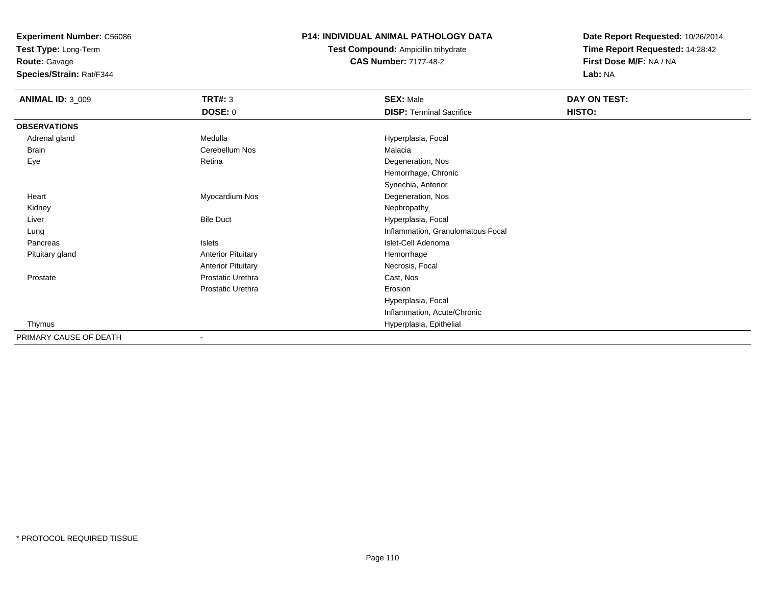**Experiment Number:** C56086
**Test Type:** Long-Term
**Route:** Gavage
**Species/Strain:** Rat/F344

**P14: INDIVIDUAL ANIMAL PATHOLOGY DATA**
**Test Compound:** Ampicillin trihydrate
**CAS Number:** 7177-48-2

**Date Report Requested:** 10/26/2014
**Time Report Requested:** 14:28:42
**First Dose M/F:** NA / NA
**Lab:** NA

| **ANIMAL ID:** 3_009 | **TRT#:** 3 | **SEX:** Male | **DAY ON TEST:** |
|---|---|---|---|
| | **DOSE:** 0 | **DISP:** Terminal Sacrifice | **HISTO:** |
| **OBSERVATIONS** | | | |
| Adrenal gland | Medulla | Hyperplasia, Focal | |
| Brain | Cerebellum Nos | Malacia | |
| Eye | Retina | Degeneration, Nos | |
| | | Hemorrhage, Chronic | |
| | | Synechia, Anterior | |
| Heart | Myocardium Nos | Degeneration, Nos | |
| Kidney | | Nephropathy | |
| Liver | Bile Duct | Hyperplasia, Focal | |
| Lung | | Inflammation, Granulomatous Focal | |
| Pancreas | Islets | Islet-Cell Adenoma | |
| Pituitary gland | Anterior Pituitary | Hemorrhage | |
| | Anterior Pituitary | Necrosis, Focal | |
| Prostate | Prostatic Urethra | Cast, Nos | |
| | Prostatic Urethra | Erosion | |
| | | Hyperplasia, Focal | |
| | | Inflammation, Acute/Chronic | |
| Thymus | | Hyperplasia, Epithelial | |
| PRIMARY CAUSE OF DEATH | - | | |

\* PROTOCOL REQUIRED TISSUE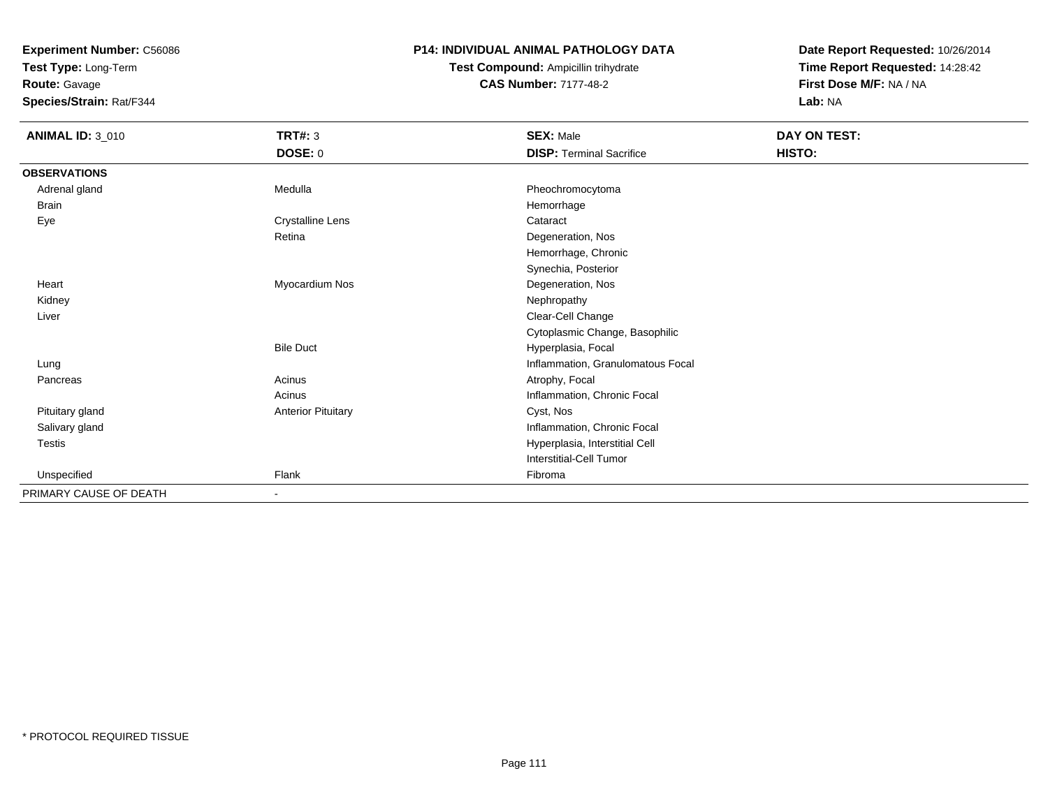**Experiment Number:** C56086
**Test Type:** Long-Term
**Route:** Gavage
**Species/Strain:** Rat/F344

**P14: INDIVIDUAL ANIMAL PATHOLOGY DATA**
**Test Compound:** Ampicillin trihydrate
**CAS Number:** 7177-48-2

**Date Report Requested:** 10/26/2014
**Time Report Requested:** 14:28:42
**First Dose M/F:** NA / NA
**Lab:** NA

| **ANIMAL ID:** 3_010 | **TRT#:** 3 | **SEX:** Male | **DAY ON TEST:** |
|---|---|---|---|
| | **DOSE:** 0 | **DISP:** Terminal Sacrifice | **HISTO:** |
| **OBSERVATIONS** | | | |
| Adrenal gland | Medulla | Pheochromocytoma | |
| Brain | | Hemorrhage | |
| Eye | Crystalline Lens | Cataract | |
| | Retina | Degeneration, Nos | |
| | | Hemorrhage, Chronic | |
| | | Synechia, Posterior | |
| Heart | Myocardium Nos | Degeneration, Nos | |
| Kidney | | Nephropathy | |
| Liver | | Clear-Cell Change | |
| | | Cytoplasmic Change, Basophilic | |
| | Bile Duct | Hyperplasia, Focal | |
| Lung | | Inflammation, Granulomatous Focal | |
| Pancreas | Acinus | Atrophy, Focal | |
| | Acinus | Inflammation, Chronic Focal | |
| Pituitary gland | Anterior Pituitary | Cyst, Nos | |
| Salivary gland | | Inflammation, Chronic Focal | |
| Testis | | Hyperplasia, Interstitial Cell | |
| | | Interstitial-Cell Tumor | |
| Unspecified | Flank | Fibroma | |
| PRIMARY CAUSE OF DEATH | - | | |

* PROTOCOL REQUIRED TISSUE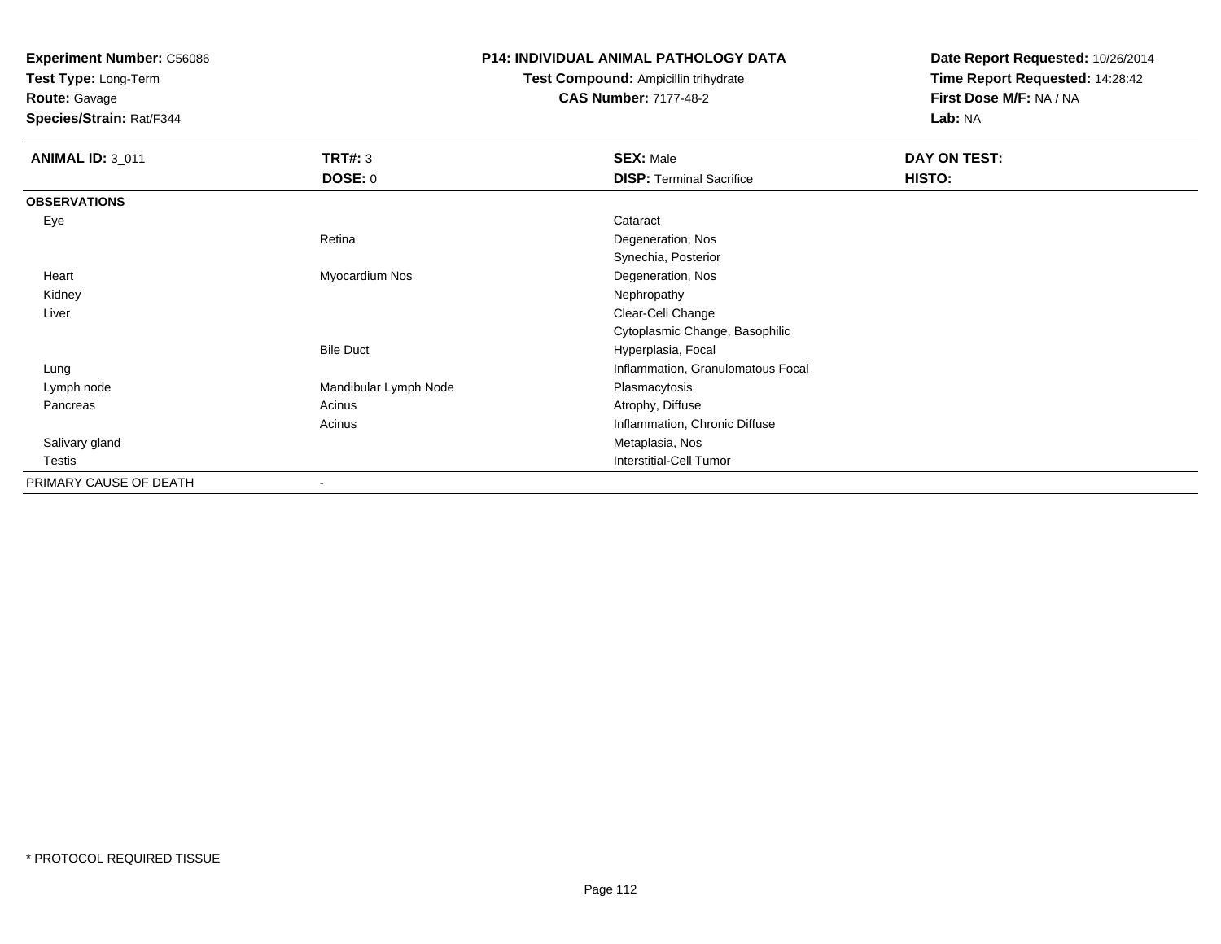**Experiment Number:** C56086
**Test Type:** Long-Term
**Route:** Gavage
**Species/Strain:** Rat/F344

**P14: INDIVIDUAL ANIMAL PATHOLOGY DATA**
**Test Compound:** Ampicillin trihydrate
**CAS Number:** 7177-48-2

**Date Report Requested:** 10/26/2014
**Time Report Requested:** 14:28:42
**First Dose M/F:** NA / NA
**Lab:** NA

| **ANIMAL ID:** 3_011 | **TRT#:** 3 | **SEX:** Male | **DAY ON TEST:** |
|---|---|---|---|
| | **DOSE:** 0 | **DISP:** Terminal Sacrifice | **HISTO:** |
| **OBSERVATIONS** | | | |
| Eye | | Cataract | |
| | Retina | Degeneration, Nos | |
| | | Synechia, Posterior | |
| Heart | Myocardium Nos | Degeneration, Nos | |
| Kidney | | Nephropathy | |
| Liver | | Clear-Cell Change | |
| | | Cytoplasmic Change, Basophilic | |
| | Bile Duct | Hyperplasia, Focal | |
| Lung | | Inflammation, Granulomatous Focal | |
| Lymph node | Mandibular Lymph Node | Plasmacytosis | |
| Pancreas | Acinus | Atrophy, Diffuse | |
| | Acinus | Inflammation, Chronic Diffuse | |
| Salivary gland | | Metaplasia, Nos | |
| Testis | | Interstitial-Cell Tumor | |
| PRIMARY CAUSE OF DEATH | - | | |

* PROTOCOL REQUIRED TISSUE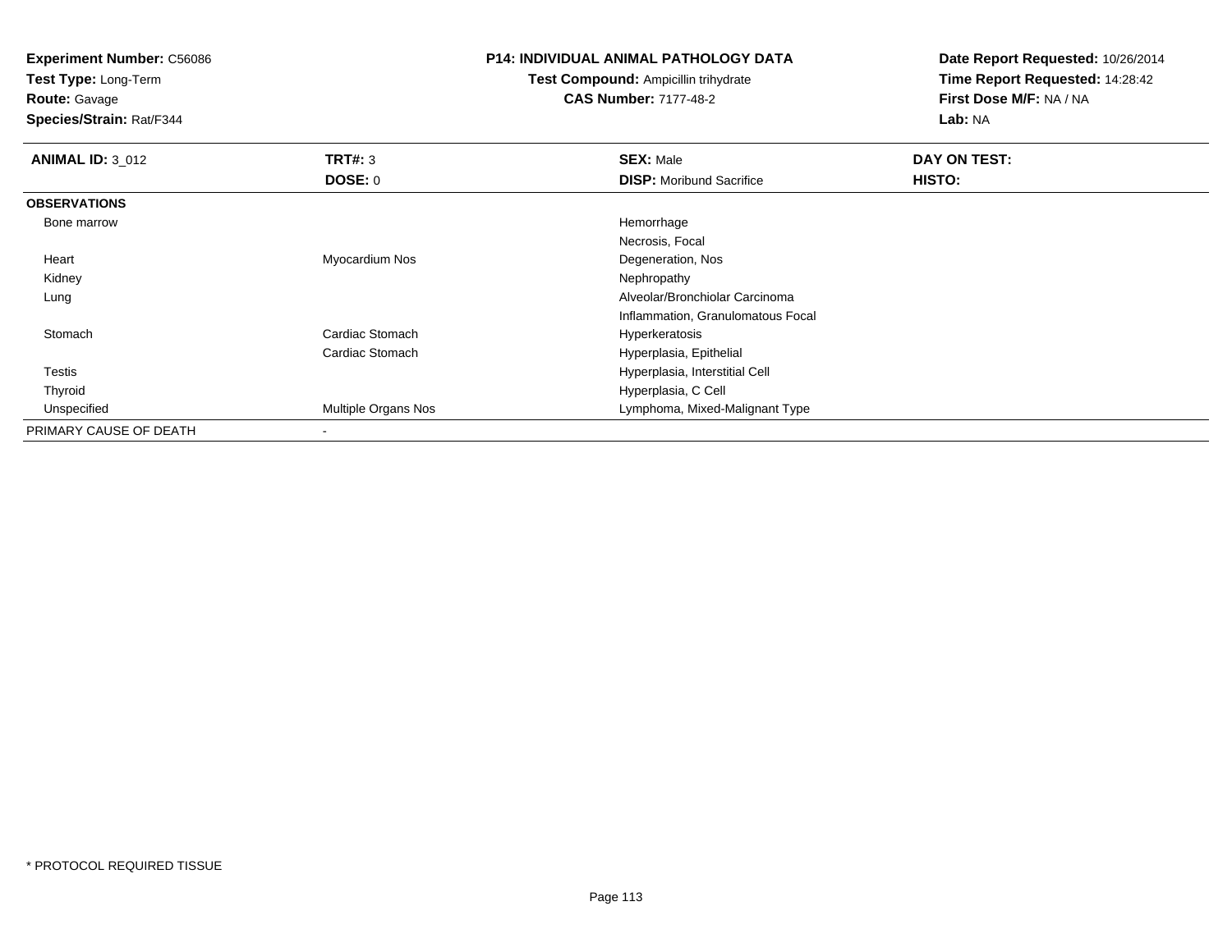**Experiment Number:** C56086
**Test Type:** Long-Term
**Route:** Gavage
**Species/Strain:** Rat/F344

**P14: INDIVIDUAL ANIMAL PATHOLOGY DATA**
**Test Compound:** Ampicillin trihydrate
**CAS Number:** 7177-48-2

**Date Report Requested:** 10/26/2014
**Time Report Requested:** 14:28:42
**First Dose M/F:** NA / NA
**Lab:** NA

| **ANIMAL ID:** 3_012 | **TRT#:** 3 | **SEX:** Male | **DAY ON TEST:** |
|---|---|---|---|
| | **DOSE:** 0 | **DISP:** Moribund Sacrifice | **HISTO:** |
| **OBSERVATIONS** | | | |
| Bone marrow | | Hemorrhage | |
| | | Necrosis, Focal | |
| Heart | Myocardium Nos | Degeneration, Nos | |
| Kidney | | Nephropathy | |
| Lung | | Alveolar/Bronchiolar Carcinoma | |
| | | Inflammation, Granulomatous Focal | |
| Stomach | Cardiac Stomach | Hyperkeratosis | |
| | Cardiac Stomach | Hyperplasia, Epithelial | |
| Testis | | Hyperplasia, Interstitial Cell | |
| Thyroid | | Hyperplasia, C Cell | |
| Unspecified | Multiple Organs Nos | Lymphoma, Mixed-Malignant Type | |
| PRIMARY CAUSE OF DEATH | - | | |

* PROTOCOL REQUIRED TISSUE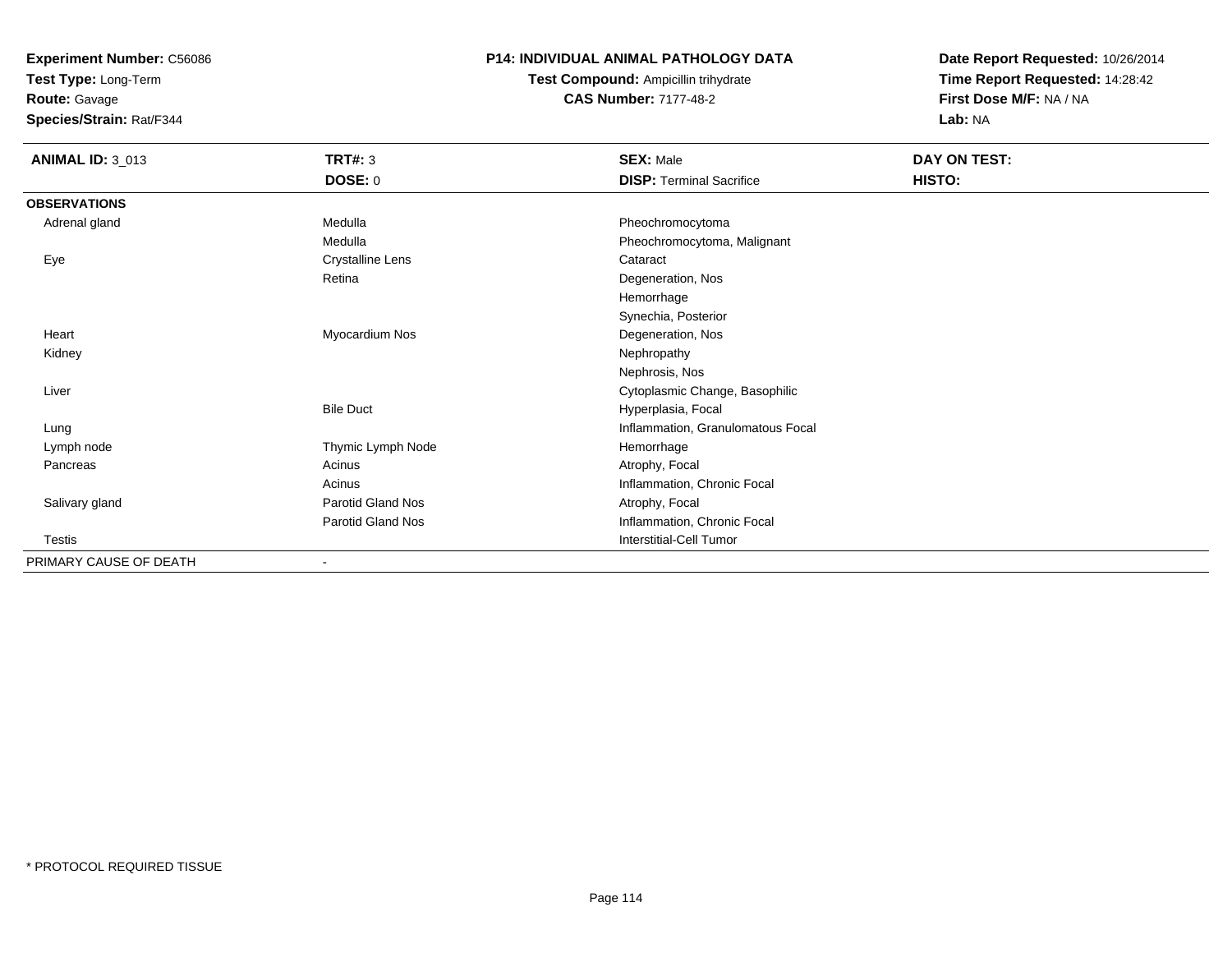**Experiment Number:** C56086
**Test Type:** Long-Term
**Route:** Gavage
**Species/Strain:** Rat/F344

**P14: INDIVIDUAL ANIMAL PATHOLOGY DATA**
**Test Compound:** Ampicillin trihydrate
**CAS Number:** 7177-48-2

**Date Report Requested:** 10/26/2014
**Time Report Requested:** 14:28:42
**First Dose M/F:** NA / NA
**Lab:** NA

| **ANIMAL ID:** 3_013 | **TRT#:** 3 | **SEX:** Male | **DAY ON TEST:** |
|---|---|---|---|
| | **DOSE:** 0 | **DISP:** Terminal Sacrifice | **HISTO:** |
| **OBSERVATIONS** | | | |
| Adrenal gland | Medulla | Pheochromocytoma | |
| | Medulla | Pheochromocytoma, Malignant | |
| Eye | Crystalline Lens | Cataract | |
| | Retina | Degeneration, Nos | |
| | | Hemorrhage | |
| | | Synechia, Posterior | |
| Heart | Myocardium Nos | Degeneration, Nos | |
| Kidney | | Nephropathy | |
| | | Nephrosis, Nos | |
| Liver | | Cytoplasmic Change, Basophilic | |
| | Bile Duct | Hyperplasia, Focal | |
| Lung | | Inflammation, Granulomatous Focal | |
| Lymph node | Thymic Lymph Node | Hemorrhage | |
| Pancreas | Acinus | Atrophy, Focal | |
| | Acinus | Inflammation, Chronic Focal | |
| Salivary gland | Parotid Gland Nos | Atrophy, Focal | |
| | Parotid Gland Nos | Inflammation, Chronic Focal | |
| Testis | | Interstitial-Cell Tumor | |
| PRIMARY CAUSE OF DEATH | - | | |

\* PROTOCOL REQUIRED TISSUE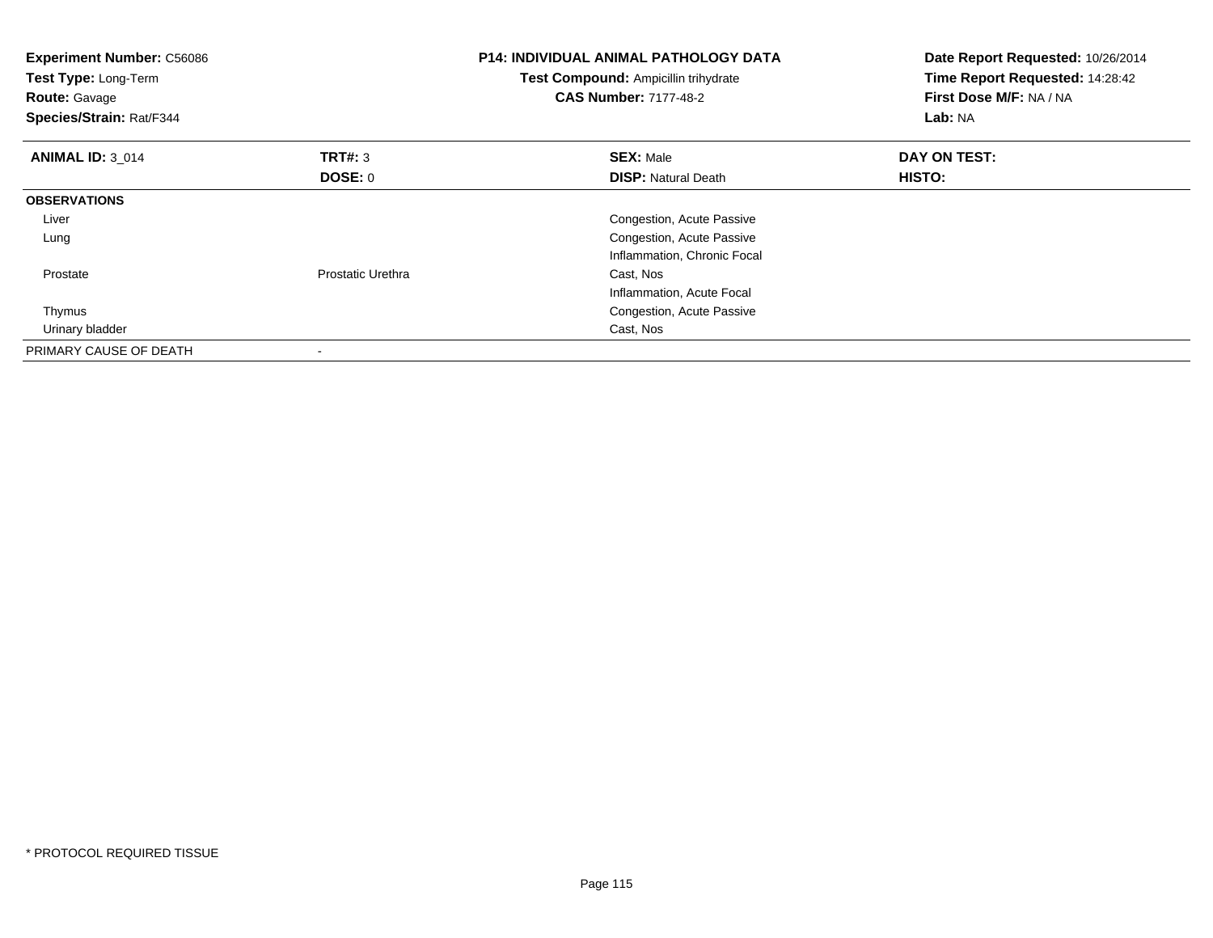**Experiment Number:** C56086
**Test Type:** Long-Term
**Route:** Gavage
**Species/Strain:** Rat/F344

**P14: INDIVIDUAL ANIMAL PATHOLOGY DATA**
**Test Compound:** Ampicillin trihydrate
**CAS Number:** 7177-48-2

**Date Report Requested:** 10/26/2014
**Time Report Requested:** 14:28:42
**First Dose M/F:** NA / NA
**Lab:** NA

| **ANIMAL ID:** 3_014 | **TRT#:** 3 | **SEX:** Male | **DAY ON TEST:** |
|---|---|---|---|
| | **DOSE:** 0 | **DISP:** Natural Death | **HISTO:** |
| **OBSERVATIONS** | | | |
| Liver | | Congestion, Acute Passive | |
| Lung | | Congestion, Acute Passive | |
| | | Inflammation, Chronic Focal | |
| Prostate | Prostatic Urethra | Cast, Nos | |
| | | Inflammation, Acute Focal | |
| Thymus | | Congestion, Acute Passive | |
| Urinary bladder | | Cast, Nos | |
| PRIMARY CAUSE OF DEATH | - | | |

* PROTOCOL REQUIRED TISSUE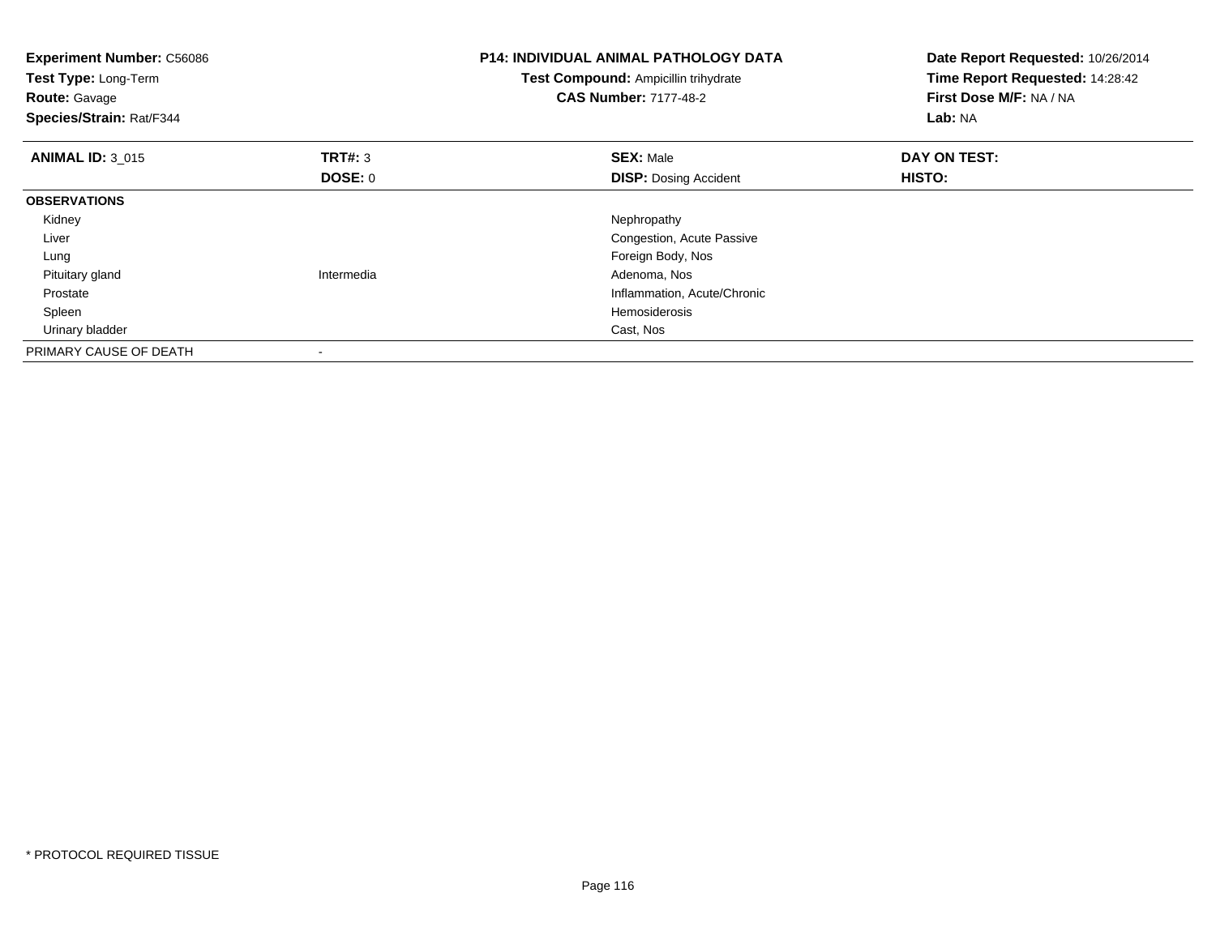**Experiment Number:** C56086
**Test Type:** Long-Term
**Route:** Gavage
**Species/Strain:** Rat/F344

**P14: INDIVIDUAL ANIMAL PATHOLOGY DATA**
**Test Compound:** Ampicillin trihydrate
**CAS Number:** 7177-48-2

**Date Report Requested:** 10/26/2014
**Time Report Requested:** 14:28:42
**First Dose M/F:** NA / NA
**Lab:** NA

| **ANIMAL ID:** 3_015 | **TRT#:** 3 | **SEX:** Male | **DAY ON TEST:** |
|---|---|---|---|
| | **DOSE:** 0 | **DISP:** Dosing Accident | **HISTO:** |
| **OBSERVATIONS** | | | |
| Kidney | | Nephropathy | |
| Liver | | Congestion, Acute Passive | |
| Lung | | Foreign Body, Nos | |
| Pituitary gland | Intermedia | Adenoma, Nos | |
| Prostate | | Inflammation, Acute/Chronic | |
| Spleen | | Hemosiderosis | |
| Urinary bladder | | Cast, Nos | |
| PRIMARY CAUSE OF DEATH | - | | |

* PROTOCOL REQUIRED TISSUE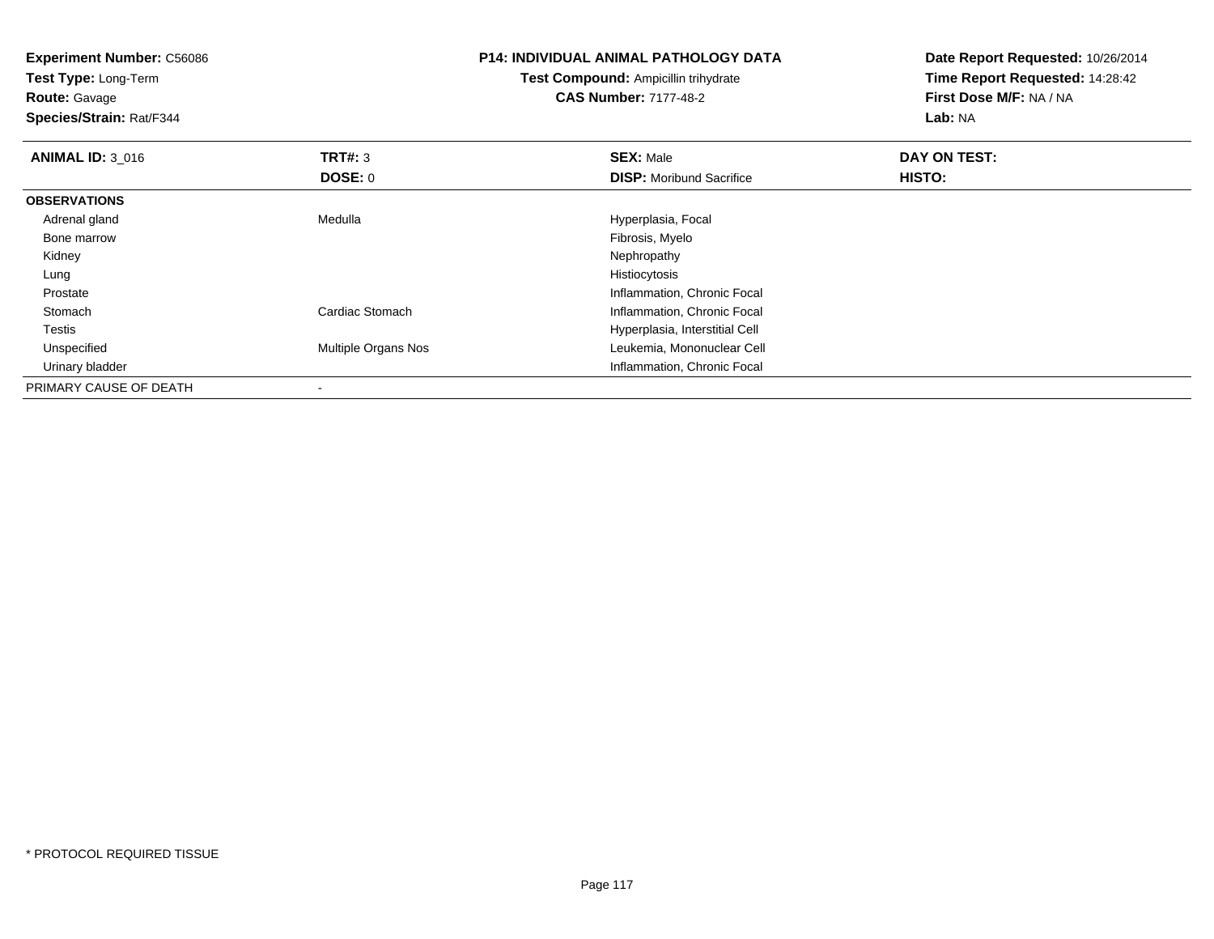**Experiment Number:** C56086
**Test Type:** Long-Term
**Route:** Gavage
**Species/Strain:** Rat/F344

**P14: INDIVIDUAL ANIMAL PATHOLOGY DATA**
**Test Compound:** Ampicillin trihydrate
**CAS Number:** 7177-48-2

**Date Report Requested:** 10/26/2014
**Time Report Requested:** 14:28:42
**First Dose M/F:** NA / NA
**Lab:** NA

| **ANIMAL ID:** 3_016 | **TRT#:** 3 | **SEX:** Male | **DAY ON TEST:** |
|---|---|---|---|
| | **DOSE:** 0 | **DISP:** Moribund Sacrifice | **HISTO:** |
| **OBSERVATIONS** | | | |
| Adrenal gland | Medulla | Hyperplasia, Focal | |
| Bone marrow | | Fibrosis, Myelo | |
| Kidney | | Nephropathy | |
| Lung | | Histiocytosis | |
| Prostate | | Inflammation, Chronic Focal | |
| Stomach | Cardiac Stomach | Inflammation, Chronic Focal | |
| Testis | | Hyperplasia, Interstitial Cell | |
| Unspecified | Multiple Organs Nos | Leukemia, Mononuclear Cell | |
| Urinary bladder | | Inflammation, Chronic Focal | |
| PRIMARY CAUSE OF DEATH | - | | |

* PROTOCOL REQUIRED TISSUE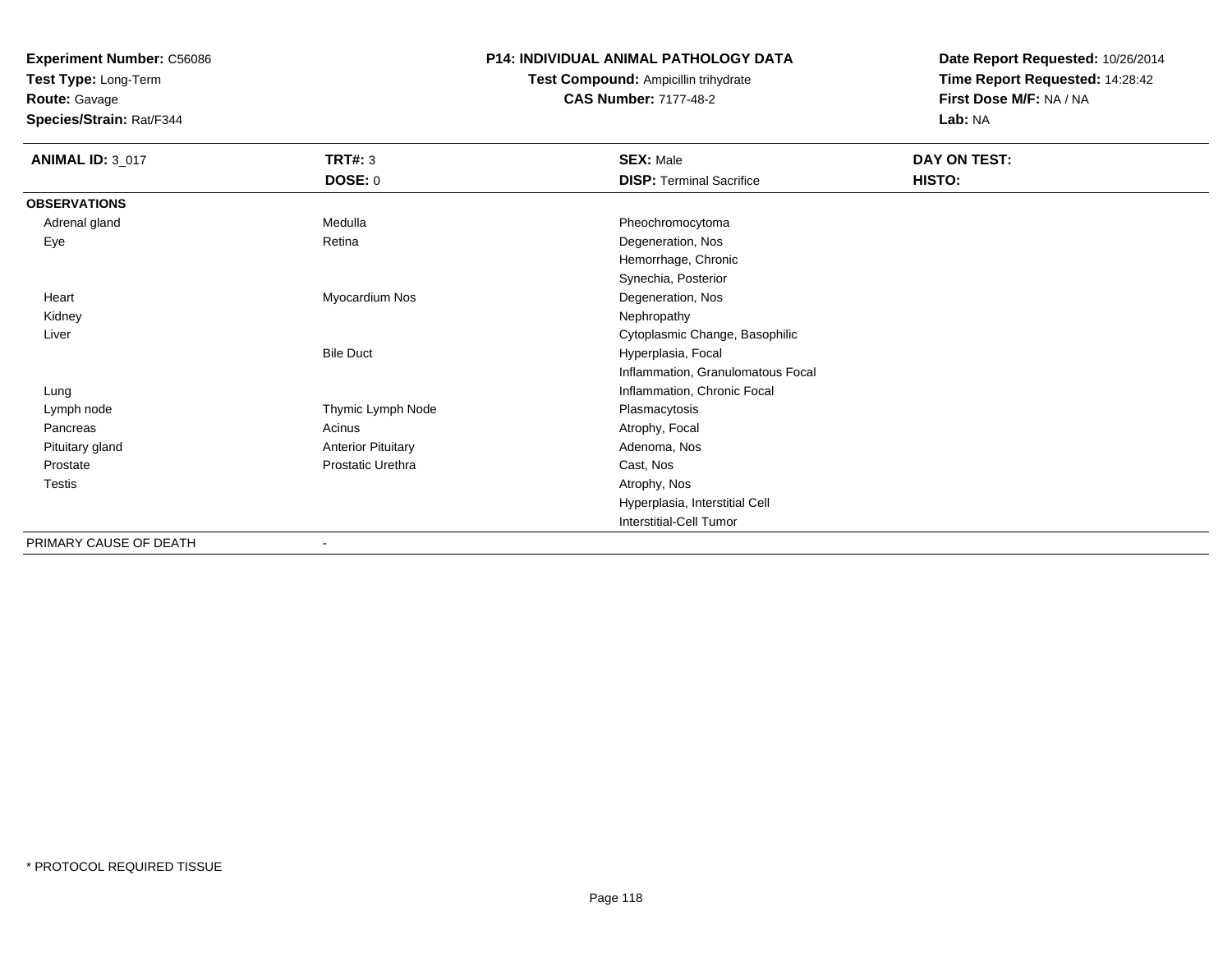**Experiment Number:** C56086
**Test Type:** Long-Term
**Route:** Gavage
**Species/Strain:** Rat/F344

**P14: INDIVIDUAL ANIMAL PATHOLOGY DATA**
**Test Compound:** Ampicillin trihydrate
**CAS Number:** 7177-48-2

**Date Report Requested:** 10/26/2014
**Time Report Requested:** 14:28:42
**First Dose M/F:** NA / NA
**Lab:** NA

| **ANIMAL ID:** 3_017 | **TRT#:** 3 | **SEX:** Male | **DAY ON TEST:** |
|---|---|---|---|
| | **DOSE:** 0 | **DISP:** Terminal Sacrifice | **HISTO:** |
| **OBSERVATIONS** | | | |
| Adrenal gland | Medulla | Pheochromocytoma | |
| Eye | Retina | Degeneration, Nos | |
| | | Hemorrhage, Chronic | |
| | | Synechia, Posterior | |
| Heart | Myocardium Nos | Degeneration, Nos | |
| Kidney | | Nephropathy | |
| Liver | | Cytoplasmic Change, Basophilic | |
| | Bile Duct | Hyperplasia, Focal | |
| | | Inflammation, Granulomatous Focal | |
| Lung | | Inflammation, Chronic Focal | |
| Lymph node | Thymic Lymph Node | Plasmacytosis | |
| Pancreas | Acinus | Atrophy, Focal | |
| Pituitary gland | Anterior Pituitary | Adenoma, Nos | |
| Prostate | Prostatic Urethra | Cast, Nos | |
| Testis | | Atrophy, Nos | |
| | | Hyperplasia, Interstitial Cell | |
| | | Interstitial-Cell Tumor | |
| PRIMARY CAUSE OF DEATH | - | | |

* PROTOCOL REQUIRED TISSUE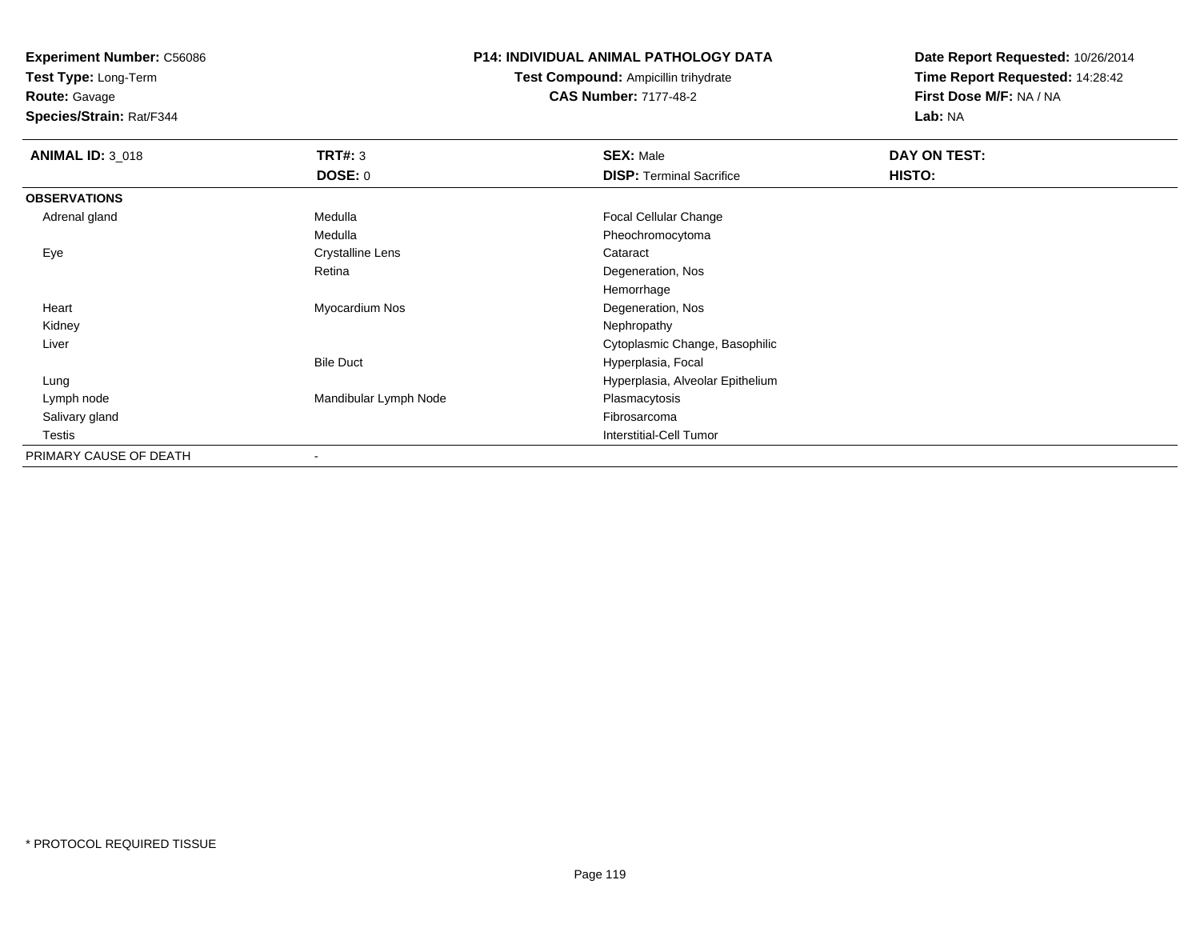**Experiment Number:** C56086
**Test Type:** Long-Term
**Route:** Gavage
**Species/Strain:** Rat/F344

**P14: INDIVIDUAL ANIMAL PATHOLOGY DATA**
**Test Compound:** Ampicillin trihydrate
**CAS Number:** 7177-48-2

**Date Report Requested:** 10/26/2014
**Time Report Requested:** 14:28:42
**First Dose M/F:** NA / NA
**Lab:** NA

| **ANIMAL ID:** 3_018 | **TRT#:** 3 | **SEX:** Male | **DAY ON TEST:** |
|---|---|---|---|
| | **DOSE:** 0 | **DISP:** Terminal Sacrifice | **HISTO:** |
| **OBSERVATIONS** | | | |
| Adrenal gland | Medulla | Focal Cellular Change | |
| | Medulla | Pheochromocytoma | |
| Eye | Crystalline Lens | Cataract | |
| | Retina | Degeneration, Nos | |
| | | Hemorrhage | |
| Heart | Myocardium Nos | Degeneration, Nos | |
| Kidney | | Nephropathy | |
| Liver | | Cytoplasmic Change, Basophilic | |
| | Bile Duct | Hyperplasia, Focal | |
| Lung | | Hyperplasia, Alveolar Epithelium | |
| Lymph node | Mandibular Lymph Node | Plasmacytosis | |
| Salivary gland | | Fibrosarcoma | |
| Testis | | Interstitial-Cell Tumor | |
| PRIMARY CAUSE OF DEATH | - | | |

* PROTOCOL REQUIRED TISSUE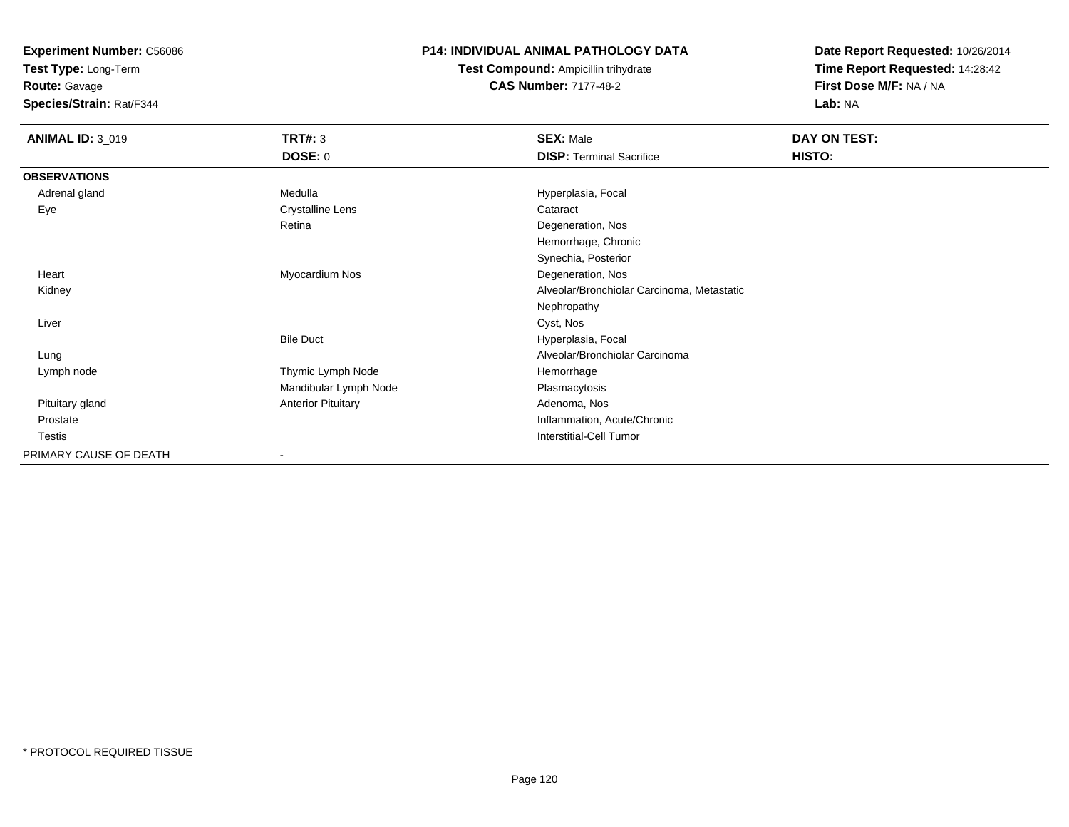**Experiment Number:** C56086
**Test Type:** Long-Term
**Route:** Gavage
**Species/Strain:** Rat/F344

**P14: INDIVIDUAL ANIMAL PATHOLOGY DATA**
**Test Compound:** Ampicillin trihydrate
**CAS Number:** 7177-48-2

**Date Report Requested:** 10/26/2014
**Time Report Requested:** 14:28:42
**First Dose M/F:** NA / NA
**Lab:** NA

| **ANIMAL ID:** 3_019 | **TRT#:** 3 | **SEX:** Male | **DAY ON TEST:** |
|---|---|---|---|
| | **DOSE:** 0 | **DISP:** Terminal Sacrifice | **HISTO:** |
| **OBSERVATIONS** | | | |
| Adrenal gland | Medulla | Hyperplasia, Focal | |
| Eye | Crystalline Lens | Cataract | |
| | Retina | Degeneration, Nos | |
| | | Hemorrhage, Chronic | |
| | | Synechia, Posterior | |
| Heart | Myocardium Nos | Degeneration, Nos | |
| Kidney | | Alveolar/Bronchiolar Carcinoma, Metastatic | |
| | | Nephropathy | |
| Liver | | Cyst, Nos | |
| | Bile Duct | Hyperplasia, Focal | |
| Lung | | Alveolar/Bronchiolar Carcinoma | |
| Lymph node | Thymic Lymph Node | Hemorrhage | |
| | Mandibular Lymph Node | Plasmacytosis | |
| Pituitary gland | Anterior Pituitary | Adenoma, Nos | |
| Prostate | | Inflammation, Acute/Chronic | |
| Testis | | Interstitial-Cell Tumor | |
| PRIMARY CAUSE OF DEATH | - | | |

* PROTOCOL REQUIRED TISSUE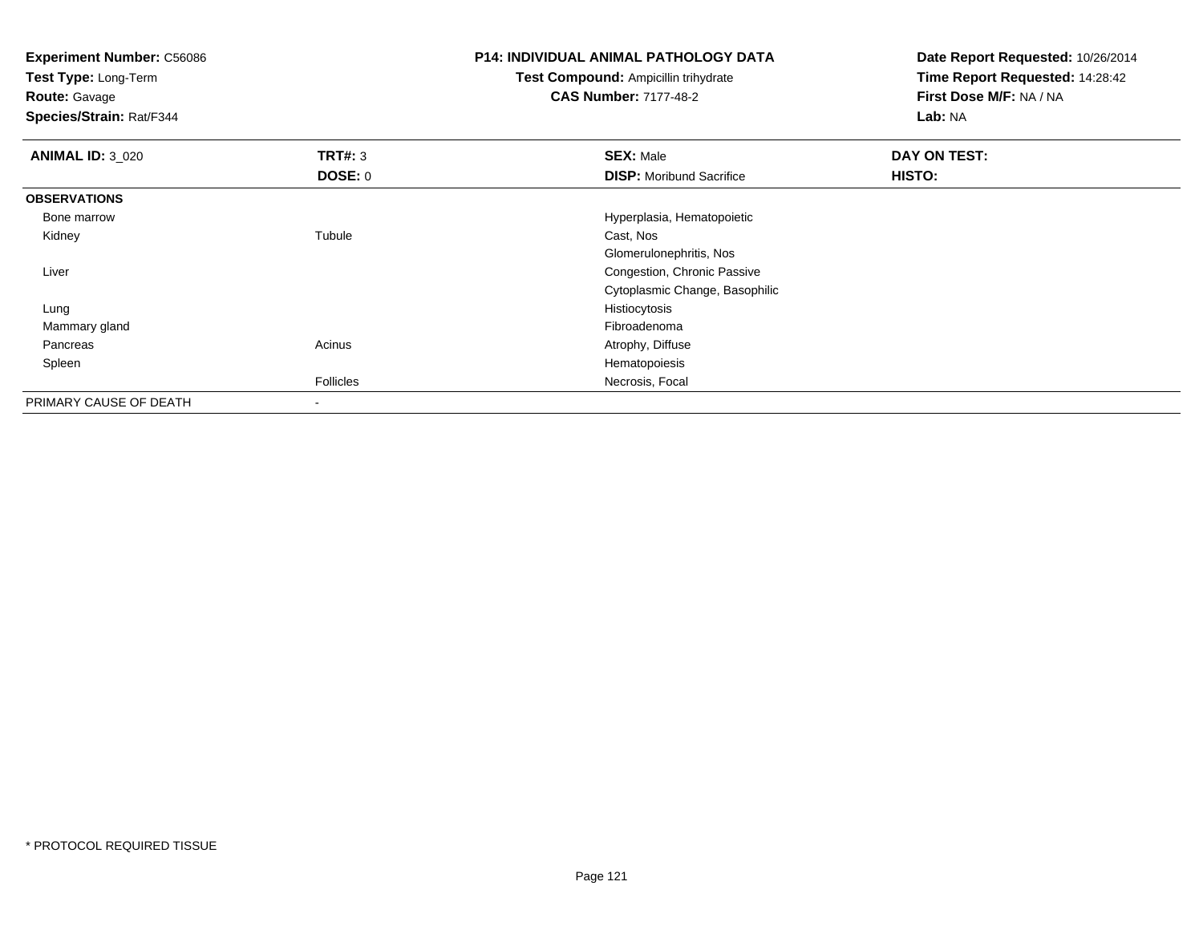**Experiment Number:** C56086
**Test Type:** Long-Term
**Route:** Gavage
**Species/Strain:** Rat/F344

**P14: INDIVIDUAL ANIMAL PATHOLOGY DATA**
**Test Compound:** Ampicillin trihydrate
**CAS Number:** 7177-48-2

**Date Report Requested:** 10/26/2014
**Time Report Requested:** 14:28:42
**First Dose M/F:** NA / NA
**Lab:** NA

| **ANIMAL ID:** 3_020 | **TRT#:** 3 | **SEX:** Male | **DAY ON TEST:** |
|---|---|---|---|
| | **DOSE:** 0 | **DISP:** Moribund Sacrifice | **HISTO:** |
| **OBSERVATIONS** | | | |
| Bone marrow | | Hyperplasia, Hematopoietic | |
| Kidney | Tubule | Cast, Nos | |
| | | Glomerulonephritis, Nos | |
| Liver | | Congestion, Chronic Passive | |
| | | Cytoplasmic Change, Basophilic | |
| Lung | | Histiocytosis | |
| Mammary gland | | Fibroadenoma | |
| Pancreas | Acinus | Atrophy, Diffuse | |
| Spleen | | Hematopoiesis | |
| | Follicles | Necrosis, Focal | |
| PRIMARY CAUSE OF DEATH | - | | |

* PROTOCOL REQUIRED TISSUE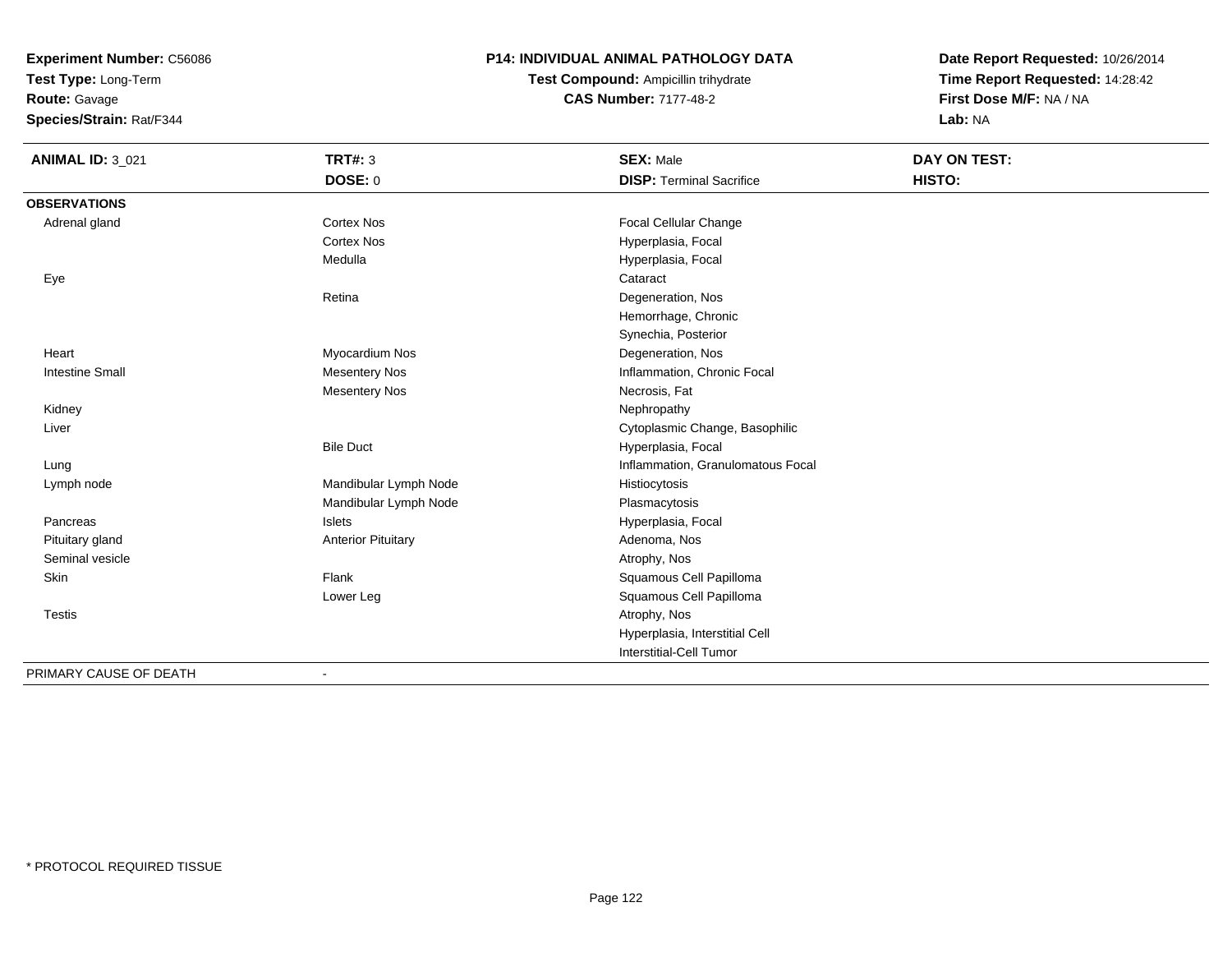**Experiment Number:** C56086
**Test Type:** Long-Term
**Route:** Gavage
**Species/Strain:** Rat/F344

**P14: INDIVIDUAL ANIMAL PATHOLOGY DATA**
**Test Compound:** Ampicillin trihydrate
**CAS Number:** 7177-48-2

**Date Report Requested:** 10/26/2014
**Time Report Requested:** 14:28:42
**First Dose M/F:** NA / NA
**Lab:** NA

| **ANIMAL ID:** 3_021 | **TRT#:** 3 | **SEX:** Male | **DAY ON TEST:** |
|---|---|---|---|
| | **DOSE:** 0 | **DISP:** Terminal Sacrifice | **HISTO:** |
| **OBSERVATIONS** | | | |
| Adrenal gland | Cortex Nos | Focal Cellular Change | |
| | Cortex Nos | Hyperplasia, Focal | |
| | Medulla | Hyperplasia, Focal | |
| Eye | | Cataract | |
| | Retina | Degeneration, Nos | |
| | | Hemorrhage, Chronic | |
| | | Synechia, Posterior | |
| Heart | Myocardium Nos | Degeneration, Nos | |
| Intestine Small | Mesentery Nos | Inflammation, Chronic Focal | |
| | Mesentery Nos | Necrosis, Fat | |
| Kidney | | Nephropathy | |
| Liver | | Cytoplasmic Change, Basophilic | |
| | Bile Duct | Hyperplasia, Focal | |
| Lung | | Inflammation, Granulomatous Focal | |
| Lymph node | Mandibular Lymph Node | Histiocytosis | |
| | Mandibular Lymph Node | Plasmacytosis | |
| Pancreas | Islets | Hyperplasia, Focal | |
| Pituitary gland | Anterior Pituitary | Adenoma, Nos | |
| Seminal vesicle | | Atrophy, Nos | |
| Skin | Flank | Squamous Cell Papilloma | |
| | Lower Leg | Squamous Cell Papilloma | |
| Testis | | Atrophy, Nos | |
| | | Hyperplasia, Interstitial Cell | |
| | | Interstitial-Cell Tumor | |
| PRIMARY CAUSE OF DEATH | - | | |

* PROTOCOL REQUIRED TISSUE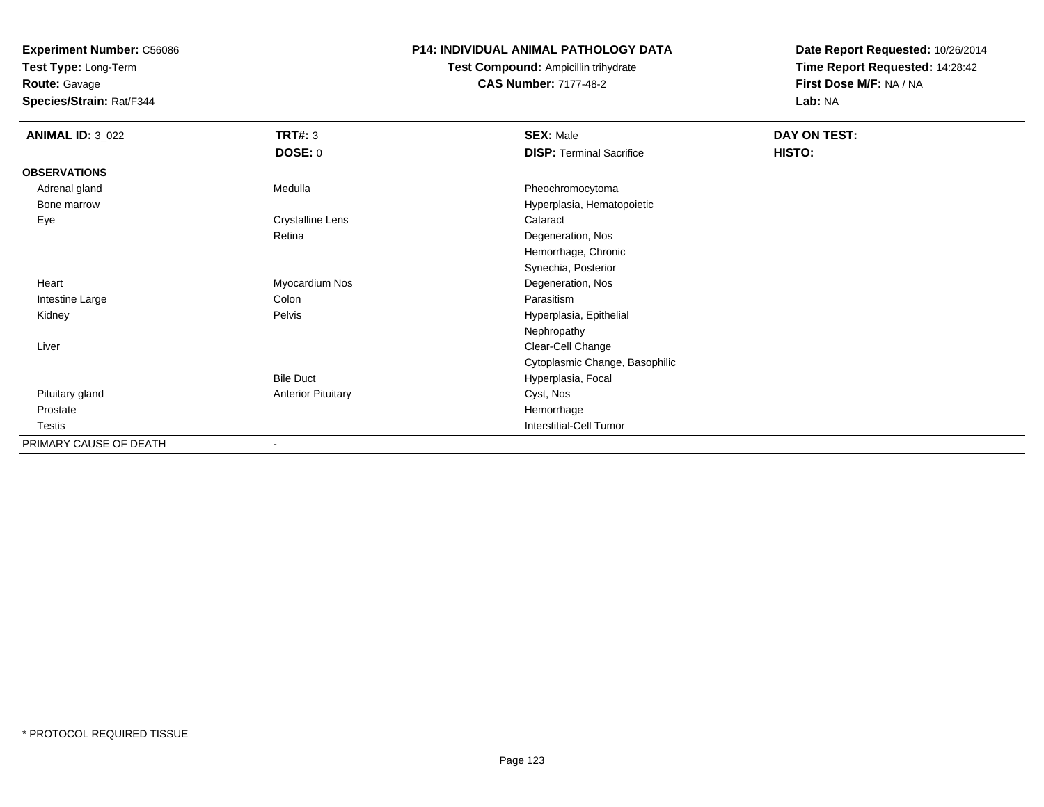**Experiment Number:** C56086
**Test Type:** Long-Term
**Route:** Gavage
**Species/Strain:** Rat/F344

**P14: INDIVIDUAL ANIMAL PATHOLOGY DATA**
**Test Compound:** Ampicillin trihydrate
**CAS Number:** 7177-48-2

**Date Report Requested:** 10/26/2014
**Time Report Requested:** 14:28:42
**First Dose M/F:** NA / NA
**Lab:** NA

| **ANIMAL ID:** 3_022 | **TRT#:** 3<br>**DOSE:** 0 | **SEX:** Male<br>**DISP:** Terminal Sacrifice | **DAY ON TEST:**<br>**HISTO:** |
|---|---|---|---|
| **OBSERVATIONS** | | | |
| Adrenal gland | Medulla | Pheochromocytoma | |
| Bone marrow | | Hyperplasia, Hematopoietic | |
| Eye | Crystalline Lens | Cataract | |
| | Retina | Degeneration, Nos | |
| | | Hemorrhage, Chronic | |
| | | Synechia, Posterior | |
| Heart | Myocardium Nos | Degeneration, Nos | |
| Intestine Large | Colon | Parasitism | |
| Kidney | Pelvis | Hyperplasia, Epithelial | |
| | | Nephropathy | |
| Liver | | Clear-Cell Change | |
| | | Cytoplasmic Change, Basophilic | |
| | Bile Duct | Hyperplasia, Focal | |
| Pituitary gland | Anterior Pituitary | Cyst, Nos | |
| Prostate | | Hemorrhage | |
| Testis | | Interstitial-Cell Tumor | |
| PRIMARY CAUSE OF DEATH | - | | |

* PROTOCOL REQUIRED TISSUE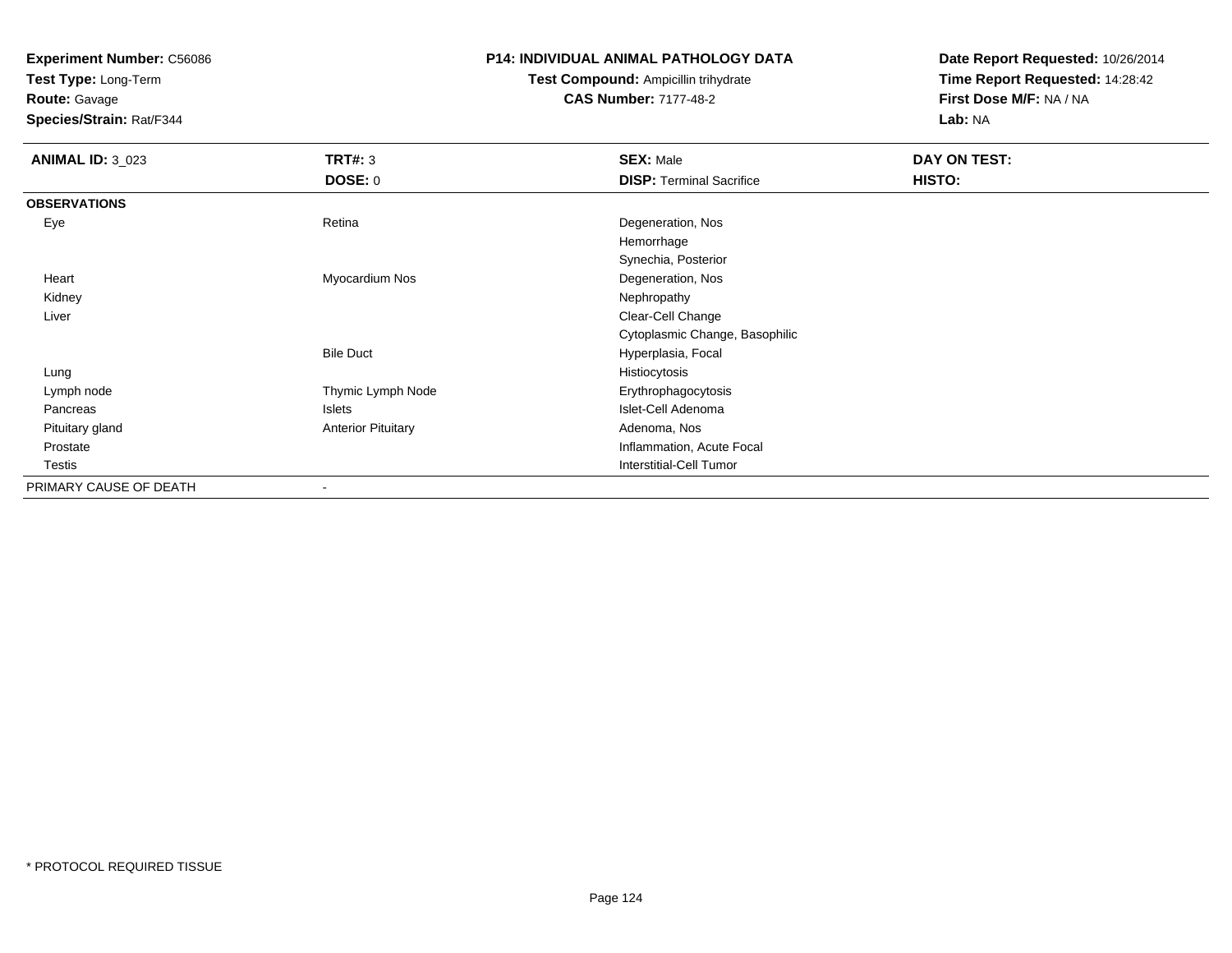**Experiment Number:** C56086
**Test Type:** Long-Term
**Route:** Gavage
**Species/Strain:** Rat/F344

**P14: INDIVIDUAL ANIMAL PATHOLOGY DATA**
**Test Compound:** Ampicillin trihydrate
**CAS Number:** 7177-48-2

**Date Report Requested:** 10/26/2014
**Time Report Requested:** 14:28:42
**First Dose M/F:** NA / NA
**Lab:** NA

| **ANIMAL ID:** 3_023 | **TRT#:** 3 | **SEX:** Male | **DAY ON TEST:** |
|---|---|---|---|
| | **DOSE:** 0 | **DISP:** Terminal Sacrifice | **HISTO:** |
| **OBSERVATIONS** | | | |
| Eye | Retina | Degeneration, Nos | |
| | | Hemorrhage | |
| | | Synechia, Posterior | |
| Heart | Myocardium Nos | Degeneration, Nos | |
| Kidney | | Nephropathy | |
| Liver | | Clear-Cell Change | |
| | | Cytoplasmic Change, Basophilic | |
| | Bile Duct | Hyperplasia, Focal | |
| Lung | | Histiocytosis | |
| Lymph node | Thymic Lymph Node | Erythrophagocytosis | |
| Pancreas | Islets | Islet-Cell Adenoma | |
| Pituitary gland | Anterior Pituitary | Adenoma, Nos | |
| Prostate | | Inflammation, Acute Focal | |
| Testis | | Interstitial-Cell Tumor | |
| PRIMARY CAUSE OF DEATH | - | | |

* PROTOCOL REQUIRED TISSUE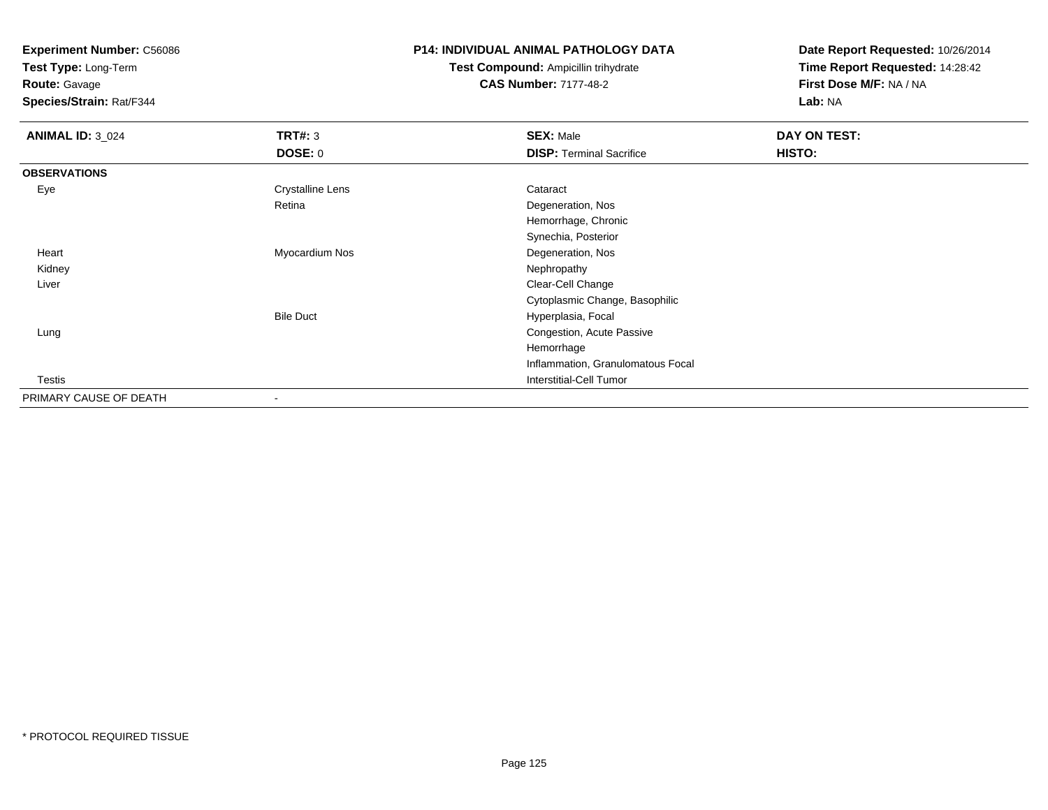**Experiment Number:** C56086
**Test Type:** Long-Term
**Route:** Gavage
**Species/Strain:** Rat/F344

**P14: INDIVIDUAL ANIMAL PATHOLOGY DATA**
**Test Compound:** Ampicillin trihydrate
**CAS Number:** 7177-48-2

**Date Report Requested:** 10/26/2014
**Time Report Requested:** 14:28:42
**First Dose M/F:** NA / NA
**Lab:** NA

| **ANIMAL ID:** 3_024 | **TRT#:** 3 | **SEX:** Male | **DAY ON TEST:** |
|---|---|---|---|
| | **DOSE:** 0 | **DISP:** Terminal Sacrifice | **HISTO:** |
| **OBSERVATIONS** | | | |
| Eye | Crystalline Lens | Cataract | |
| | Retina | Degeneration, Nos | |
| | | Hemorrhage, Chronic | |
| | | Synechia, Posterior | |
| Heart | Myocardium Nos | Degeneration, Nos | |
| Kidney | | Nephropathy | |
| Liver | | Clear-Cell Change | |
| | | Cytoplasmic Change, Basophilic | |
| | Bile Duct | Hyperplasia, Focal | |
| Lung | | Congestion, Acute Passive | |
| | | Hemorrhage | |
| | | Inflammation, Granulomatous Focal | |
| Testis | | Interstitial-Cell Tumor | |
| PRIMARY CAUSE OF DEATH | - | | |

* PROTOCOL REQUIRED TISSUE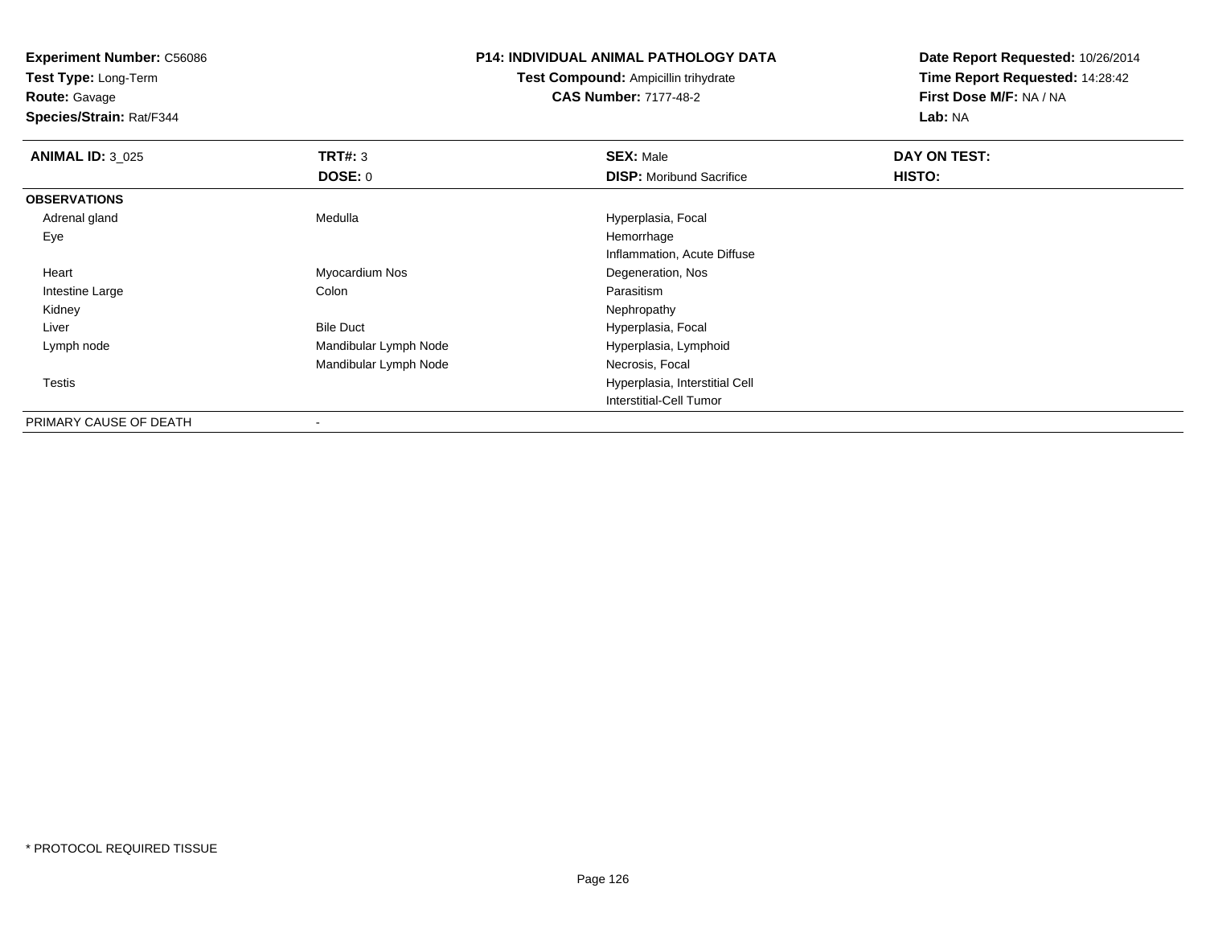**Experiment Number:** C56086
**Test Type:** Long-Term
**Route:** Gavage
**Species/Strain:** Rat/F344

**P14: INDIVIDUAL ANIMAL PATHOLOGY DATA**
**Test Compound:** Ampicillin trihydrate
**CAS Number:** 7177-48-2

**Date Report Requested:** 10/26/2014
**Time Report Requested:** 14:28:42
**First Dose M/F:** NA / NA
**Lab:** NA

| **ANIMAL ID:** 3_025 | **TRT#:** 3 | **SEX:** Male | **DAY ON TEST:** |
|---|---|---|---|
| | **DOSE:** 0 | **DISP:** Moribund Sacrifice | **HISTO:** |
| **OBSERVATIONS** | | | |
| Adrenal gland | Medulla | Hyperplasia, Focal | |
| Eye | | Hemorrhage | |
| | | Inflammation, Acute Diffuse | |
| Heart | Myocardium Nos | Degeneration, Nos | |
| Intestine Large | Colon | Parasitism | |
| Kidney | | Nephropathy | |
| Liver | Bile Duct | Hyperplasia, Focal | |
| Lymph node | Mandibular Lymph Node | Hyperplasia, Lymphoid | |
| | Mandibular Lymph Node | Necrosis, Focal | |
| Testis | | Hyperplasia, Interstitial Cell | |
| | | Interstitial-Cell Tumor | |
| PRIMARY CAUSE OF DEATH | - | | |

* PROTOCOL REQUIRED TISSUE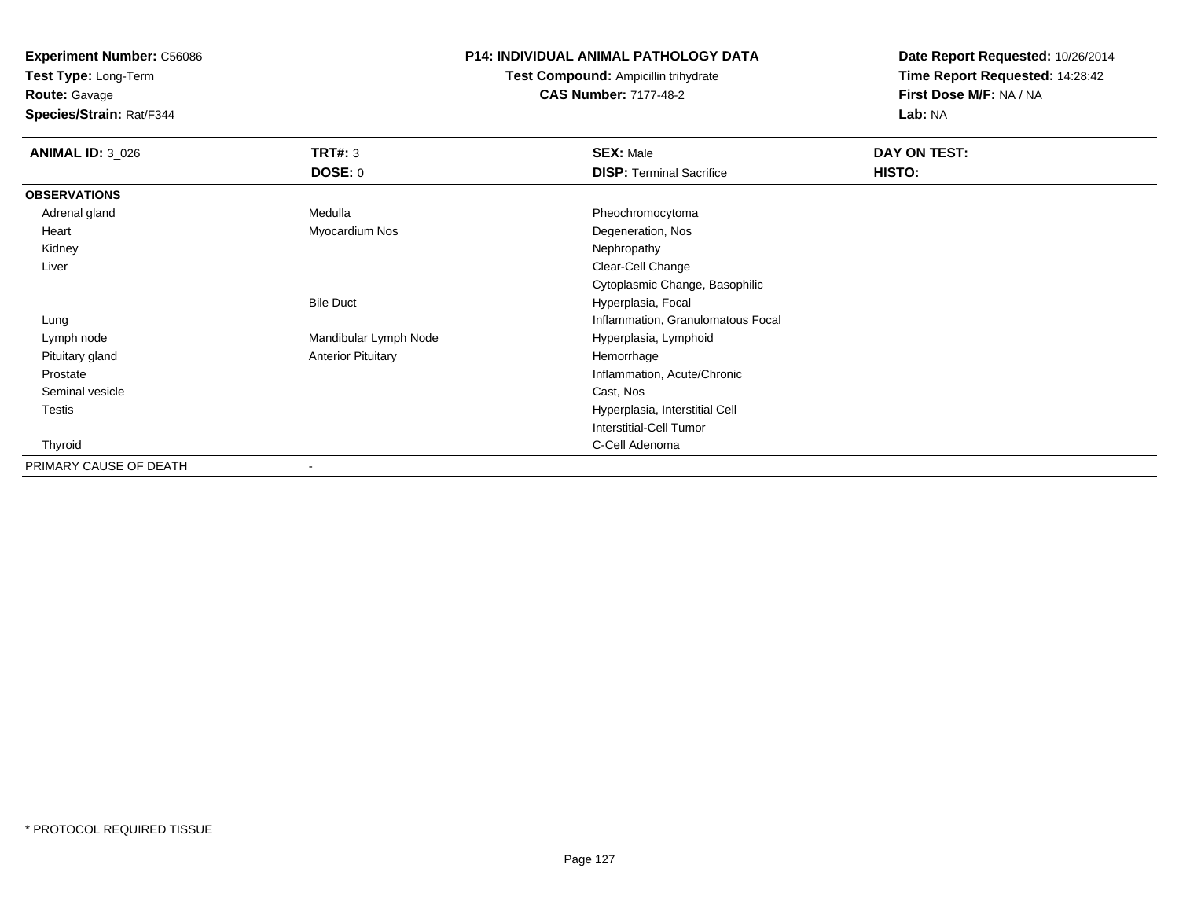**Experiment Number:** C56086
**Test Type:** Long-Term
**Route:** Gavage
**Species/Strain:** Rat/F344

**P14: INDIVIDUAL ANIMAL PATHOLOGY DATA**
**Test Compound:** Ampicillin trihydrate
**CAS Number:** 7177-48-2

**Date Report Requested:** 10/26/2014
**Time Report Requested:** 14:28:42
**First Dose M/F:** NA / NA
**Lab:** NA

| **ANIMAL ID:** 3_026 | **TRT#:** 3 | **SEX:** Male | **DAY ON TEST:** |
|---|---|---|---|
| | **DOSE:** 0 | **DISP:** Terminal Sacrifice | **HISTO:** |
| **OBSERVATIONS** | | | |
| Adrenal gland | Medulla | Pheochromocytoma | |
| Heart | Myocardium Nos | Degeneration, Nos | |
| Kidney | | Nephropathy | |
| Liver | | Clear-Cell Change | |
| | | Cytoplasmic Change, Basophilic | |
| | Bile Duct | Hyperplasia, Focal | |
| Lung | | Inflammation, Granulomatous Focal | |
| Lymph node | Mandibular Lymph Node | Hyperplasia, Lymphoid | |
| Pituitary gland | Anterior Pituitary | Hemorrhage | |
| Prostate | | Inflammation, Acute/Chronic | |
| Seminal vesicle | | Cast, Nos | |
| Testis | | Hyperplasia, Interstitial Cell | |
| | | Interstitial-Cell Tumor | |
| Thyroid | | C-Cell Adenoma | |
| PRIMARY CAUSE OF DEATH | - | | |

* PROTOCOL REQUIRED TISSUE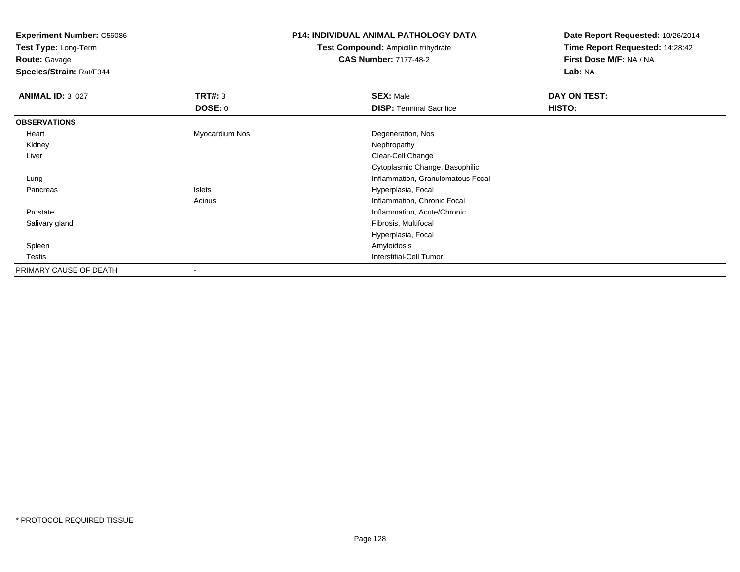**Experiment Number:** C56086
**Test Type:** Long-Term
**Route:** Gavage
**Species/Strain:** Rat/F344

**P14: INDIVIDUAL ANIMAL PATHOLOGY DATA**
**Test Compound:** Ampicillin trihydrate
**CAS Number:** 7177-48-2

**Date Report Requested:** 10/26/2014
**Time Report Requested:** 14:28:42
**First Dose M/F:** NA / NA
**Lab:** NA

| **ANIMAL ID:** 3_027 | **TRT#:** 3 | **SEX:** Male | **DAY ON TEST:** |
|---|---|---|---|
| | **DOSE:** 0 | **DISP:** Terminal Sacrifice | **HISTO:** |
| **OBSERVATIONS** | | | |
| Heart | Myocardium Nos | Degeneration, Nos | |
| Kidney | | Nephropathy | |
| Liver | | Clear-Cell Change | |
| | | Cytoplasmic Change, Basophilic | |
| Lung | | Inflammation, Granulomatous Focal | |
| Pancreas | Islets | Hyperplasia, Focal | |
| | Acinus | Inflammation, Chronic Focal | |
| Prostate | | Inflammation, Acute/Chronic | |
| Salivary gland | | Fibrosis, Multifocal | |
| | | Hyperplasia, Focal | |
| Spleen | | Amyloidosis | |
| Testis | | Interstitial-Cell Tumor | |
| PRIMARY CAUSE OF DEATH | - | | |

* PROTOCOL REQUIRED TISSUE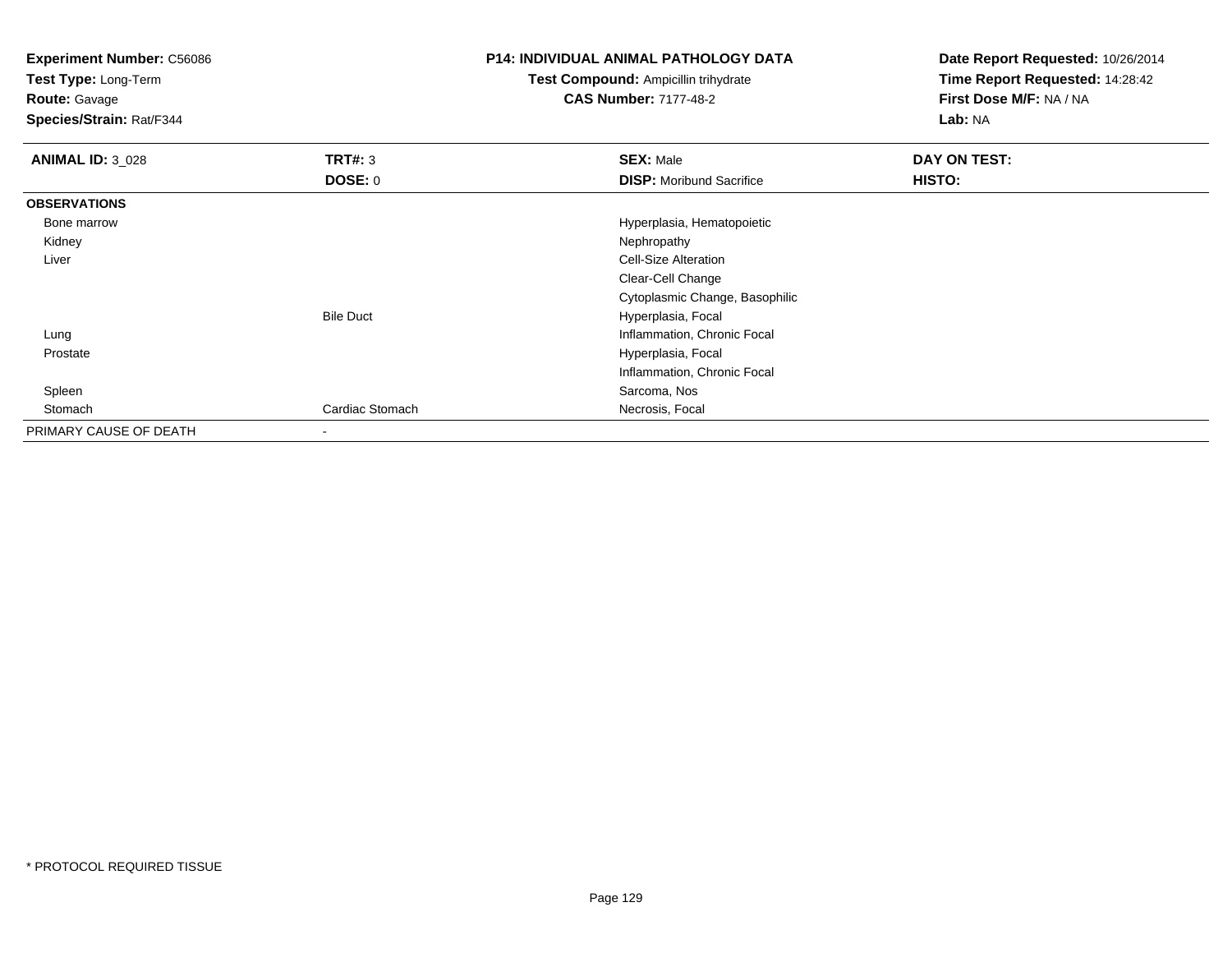**Experiment Number:** C56086
**Test Type:** Long-Term
**Route:** Gavage
**Species/Strain:** Rat/F344

**P14: INDIVIDUAL ANIMAL PATHOLOGY DATA**
**Test Compound:** Ampicillin trihydrate
**CAS Number:** 7177-48-2

**Date Report Requested:** 10/26/2014
**Time Report Requested:** 14:28:42
**First Dose M/F:** NA / NA
**Lab:** NA

| **ANIMAL ID:** 3_028 | **TRT#:** 3 | **SEX:** Male | **DAY ON TEST:** |
|---|---|---|---|
| | **DOSE:** 0 | **DISP:** Moribund Sacrifice | **HISTO:** |
| **OBSERVATIONS** | | | |
| Bone marrow | | Hyperplasia, Hematopoietic | |
| Kidney | | Nephropathy | |
| Liver | | Cell-Size Alteration | |
| | | Clear-Cell Change | |
| | | Cytoplasmic Change, Basophilic | |
| | Bile Duct | Hyperplasia, Focal | |
| Lung | | Inflammation, Chronic Focal | |
| Prostate | | Hyperplasia, Focal | |
| | | Inflammation, Chronic Focal | |
| Spleen | | Sarcoma, Nos | |
| Stomach | Cardiac Stomach | Necrosis, Focal | |
| PRIMARY CAUSE OF DEATH | - | | |

* PROTOCOL REQUIRED TISSUE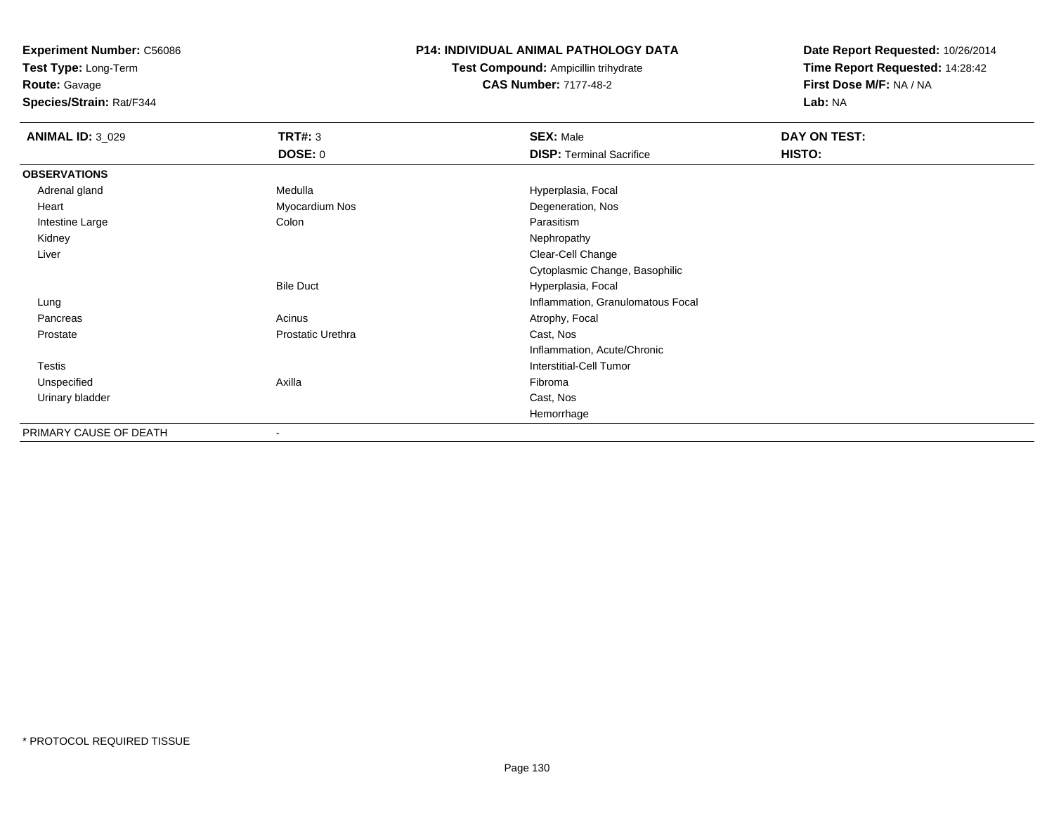**Experiment Number:** C56086
**Test Type:** Long-Term
**Route:** Gavage
**Species/Strain:** Rat/F344

**P14: INDIVIDUAL ANIMAL PATHOLOGY DATA**
**Test Compound:** Ampicillin trihydrate
**CAS Number:** 7177-48-2

**Date Report Requested:** 10/26/2014
**Time Report Requested:** 14:28:42
**First Dose M/F:** NA / NA
**Lab:** NA

| **ANIMAL ID:** 3_029 | **TRT#:** 3 | **SEX:** Male | **DAY ON TEST:** |
|---|---|---|---|
| | **DOSE:** 0 | **DISP:** Terminal Sacrifice | **HISTO:** |
| **OBSERVATIONS** | | | |
| Adrenal gland | Medulla | Hyperplasia, Focal | |
| Heart | Myocardium Nos | Degeneration, Nos | |
| Intestine Large | Colon | Parasitism | |
| Kidney | | Nephropathy | |
| Liver | | Clear-Cell Change | |
| | | Cytoplasmic Change, Basophilic | |
| | Bile Duct | Hyperplasia, Focal | |
| Lung | | Inflammation, Granulomatous Focal | |
| Pancreas | Acinus | Atrophy, Focal | |
| Prostate | Prostatic Urethra | Cast, Nos | |
| | | Inflammation, Acute/Chronic | |
| Testis | | Interstitial-Cell Tumor | |
| Unspecified | Axilla | Fibroma | |
| Urinary bladder | | Cast, Nos | |
| | | Hemorrhage | |
| PRIMARY CAUSE OF DEATH | - | | |

* PROTOCOL REQUIRED TISSUE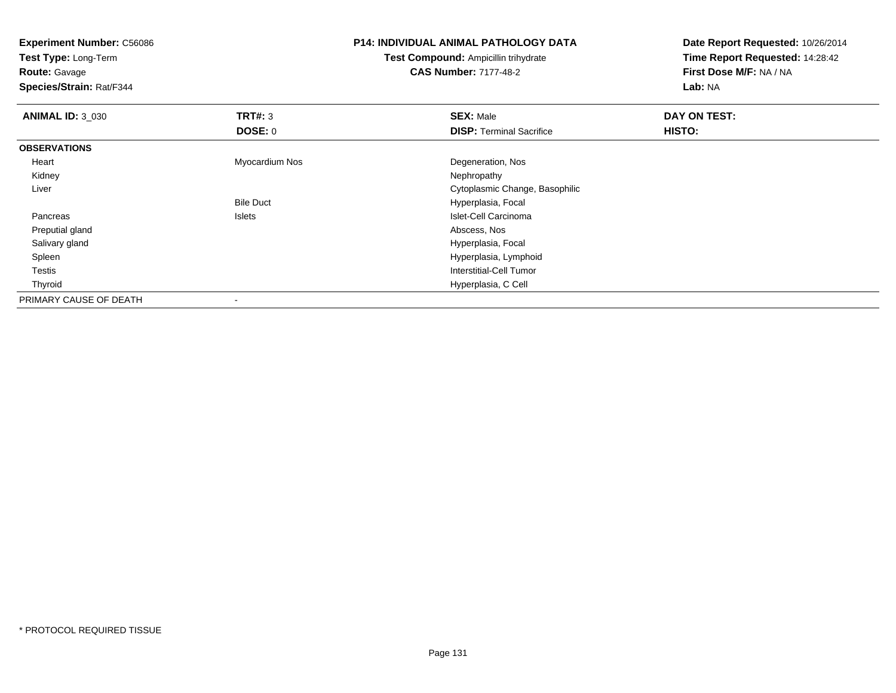**Experiment Number:** C56086
**Test Type:** Long-Term
**Route:** Gavage
**Species/Strain:** Rat/F344

**P14: INDIVIDUAL ANIMAL PATHOLOGY DATA**
**Test Compound:** Ampicillin trihydrate
**CAS Number:** 7177-48-2

**Date Report Requested:** 10/26/2014
**Time Report Requested:** 14:28:42
**First Dose M/F:** NA / NA
**Lab:** NA

| **ANIMAL ID:** 3_030 | **TRT#:** 3 | **SEX:** Male | **DAY ON TEST:** |
|---|---|---|---|
| | **DOSE:** 0 | **DISP:** Terminal Sacrifice | **HISTO:** |
| **OBSERVATIONS** | | | |
| Heart | Myocardium Nos | Degeneration, Nos | |
| Kidney | | Nephropathy | |
| Liver | | Cytoplasmic Change, Basophilic | |
| | Bile Duct | Hyperplasia, Focal | |
| Pancreas | Islets | Islet-Cell Carcinoma | |
| Preputial gland | | Abscess, Nos | |
| Salivary gland | | Hyperplasia, Focal | |
| Spleen | | Hyperplasia, Lymphoid | |
| Testis | | Interstitial-Cell Tumor | |
| Thyroid | | Hyperplasia, C Cell | |
| PRIMARY CAUSE OF DEATH | - | | |

* PROTOCOL REQUIRED TISSUE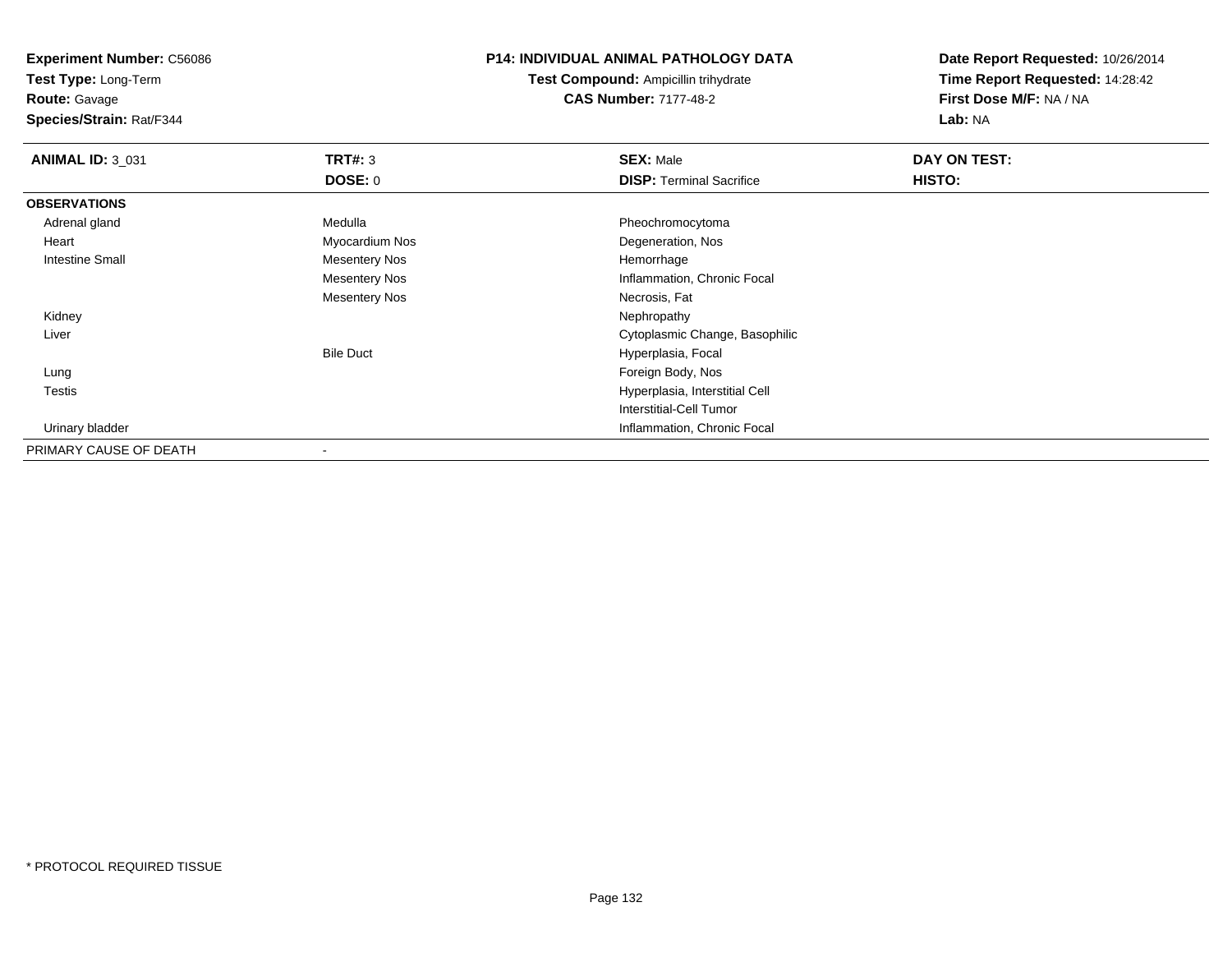**Experiment Number:** C56086
**Test Type:** Long-Term
**Route:** Gavage
**Species/Strain:** Rat/F344

**P14: INDIVIDUAL ANIMAL PATHOLOGY DATA**
**Test Compound:** Ampicillin trihydrate
**CAS Number:** 7177-48-2

**Date Report Requested:** 10/26/2014
**Time Report Requested:** 14:28:42
**First Dose M/F:** NA / NA
**Lab:** NA

| **ANIMAL ID:** 3_031 | **TRT#:** 3 | **SEX:** Male | **DAY ON TEST:** |
|---|---|---|---|
| | **DOSE:** 0 | **DISP:** Terminal Sacrifice | **HISTO:** |
| **OBSERVATIONS** | | | |
| Adrenal gland | Medulla | Pheochromocytoma | |
| Heart | Myocardium Nos | Degeneration, Nos | |
| Intestine Small | Mesentery Nos | Hemorrhage | |
| | Mesentery Nos | Inflammation, Chronic Focal | |
| | Mesentery Nos | Necrosis, Fat | |
| Kidney | | Nephropathy | |
| Liver | | Cytoplasmic Change, Basophilic | |
| | Bile Duct | Hyperplasia, Focal | |
| Lung | | Foreign Body, Nos | |
| Testis | | Hyperplasia, Interstitial Cell | |
| | | Interstitial-Cell Tumor | |
| Urinary bladder | | Inflammation, Chronic Focal | |
| PRIMARY CAUSE OF DEATH | - | | |

* PROTOCOL REQUIRED TISSUE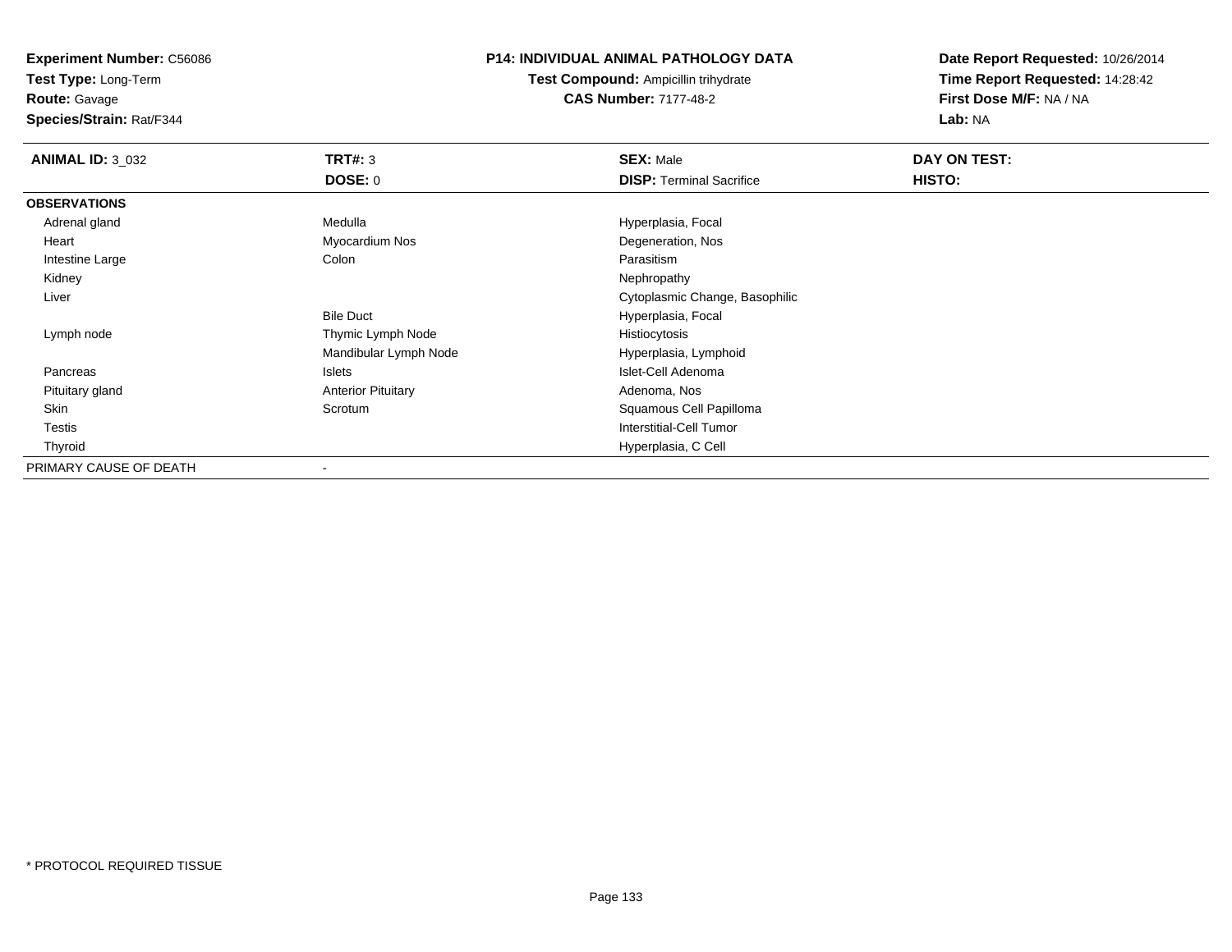**Experiment Number:** C56086
**Test Type:** Long-Term
**Route:** Gavage
**Species/Strain:** Rat/F344

**P14: INDIVIDUAL ANIMAL PATHOLOGY DATA**
**Test Compound:** Ampicillin trihydrate
**CAS Number:** 7177-48-2

**Date Report Requested:** 10/26/2014
**Time Report Requested:** 14:28:42
**First Dose M/F:** NA / NA
**Lab:** NA

| **ANIMAL ID:** 3_032 | **TRT#:** 3 | **SEX:** Male | **DAY ON TEST:** |
|---|---|---|---|
| | **DOSE:** 0 | **DISP:** Terminal Sacrifice | **HISTO:** |
| **OBSERVATIONS** | | | |
| Adrenal gland | Medulla | Hyperplasia, Focal | |
| Heart | Myocardium Nos | Degeneration, Nos | |
| Intestine Large | Colon | Parasitism | |
| Kidney | | Nephropathy | |
| Liver | | Cytoplasmic Change, Basophilic | |
| | Bile Duct | Hyperplasia, Focal | |
| Lymph node | Thymic Lymph Node | Histiocytosis | |
| | Mandibular Lymph Node | Hyperplasia, Lymphoid | |
| Pancreas | Islets | Islet-Cell Adenoma | |
| Pituitary gland | Anterior Pituitary | Adenoma, Nos | |
| Skin | Scrotum | Squamous Cell Papilloma | |
| Testis | | Interstitial-Cell Tumor | |
| Thyroid | | Hyperplasia, C Cell | |
| PRIMARY CAUSE OF DEATH | - | | |

* PROTOCOL REQUIRED TISSUE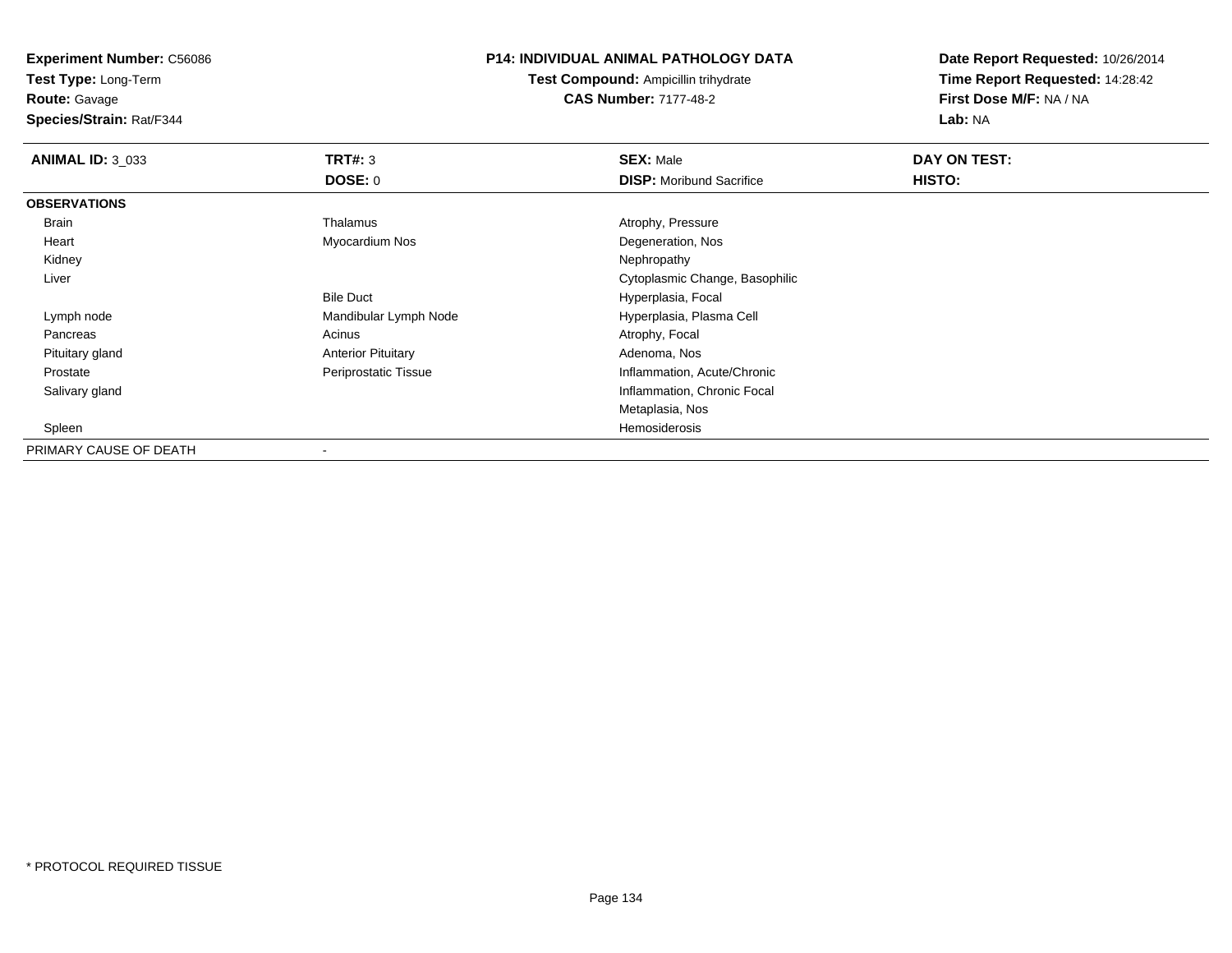**Experiment Number:** C56086
**Test Type:** Long-Term
**Route:** Gavage
**Species/Strain:** Rat/F344

**P14: INDIVIDUAL ANIMAL PATHOLOGY DATA**
**Test Compound:** Ampicillin trihydrate
**CAS Number:** 7177-48-2

**Date Report Requested:** 10/26/2014
**Time Report Requested:** 14:28:42
**First Dose M/F:** NA / NA
**Lab:** NA

| **ANIMAL ID:** 3_033 | **TRT#:** 3 | **SEX:** Male | **DAY ON TEST:** |
|---|---|---|---|
| | **DOSE:** 0 | **DISP:** Moribund Sacrifice | **HISTO:** |
| **OBSERVATIONS** | | | |
| Brain | Thalamus | Atrophy, Pressure | |
| Heart | Myocardium Nos | Degeneration, Nos | |
| Kidney | | Nephropathy | |
| Liver | | Cytoplasmic Change, Basophilic | |
| | Bile Duct | Hyperplasia, Focal | |
| Lymph node | Mandibular Lymph Node | Hyperplasia, Plasma Cell | |
| Pancreas | Acinus | Atrophy, Focal | |
| Pituitary gland | Anterior Pituitary | Adenoma, Nos | |
| Prostate | Periprostatic Tissue | Inflammation, Acute/Chronic | |
| Salivary gland | | Inflammation, Chronic Focal | |
| | | Metaplasia, Nos | |
| Spleen | | Hemosiderosis | |
| PRIMARY CAUSE OF DEATH | - | | |

* PROTOCOL REQUIRED TISSUE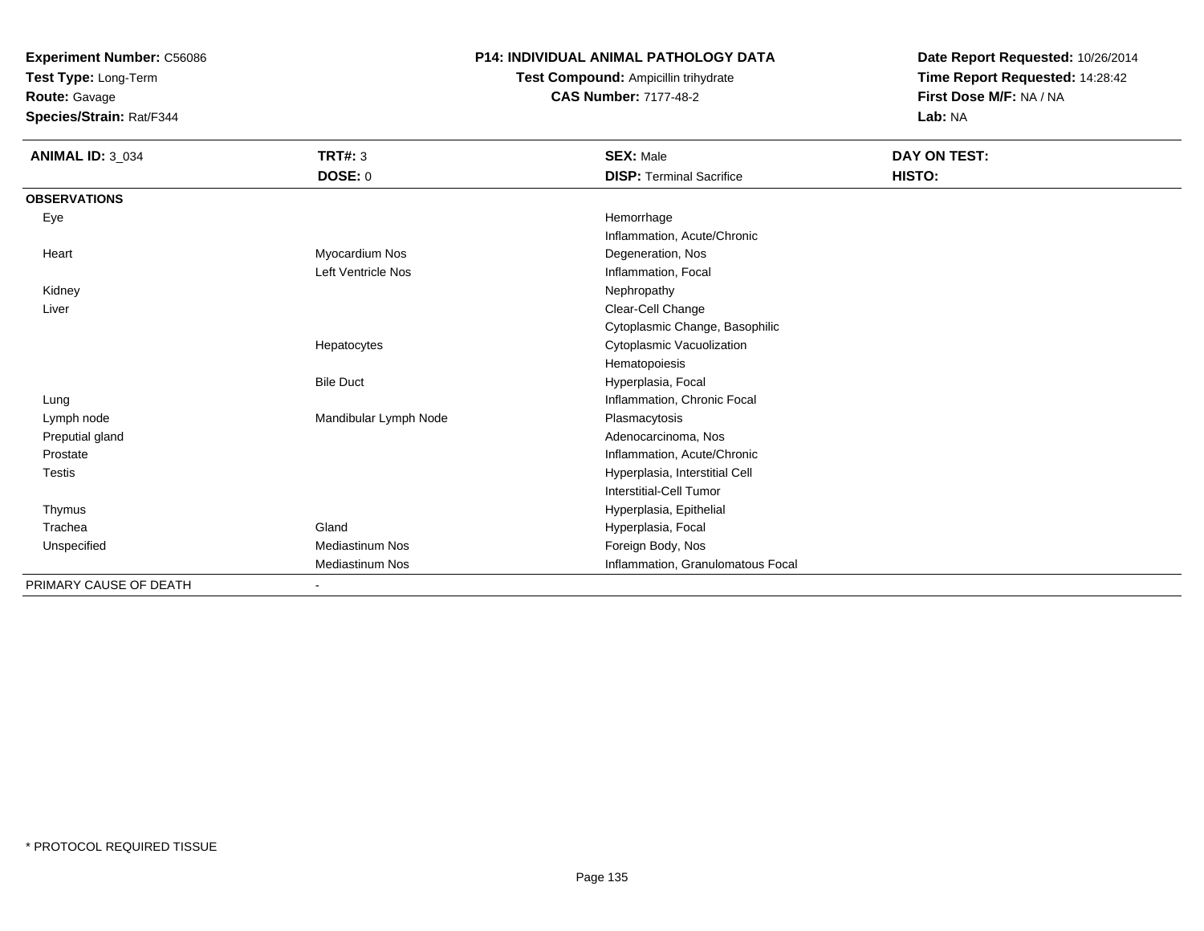**Experiment Number:** C56086
**Test Type:** Long-Term
**Route:** Gavage
**Species/Strain:** Rat/F344

**P14: INDIVIDUAL ANIMAL PATHOLOGY DATA**
**Test Compound:** Ampicillin trihydrate
**CAS Number:** 7177-48-2

**Date Report Requested:** 10/26/2014
**Time Report Requested:** 14:28:42
**First Dose M/F:** NA / NA
**Lab:** NA

| **ANIMAL ID:** 3_034 | **TRT#:** 3 | **SEX:** Male | **DAY ON TEST:** |
|---|---|---|---|
| | **DOSE:** 0 | **DISP:** Terminal Sacrifice | **HISTO:** |
| **OBSERVATIONS** | | | |
| Eye | | Hemorrhage | |
| | | Inflammation, Acute/Chronic | |
| Heart | Myocardium Nos | Degeneration, Nos | |
| | Left Ventricle Nos | Inflammation, Focal | |
| Kidney | | Nephropathy | |
| Liver | | Clear-Cell Change | |
| | | Cytoplasmic Change, Basophilic | |
| | Hepatocytes | Cytoplasmic Vacuolization | |
| | | Hematopoiesis | |
| | Bile Duct | Hyperplasia, Focal | |
| Lung | | Inflammation, Chronic Focal | |
| Lymph node | Mandibular Lymph Node | Plasmacytosis | |
| Preputial gland | | Adenocarcinoma, Nos | |
| Prostate | | Inflammation, Acute/Chronic | |
| Testis | | Hyperplasia, Interstitial Cell | |
| | | Interstitial-Cell Tumor | |
| Thymus | | Hyperplasia, Epithelial | |
| Trachea | Gland | Hyperplasia, Focal | |
| Unspecified | Mediastinum Nos | Foreign Body, Nos | |
| | Mediastinum Nos | Inflammation, Granulomatous Focal | |
| PRIMARY CAUSE OF DEATH | - | | |

* PROTOCOL REQUIRED TISSUE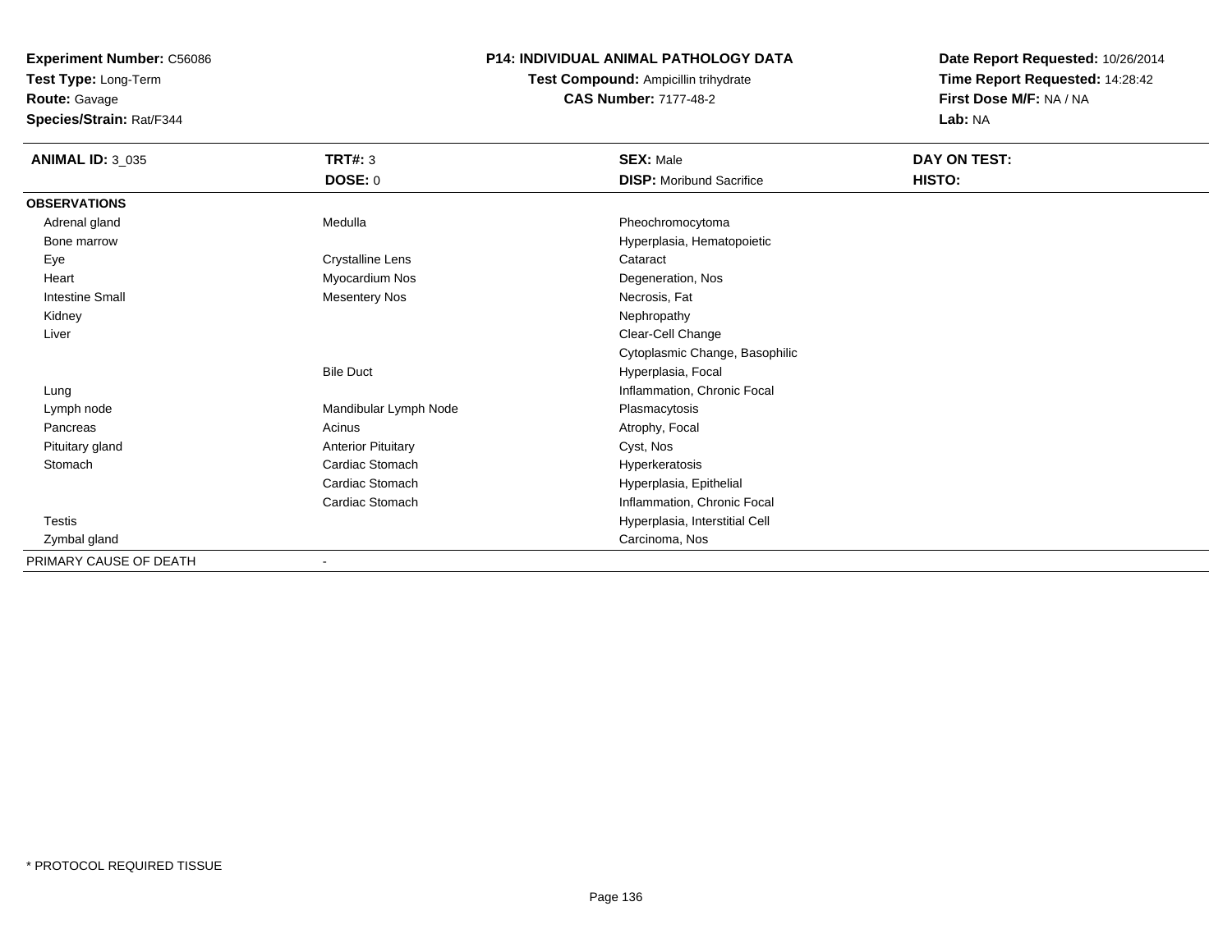**Experiment Number:** C56086
**Test Type:** Long-Term
**Route:** Gavage
**Species/Strain:** Rat/F344

**P14: INDIVIDUAL ANIMAL PATHOLOGY DATA**
**Test Compound:** Ampicillin trihydrate
**CAS Number:** 7177-48-2

**Date Report Requested:** 10/26/2014
**Time Report Requested:** 14:28:42
**First Dose M/F:** NA / NA
**Lab:** NA

| **ANIMAL ID:** 3_035 | **TRT#:** 3 | **SEX:** Male | **DAY ON TEST:** |
|---|---|---|---|
| | **DOSE:** 0 | **DISP:** Moribund Sacrifice | **HISTO:** |
| **OBSERVATIONS** | | | |
| Adrenal gland | Medulla | Pheochromocytoma | |
| Bone marrow | | Hyperplasia, Hematopoietic | |
| Eye | Crystalline Lens | Cataract | |
| Heart | Myocardium Nos | Degeneration, Nos | |
| Intestine Small | Mesentery Nos | Necrosis, Fat | |
| Kidney | | Nephropathy | |
| Liver | | Clear-Cell Change | |
| | | Cytoplasmic Change, Basophilic | |
| | Bile Duct | Hyperplasia, Focal | |
| Lung | | Inflammation, Chronic Focal | |
| Lymph node | Mandibular Lymph Node | Plasmacytosis | |
| Pancreas | Acinus | Atrophy, Focal | |
| Pituitary gland | Anterior Pituitary | Cyst, Nos | |
| Stomach | Cardiac Stomach | Hyperkeratosis | |
| | Cardiac Stomach | Hyperplasia, Epithelial | |
| | Cardiac Stomach | Inflammation, Chronic Focal | |
| Testis | | Hyperplasia, Interstitial Cell | |
| Zymbal gland | | Carcinoma, Nos | |
| PRIMARY CAUSE OF DEATH | - | | |

* PROTOCOL REQUIRED TISSUE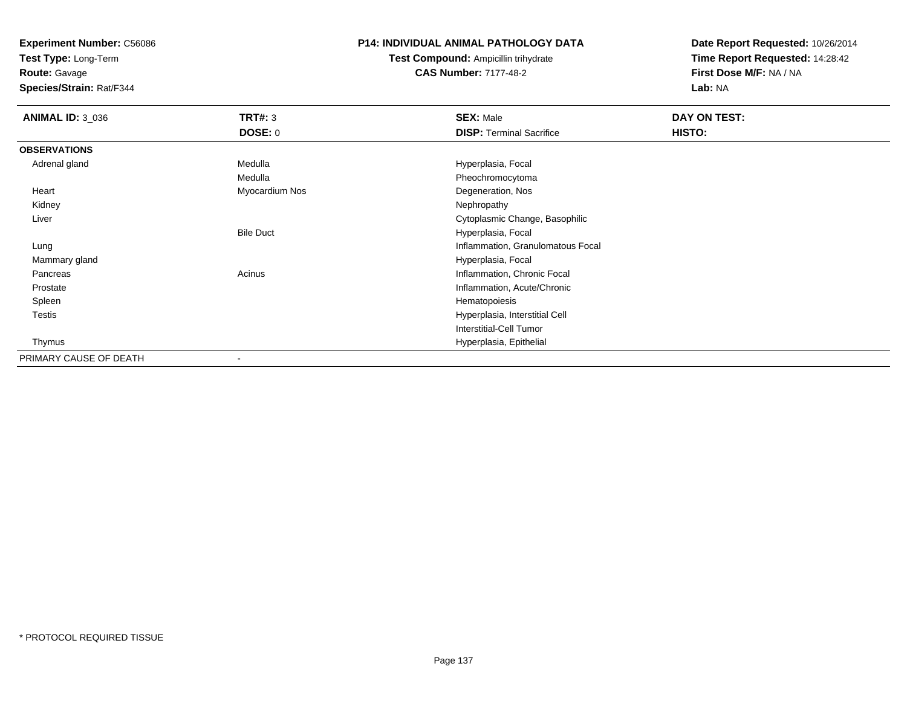**Experiment Number:** C56086
**Test Type:** Long-Term
**Route:** Gavage
**Species/Strain:** Rat/F344

**P14: INDIVIDUAL ANIMAL PATHOLOGY DATA**
**Test Compound:** Ampicillin trihydrate
**CAS Number:** 7177-48-2

**Date Report Requested:** 10/26/2014
**Time Report Requested:** 14:28:42
**First Dose M/F:** NA / NA
**Lab:** NA

| **ANIMAL ID:** 3_036 | **TRT#:** 3<br>**DOSE:** 0 | **SEX:** Male<br>**DISP:** Terminal Sacrifice | **DAY ON TEST:**<br>**HISTO:** |
|---|---|---|---|
| **OBSERVATIONS** | | | |
| Adrenal gland | Medulla | Hyperplasia, Focal | |
| | Medulla | Pheochromocytoma | |
| Heart | Myocardium Nos | Degeneration, Nos | |
| Kidney | | Nephropathy | |
| Liver | | Cytoplasmic Change, Basophilic | |
| | Bile Duct | Hyperplasia, Focal | |
| Lung | | Inflammation, Granulomatous Focal | |
| Mammary gland | | Hyperplasia, Focal | |
| Pancreas | Acinus | Inflammation, Chronic Focal | |
| Prostate | | Inflammation, Acute/Chronic | |
| Spleen | | Hematopoiesis | |
| Testis | | Hyperplasia, Interstitial Cell | |
| | | Interstitial-Cell Tumor | |
| Thymus | | Hyperplasia, Epithelial | |
| PRIMARY CAUSE OF DEATH | - | | |

\* PROTOCOL REQUIRED TISSUE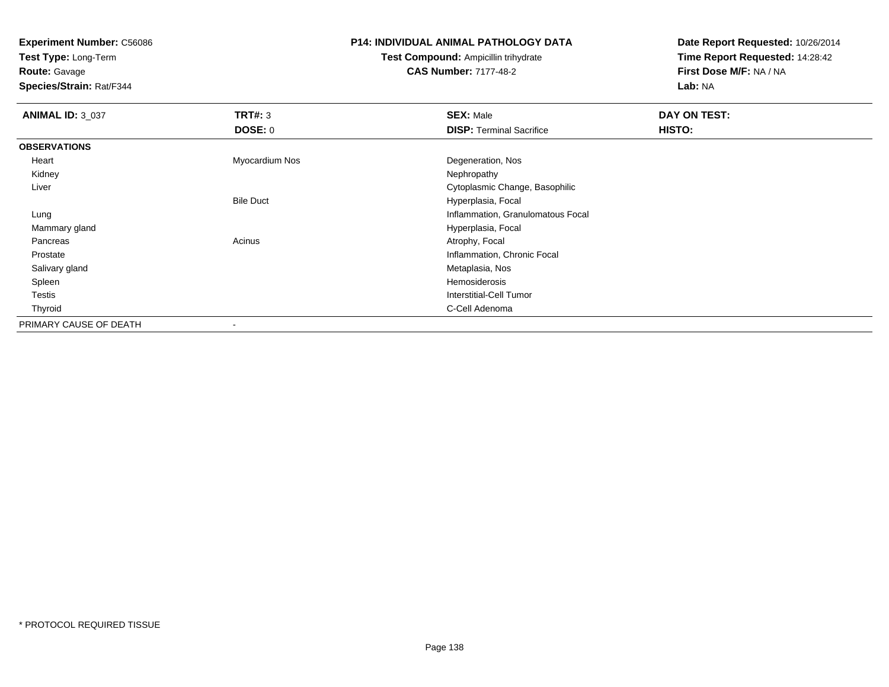**Experiment Number:** C56086
**Test Type:** Long-Term
**Route:** Gavage
**Species/Strain:** Rat/F344

**P14: INDIVIDUAL ANIMAL PATHOLOGY DATA**
**Test Compound:** Ampicillin trihydrate
**CAS Number:** 7177-48-2

**Date Report Requested:** 10/26/2014
**Time Report Requested:** 14:28:42
**First Dose M/F:** NA / NA
**Lab:** NA

| **ANIMAL ID:** 3_037 | **TRT#:** 3 | **SEX:** Male | **DAY ON TEST:** |
|---|---|---|---|
| | **DOSE:** 0 | **DISP:** Terminal Sacrifice | **HISTO:** |
| **OBSERVATIONS** | | | |
| Heart | Myocardium Nos | Degeneration, Nos | |
| Kidney | | Nephropathy | |
| Liver | | Cytoplasmic Change, Basophilic | |
| | Bile Duct | Hyperplasia, Focal | |
| Lung | | Inflammation, Granulomatous Focal | |
| Mammary gland | | Hyperplasia, Focal | |
| Pancreas | Acinus | Atrophy, Focal | |
| Prostate | | Inflammation, Chronic Focal | |
| Salivary gland | | Metaplasia, Nos | |
| Spleen | | Hemosiderosis | |
| Testis | | Interstitial-Cell Tumor | |
| Thyroid | | C-Cell Adenoma | |
| PRIMARY CAUSE OF DEATH | - | | |

* PROTOCOL REQUIRED TISSUE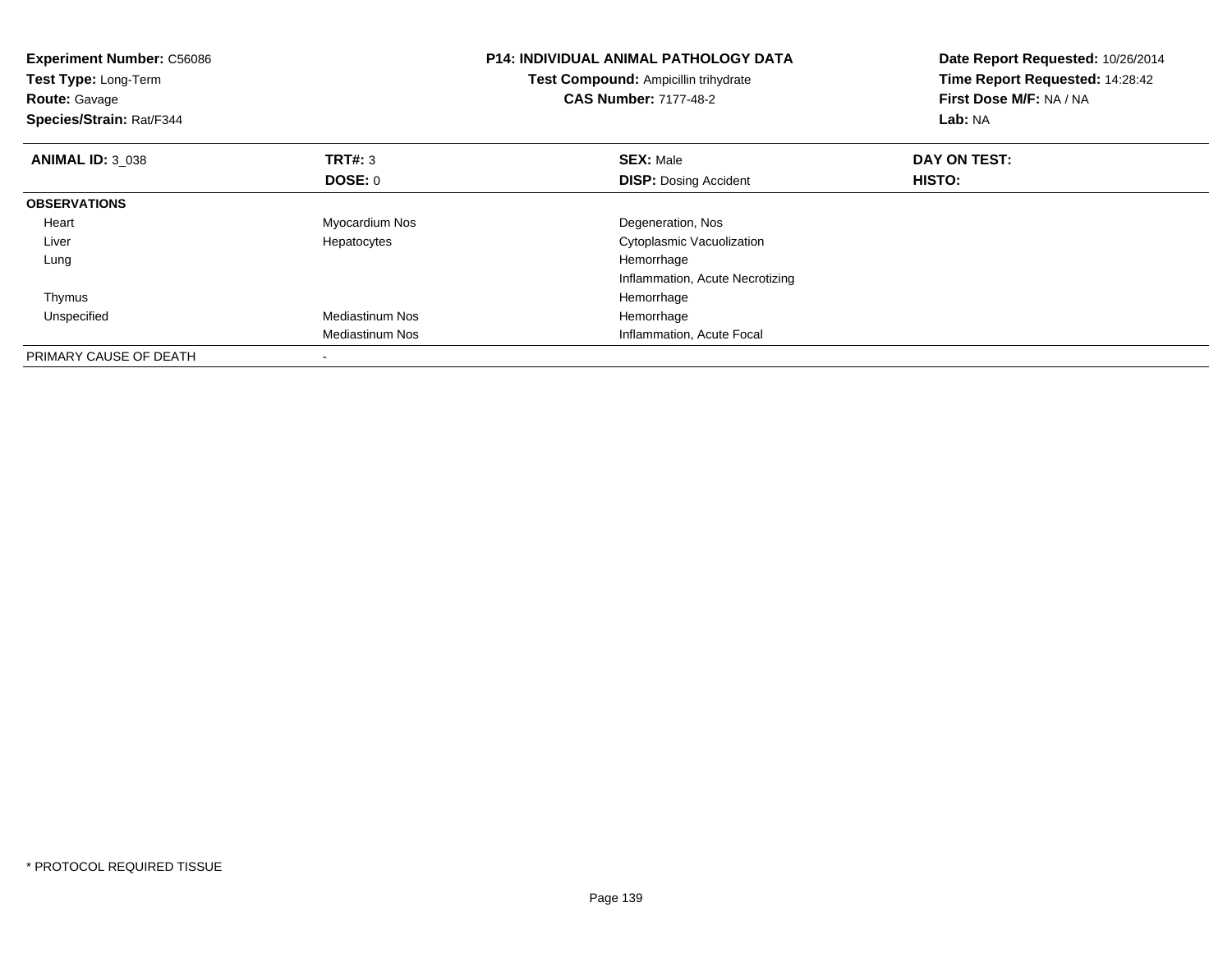**Experiment Number:** C56086
**Test Type:** Long-Term
**Route:** Gavage
**Species/Strain:** Rat/F344

**P14: INDIVIDUAL ANIMAL PATHOLOGY DATA**
**Test Compound:** Ampicillin trihydrate
**CAS Number:** 7177-48-2

**Date Report Requested:** 10/26/2014
**Time Report Requested:** 14:28:42
**First Dose M/F:** NA / NA
**Lab:** NA

| **ANIMAL ID:** 3_038 | **TRT#:** 3 | **SEX:** Male | **DAY ON TEST:** |
|---|---|---|---|
| | **DOSE:** 0 | **DISP:** Dosing Accident | **HISTO:** |
| **OBSERVATIONS** | | | |
| Heart | Myocardium Nos | Degeneration, Nos | |
| Liver | Hepatocytes | Cytoplasmic Vacuolization | |
| Lung | | Hemorrhage | |
| | | Inflammation, Acute Necrotizing | |
| Thymus | | Hemorrhage | |
| Unspecified | Mediastinum Nos | Hemorrhage | |
| | Mediastinum Nos | Inflammation, Acute Focal | |
| PRIMARY CAUSE OF DEATH | - | | |

* PROTOCOL REQUIRED TISSUE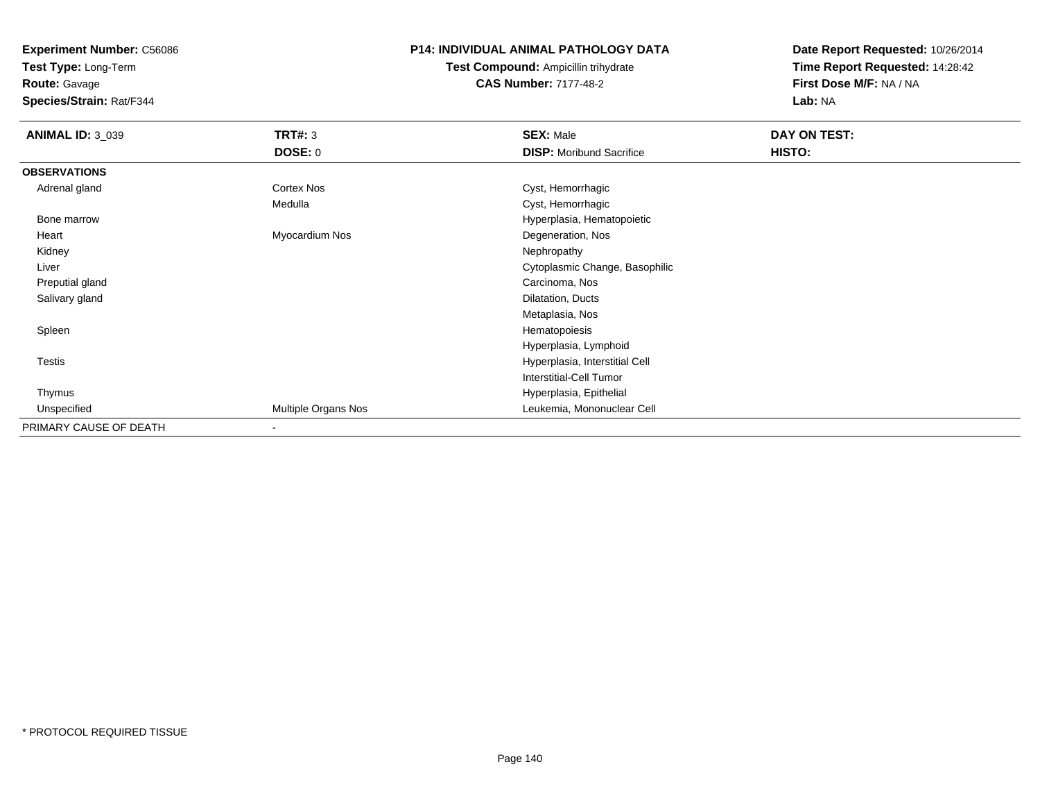**Experiment Number:** C56086
**Test Type:** Long-Term
**Route:** Gavage
**Species/Strain:** Rat/F344

**P14: INDIVIDUAL ANIMAL PATHOLOGY DATA**
**Test Compound:** Ampicillin trihydrate
**CAS Number:** 7177-48-2

**Date Report Requested:** 10/26/2014
**Time Report Requested:** 14:28:42
**First Dose M/F:** NA / NA
**Lab:** NA

| **ANIMAL ID:** 3_039 | **TRT#:** 3 | **SEX:** Male | **DAY ON TEST:** |
|---|---|---|---|
| | **DOSE:** 0 | **DISP:** Moribund Sacrifice | **HISTO:** |
| **OBSERVATIONS** | | | |
| Adrenal gland | Cortex Nos | Cyst, Hemorrhagic | |
| | Medulla | Cyst, Hemorrhagic | |
| Bone marrow | | Hyperplasia, Hematopoietic | |
| Heart | Myocardium Nos | Degeneration, Nos | |
| Kidney | | Nephropathy | |
| Liver | | Cytoplasmic Change, Basophilic | |
| Preputial gland | | Carcinoma, Nos | |
| Salivary gland | | Dilatation, Ducts | |
| | | Metaplasia, Nos | |
| Spleen | | Hematopoiesis | |
| | | Hyperplasia, Lymphoid | |
| Testis | | Hyperplasia, Interstitial Cell | |
| | | Interstitial-Cell Tumor | |
| Thymus | | Hyperplasia, Epithelial | |
| Unspecified | Multiple Organs Nos | Leukemia, Mononuclear Cell | |
| PRIMARY CAUSE OF DEATH | - | | |

* PROTOCOL REQUIRED TISSUE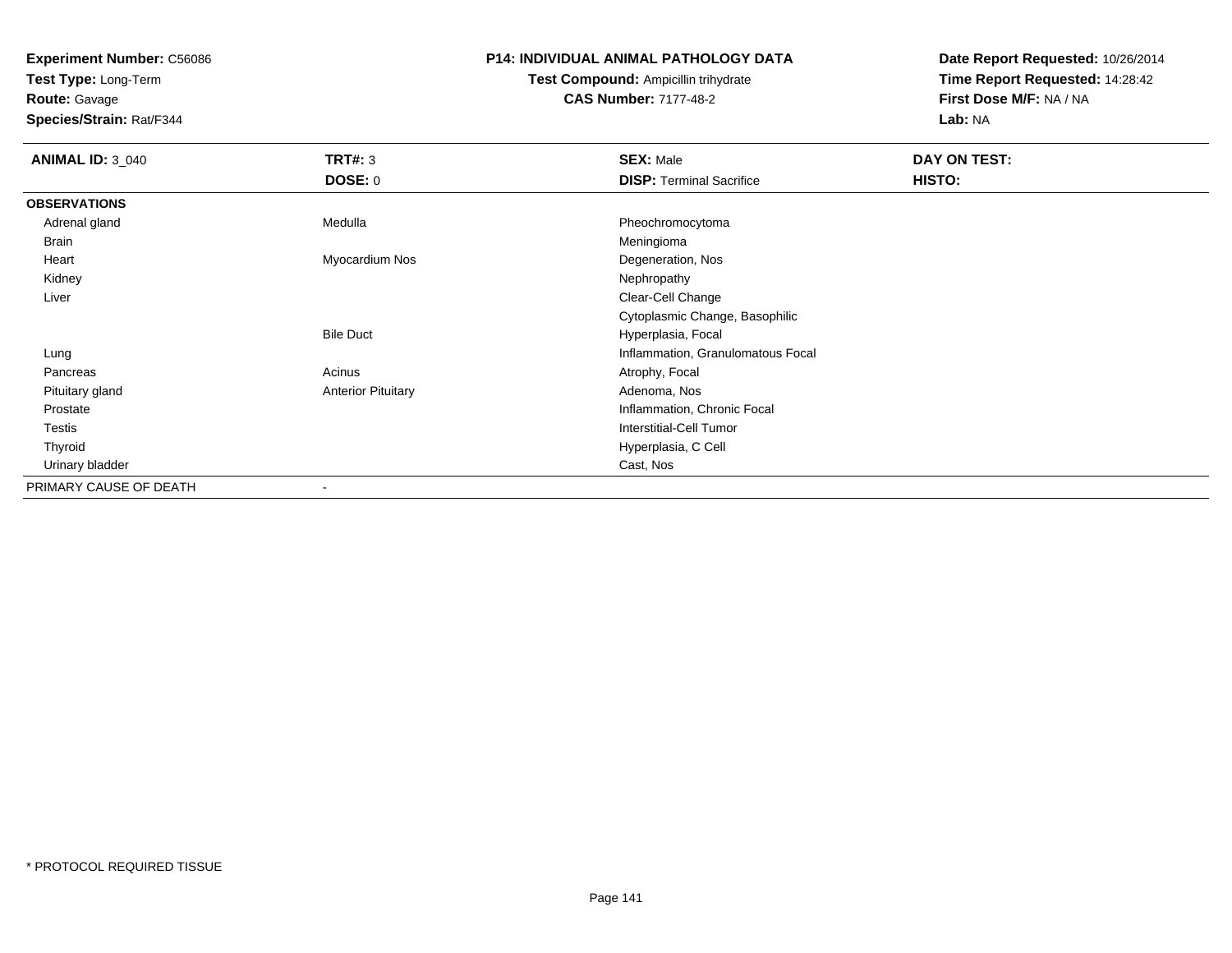**Experiment Number:** C56086
**Test Type:** Long-Term
**Route:** Gavage
**Species/Strain:** Rat/F344

**P14: INDIVIDUAL ANIMAL PATHOLOGY DATA**
**Test Compound:** Ampicillin trihydrate
**CAS Number:** 7177-48-2

**Date Report Requested:** 10/26/2014
**Time Report Requested:** 14:28:42
**First Dose M/F:** NA / NA
**Lab:** NA

| **ANIMAL ID:** 3_040 | **TRT#:** 3 | **SEX:** Male | **DAY ON TEST:** |
|---|---|---|---|
| | **DOSE:** 0 | **DISP:** Terminal Sacrifice | **HISTO:** |
| **OBSERVATIONS** | | | |
| Adrenal gland | Medulla | Pheochromocytoma | |
| Brain | | Meningioma | |
| Heart | Myocardium Nos | Degeneration, Nos | |
| Kidney | | Nephropathy | |
| Liver | | Clear-Cell Change | |
| | | Cytoplasmic Change, Basophilic | |
| | Bile Duct | Hyperplasia, Focal | |
| Lung | | Inflammation, Granulomatous Focal | |
| Pancreas | Acinus | Atrophy, Focal | |
| Pituitary gland | Anterior Pituitary | Adenoma, Nos | |
| Prostate | | Inflammation, Chronic Focal | |
| Testis | | Interstitial-Cell Tumor | |
| Thyroid | | Hyperplasia, C Cell | |
| Urinary bladder | | Cast, Nos | |
| PRIMARY CAUSE OF DEATH | - | | |

* PROTOCOL REQUIRED TISSUE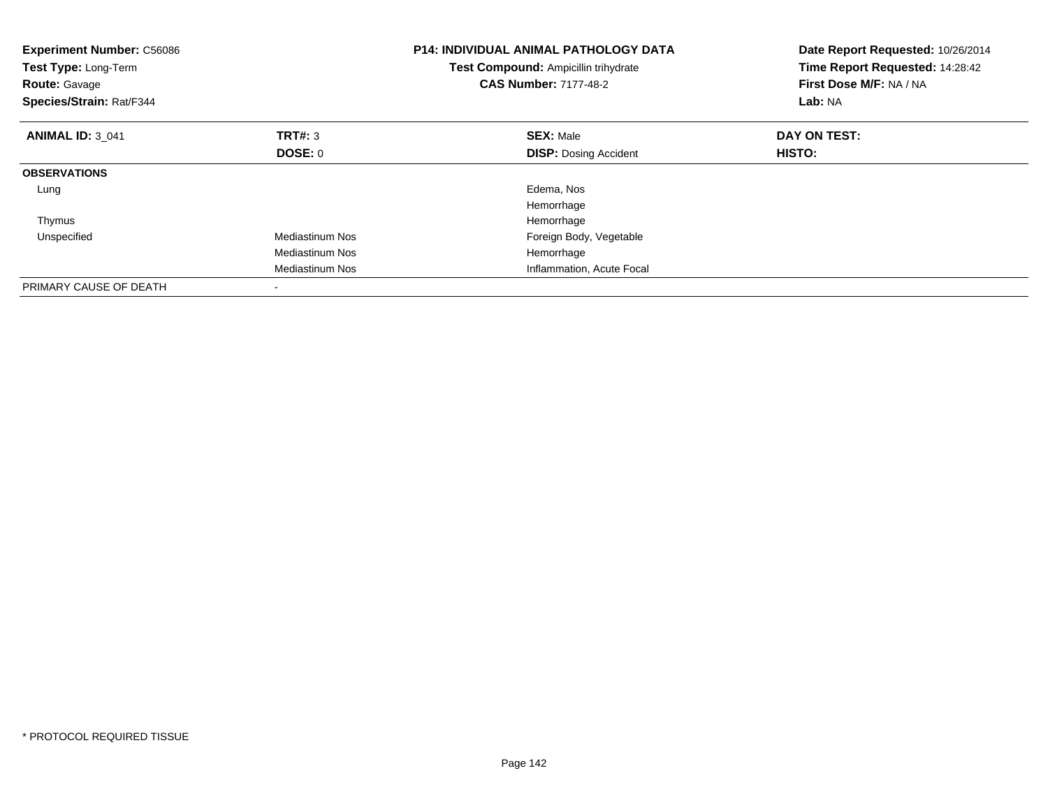**Experiment Number:** C56086
**Test Type:** Long-Term
**Route:** Gavage
**Species/Strain:** Rat/F344

**P14: INDIVIDUAL ANIMAL PATHOLOGY DATA**
**Test Compound:** Ampicillin trihydrate
**CAS Number:** 7177-48-2

**Date Report Requested:** 10/26/2014
**Time Report Requested:** 14:28:42
**First Dose M/F:** NA / NA
**Lab:** NA

| **ANIMAL ID:** 3_041 | **TRT#:** 3 | **SEX:** Male | **DAY ON TEST:** |
|---|---|---|---|
| | **DOSE:** 0 | **DISP:** Dosing Accident | **HISTO:** |
| **OBSERVATIONS** | | | |
| Lung | | Edema, Nos | |
| | | Hemorrhage | |
| Thymus | | Hemorrhage | |
| Unspecified | Mediastinum Nos | Foreign Body, Vegetable | |
| | Mediastinum Nos | Hemorrhage | |
| | Mediastinum Nos | Inflammation, Acute Focal | |
| PRIMARY CAUSE OF DEATH | - | | |

* PROTOCOL REQUIRED TISSUE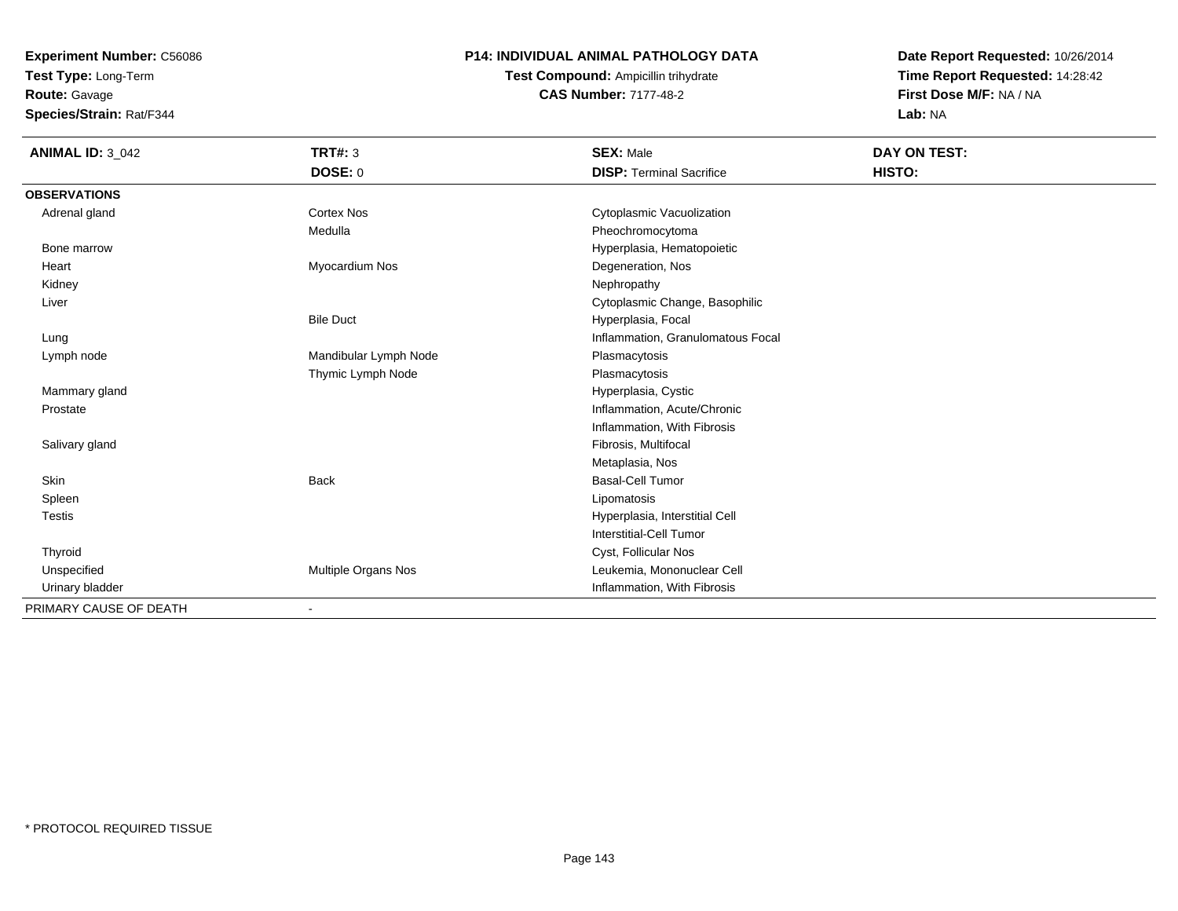**Experiment Number:** C56086
**Test Type:** Long-Term
**Route:** Gavage
**Species/Strain:** Rat/F344

**P14: INDIVIDUAL ANIMAL PATHOLOGY DATA**
**Test Compound:** Ampicillin trihydrate
**CAS Number:** 7177-48-2

**Date Report Requested:** 10/26/2014
**Time Report Requested:** 14:28:42
**First Dose M/F:** NA / NA
**Lab:** NA

| **ANIMAL ID:** 3_042 | **TRT#:** 3 | **SEX:** Male | **DAY ON TEST:** |
|---|---|---|---|
| | **DOSE:** 0 | **DISP:** Terminal Sacrifice | **HISTO:** |
| **OBSERVATIONS** | | | |
| Adrenal gland | Cortex Nos | Cytoplasmic Vacuolization | |
| | Medulla | Pheochromocytoma | |
| Bone marrow | | Hyperplasia, Hematopoietic | |
| Heart | Myocardium Nos | Degeneration, Nos | |
| Kidney | | Nephropathy | |
| Liver | | Cytoplasmic Change, Basophilic | |
| | Bile Duct | Hyperplasia, Focal | |
| Lung | | Inflammation, Granulomatous Focal | |
| Lymph node | Mandibular Lymph Node | Plasmacytosis | |
| | Thymic Lymph Node | Plasmacytosis | |
| Mammary gland | | Hyperplasia, Cystic | |
| Prostate | | Inflammation, Acute/Chronic | |
| | | Inflammation, With Fibrosis | |
| Salivary gland | | Fibrosis, Multifocal | |
| | | Metaplasia, Nos | |
| Skin | Back | Basal-Cell Tumor | |
| Spleen | | Lipomatosis | |
| Testis | | Hyperplasia, Interstitial Cell | |
| | | Interstitial-Cell Tumor | |
| Thyroid | | Cyst, Follicular Nos | |
| Unspecified | Multiple Organs Nos | Leukemia, Mononuclear Cell | |
| Urinary bladder | | Inflammation, With Fibrosis | |
| PRIMARY CAUSE OF DEATH | - | | |

* PROTOCOL REQUIRED TISSUE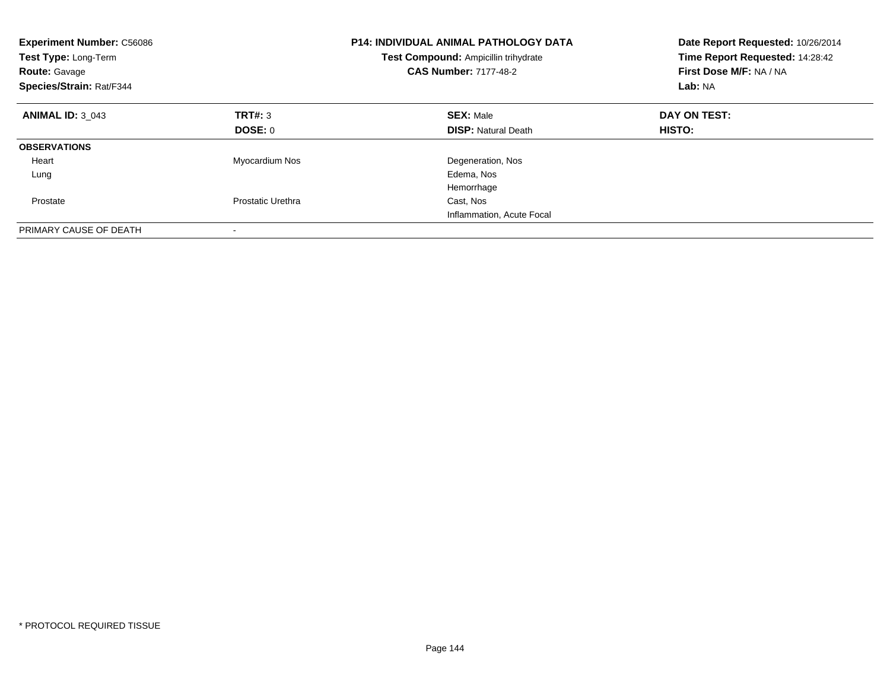**Experiment Number:** C56086
**Test Type:** Long-Term
**Route:** Gavage
**Species/Strain:** Rat/F344

## P14: INDIVIDUAL ANIMAL PATHOLOGY DATA

**Test Compound:** Ampicillin trihydrate
**CAS Number:** 7177-48-2

**Date Report Requested:** 10/26/2014
**Time Report Requested:** 14:28:42
**First Dose M/F:** NA / NA
**Lab:** NA

| **ANIMAL ID:** 3_043 | **TRT#:** 3 | **SEX:** Male | **DAY ON TEST:** |
|---|---|---|---|
| | **DOSE:** 0 | **DISP:** Natural Death | **HISTO:** |
| **OBSERVATIONS** | | | |
| Heart | Myocardium Nos | Degeneration, Nos | |
| Lung | | Edema, Nos | |
| | | Hemorrhage | |
| Prostate | Prostatic Urethra | Cast, Nos | |
| | | Inflammation, Acute Focal | |
| PRIMARY CAUSE OF DEATH | - | | |

\* PROTOCOL REQUIRED TISSUE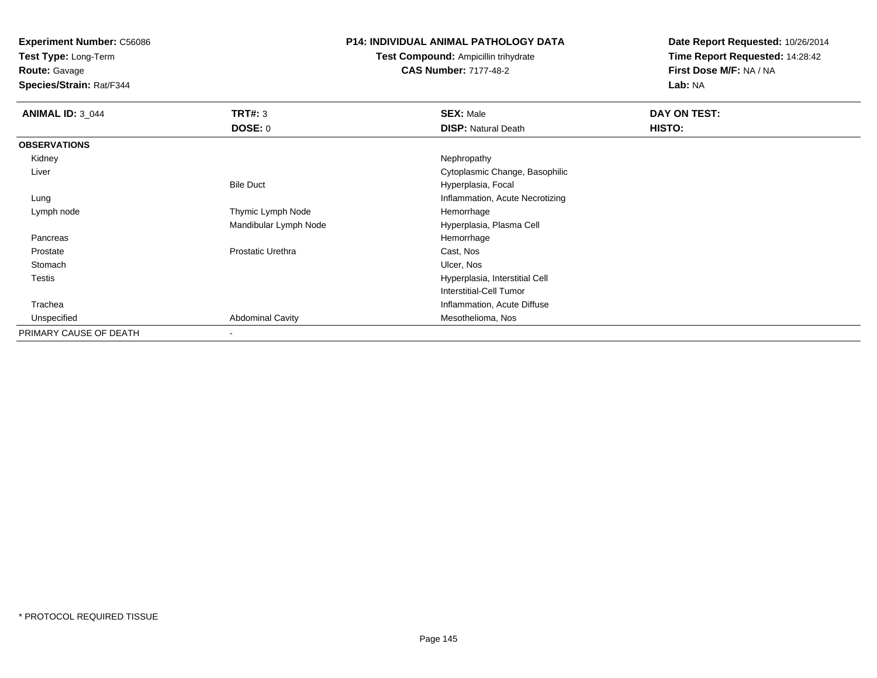**Experiment Number:** C56086
**Test Type:** Long-Term
**Route:** Gavage
**Species/Strain:** Rat/F344

**P14: INDIVIDUAL ANIMAL PATHOLOGY DATA**
**Test Compound:** Ampicillin trihydrate
**CAS Number:** 7177-48-2

**Date Report Requested:** 10/26/2014
**Time Report Requested:** 14:28:42
**First Dose M/F:** NA / NA
**Lab:** NA

| **ANIMAL ID:** 3_044 | **TRT#:** 3 | **SEX:** Male | **DAY ON TEST:** |
|---|---|---|---|
| | **DOSE:** 0 | **DISP:** Natural Death | **HISTO:** |
| **OBSERVATIONS** | | | |
| Kidney | | Nephropathy | |
| Liver | | Cytoplasmic Change, Basophilic | |
| | Bile Duct | Hyperplasia, Focal | |
| Lung | | Inflammation, Acute Necrotizing | |
| Lymph node | Thymic Lymph Node | Hemorrhage | |
| | Mandibular Lymph Node | Hyperplasia, Plasma Cell | |
| Pancreas | | Hemorrhage | |
| Prostate | Prostatic Urethra | Cast, Nos | |
| Stomach | | Ulcer, Nos | |
| Testis | | Hyperplasia, Interstitial Cell | |
| | | Interstitial-Cell Tumor | |
| Trachea | | Inflammation, Acute Diffuse | |
| Unspecified | Abdominal Cavity | Mesothelioma, Nos | |
| PRIMARY CAUSE OF DEATH | - | | |

* PROTOCOL REQUIRED TISSUE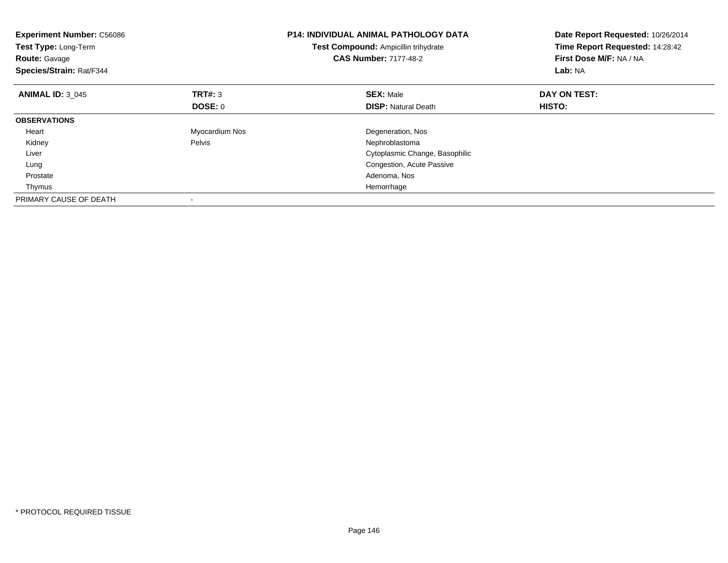**Experiment Number:** C56086
**Test Type:** Long-Term
**Route:** Gavage
**Species/Strain:** Rat/F344

**P14: INDIVIDUAL ANIMAL PATHOLOGY DATA**
**Test Compound:** Ampicillin trihydrate
**CAS Number:** 7177-48-2

**Date Report Requested:** 10/26/2014
**Time Report Requested:** 14:28:42
**First Dose M/F:** NA / NA
**Lab:** NA

| **ANIMAL ID:** 3_045 | **TRT#:** 3 | **SEX:** Male | **DAY ON TEST:** |
|---|---|---|---|
| | **DOSE:** 0 | **DISP:** Natural Death | **HISTO:** |
| **OBSERVATIONS** | | | |
| Heart | Myocardium Nos | Degeneration, Nos | |
| Kidney | Pelvis | Nephroblastoma | |
| Liver | | Cytoplasmic Change, Basophilic | |
| Lung | | Congestion, Acute Passive | |
| Prostate | | Adenoma, Nos | |
| Thymus | | Hemorrhage | |
| PRIMARY CAUSE OF DEATH | - | | |

* PROTOCOL REQUIRED TISSUE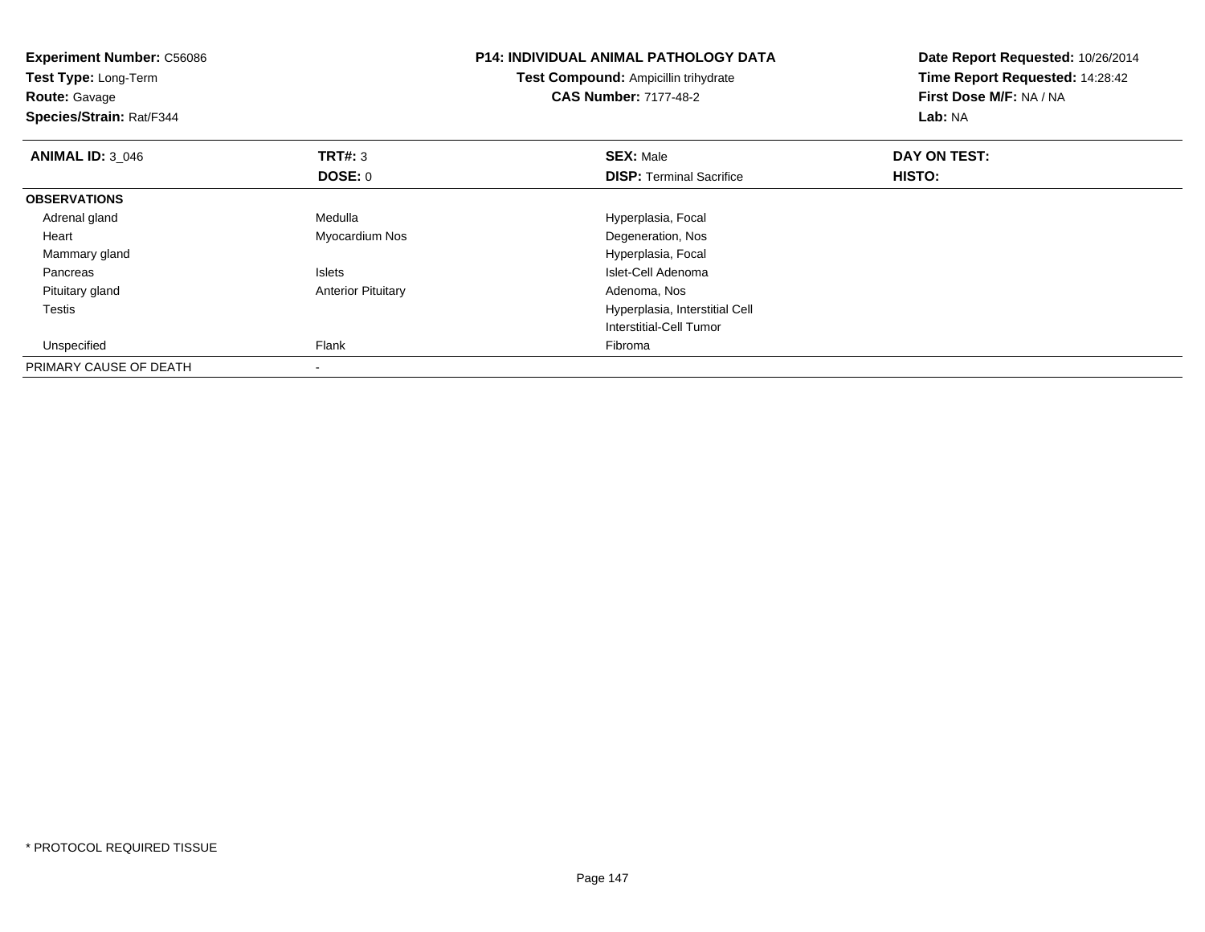**Experiment Number:** C56086
**Test Type:** Long-Term
**Route:** Gavage
**Species/Strain:** Rat/F344

**P14: INDIVIDUAL ANIMAL PATHOLOGY DATA**
**Test Compound:** Ampicillin trihydrate
**CAS Number:** 7177-48-2

**Date Report Requested:** 10/26/2014
**Time Report Requested:** 14:28:42
**First Dose M/F:** NA / NA
**Lab:** NA

| **ANIMAL ID:** 3_046 | **TRT#:** 3 | **SEX:** Male | **DAY ON TEST:** |
|---|---|---|---|
| | **DOSE:** 0 | **DISP:** Terminal Sacrifice | **HISTO:** |
| **OBSERVATIONS** | | | |
| Adrenal gland | Medulla | Hyperplasia, Focal | |
| Heart | Myocardium Nos | Degeneration, Nos | |
| Mammary gland | | Hyperplasia, Focal | |
| Pancreas | Islets | Islet-Cell Adenoma | |
| Pituitary gland | Anterior Pituitary | Adenoma, Nos | |
| Testis | | Hyperplasia, Interstitial Cell | |
| | | Interstitial-Cell Tumor | |
| Unspecified | Flank | Fibroma | |
| PRIMARY CAUSE OF DEATH | - | | |

* PROTOCOL REQUIRED TISSUE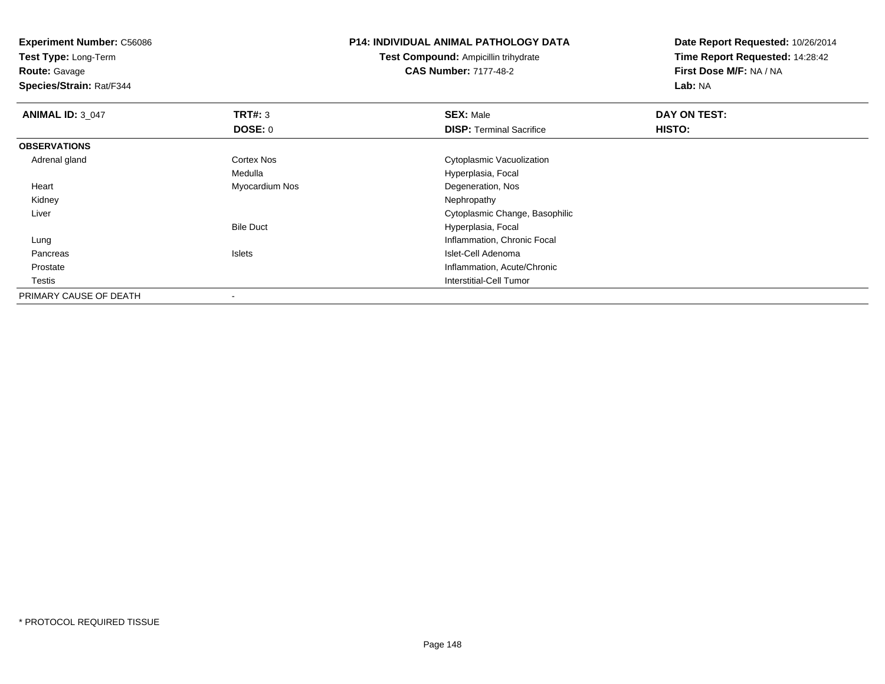**Experiment Number:** C56086
**Test Type:** Long-Term
**Route:** Gavage
**Species/Strain:** Rat/F344

**P14: INDIVIDUAL ANIMAL PATHOLOGY DATA**
**Test Compound:** Ampicillin trihydrate
**CAS Number:** 7177-48-2

**Date Report Requested:** 10/26/2014
**Time Report Requested:** 14:28:42
**First Dose M/F:** NA / NA
**Lab:** NA

| **ANIMAL ID:** 3_047 | **TRT#:** 3 | **SEX:** Male | **DAY ON TEST:** |
|---|---|---|---|
| | **DOSE:** 0 | **DISP:** Terminal Sacrifice | **HISTO:** |
| **OBSERVATIONS** | | | |
| Adrenal gland | Cortex Nos | Cytoplasmic Vacuolization | |
| | Medulla | Hyperplasia, Focal | |
| Heart | Myocardium Nos | Degeneration, Nos | |
| Kidney | | Nephropathy | |
| Liver | | Cytoplasmic Change, Basophilic | |
| | Bile Duct | Hyperplasia, Focal | |
| Lung | | Inflammation, Chronic Focal | |
| Pancreas | Islets | Islet-Cell Adenoma | |
| Prostate | | Inflammation, Acute/Chronic | |
| Testis | | Interstitial-Cell Tumor | |
| PRIMARY CAUSE OF DEATH | - | | |

* PROTOCOL REQUIRED TISSUE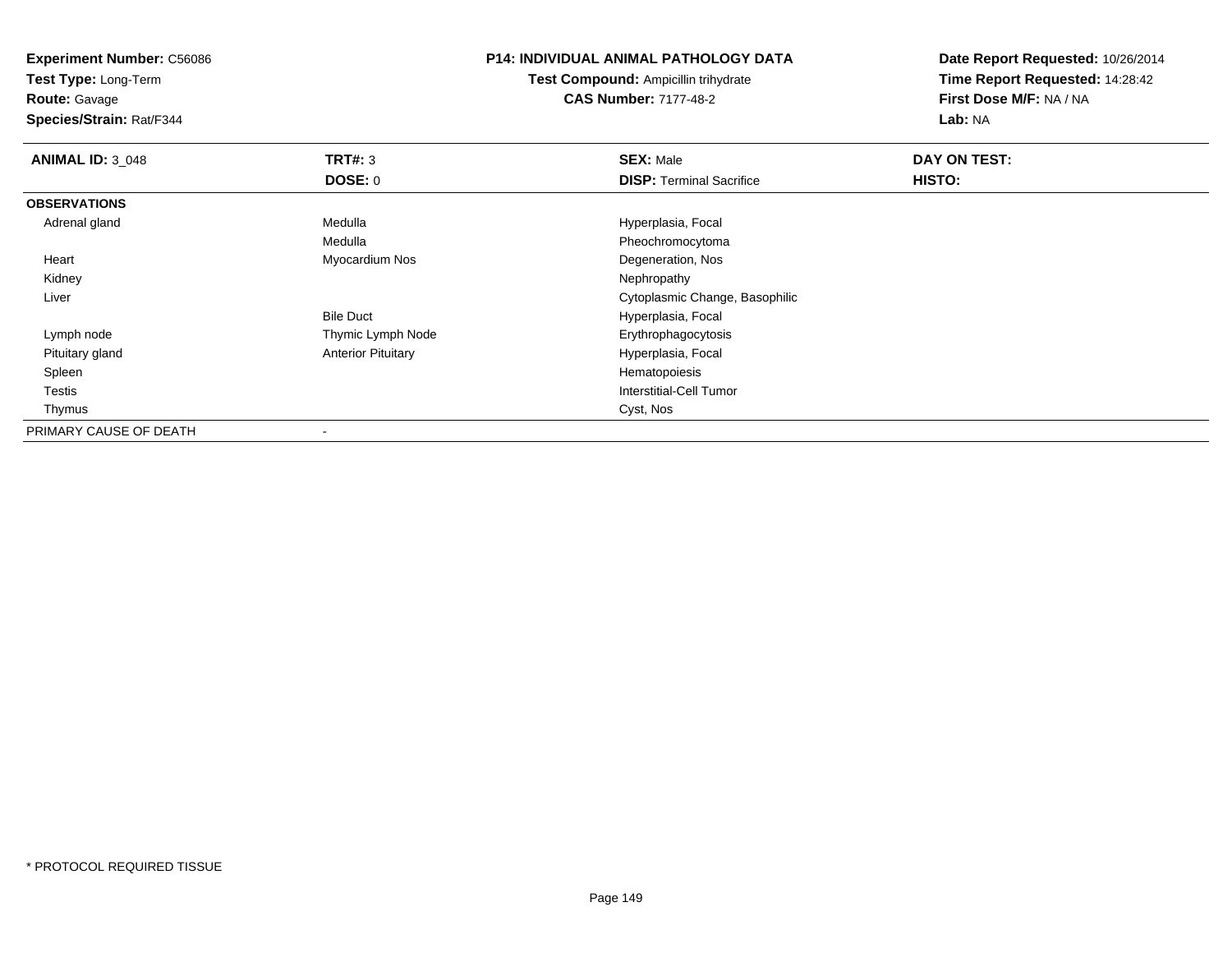**Experiment Number:** C56086
**Test Type:** Long-Term
**Route:** Gavage
**Species/Strain:** Rat/F344

**P14: INDIVIDUAL ANIMAL PATHOLOGY DATA**
**Test Compound:** Ampicillin trihydrate
**CAS Number:** 7177-48-2

**Date Report Requested:** 10/26/2014
**Time Report Requested:** 14:28:42
**First Dose M/F:** NA / NA
**Lab:** NA

| **ANIMAL ID:** 3_048 | **TRT#:** 3 | **SEX:** Male | **DAY ON TEST:** |
|---|---|---|---|
| | **DOSE:** 0 | **DISP:** Terminal Sacrifice | **HISTO:** |
| **OBSERVATIONS** | | | |
| Adrenal gland | Medulla | Hyperplasia, Focal | |
| | Medulla | Pheochromocytoma | |
| Heart | Myocardium Nos | Degeneration, Nos | |
| Kidney | | Nephropathy | |
| Liver | | Cytoplasmic Change, Basophilic | |
| | Bile Duct | Hyperplasia, Focal | |
| Lymph node | Thymic Lymph Node | Erythrophagocytosis | |
| Pituitary gland | Anterior Pituitary | Hyperplasia, Focal | |
| Spleen | | Hematopoiesis | |
| Testis | | Interstitial-Cell Tumor | |
| Thymus | | Cyst, Nos | |
| PRIMARY CAUSE OF DEATH | - | | |

* PROTOCOL REQUIRED TISSUE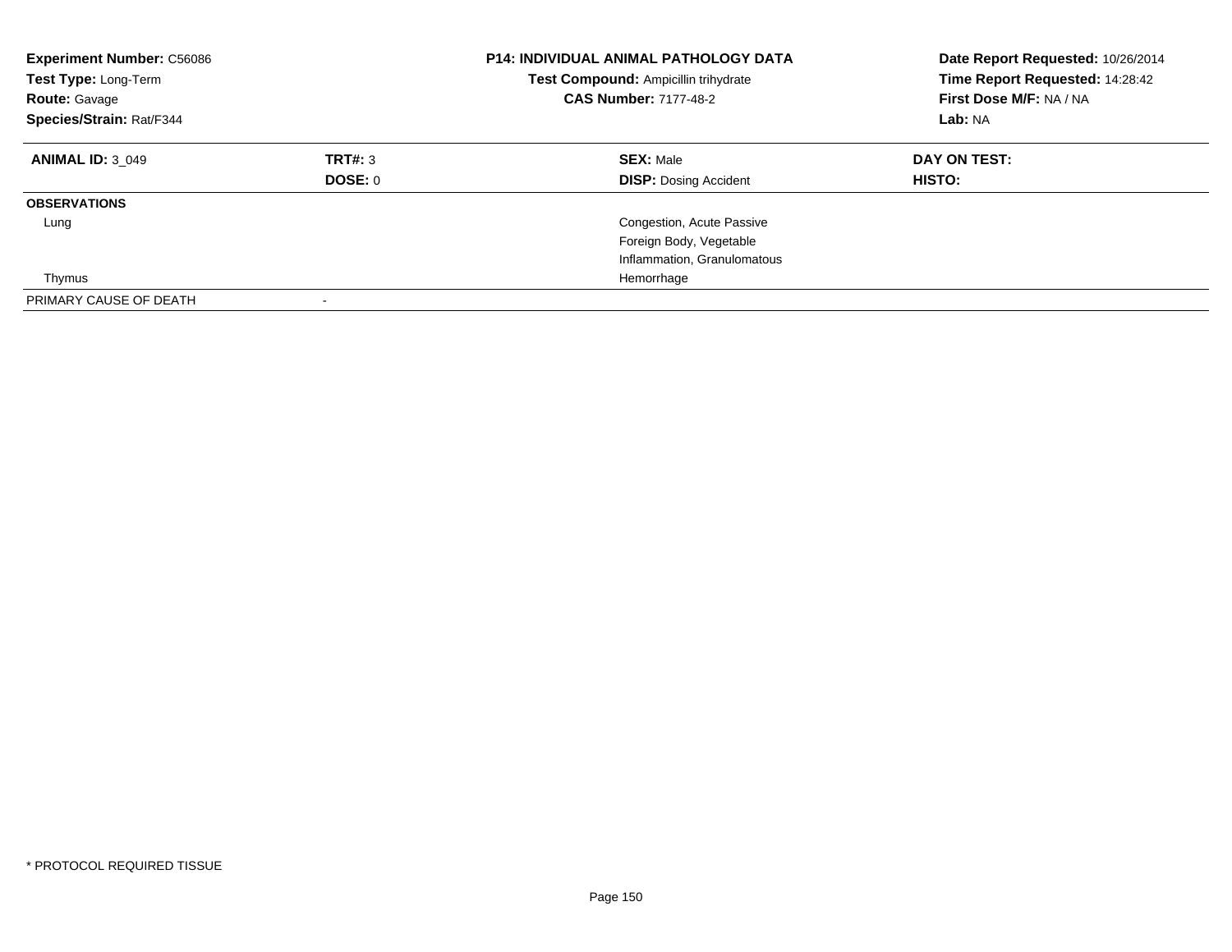**Experiment Number:** C56086
**Test Type:** Long-Term
**Route:** Gavage
**Species/Strain:** Rat/F344

**P14: INDIVIDUAL ANIMAL PATHOLOGY DATA**
**Test Compound:** Ampicillin trihydrate
**CAS Number:** 7177-48-2

**Date Report Requested:** 10/26/2014
**Time Report Requested:** 14:28:42
**First Dose M/F:** NA / NA
**Lab:** NA

| | | | |
|---|---|---|---|
| **ANIMAL ID:** 3_049 | **TRT#:** 3 | **SEX:** Male | **DAY ON TEST:** |
| | **DOSE:** 0 | **DISP:** Dosing Accident | **HISTO:** |
| **OBSERVATIONS** | | | |
| Lung | | Congestion, Acute Passive | |
| | | Foreign Body, Vegetable | |
| | | Inflammation, Granulomatous | |
| Thymus | | Hemorrhage | |
| PRIMARY CAUSE OF DEATH | - | | |

* PROTOCOL REQUIRED TISSUE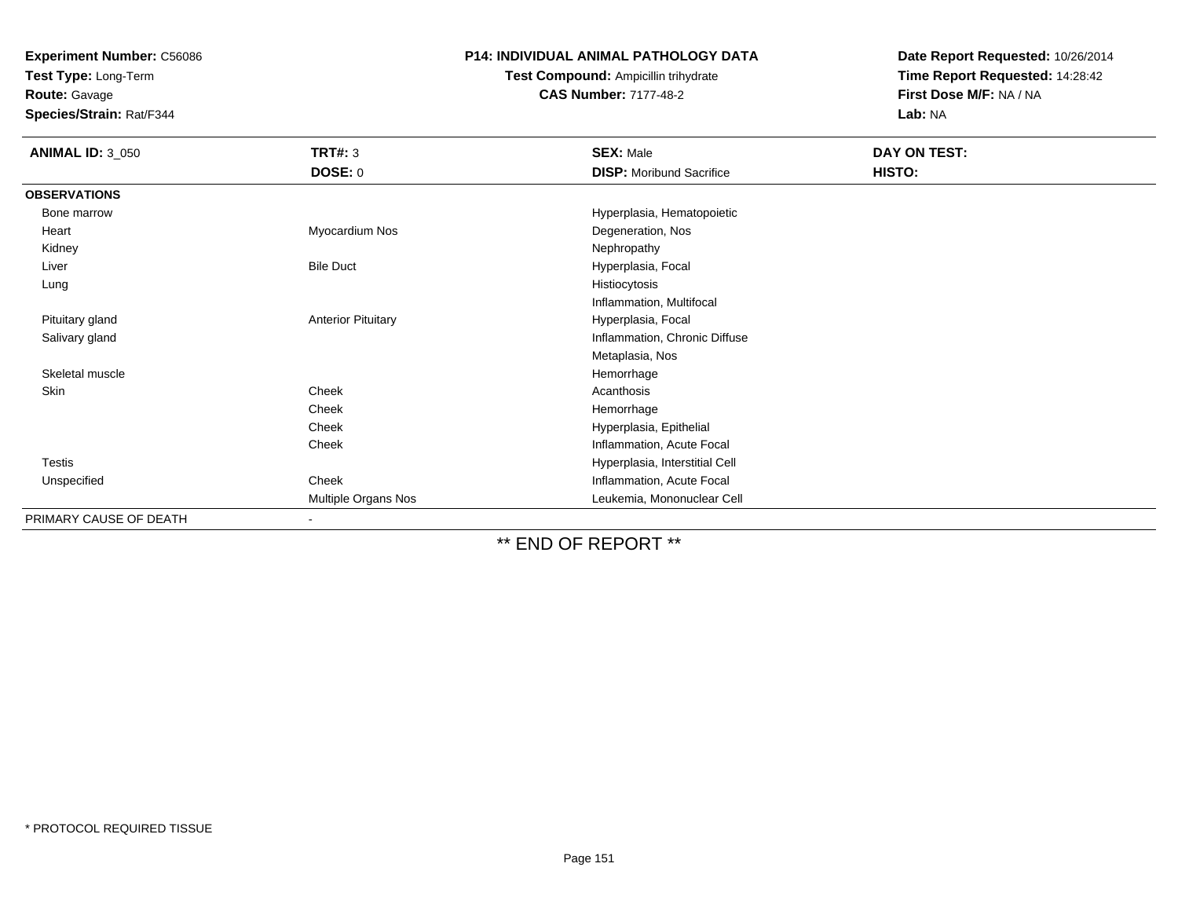**Experiment Number:** C56086
**Test Type:** Long-Term
**Route:** Gavage
**Species/Strain:** Rat/F344

**P14: INDIVIDUAL ANIMAL PATHOLOGY DATA**
**Test Compound:** Ampicillin trihydrate
**CAS Number:** 7177-48-2

**Date Report Requested:** 10/26/2014
**Time Report Requested:** 14:28:42
**First Dose M/F:** NA / NA
**Lab:** NA

| **ANIMAL ID:** 3_050 | **TRT#:** 3 | **SEX:** Male | **DAY ON TEST:** |
|---|---|---|---|
| | **DOSE:** 0 | **DISP:** Moribund Sacrifice | **HISTO:** |
| **OBSERVATIONS** | | | |
| Bone marrow | | Hyperplasia, Hematopoietic | |
| Heart | Myocardium Nos | Degeneration, Nos | |
| Kidney | | Nephropathy | |
| Liver | Bile Duct | Hyperplasia, Focal | |
| Lung | | Histiocytosis | |
| | | Inflammation, Multifocal | |
| Pituitary gland | Anterior Pituitary | Hyperplasia, Focal | |
| Salivary gland | | Inflammation, Chronic Diffuse | |
| | | Metaplasia, Nos | |
| Skeletal muscle | | Hemorrhage | |
| Skin | Cheek | Acanthosis | |
| | Cheek | Hemorrhage | |
| | Cheek | Hyperplasia, Epithelial | |
| | Cheek | Inflammation, Acute Focal | |
| Testis | | Hyperplasia, Interstitial Cell | |
| Unspecified | Cheek | Inflammation, Acute Focal | |
| | Multiple Organs Nos | Leukemia, Mononuclear Cell | |
| PRIMARY CAUSE OF DEATH | - | | |

** END OF REPORT **

* PROTOCOL REQUIRED TISSUE